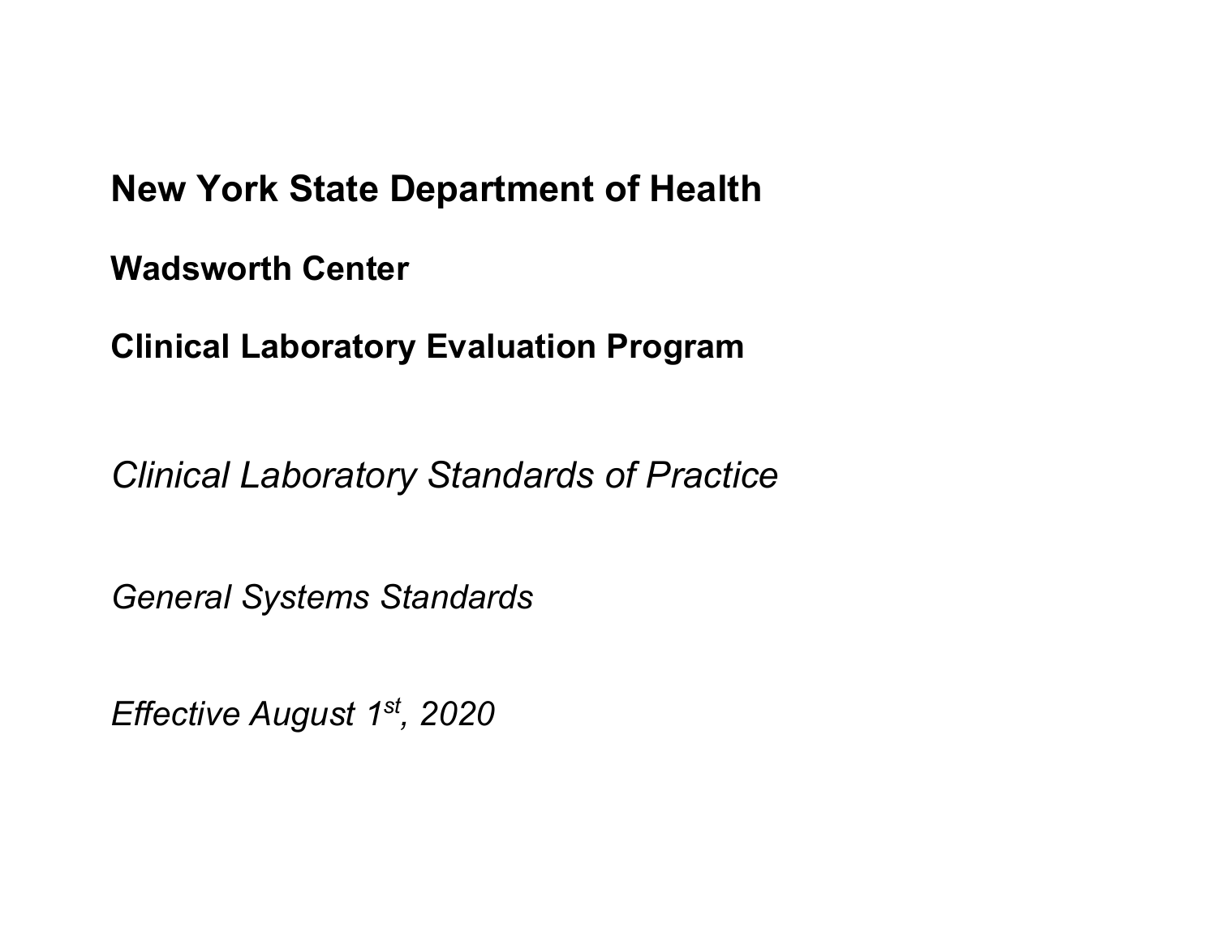**New York State Department of Health**

**Wadsworth Center**

**Clinical Laboratory Evaluation Program**

*Clinical Laboratory Standards of Practice*

*General Systems Standards*

*Effective August 1st, 2020*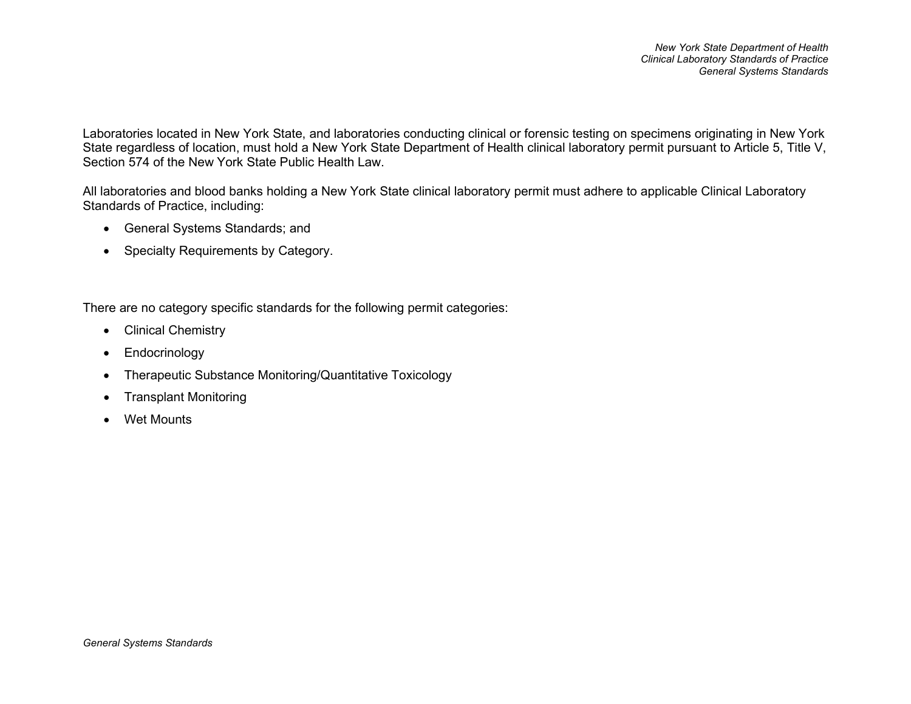Laboratories located in New York State, and laboratories conducting clinical or forensic testing on specimens originating in New York State regardless of location, must hold a New York State Department of Health clinical laboratory permit pursuant to Article 5, Title V, Section 574 of the New York State Public Health Law.

All laboratories and blood banks holding a New York State clinical laboratory permit must adhere to applicable Clinical Laboratory Standards of Practice, including:

- General Systems Standards; and
- Specialty Requirements by Category.

There are no category specific standards for the following permit categories:

- Clinical Chemistry
- Endocrinology
- Therapeutic Substance Monitoring/Quantitative Toxicology
- Transplant Monitoring
- Wet Mounts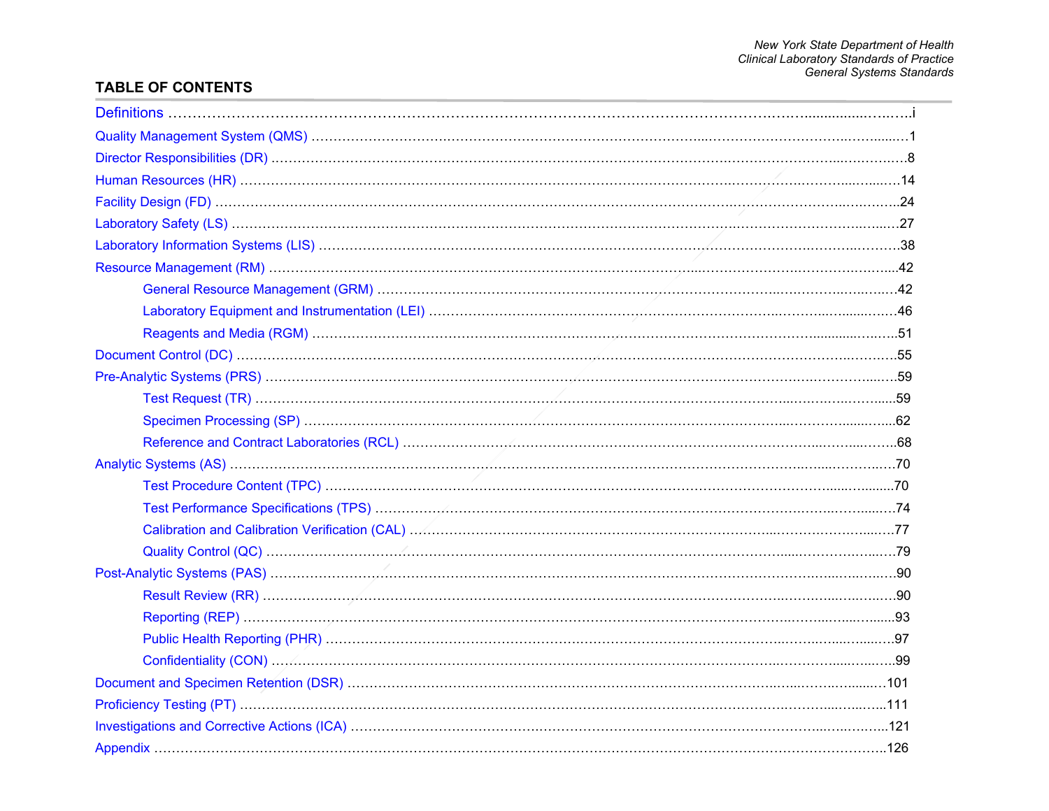## TABLE OF CONTENTS

- Definitions ........ i
- Quality Management System (QMS) ........ 1
- Director Responsibilities (DR) ........ 8
- Human Resources (HR) ........ 14
- Facility Design (FD) ........ 24
- Laboratory Safety (LS) ........ 27
- Laboratory Information Systems (LIS) ........ 38
- Resource Management (RM) ........ 42
  - General Resource Management (GRM) ........ 42
  - Laboratory Equipment and Instrumentation (LEI) ........ 46
  - Reagents and Media (RGM) ........ 51
- Document Control (DC) ........ 55
- Pre-Analytic Systems (PRS) ........ 59
  - Test Request (TR) ........ 59
  - Specimen Processing (SP) ........ 62
  - Reference and Contract Laboratories (RCL) ........ 68
- Analytic Systems (AS) ........ 70
  - Test Procedure Content (TPC) ........ 70
  - Test Performance Specifications (TPS) ........ 74
  - Calibration and Calibration Verification (CAL) ........ 77
  - Quality Control (QC) ........ 79
- Post-Analytic Systems (PAS) ........ 90
  - Result Review (RR) ........ 90
  - Reporting (REP) ........ 93
  - Public Health Reporting (PHR) ........ 97
  - Confidentiality (CON) ........ 99
- Document and Specimen Retention (DSR) ........ 101
- Proficiency Testing (PT) ........ 111
- Investigations and Corrective Actions (ICA) ........ 121
- Appendix ........ 126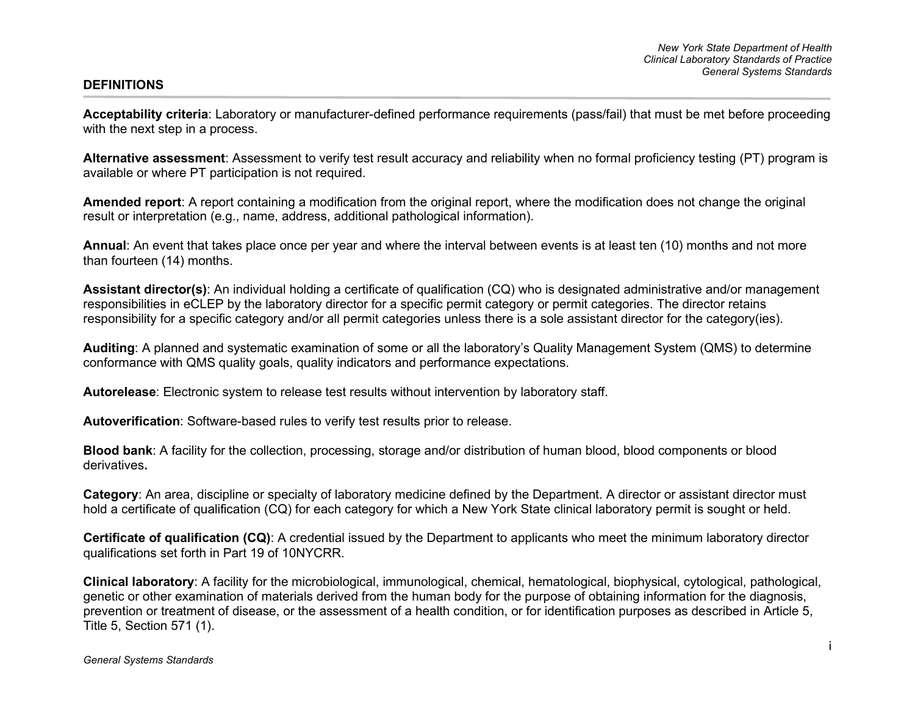## DEFINITIONS

**Acceptability criteria**: Laboratory or manufacturer-defined performance requirements (pass/fail) that must be met before proceeding with the next step in a process.

**Alternative assessment**: Assessment to verify test result accuracy and reliability when no formal proficiency testing (PT) program is available or where PT participation is not required.

**Amended report**: A report containing a modification from the original report, where the modification does not change the original result or interpretation (e.g., name, address, additional pathological information).

**Annual**: An event that takes place once per year and where the interval between events is at least ten (10) months and not more than fourteen (14) months.

**Assistant director(s)**: An individual holding a certificate of qualification (CQ) who is designated administrative and/or management responsibilities in eCLEP by the laboratory director for a specific permit category or permit categories. The director retains responsibility for a specific category and/or all permit categories unless there is a sole assistant director for the category(ies).

**Auditing**: A planned and systematic examination of some or all the laboratory's Quality Management System (QMS) to determine conformance with QMS quality goals, quality indicators and performance expectations.

**Autorelease**: Electronic system to release test results without intervention by laboratory staff.

**Autoverification**: Software-based rules to verify test results prior to release.

**Blood bank**: A facility for the collection, processing, storage and/or distribution of human blood, blood components or blood derivatives**.**

**Category**: An area, discipline or specialty of laboratory medicine defined by the Department. A director or assistant director must hold a certificate of qualification (CQ) for each category for which a New York State clinical laboratory permit is sought or held.

**Certificate of qualification (CQ)**: A credential issued by the Department to applicants who meet the minimum laboratory director qualifications set forth in Part 19 of 10NYCRR.

**Clinical laboratory**: A facility for the microbiological, immunological, chemical, hematological, biophysical, cytological, pathological, genetic or other examination of materials derived from the human body for the purpose of obtaining information for the diagnosis, prevention or treatment of disease, or the assessment of a health condition, or for identification purposes as described in Article 5, Title 5, Section 571 (1).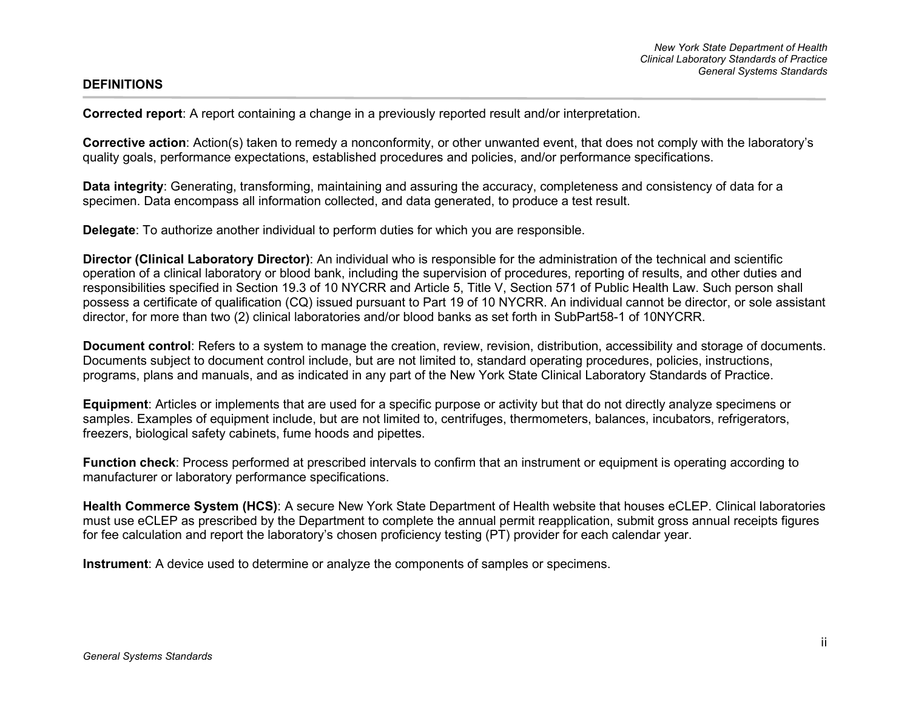## DEFINITIONS

**Corrected report**: A report containing a change in a previously reported result and/or interpretation.

**Corrective action**: Action(s) taken to remedy a nonconformity, or other unwanted event, that does not comply with the laboratory's quality goals, performance expectations, established procedures and policies, and/or performance specifications.

**Data integrity**: Generating, transforming, maintaining and assuring the accuracy, completeness and consistency of data for a specimen. Data encompass all information collected, and data generated, to produce a test result.

**Delegate**: To authorize another individual to perform duties for which you are responsible.

**Director (Clinical Laboratory Director)**: An individual who is responsible for the administration of the technical and scientific operation of a clinical laboratory or blood bank, including the supervision of procedures, reporting of results, and other duties and responsibilities specified in Section 19.3 of 10 NYCRR and Article 5, Title V, Section 571 of Public Health Law. Such person shall possess a certificate of qualification (CQ) issued pursuant to Part 19 of 10 NYCRR. An individual cannot be director, or sole assistant director, for more than two (2) clinical laboratories and/or blood banks as set forth in SubPart58-1 of 10NYCRR.

**Document control**: Refers to a system to manage the creation, review, revision, distribution, accessibility and storage of documents. Documents subject to document control include, but are not limited to, standard operating procedures, policies, instructions, programs, plans and manuals, and as indicated in any part of the New York State Clinical Laboratory Standards of Practice.

**Equipment**: Articles or implements that are used for a specific purpose or activity but that do not directly analyze specimens or samples. Examples of equipment include, but are not limited to, centrifuges, thermometers, balances, incubators, refrigerators, freezers, biological safety cabinets, fume hoods and pipettes.

**Function check**: Process performed at prescribed intervals to confirm that an instrument or equipment is operating according to manufacturer or laboratory performance specifications.

**Health Commerce System (HCS)**: A secure New York State Department of Health website that houses eCLEP. Clinical laboratories must use eCLEP as prescribed by the Department to complete the annual permit reapplication, submit gross annual receipts figures for fee calculation and report the laboratory's chosen proficiency testing (PT) provider for each calendar year.

**Instrument**: A device used to determine or analyze the components of samples or specimens.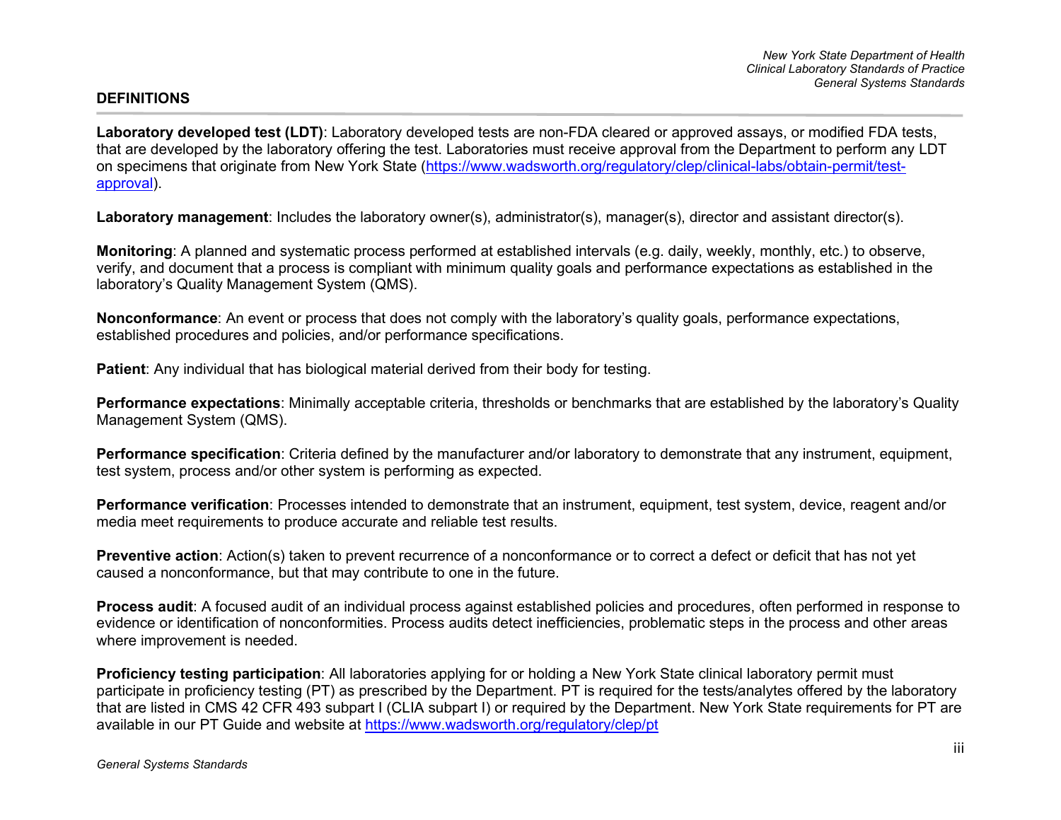## DEFINITIONS

**Laboratory developed test (LDT)**: Laboratory developed tests are non-FDA cleared or approved assays, or modified FDA tests, that are developed by the laboratory offering the test. Laboratories must receive approval from the Department to perform any LDT on specimens that originate from New York State (https://www.wadsworth.org/regulatory/clep/clinical-labs/obtain-permit/test-approval).

**Laboratory management**: Includes the laboratory owner(s), administrator(s), manager(s), director and assistant director(s).

**Monitoring**: A planned and systematic process performed at established intervals (e.g. daily, weekly, monthly, etc.) to observe, verify, and document that a process is compliant with minimum quality goals and performance expectations as established in the laboratory's Quality Management System (QMS).

**Nonconformance**: An event or process that does not comply with the laboratory's quality goals, performance expectations, established procedures and policies, and/or performance specifications.

**Patient**: Any individual that has biological material derived from their body for testing.

**Performance expectations**: Minimally acceptable criteria, thresholds or benchmarks that are established by the laboratory's Quality Management System (QMS).

**Performance specification**: Criteria defined by the manufacturer and/or laboratory to demonstrate that any instrument, equipment, test system, process and/or other system is performing as expected.

**Performance verification**: Processes intended to demonstrate that an instrument, equipment, test system, device, reagent and/or media meet requirements to produce accurate and reliable test results.

**Preventive action**: Action(s) taken to prevent recurrence of a nonconformance or to correct a defect or deficit that has not yet caused a nonconformance, but that may contribute to one in the future.

**Process audit**: A focused audit of an individual process against established policies and procedures, often performed in response to evidence or identification of nonconformities. Process audits detect inefficiencies, problematic steps in the process and other areas where improvement is needed.

**Proficiency testing participation**: All laboratories applying for or holding a New York State clinical laboratory permit must participate in proficiency testing (PT) as prescribed by the Department. PT is required for the tests/analytes offered by the laboratory that are listed in CMS 42 CFR 493 subpart I (CLIA subpart I) or required by the Department. New York State requirements for PT are available in our PT Guide and website at https://www.wadsworth.org/regulatory/clep/pt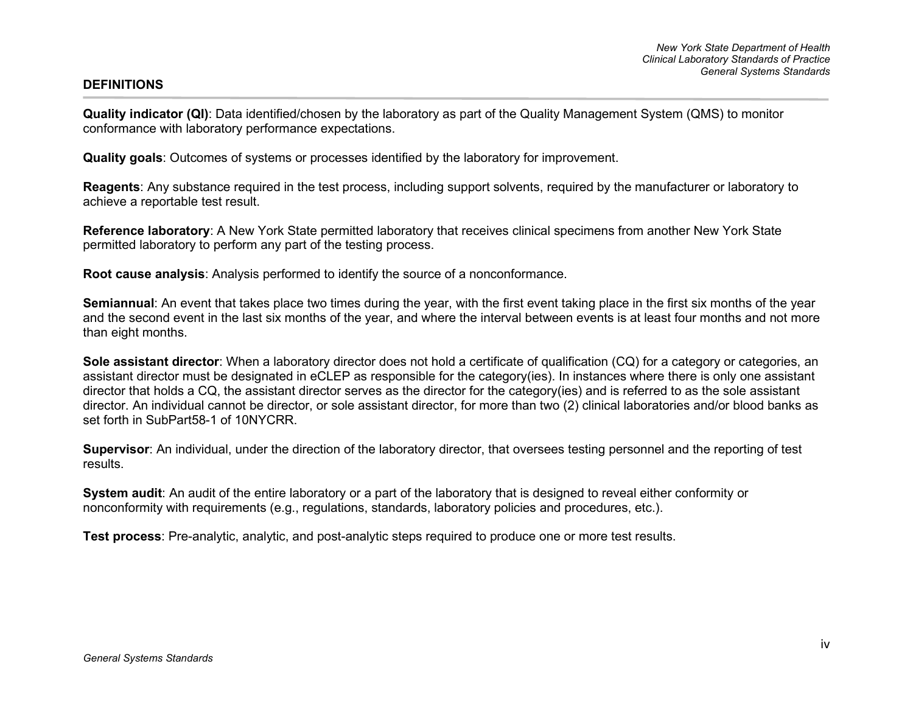## DEFINITIONS

**Quality indicator (QI)**: Data identified/chosen by the laboratory as part of the Quality Management System (QMS) to monitor conformance with laboratory performance expectations.

**Quality goals**: Outcomes of systems or processes identified by the laboratory for improvement.

**Reagents**: Any substance required in the test process, including support solvents, required by the manufacturer or laboratory to achieve a reportable test result.

**Reference laboratory**: A New York State permitted laboratory that receives clinical specimens from another New York State permitted laboratory to perform any part of the testing process.

**Root cause analysis**: Analysis performed to identify the source of a nonconformance.

**Semiannual**: An event that takes place two times during the year, with the first event taking place in the first six months of the year and the second event in the last six months of the year, and where the interval between events is at least four months and not more than eight months.

**Sole assistant director**: When a laboratory director does not hold a certificate of qualification (CQ) for a category or categories, an assistant director must be designated in eCLEP as responsible for the category(ies). In instances where there is only one assistant director that holds a CQ, the assistant director serves as the director for the category(ies) and is referred to as the sole assistant director. An individual cannot be director, or sole assistant director, for more than two (2) clinical laboratories and/or blood banks as set forth in SubPart58-1 of 10NYCRR.

**Supervisor**: An individual, under the direction of the laboratory director, that oversees testing personnel and the reporting of test results.

**System audit**: An audit of the entire laboratory or a part of the laboratory that is designed to reveal either conformity or nonconformity with requirements (e.g., regulations, standards, laboratory policies and procedures, etc.).

**Test process**: Pre-analytic, analytic, and post-analytic steps required to produce one or more test results.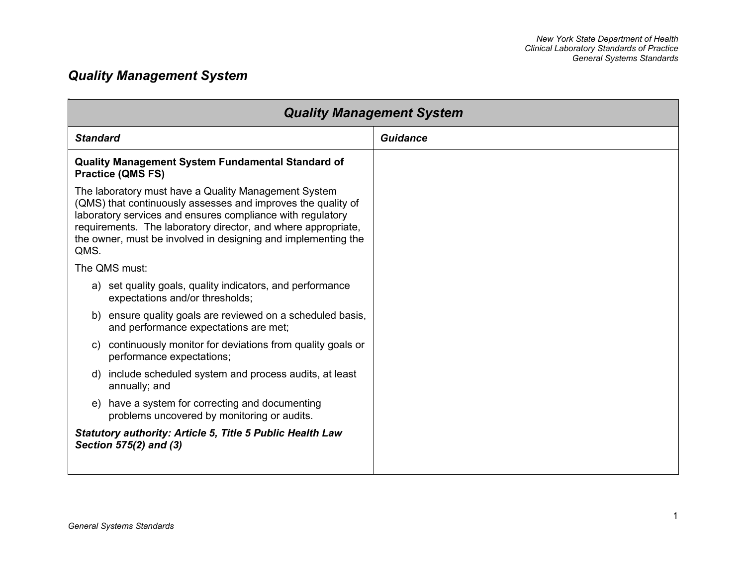## *Quality Management System*

| *Quality Management System* | |
|---|---|
| ***Standard*** | ***Guidance*** |
| **Quality Management System Fundamental Standard of Practice (QMS FS)**<br><br>The laboratory must have a Quality Management System (QMS) that continuously assesses and improves the quality of laboratory services and ensures compliance with regulatory requirements. The laboratory director, and where appropriate, the owner, must be involved in designing and implementing the QMS.<br><br>The QMS must:<br><br>a) set quality goals, quality indicators, and performance expectations and/or thresholds;<br><br>b) ensure quality goals are reviewed on a scheduled basis, and performance expectations are met;<br><br>c) continuously monitor for deviations from quality goals or performance expectations;<br><br>d) include scheduled system and process audits, at least annually; and<br><br>e) have a system for correcting and documenting problems uncovered by monitoring or audits.<br><br>***Statutory authority: Article 5, Title 5 Public Health Law Section 575(2) and (3)*** | |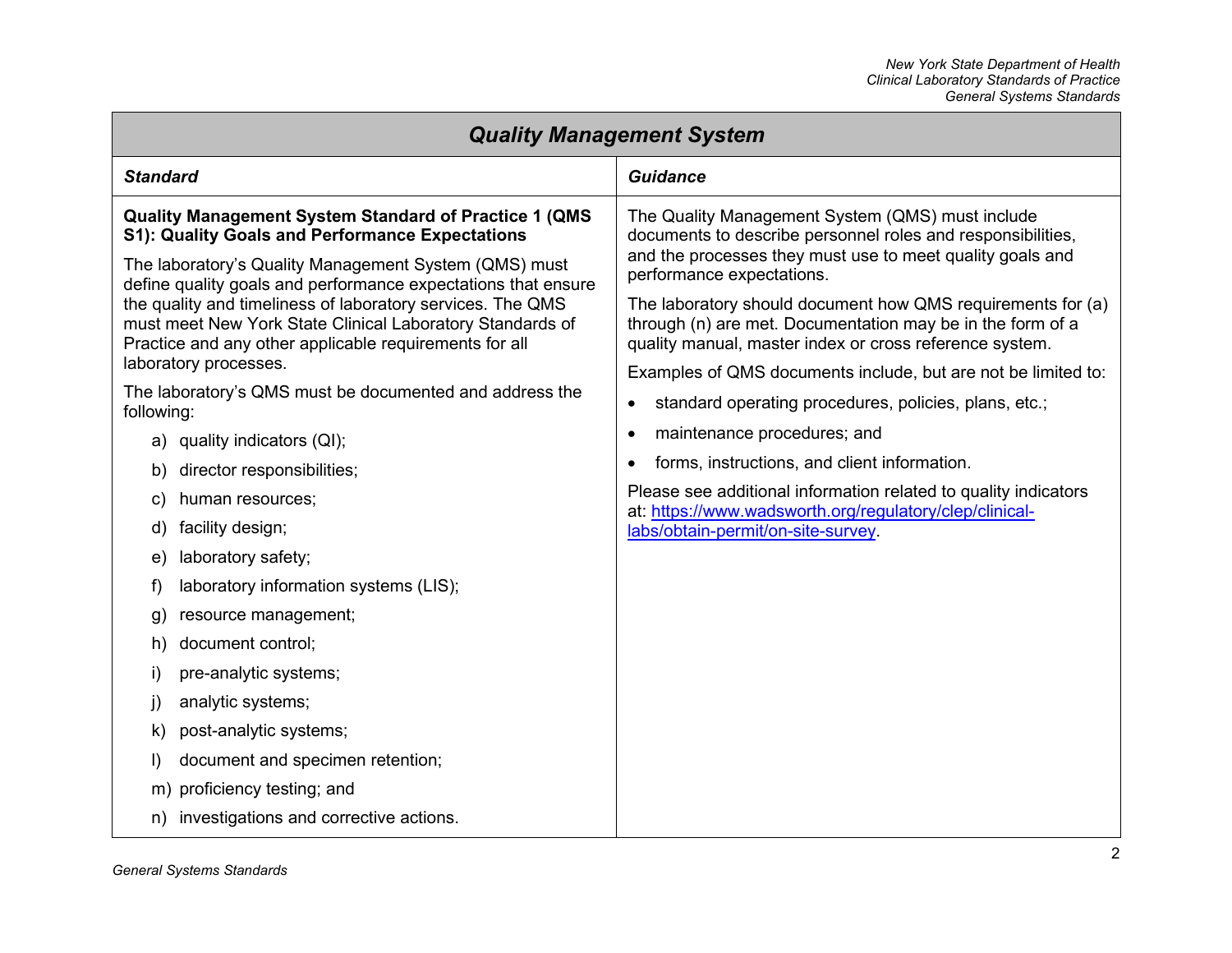## Quality Management System

| Standard | Guidance |
|---|---|
| **Quality Management System Standard of Practice 1 (QMS S1): Quality Goals and Performance Expectations**<br><br>The laboratory's Quality Management System (QMS) must define quality goals and performance expectations that ensure the quality and timeliness of laboratory services. The QMS must meet New York State Clinical Laboratory Standards of Practice and any other applicable requirements for all laboratory processes.<br><br>The laboratory's QMS must be documented and address the following:<br><br>a) quality indicators (QI);<br>b) director responsibilities;<br>c) human resources;<br>d) facility design;<br>e) laboratory safety;<br>f) laboratory information systems (LIS);<br>g) resource management;<br>h) document control;<br>i) pre-analytic systems;<br>j) analytic systems;<br>k) post-analytic systems;<br>l) document and specimen retention;<br>m) proficiency testing; and<br>n) investigations and corrective actions. | The Quality Management System (QMS) must include documents to describe personnel roles and responsibilities, and the processes they must use to meet quality goals and performance expectations.<br><br>The laboratory should document how QMS requirements for (a) through (n) are met. Documentation may be in the form of a quality manual, master index or cross reference system.<br><br>Examples of QMS documents include, but are not be limited to:<br><br>• standard operating procedures, policies, plans, etc.;<br>• maintenance procedures; and<br>• forms, instructions, and client information.<br><br>Please see additional information related to quality indicators at: [https://www.wadsworth.org/regulatory/clep/clinical-labs/obtain-permit/on-site-survey](https://www.wadsworth.org/regulatory/clep/clinical-labs/obtain-permit/on-site-survey). |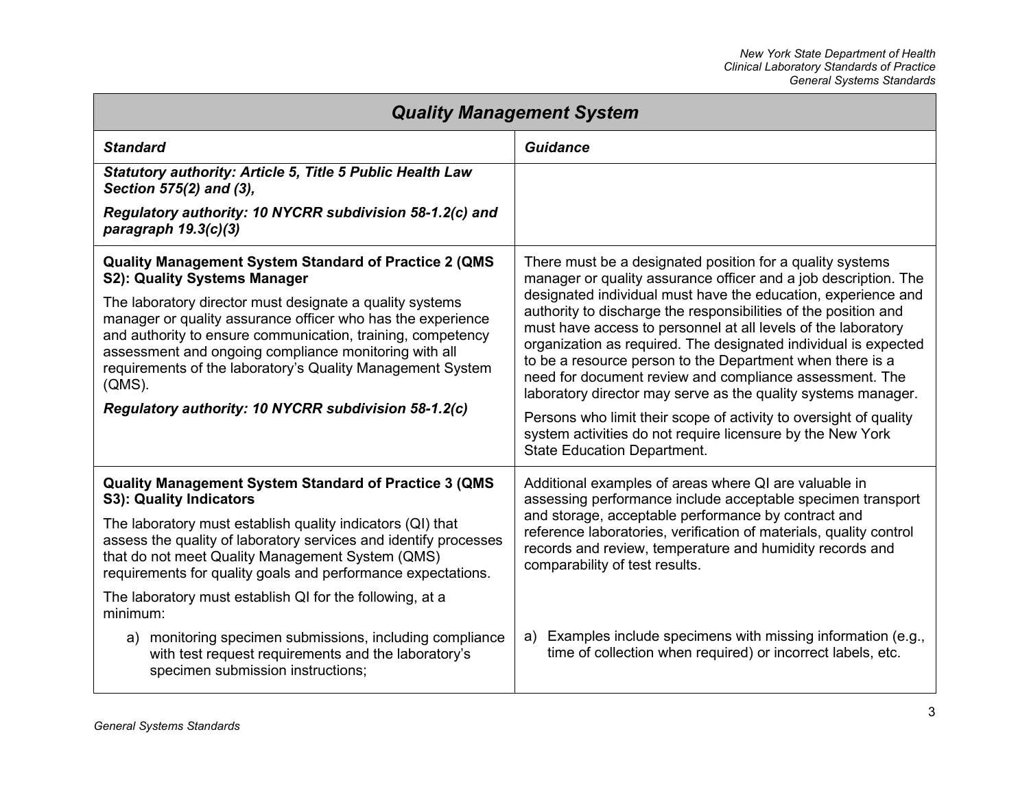| ***Quality Management System*** | |
|---|---|
| ***Standard*** | ***Guidance*** |
| ***Statutory authority: Article 5, Title 5 Public Health Law Section 575(2) and (3),*** <br><br> ***Regulatory authority: 10 NYCRR subdivision 58-1.2(c) and paragraph 19.3(c)(3)*** | |
| **Quality Management System Standard of Practice 2 (QMS S2): Quality Systems Manager** <br><br> The laboratory director must designate a quality systems manager or quality assurance officer who has the experience and authority to ensure communication, training, competency assessment and ongoing compliance monitoring with all requirements of the laboratory's Quality Management System (QMS). <br><br> ***Regulatory authority: 10 NYCRR subdivision 58-1.2(c)*** | There must be a designated position for a quality systems manager or quality assurance officer and a job description. The designated individual must have the education, experience and authority to discharge the responsibilities of the position and must have access to personnel at all levels of the laboratory organization as required. The designated individual is expected to be a resource person to the Department when there is a need for document review and compliance assessment. The laboratory director may serve as the quality systems manager. <br><br> Persons who limit their scope of activity to oversight of quality system activities do not require licensure by the New York State Education Department. |
| **Quality Management System Standard of Practice 3 (QMS S3): Quality Indicators** <br><br> The laboratory must establish quality indicators (QI) that assess the quality of laboratory services and identify processes that do not meet Quality Management System (QMS) requirements for quality goals and performance expectations. <br><br> The laboratory must establish QI for the following, at a minimum: <br><br> a) monitoring specimen submissions, including compliance with test request requirements and the laboratory's specimen submission instructions; | Additional examples of areas where QI are valuable in assessing performance include acceptable specimen transport and storage, acceptable performance by contract and reference laboratories, verification of materials, quality control records and review, temperature and humidity records and comparability of test results. <br><br> a) Examples include specimens with missing information (e.g., time of collection when required) or incorrect labels, etc. |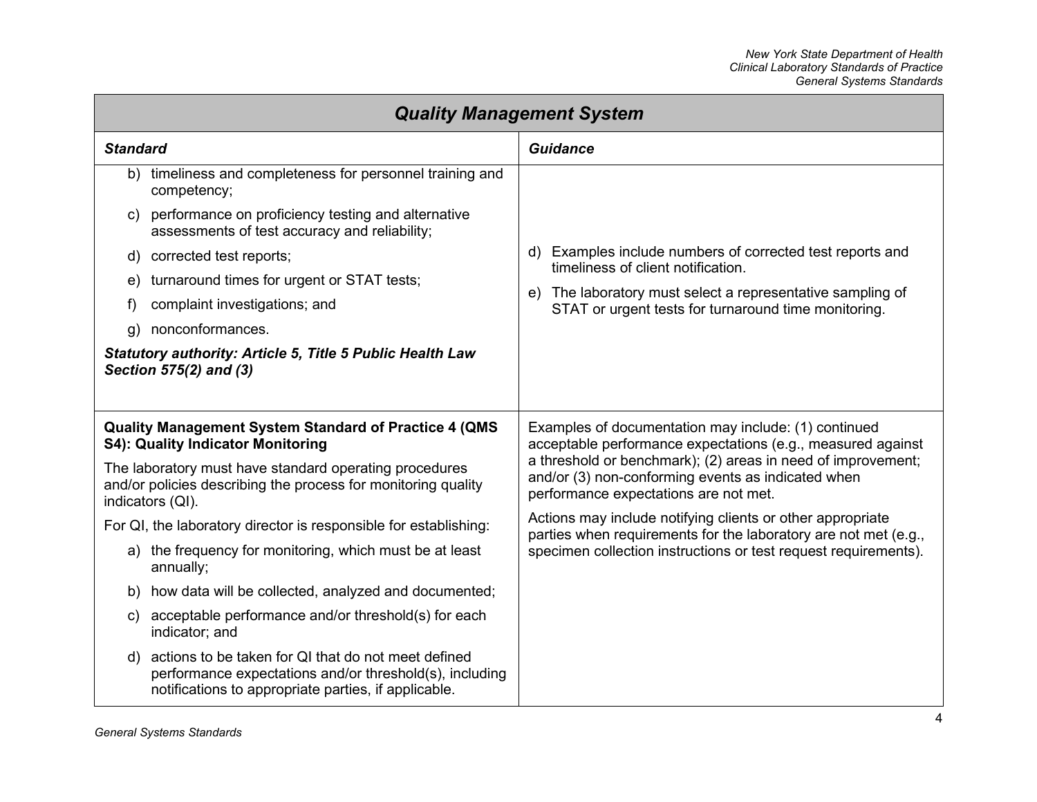| **Quality Management System** | |
|---|---|
| ***Standard*** | ***Guidance*** |
| b) timeliness and completeness for personnel training and competency;<br>c) performance on proficiency testing and alternative assessments of test accuracy and reliability;<br>d) corrected test reports;<br>e) turnaround times for urgent or STAT tests;<br>f) complaint investigations; and<br>g) nonconformances.<br>***Statutory authority: Article 5, Title 5 Public Health Law Section 575(2) and (3)*** | d) Examples include numbers of corrected test reports and timeliness of client notification.<br>e) The laboratory must select a representative sampling of STAT or urgent tests for turnaround time monitoring. |
| **Quality Management System Standard of Practice 4 (QMS S4): Quality Indicator Monitoring**<br>The laboratory must have standard operating procedures and/or policies describing the process for monitoring quality indicators (QI).<br>For QI, the laboratory director is responsible for establishing:<br>a) the frequency for monitoring, which must be at least annually;<br>b) how data will be collected, analyzed and documented;<br>c) acceptable performance and/or threshold(s) for each indicator; and<br>d) actions to be taken for QI that do not meet defined performance expectations and/or threshold(s), including notifications to appropriate parties, if applicable. | Examples of documentation may include: (1) continued acceptable performance expectations (e.g., measured against a threshold or benchmark); (2) areas in need of improvement; and/or (3) non-conforming events as indicated when performance expectations are not met.<br>Actions may include notifying clients or other appropriate parties when requirements for the laboratory are not met (e.g., specimen collection instructions or test request requirements). |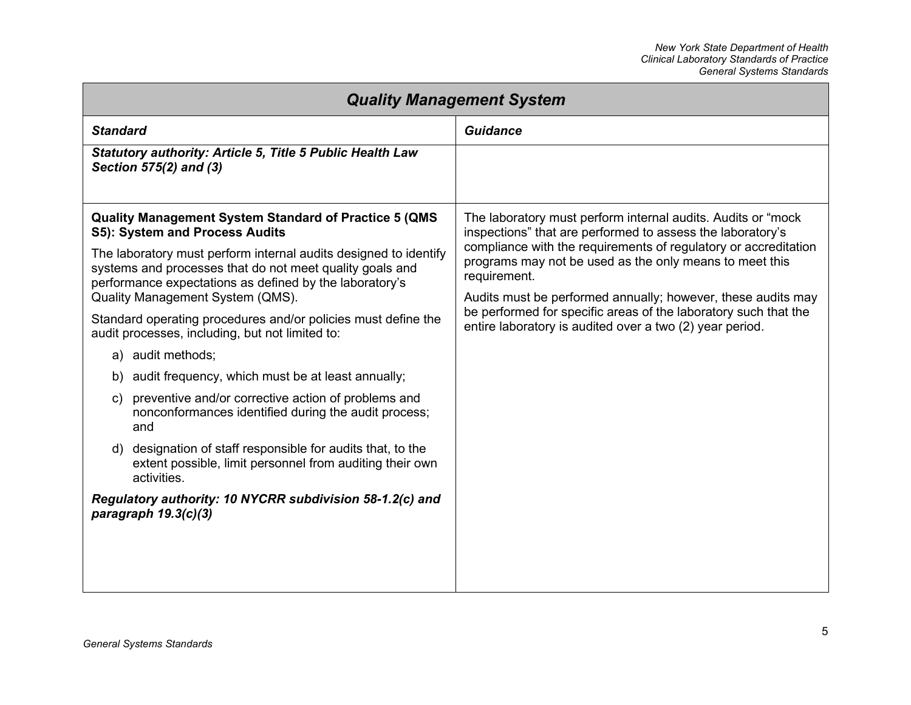| *Quality Management System* | |
|---|---|
| ***Standard*** | ***Guidance*** |
| ***Statutory authority: Article 5, Title 5 Public Health Law Section 575(2) and (3)*** | |
| **Quality Management System Standard of Practice 5 (QMS S5): System and Process Audits**<br><br>The laboratory must perform internal audits designed to identify systems and processes that do not meet quality goals and performance expectations as defined by the laboratory's Quality Management System (QMS).<br><br>Standard operating procedures and/or policies must define the audit processes, including, but not limited to:<br><br>a) audit methods;<br>b) audit frequency, which must be at least annually;<br>c) preventive and/or corrective action of problems and nonconformances identified during the audit process; and<br>d) designation of staff responsible for audits that, to the extent possible, limit personnel from auditing their own activities.<br><br>***Regulatory authority: 10 NYCRR subdivision 58-1.2(c) and paragraph 19.3(c)(3)*** | The laboratory must perform internal audits. Audits or "mock inspections" that are performed to assess the laboratory's compliance with the requirements of regulatory or accreditation programs may not be used as the only means to meet this requirement.<br><br>Audits must be performed annually; however, these audits may be performed for specific areas of the laboratory such that the entire laboratory is audited over a two (2) year period. |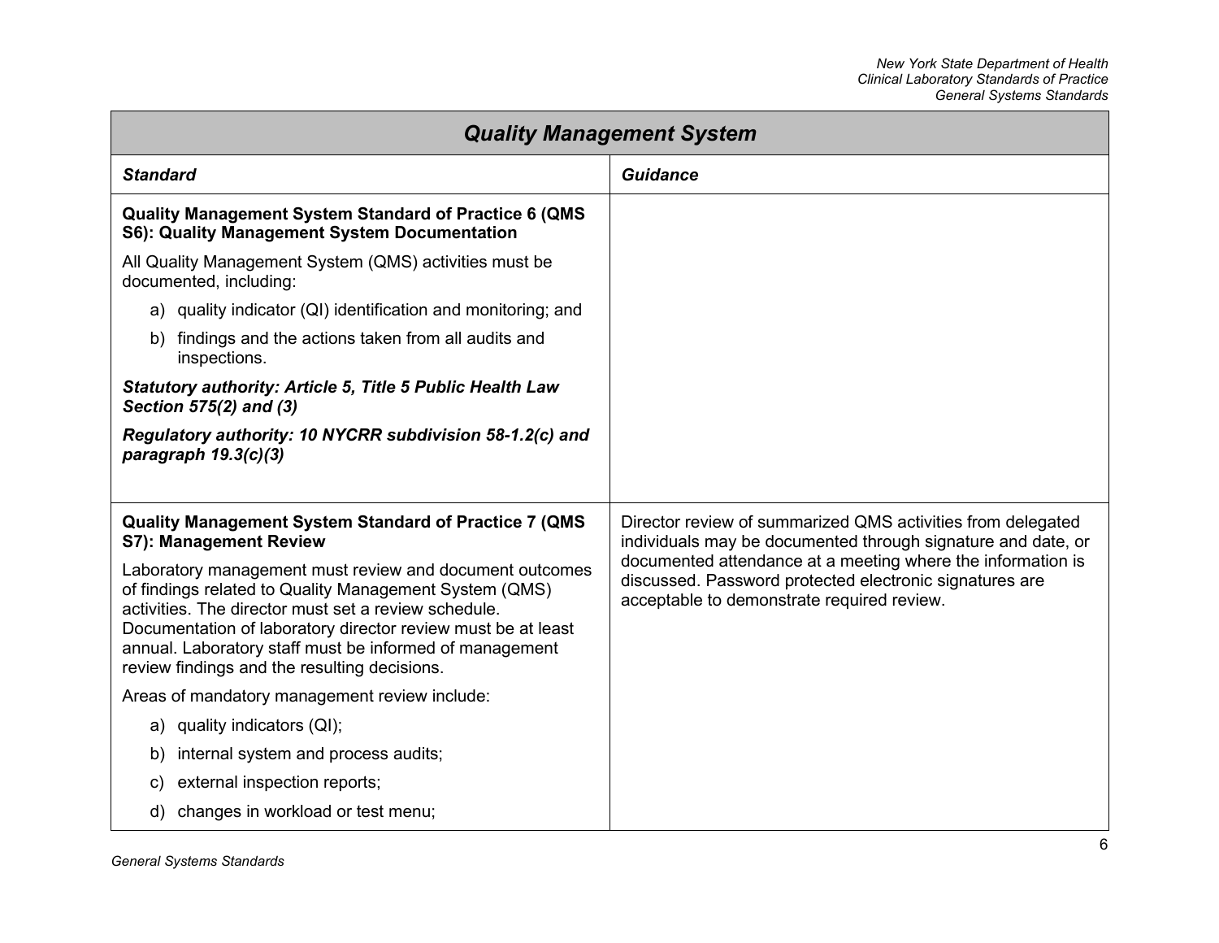## Quality Management System

| ***Standard*** | ***Guidance*** |
|---|---|
| **Quality Management System Standard of Practice 6 (QMS S6): Quality Management System Documentation**<br><br>All Quality Management System (QMS) activities must be documented, including:<br><br>a) quality indicator (QI) identification and monitoring; and<br><br>b) findings and the actions taken from all audits and inspections.<br><br>***Statutory authority: Article 5, Title 5 Public Health Law Section 575(2) and (3)***<br><br>***Regulatory authority: 10 NYCRR subdivision 58-1.2(c) and paragraph 19.3(c)(3)*** | |
| **Quality Management System Standard of Practice 7 (QMS S7): Management Review**<br><br>Laboratory management must review and document outcomes of findings related to Quality Management System (QMS) activities. The director must set a review schedule. Documentation of laboratory director review must be at least annual. Laboratory staff must be informed of management review findings and the resulting decisions.<br><br>Areas of mandatory management review include:<br><br>a) quality indicators (QI);<br><br>b) internal system and process audits;<br><br>c) external inspection reports;<br><br>d) changes in workload or test menu; | Director review of summarized QMS activities from delegated individuals may be documented through signature and date, or documented attendance at a meeting where the information is discussed. Password protected electronic signatures are acceptable to demonstrate required review. |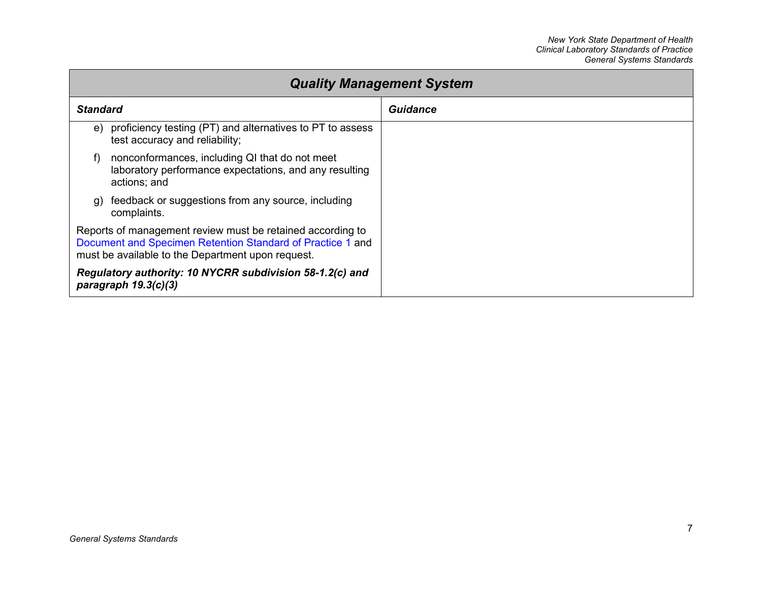| Quality Management System | |
|---|---|
| ***Standard*** | ***Guidance*** |
| e) proficiency testing (PT) and alternatives to PT to assess test accuracy and reliability;<br><br>f) nonconformances, including QI that do not meet laboratory performance expectations, and any resulting actions; and<br><br>g) feedback or suggestions from any source, including complaints.<br><br>Reports of management review must be retained according to Document and Specimen Retention Standard of Practice 1 and must be available to the Department upon request.<br><br>***Regulatory authority: 10 NYCRR subdivision 58-1.2(c) and paragraph 19.3(c)(3)*** | |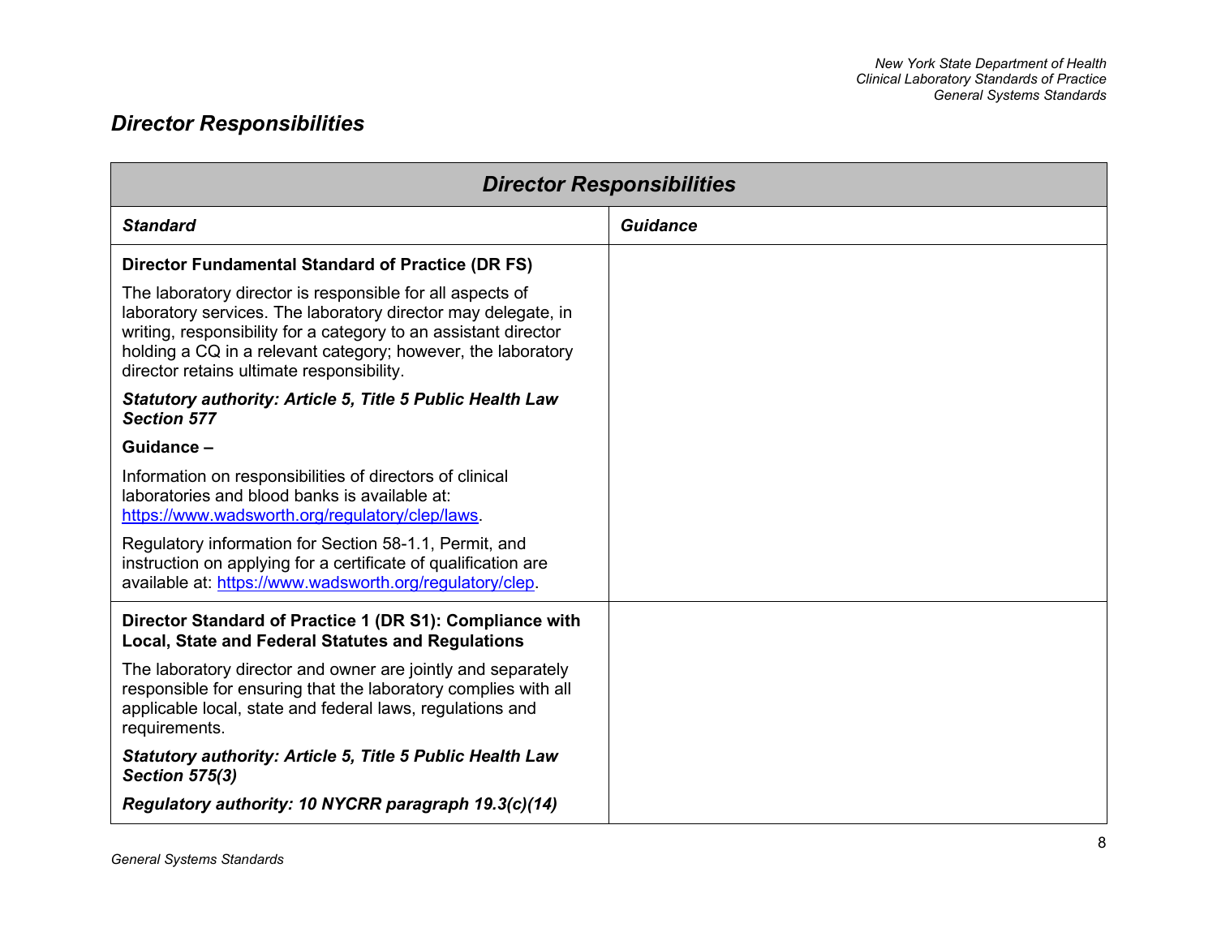## *Director Responsibilities*

| ***Director Responsibilities*** | |
|---|---|
| ***Standard*** | ***Guidance*** |
| **Director Fundamental Standard of Practice (DR FS)**<br><br>The laboratory director is responsible for all aspects of laboratory services. The laboratory director may delegate, in writing, responsibility for a category to an assistant director holding a CQ in a relevant category; however, the laboratory director retains ultimate responsibility.<br><br>***Statutory authority: Article 5, Title 5 Public Health Law Section 577***<br><br>**Guidance –**<br><br>Information on responsibilities of directors of clinical laboratories and blood banks is available at: [https://www.wadsworth.org/regulatory/clep/laws](https://www.wadsworth.org/regulatory/clep/laws).<br><br>Regulatory information for Section 58-1.1, Permit, and instruction on applying for a certificate of qualification are available at: [https://www.wadsworth.org/regulatory/clep](https://www.wadsworth.org/regulatory/clep). | |
| **Director Standard of Practice 1 (DR S1): Compliance with Local, State and Federal Statutes and Regulations**<br><br>The laboratory director and owner are jointly and separately responsible for ensuring that the laboratory complies with all applicable local, state and federal laws, regulations and requirements.<br><br>***Statutory authority: Article 5, Title 5 Public Health Law Section 575(3)***<br><br>***Regulatory authority: 10 NYCRR paragraph 19.3(c)(14)*** | |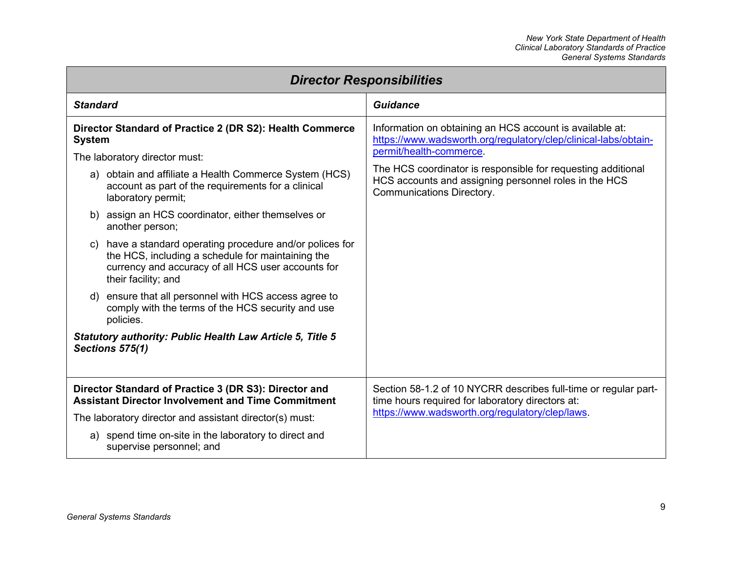| Director Responsibilities | |
|---|---|
| ***Standard*** | ***Guidance*** |
| **Director Standard of Practice 2 (DR S2): Health Commerce System**<br><br>The laboratory director must:<br><br>a) obtain and affiliate a Health Commerce System (HCS) account as part of the requirements for a clinical laboratory permit;<br><br>b) assign an HCS coordinator, either themselves or another person;<br><br>c) have a standard operating procedure and/or polices for the HCS, including a schedule for maintaining the currency and accuracy of all HCS user accounts for their facility; and<br><br>d) ensure that all personnel with HCS access agree to comply with the terms of the HCS security and use policies.<br><br>***Statutory authority: Public Health Law Article 5, Title 5 Sections 575(1)*** | Information on obtaining an HCS account is available at: [https://www.wadsworth.org/regulatory/clep/clinical-labs/obtain-permit/health-commerce](https://www.wadsworth.org/regulatory/clep/clinical-labs/obtain-permit/health-commerce).<br><br>The HCS coordinator is responsible for requesting additional HCS accounts and assigning personnel roles in the HCS Communications Directory. |
| **Director Standard of Practice 3 (DR S3): Director and Assistant Director Involvement and Time Commitment**<br><br>The laboratory director and assistant director(s) must:<br><br>a) spend time on-site in the laboratory to direct and supervise personnel; and | Section 58-1.2 of 10 NYCRR describes full-time or regular part-time hours required for laboratory directors at: [https://www.wadsworth.org/regulatory/clep/laws](https://www.wadsworth.org/regulatory/clep/laws). |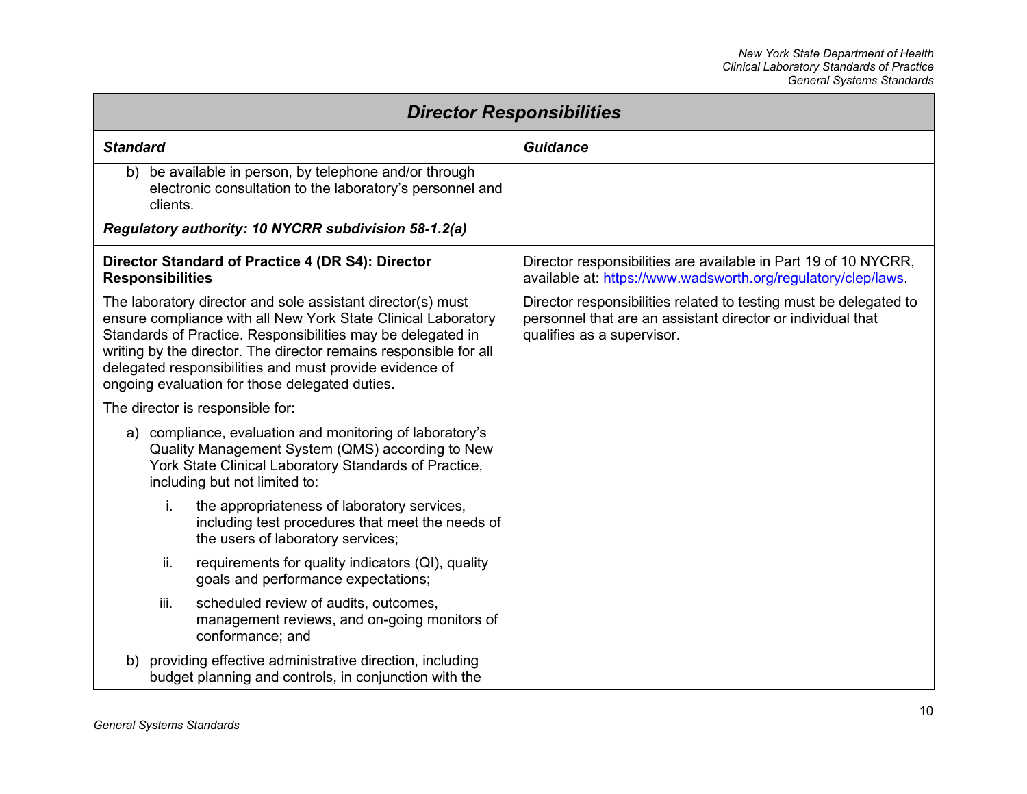## Director Responsibilities

| Standard | Guidance |
|---|---|
| b) be available in person, by telephone and/or through electronic consultation to the laboratory's personnel and clients. <br><br> ***Regulatory authority: 10 NYCRR subdivision 58-1.2(a)*** | |
| **Director Standard of Practice 4 (DR S4): Director Responsibilities** <br><br> The laboratory director and sole assistant director(s) must ensure compliance with all New York State Clinical Laboratory Standards of Practice. Responsibilities may be delegated in writing by the director. The director remains responsible for all delegated responsibilities and must provide evidence of ongoing evaluation for those delegated duties. <br><br> The director is responsible for: <br><br> a) compliance, evaluation and monitoring of laboratory's Quality Management System (QMS) according to New York State Clinical Laboratory Standards of Practice, including but not limited to: <br><br> i. the appropriateness of laboratory services, including test procedures that meet the needs of the users of laboratory services; <br><br> ii. requirements for quality indicators (QI), quality goals and performance expectations; <br><br> iii. scheduled review of audits, outcomes, management reviews, and on-going monitors of conformance; and <br><br> b) providing effective administrative direction, including budget planning and controls, in conjunction with the | Director responsibilities are available in Part 19 of 10 NYCRR, available at: https://www.wadsworth.org/regulatory/clep/laws. <br><br> Director responsibilities related to testing must be delegated to personnel that are an assistant director or individual that qualifies as a supervisor. |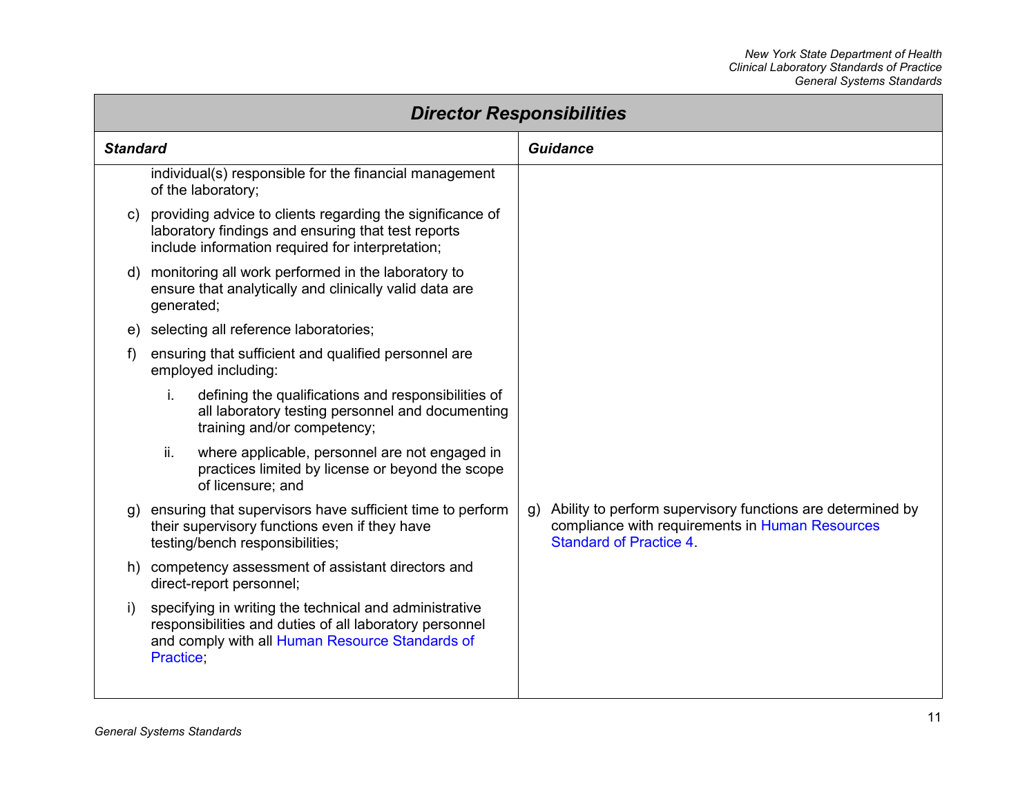| Director Responsibilities | |
|---|---|
| ***Standard*** | ***Guidance*** |
| individual(s) responsible for the financial management of the laboratory;<br><br>c) providing advice to clients regarding the significance of laboratory findings and ensuring that test reports include information required for interpretation;<br><br>d) monitoring all work performed in the laboratory to ensure that analytically and clinically valid data are generated;<br><br>e) selecting all reference laboratories;<br><br>f) ensuring that sufficient and qualified personnel are employed including:<br><br>i. defining the qualifications and responsibilities of all laboratory testing personnel and documenting training and/or competency;<br><br>ii. where applicable, personnel are not engaged in practices limited by license or beyond the scope of licensure; and | |
| g) ensuring that supervisors have sufficient time to perform their supervisory functions even if they have testing/bench responsibilities; | g) Ability to perform supervisory functions are determined by compliance with requirements in Human Resources Standard of Practice 4. |
| h) competency assessment of assistant directors and direct-report personnel;<br><br>i) specifying in writing the technical and administrative responsibilities and duties of all laboratory personnel and comply with all Human Resource Standards of Practice; | |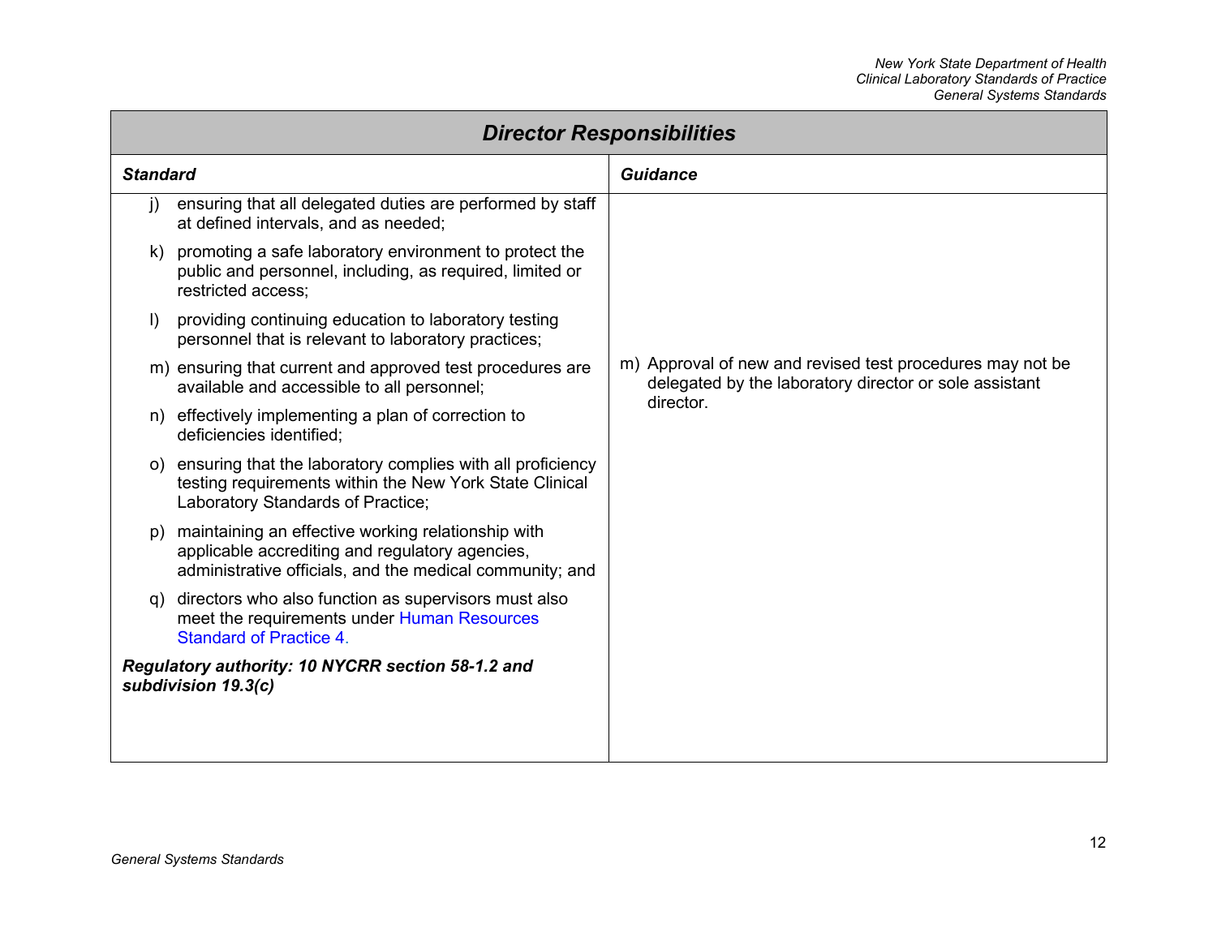| Director Responsibilities | |
| --- | --- |
| ***Standard*** | ***Guidance*** |
| j) ensuring that all delegated duties are performed by staff at defined intervals, and as needed;<br><br>k) promoting a safe laboratory environment to protect the public and personnel, including, as required, limited or restricted access;<br><br>l) providing continuing education to laboratory testing personnel that is relevant to laboratory practices;<br><br>m) ensuring that current and approved test procedures are available and accessible to all personnel;<br><br>n) effectively implementing a plan of correction to deficiencies identified;<br><br>o) ensuring that the laboratory complies with all proficiency testing requirements within the New York State Clinical Laboratory Standards of Practice;<br><br>p) maintaining an effective working relationship with applicable accrediting and regulatory agencies, administrative officials, and the medical community; and<br><br>q) directors who also function as supervisors must also meet the requirements under Human Resources Standard of Practice 4.<br><br>***Regulatory authority: 10 NYCRR section 58-1.2 and subdivision 19.3(c)*** | m) Approval of new and revised test procedures may not be delegated by the laboratory director or sole assistant director. |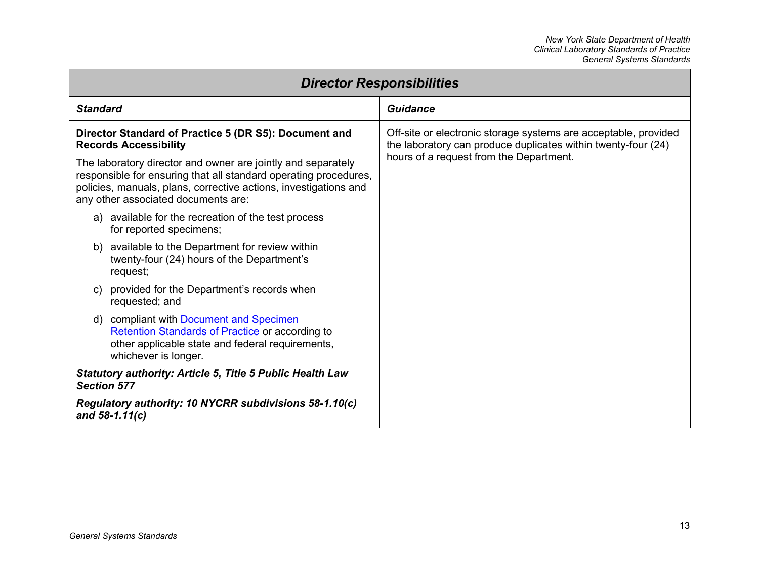## Director Responsibilities

| Standard | Guidance |
|---|---|
| **Director Standard of Practice 5 (DR S5): Document and Records Accessibility**<br><br>The laboratory director and owner are jointly and separately responsible for ensuring that all standard operating procedures, policies, manuals, plans, corrective actions, investigations and any other associated documents are:<br><br>a) available for the recreation of the test process for reported specimens;<br>b) available to the Department for review within twenty-four (24) hours of the Department's request;<br>c) provided for the Department's records when requested; and<br>d) compliant with Document and Specimen Retention Standards of Practice or according to other applicable state and federal requirements, whichever is longer.<br><br>***Statutory authority: Article 5, Title 5 Public Health Law Section 577***<br><br>***Regulatory authority: 10 NYCRR subdivisions 58-1.10(c) and 58-1.11(c)*** | Off-site or electronic storage systems are acceptable, provided the laboratory can produce duplicates within twenty-four (24) hours of a request from the Department. |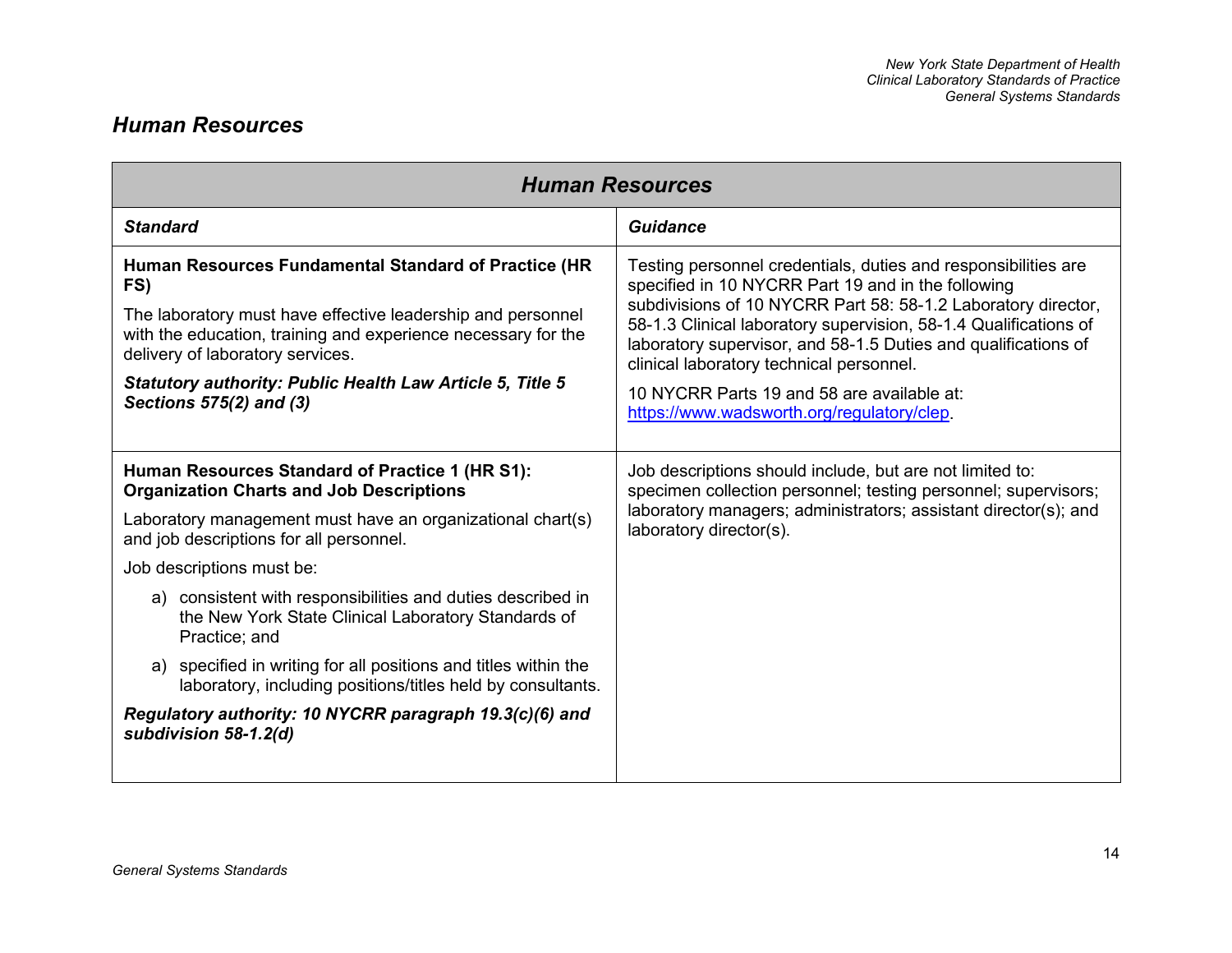## Human Resources

| Human Resources | |
|---|---|
| ***Standard*** | ***Guidance*** |
| **Human Resources Fundamental Standard of Practice (HR FS)**<br><br>The laboratory must have effective leadership and personnel with the education, training and experience necessary for the delivery of laboratory services.<br><br>***Statutory authority: Public Health Law Article 5, Title 5 Sections 575(2) and (3)*** | Testing personnel credentials, duties and responsibilities are specified in 10 NYCRR Part 19 and in the following subdivisions of 10 NYCRR Part 58: 58-1.2 Laboratory director, 58-1.3 Clinical laboratory supervision, 58-1.4 Qualifications of laboratory supervisor, and 58-1.5 Duties and qualifications of clinical laboratory technical personnel.<br><br>10 NYCRR Parts 19 and 58 are available at: https://www.wadsworth.org/regulatory/clep. |
| **Human Resources Standard of Practice 1 (HR S1): Organization Charts and Job Descriptions**<br><br>Laboratory management must have an organizational chart(s) and job descriptions for all personnel.<br><br>Job descriptions must be:<br><br>a) consistent with responsibilities and duties described in the New York State Clinical Laboratory Standards of Practice; and<br><br>a) specified in writing for all positions and titles within the laboratory, including positions/titles held by consultants.<br><br>***Regulatory authority: 10 NYCRR paragraph 19.3(c)(6) and subdivision 58-1.2(d)*** | Job descriptions should include, but are not limited to: specimen collection personnel; testing personnel; supervisors; laboratory managers; administrators; assistant director(s); and laboratory director(s). |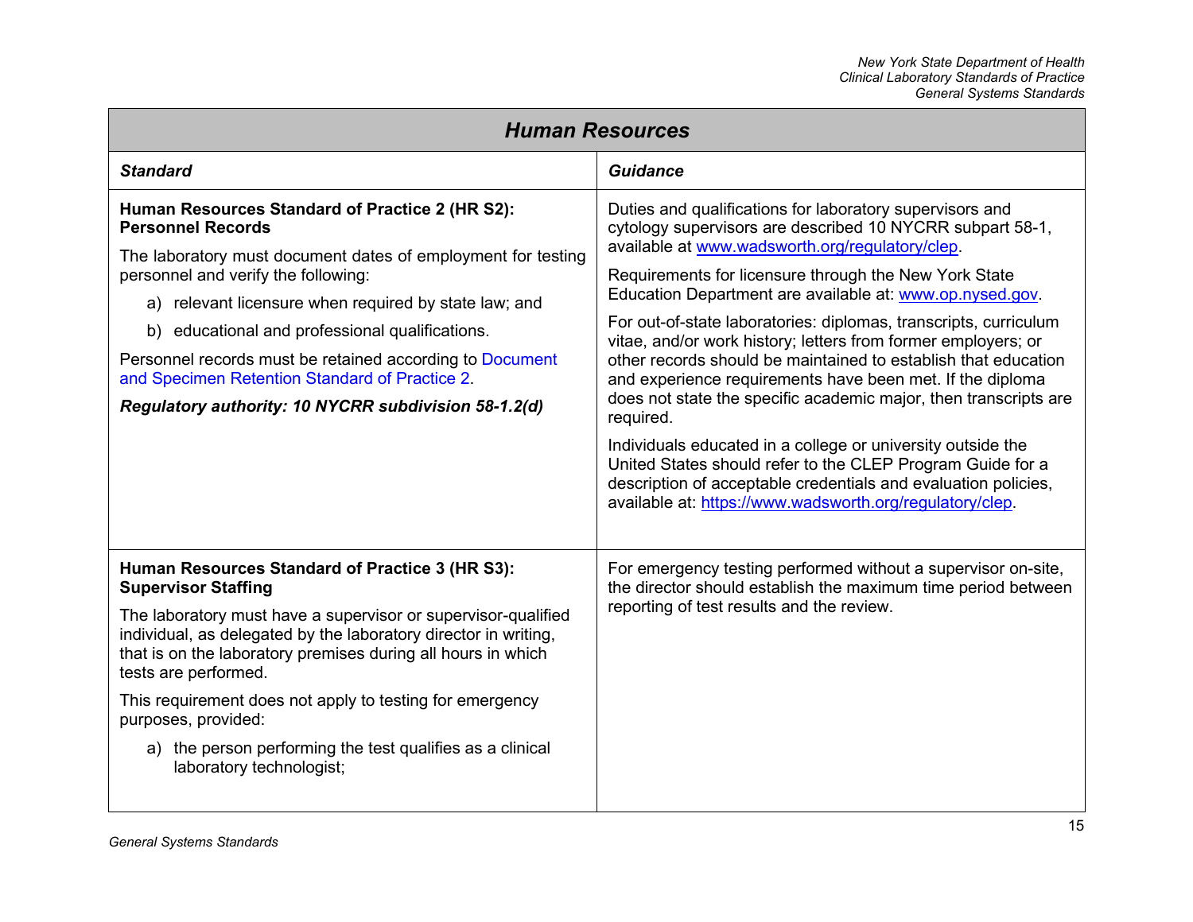## Human Resources

| Standard | Guidance |
|---|---|
| **Human Resources Standard of Practice 2 (HR S2): Personnel Records**<br><br>The laboratory must document dates of employment for testing personnel and verify the following:<br><br>a) relevant licensure when required by state law; and<br><br>b) educational and professional qualifications.<br><br>Personnel records must be retained according to Document and Specimen Retention Standard of Practice 2.<br><br>***Regulatory authority: 10 NYCRR subdivision 58-1.2(d)*** | Duties and qualifications for laboratory supervisors and cytology supervisors are described 10 NYCRR subpart 58-1, available at www.wadsworth.org/regulatory/clep.<br><br>Requirements for licensure through the New York State Education Department are available at: www.op.nysed.gov.<br><br>For out-of-state laboratories: diplomas, transcripts, curriculum vitae, and/or work history; letters from former employers; or other records should be maintained to establish that education and experience requirements have been met. If the diploma does not state the specific academic major, then transcripts are required.<br><br>Individuals educated in a college or university outside the United States should refer to the CLEP Program Guide for a description of acceptable credentials and evaluation policies, available at: https://www.wadsworth.org/regulatory/clep. |
| **Human Resources Standard of Practice 3 (HR S3): Supervisor Staffing**<br><br>The laboratory must have a supervisor or supervisor-qualified individual, as delegated by the laboratory director in writing, that is on the laboratory premises during all hours in which tests are performed.<br><br>This requirement does not apply to testing for emergency purposes, provided:<br><br>a) the person performing the test qualifies as a clinical laboratory technologist; | For emergency testing performed without a supervisor on-site, the director should establish the maximum time period between reporting of test results and the review. |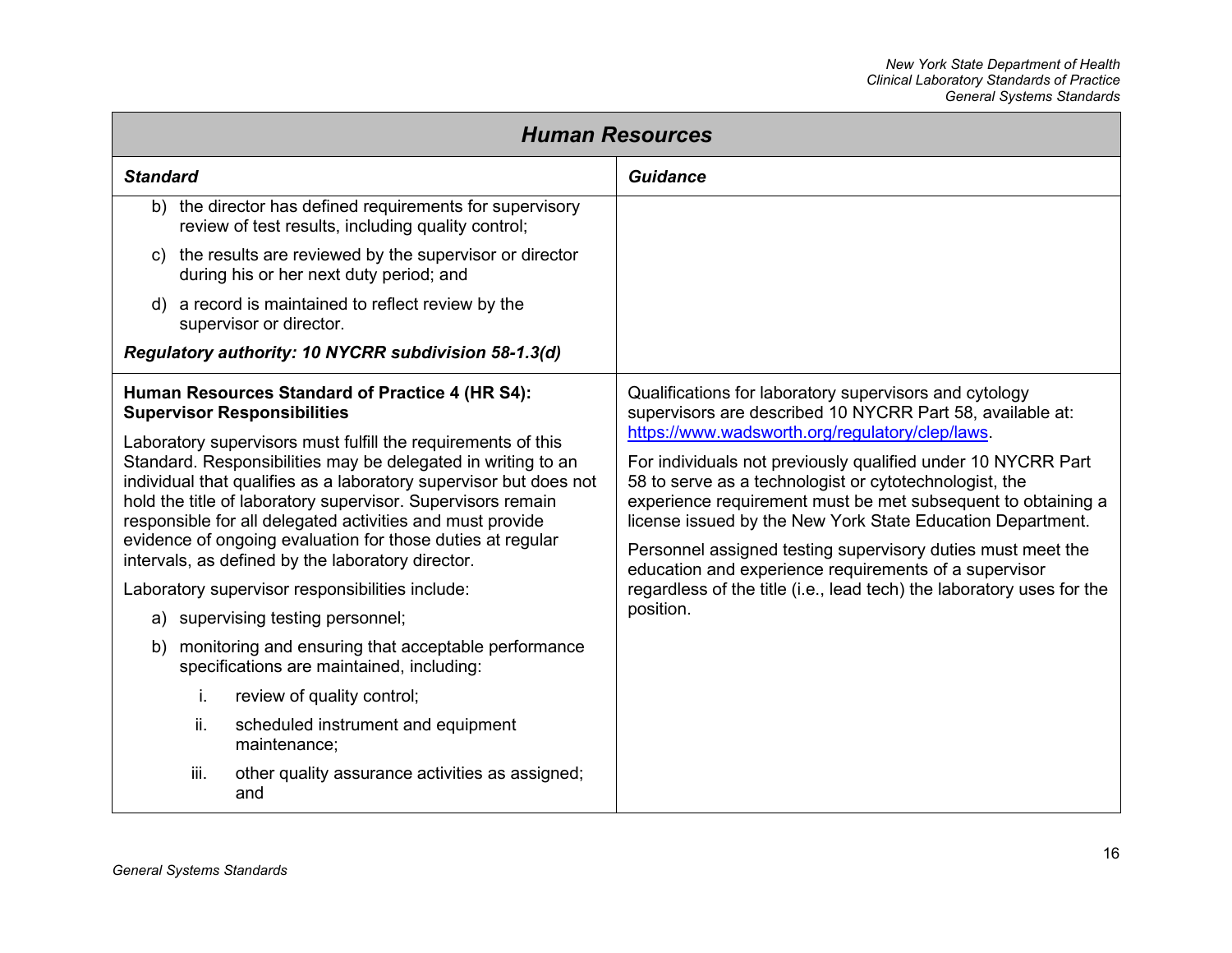| Human Resources | |
|---|---|
| **Standard** | **Guidance** |
| b) the director has defined requirements for supervisory review of test results, including quality control;<br><br>c) the results are reviewed by the supervisor or director during his or her next duty period; and<br><br>d) a record is maintained to reflect review by the supervisor or director.<br><br>***Regulatory authority: 10 NYCRR subdivision 58-1.3(d)*** | |
| **Human Resources Standard of Practice 4 (HR S4): Supervisor Responsibilities**<br><br>Laboratory supervisors must fulfill the requirements of this Standard. Responsibilities may be delegated in writing to an individual that qualifies as a laboratory supervisor but does not hold the title of laboratory supervisor. Supervisors remain responsible for all delegated activities and must provide evidence of ongoing evaluation for those duties at regular intervals, as defined by the laboratory director.<br><br>Laboratory supervisor responsibilities include:<br><br>a) supervising testing personnel;<br><br>b) monitoring and ensuring that acceptable performance specifications are maintained, including:<br><br>i. review of quality control;<br><br>ii. scheduled instrument and equipment maintenance;<br><br>iii. other quality assurance activities as assigned; and | Qualifications for laboratory supervisors and cytology supervisors are described 10 NYCRR Part 58, available at: https://www.wadsworth.org/regulatory/clep/laws.<br><br>For individuals not previously qualified under 10 NYCRR Part 58 to serve as a technologist or cytotechnologist, the experience requirement must be met subsequent to obtaining a license issued by the New York State Education Department.<br><br>Personnel assigned testing supervisory duties must meet the education and experience requirements of a supervisor regardless of the title (i.e., lead tech) the laboratory uses for the position. |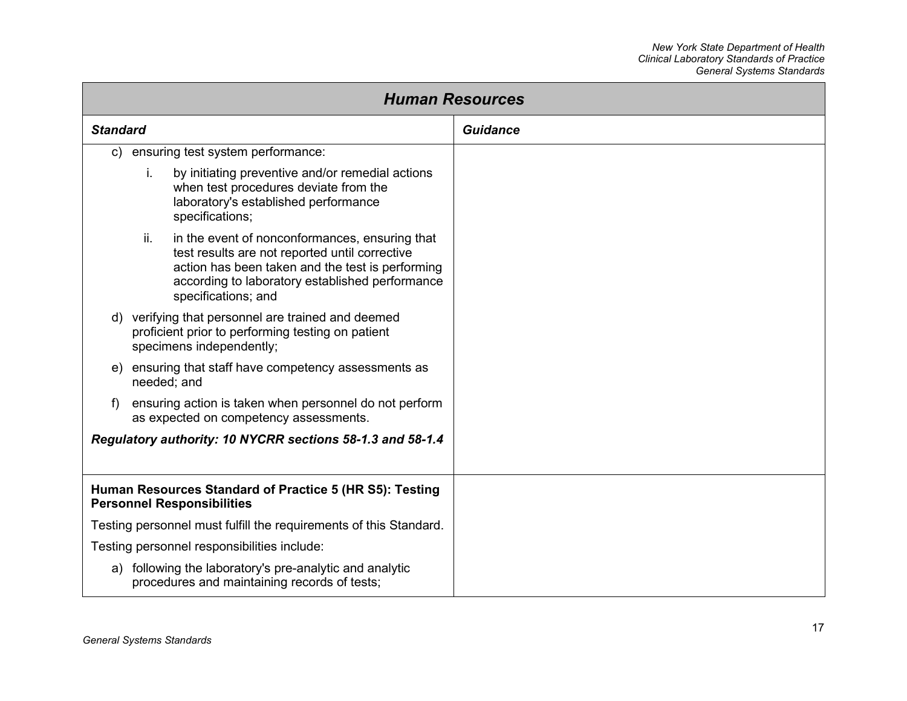## Human Resources

| *Standard* | *Guidance* |
|---|---|
| c) ensuring test system performance:<br>i. by initiating preventive and/or remedial actions when test procedures deviate from the laboratory's established performance specifications;<br>ii. in the event of nonconformances, ensuring that test results are not reported until corrective action has been taken and the test is performing according to laboratory established performance specifications; and<br>d) verifying that personnel are trained and deemed proficient prior to performing testing on patient specimens independently;<br>e) ensuring that staff have competency assessments as needed; and<br>f) ensuring action is taken when personnel do not perform as expected on competency assessments.<br>***Regulatory authority: 10 NYCRR sections 58-1.3 and 58-1.4*** | |
| **Human Resources Standard of Practice 5 (HR S5): Testing Personnel Responsibilities**<br>Testing personnel must fulfill the requirements of this Standard.<br>Testing personnel responsibilities include:<br>a) following the laboratory's pre-analytic and analytic procedures and maintaining records of tests; | |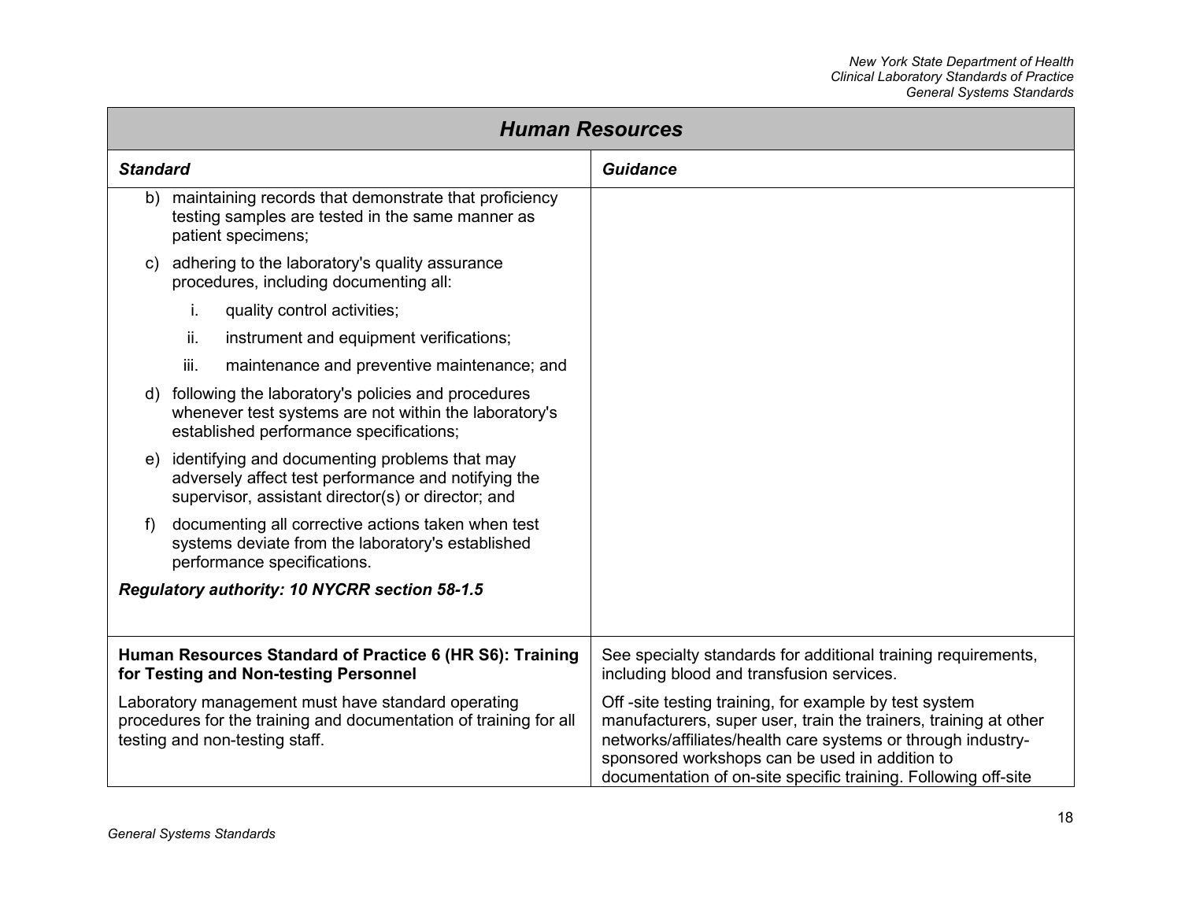## Human Resources

| Standard | Guidance |
| --- | --- |
| b) maintaining records that demonstrate that proficiency testing samples are tested in the same manner as patient specimens;<br><br>c) adhering to the laboratory's quality assurance procedures, including documenting all:<br><br>i. quality control activities;<br><br>ii. instrument and equipment verifications;<br><br>iii. maintenance and preventive maintenance; and<br><br>d) following the laboratory's policies and procedures whenever test systems are not within the laboratory's established performance specifications;<br><br>e) identifying and documenting problems that may adversely affect test performance and notifying the supervisor, assistant director(s) or director; and<br><br>f) documenting all corrective actions taken when test systems deviate from the laboratory's established performance specifications.<br><br>***Regulatory authority: 10 NYCRR section 58-1.5*** | |
| **Human Resources Standard of Practice 6 (HR S6): Training for Testing and Non-testing Personnel**<br><br>Laboratory management must have standard operating procedures for the training and documentation of training for all testing and non-testing staff. | See specialty standards for additional training requirements, including blood and transfusion services.<br><br>Off -site testing training, for example by test system manufacturers, super user, train the trainers, training at other networks/affiliates/health care systems or through industry-sponsored workshops can be used in addition to documentation of on-site specific training. Following off-site |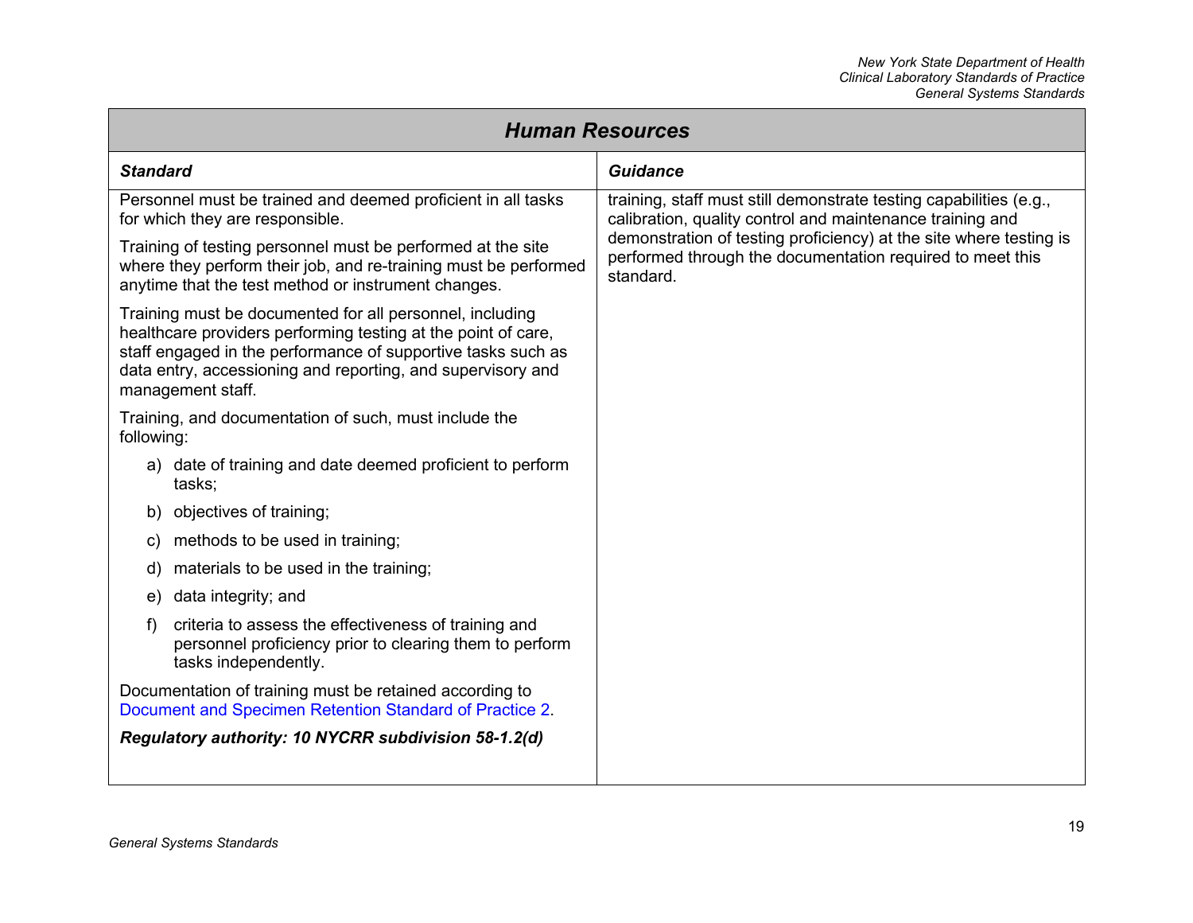## Human Resources

| Standard | Guidance |
|---|---|
| Personnel must be trained and deemed proficient in all tasks for which they are responsible.<br><br>Training of testing personnel must be performed at the site where they perform their job, and re-training must be performed anytime that the test method or instrument changes.<br><br>Training must be documented for all personnel, including healthcare providers performing testing at the point of care, staff engaged in the performance of supportive tasks such as data entry, accessioning and reporting, and supervisory and management staff.<br><br>Training, and documentation of such, must include the following:<br><br>a) date of training and date deemed proficient to perform tasks;<br>b) objectives of training;<br>c) methods to be used in training;<br>d) materials to be used in the training;<br>e) data integrity; and<br>f) criteria to assess the effectiveness of training and personnel proficiency prior to clearing them to perform tasks independently.<br><br>Documentation of training must be retained according to Document and Specimen Retention Standard of Practice 2.<br><br>***Regulatory authority: 10 NYCRR subdivision 58-1.2(d)*** | training, staff must still demonstrate testing capabilities (e.g., calibration, quality control and maintenance training and demonstration of testing proficiency) at the site where testing is performed through the documentation required to meet this standard. |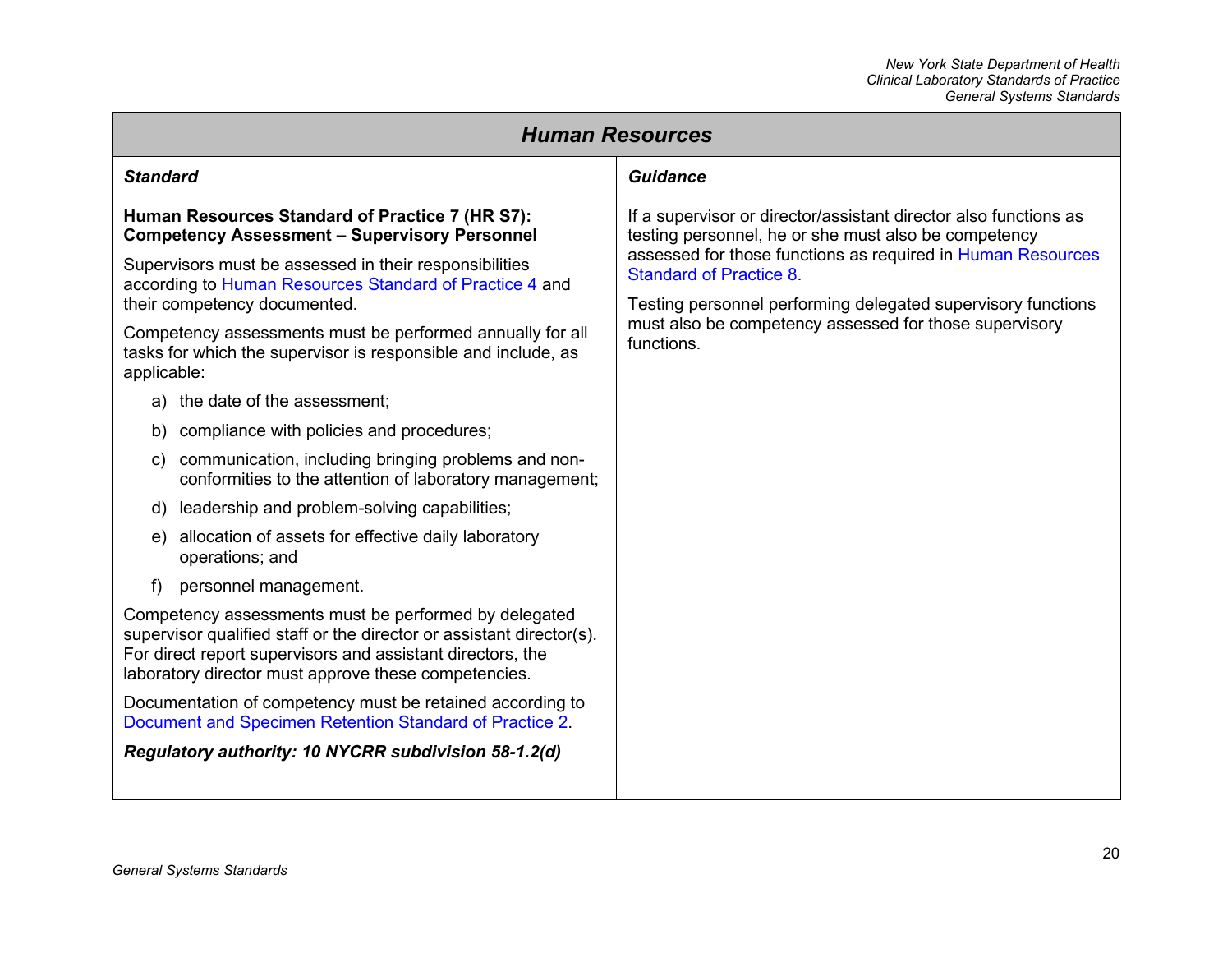## Human Resources

| Standard | Guidance |
|---|---|
| **Human Resources Standard of Practice 7 (HR S7): Competency Assessment – Supervisory Personnel**<br><br>Supervisors must be assessed in their responsibilities according to Human Resources Standard of Practice 4 and their competency documented.<br><br>Competency assessments must be performed annually for all tasks for which the supervisor is responsible and include, as applicable:<br><br>a) the date of the assessment;<br>b) compliance with policies and procedures;<br>c) communication, including bringing problems and non-conformities to the attention of laboratory management;<br>d) leadership and problem-solving capabilities;<br>e) allocation of assets for effective daily laboratory operations; and<br>f) personnel management.<br><br>Competency assessments must be performed by delegated supervisor qualified staff or the director or assistant director(s). For direct report supervisors and assistant directors, the laboratory director must approve these competencies.<br><br>Documentation of competency must be retained according to Document and Specimen Retention Standard of Practice 2.<br><br>***Regulatory authority: 10 NYCRR subdivision 58-1.2(d)*** | If a supervisor or director/assistant director also functions as testing personnel, he or she must also be competency assessed for those functions as required in Human Resources Standard of Practice 8.<br><br>Testing personnel performing delegated supervisory functions must also be competency assessed for those supervisory functions. |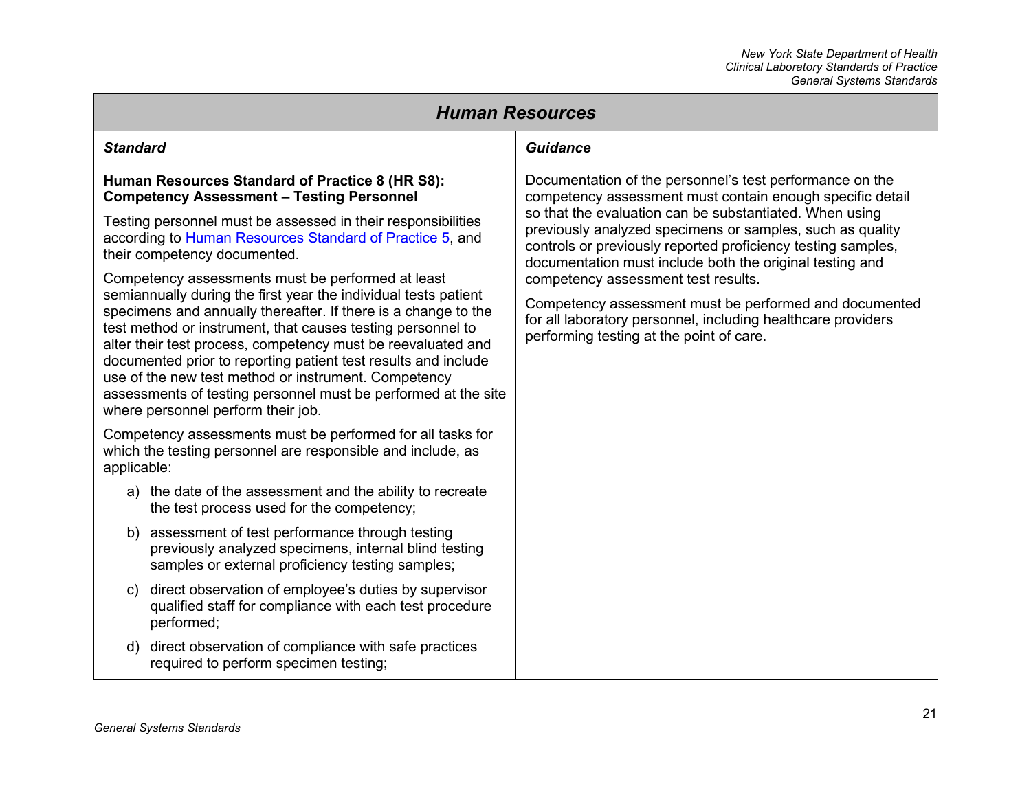## Human Resources

| *Standard* | *Guidance* |
|---|---|
| **Human Resources Standard of Practice 8 (HR S8): Competency Assessment – Testing Personnel**<br><br>Testing personnel must be assessed in their responsibilities according to Human Resources Standard of Practice 5, and their competency documented.<br><br>Competency assessments must be performed at least semiannually during the first year the individual tests patient specimens and annually thereafter. If there is a change to the test method or instrument, that causes testing personnel to alter their test process, competency must be reevaluated and documented prior to reporting patient test results and include use of the new test method or instrument. Competency assessments of testing personnel must be performed at the site where personnel perform their job.<br><br>Competency assessments must be performed for all tasks for which the testing personnel are responsible and include, as applicable:<br><br>a) the date of the assessment and the ability to recreate the test process used for the competency;<br><br>b) assessment of test performance through testing previously analyzed specimens, internal blind testing samples or external proficiency testing samples;<br><br>c) direct observation of employee's duties by supervisor qualified staff for compliance with each test procedure performed;<br><br>d) direct observation of compliance with safe practices required to perform specimen testing; | Documentation of the personnel's test performance on the competency assessment must contain enough specific detail so that the evaluation can be substantiated. When using previously analyzed specimens or samples, such as quality controls or previously reported proficiency testing samples, documentation must include both the original testing and competency assessment test results.<br><br>Competency assessment must be performed and documented for all laboratory personnel, including healthcare providers performing testing at the point of care. |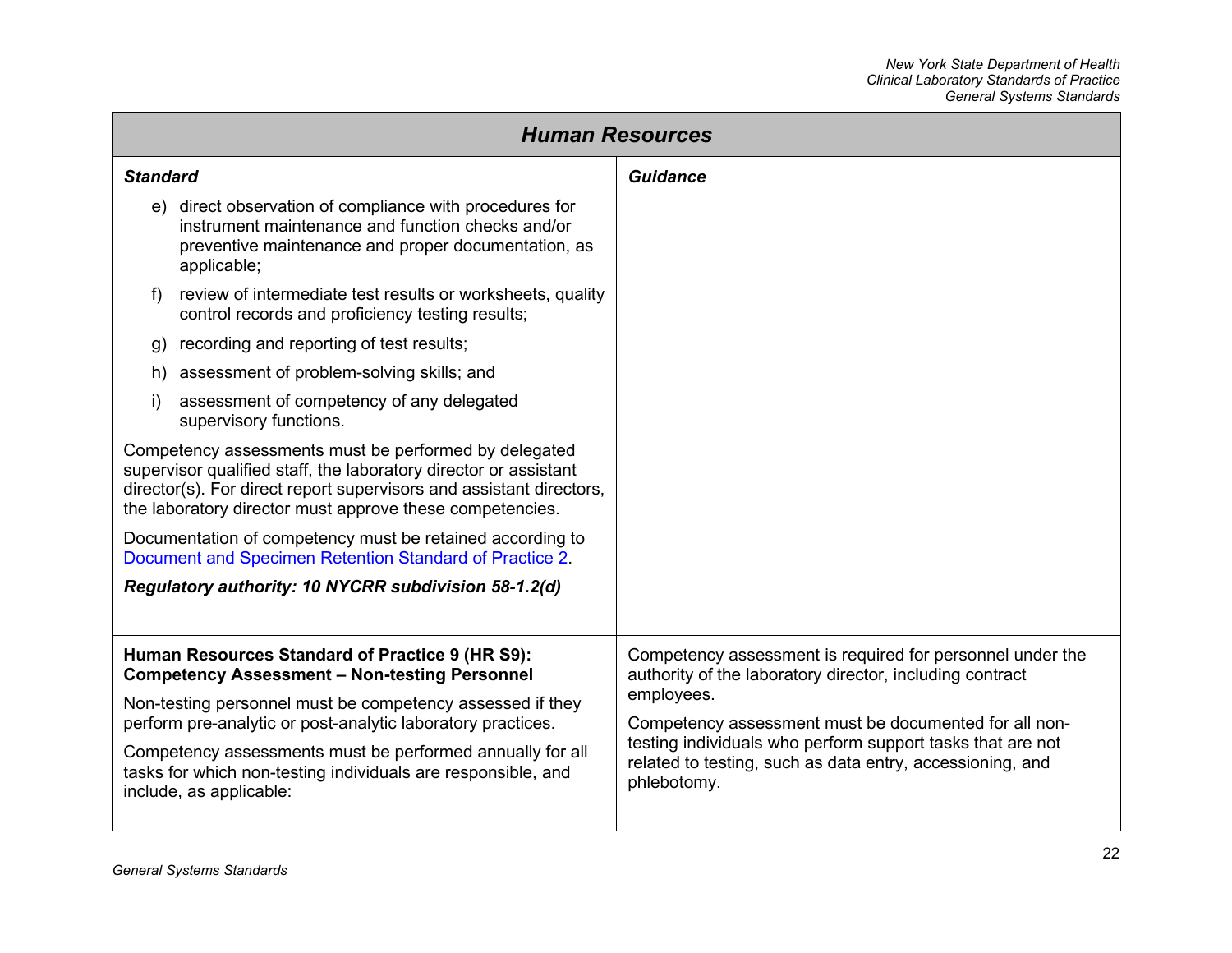## Human Resources

| Standard | Guidance |
| --- | --- |
| e) direct observation of compliance with procedures for instrument maintenance and function checks and/or preventive maintenance and proper documentation, as applicable;<br><br>f) review of intermediate test results or worksheets, quality control records and proficiency testing results;<br><br>g) recording and reporting of test results;<br><br>h) assessment of problem-solving skills; and<br><br>i) assessment of competency of any delegated supervisory functions.<br><br>Competency assessments must be performed by delegated supervisor qualified staff, the laboratory director or assistant director(s). For direct report supervisors and assistant directors, the laboratory director must approve these competencies.<br><br>Documentation of competency must be retained according to Document and Specimen Retention Standard of Practice 2.<br><br>***Regulatory authority: 10 NYCRR subdivision 58-1.2(d)*** | |
| **Human Resources Standard of Practice 9 (HR S9): Competency Assessment – Non-testing Personnel**<br><br>Non-testing personnel must be competency assessed if they perform pre-analytic or post-analytic laboratory practices.<br><br>Competency assessments must be performed annually for all tasks for which non-testing individuals are responsible, and include, as applicable: | Competency assessment is required for personnel under the authority of the laboratory director, including contract employees.<br><br>Competency assessment must be documented for all non-testing individuals who perform support tasks that are not related to testing, such as data entry, accessioning, and phlebotomy. |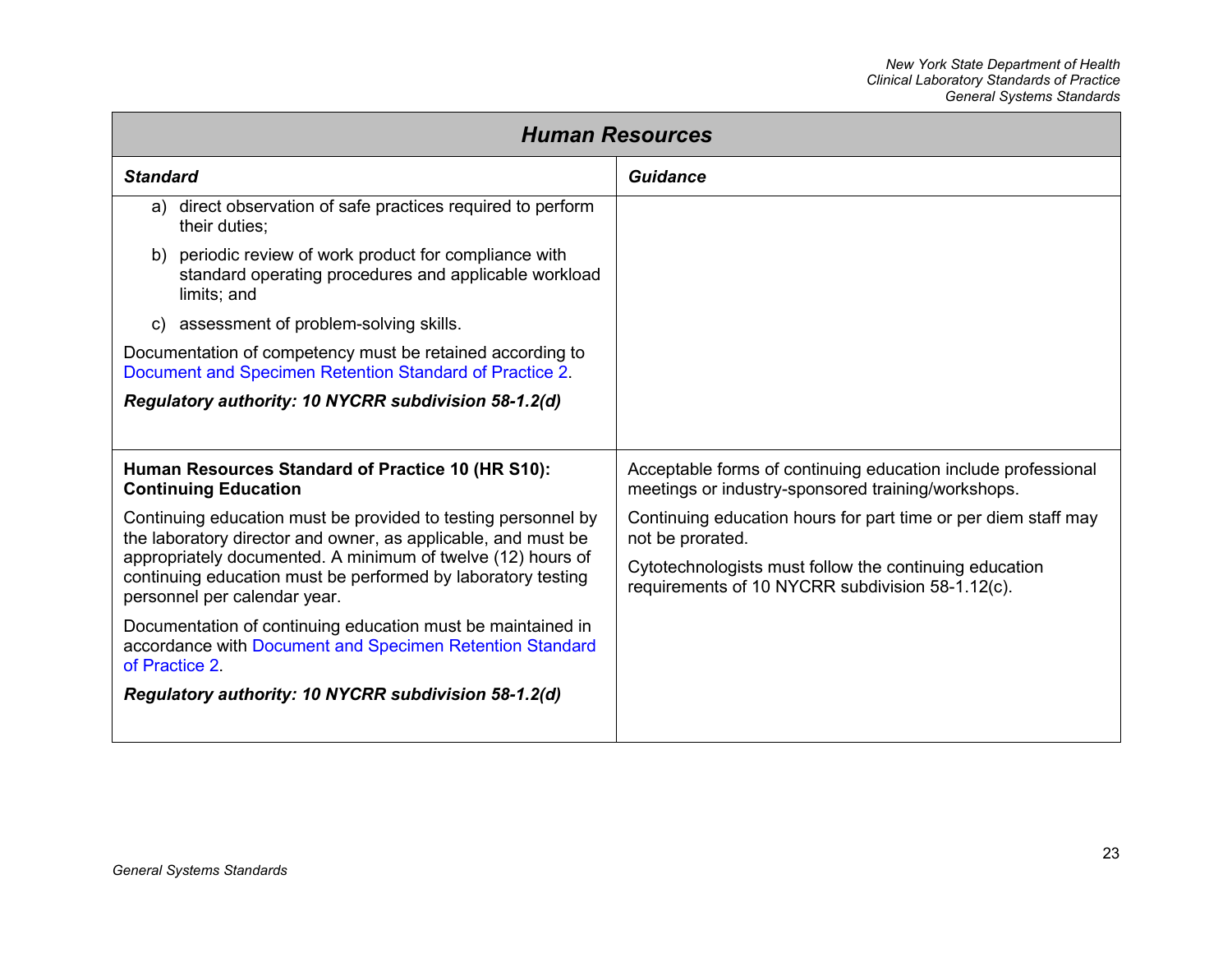## Human Resources

| Standard | Guidance |
|---|---|
| a) direct observation of safe practices required to perform their duties;<br><br>b) periodic review of work product for compliance with standard operating procedures and applicable workload limits; and<br><br>c) assessment of problem-solving skills.<br><br>Documentation of competency must be retained according to Document and Specimen Retention Standard of Practice 2.<br><br>***Regulatory authority: 10 NYCRR subdivision 58-1.2(d)*** | |
| **Human Resources Standard of Practice 10 (HR S10): Continuing Education**<br><br>Continuing education must be provided to testing personnel by the laboratory director and owner, as applicable, and must be appropriately documented. A minimum of twelve (12) hours of continuing education must be performed by laboratory testing personnel per calendar year.<br><br>Documentation of continuing education must be maintained in accordance with Document and Specimen Retention Standard of Practice 2.<br><br>***Regulatory authority: 10 NYCRR subdivision 58-1.2(d)*** | Acceptable forms of continuing education include professional meetings or industry-sponsored training/workshops.<br><br>Continuing education hours for part time or per diem staff may not be prorated.<br><br>Cytotechnologists must follow the continuing education requirements of 10 NYCRR subdivision 58-1.12(c). |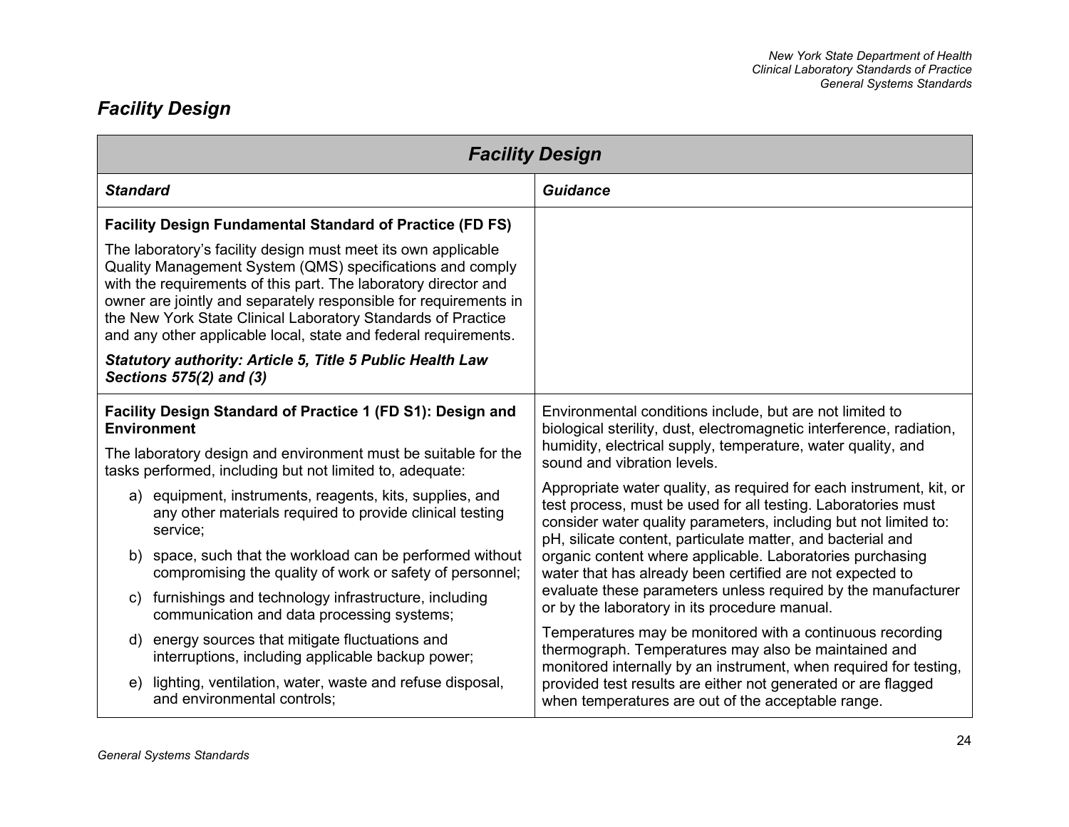## *Facility Design*

| ***Facility Design*** | |
|---|---|
| ***Standard*** | ***Guidance*** |
| **Facility Design Fundamental Standard of Practice (FD FS)**<br><br>The laboratory's facility design must meet its own applicable Quality Management System (QMS) specifications and comply with the requirements of this part. The laboratory director and owner are jointly and separately responsible for requirements in the New York State Clinical Laboratory Standards of Practice and any other applicable local, state and federal requirements.<br><br>***Statutory authority: Article 5, Title 5 Public Health Law Sections 575(2) and (3)*** | |
| **Facility Design Standard of Practice 1 (FD S1): Design and Environment**<br><br>The laboratory design and environment must be suitable for the tasks performed, including but not limited to, adequate:<br><br>a) equipment, instruments, reagents, kits, supplies, and any other materials required to provide clinical testing service;<br><br>b) space, such that the workload can be performed without compromising the quality of work or safety of personnel;<br><br>c) furnishings and technology infrastructure, including communication and data processing systems;<br><br>d) energy sources that mitigate fluctuations and interruptions, including applicable backup power;<br><br>e) lighting, ventilation, water, waste and refuse disposal, and environmental controls; | Environmental conditions include, but are not limited to biological sterility, dust, electromagnetic interference, radiation, humidity, electrical supply, temperature, water quality, and sound and vibration levels.<br><br>Appropriate water quality, as required for each instrument, kit, or test process, must be used for all testing. Laboratories must consider water quality parameters, including but not limited to: pH, silicate content, particulate matter, and bacterial and organic content where applicable. Laboratories purchasing water that has already been certified are not expected to evaluate these parameters unless required by the manufacturer or by the laboratory in its procedure manual.<br><br>Temperatures may be monitored with a continuous recording thermograph. Temperatures may also be maintained and monitored internally by an instrument, when required for testing, provided test results are either not generated or are flagged when temperatures are out of the acceptable range. |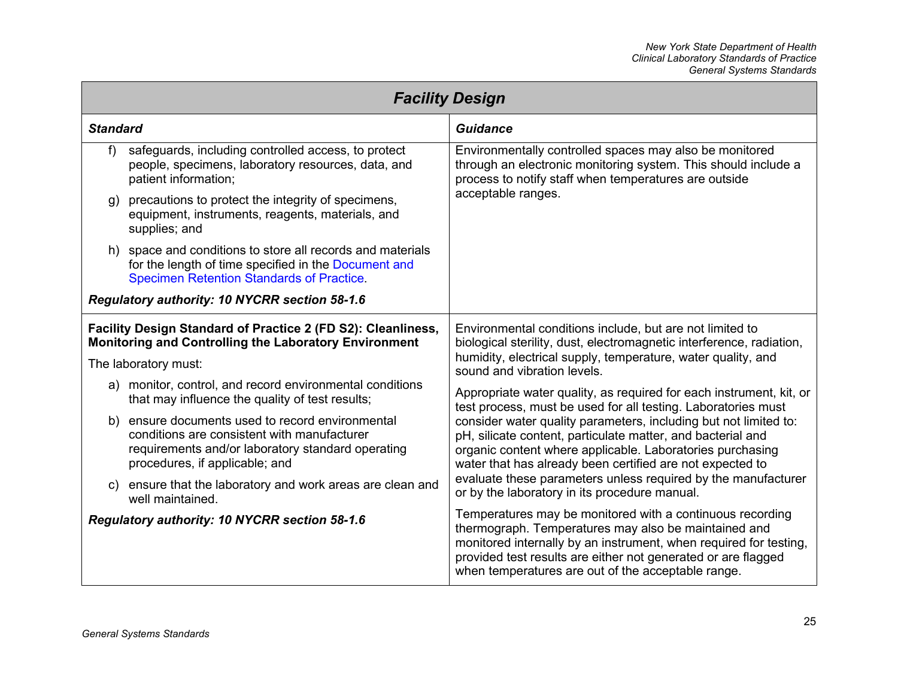| *Facility Design* | |
|---|---|
| ***Standard*** | ***Guidance*** |
| f) safeguards, including controlled access, to protect people, specimens, laboratory resources, data, and patient information;<br><br>g) precautions to protect the integrity of specimens, equipment, instruments, reagents, materials, and supplies; and<br><br>h) space and conditions to store all records and materials for the length of time specified in the Document and Specimen Retention Standards of Practice.<br><br>***Regulatory authority: 10 NYCRR section 58-1.6*** | Environmentally controlled spaces may also be monitored through an electronic monitoring system. This should include a process to notify staff when temperatures are outside acceptable ranges. |
| **Facility Design Standard of Practice 2 (FD S2): Cleanliness, Monitoring and Controlling the Laboratory Environment**<br><br>The laboratory must:<br><br>a) monitor, control, and record environmental conditions that may influence the quality of test results;<br><br>b) ensure documents used to record environmental conditions are consistent with manufacturer requirements and/or laboratory standard operating procedures, if applicable; and<br><br>c) ensure that the laboratory and work areas are clean and well maintained.<br><br>***Regulatory authority: 10 NYCRR section 58-1.6*** | Environmental conditions include, but are not limited to biological sterility, dust, electromagnetic interference, radiation, humidity, electrical supply, temperature, water quality, and sound and vibration levels.<br><br>Appropriate water quality, as required for each instrument, kit, or test process, must be used for all testing. Laboratories must consider water quality parameters, including but not limited to: pH, silicate content, particulate matter, and bacterial and organic content where applicable. Laboratories purchasing water that has already been certified are not expected to evaluate these parameters unless required by the manufacturer or by the laboratory in its procedure manual.<br><br>Temperatures may be monitored with a continuous recording thermograph. Temperatures may also be maintained and monitored internally by an instrument, when required for testing, provided test results are either not generated or are flagged when temperatures are out of the acceptable range. |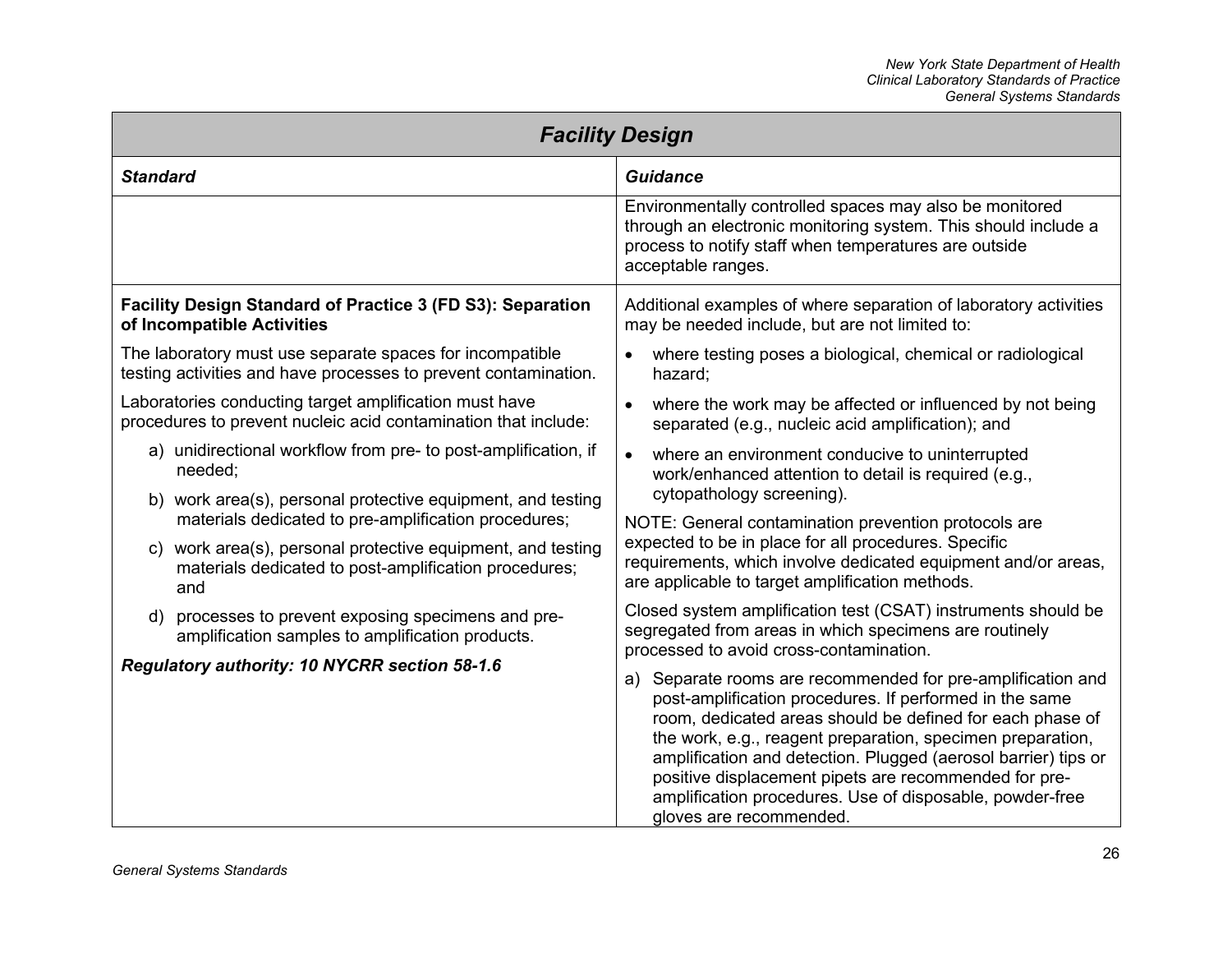## Facility Design

| Standard | Guidance |
|---|---|
| | Environmentally controlled spaces may also be monitored through an electronic monitoring system. This should include a process to notify staff when temperatures are outside acceptable ranges. |
| **Facility Design Standard of Practice 3 (FD S3): Separation of Incompatible Activities**<br><br>The laboratory must use separate spaces for incompatible testing activities and have processes to prevent contamination.<br><br>Laboratories conducting target amplification must have procedures to prevent nucleic acid contamination that include:<br><br>a) unidirectional workflow from pre- to post-amplification, if needed;<br>b) work area(s), personal protective equipment, and testing materials dedicated to pre-amplification procedures;<br>c) work area(s), personal protective equipment, and testing materials dedicated to post-amplification procedures; and<br>d) processes to prevent exposing specimens and pre-amplification samples to amplification products.<br><br>***Regulatory authority: 10 NYCRR section 58-1.6*** | Additional examples of where separation of laboratory activities may be needed include, but are not limited to:<br><br>• where testing poses a biological, chemical or radiological hazard;<br>• where the work may be affected or influenced by not being separated (e.g., nucleic acid amplification); and<br>• where an environment conducive to uninterrupted work/enhanced attention to detail is required (e.g., cytopathology screening).<br><br>NOTE: General contamination prevention protocols are expected to be in place for all procedures. Specific requirements, which involve dedicated equipment and/or areas, are applicable to target amplification methods.<br><br>Closed system amplification test (CSAT) instruments should be segregated from areas in which specimens are routinely processed to avoid cross-contamination.<br><br>a) Separate rooms are recommended for pre-amplification and post-amplification procedures. If performed in the same room, dedicated areas should be defined for each phase of the work, e.g., reagent preparation, specimen preparation, amplification and detection. Plugged (aerosol barrier) tips or positive displacement pipets are recommended for pre-amplification procedures. Use of disposable, powder-free gloves are recommended. |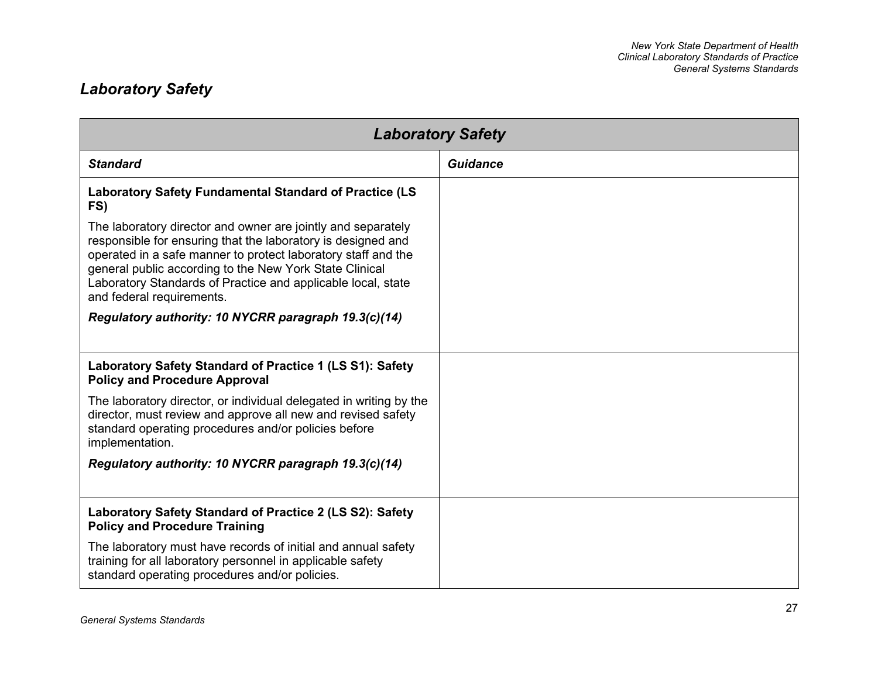## *Laboratory Safety*

| ***Laboratory Safety*** | |
|---|---|
| ***Standard*** | ***Guidance*** |
| **Laboratory Safety Fundamental Standard of Practice (LS FS)**<br><br>The laboratory director and owner are jointly and separately responsible for ensuring that the laboratory is designed and operated in a safe manner to protect laboratory staff and the general public according to the New York State Clinical Laboratory Standards of Practice and applicable local, state and federal requirements.<br><br>***Regulatory authority: 10 NYCRR paragraph 19.3(c)(14)*** | |
| **Laboratory Safety Standard of Practice 1 (LS S1): Safety Policy and Procedure Approval**<br><br>The laboratory director, or individual delegated in writing by the director, must review and approve all new and revised safety standard operating procedures and/or policies before implementation.<br><br>***Regulatory authority: 10 NYCRR paragraph 19.3(c)(14)*** | |
| **Laboratory Safety Standard of Practice 2 (LS S2): Safety Policy and Procedure Training**<br><br>The laboratory must have records of initial and annual safety training for all laboratory personnel in applicable safety standard operating procedures and/or policies. | |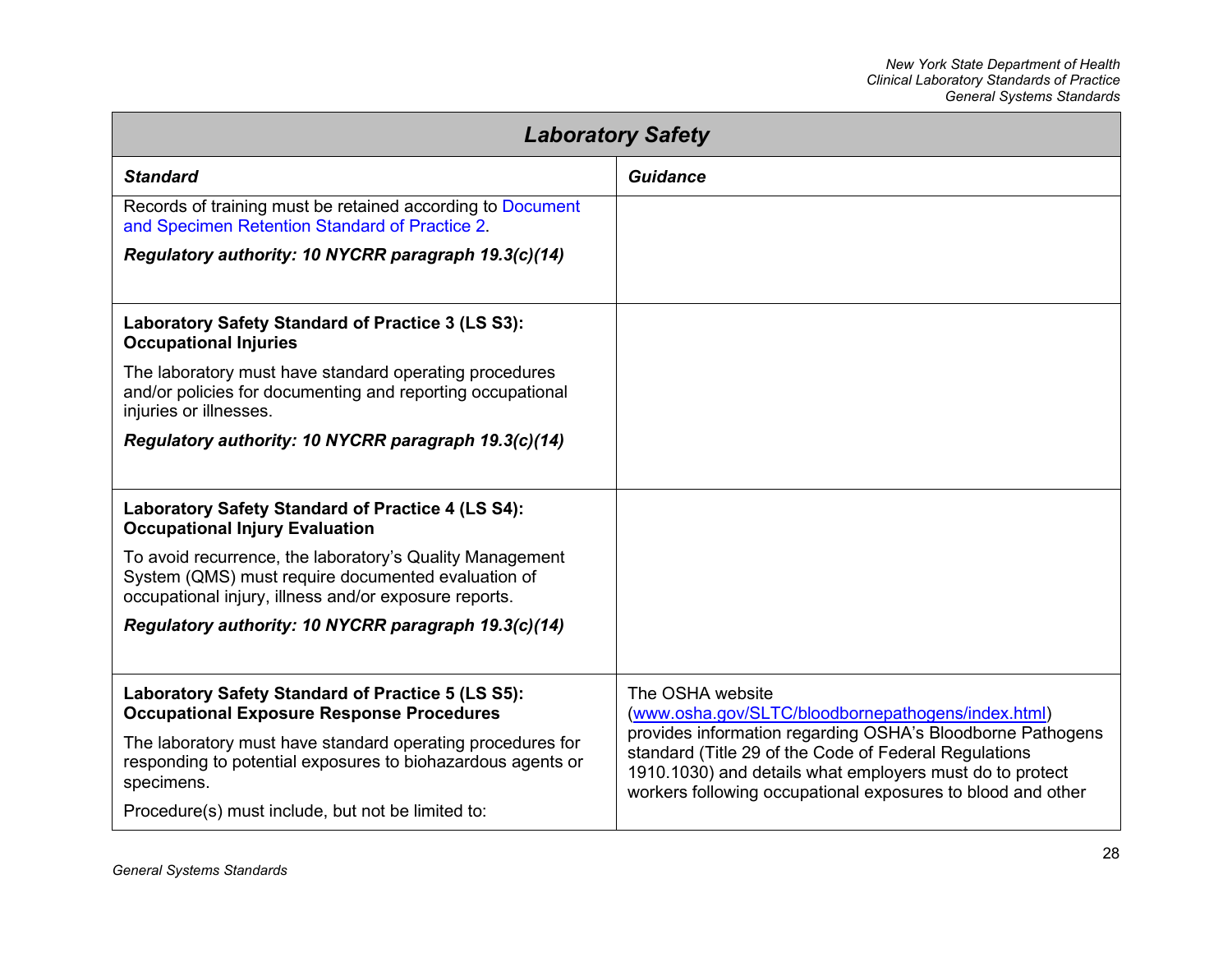## Laboratory Safety

| ***Standard*** | ***Guidance*** |
|---|---|
| Records of training must be retained according to Document and Specimen Retention Standard of Practice 2.<br><br>***Regulatory authority: 10 NYCRR paragraph 19.3(c)(14)*** | |
| **Laboratory Safety Standard of Practice 3 (LS S3): Occupational Injuries**<br><br>The laboratory must have standard operating procedures and/or policies for documenting and reporting occupational injuries or illnesses.<br><br>***Regulatory authority: 10 NYCRR paragraph 19.3(c)(14)*** | |
| **Laboratory Safety Standard of Practice 4 (LS S4): Occupational Injury Evaluation**<br><br>To avoid recurrence, the laboratory's Quality Management System (QMS) must require documented evaluation of occupational injury, illness and/or exposure reports.<br><br>***Regulatory authority: 10 NYCRR paragraph 19.3(c)(14)*** | |
| **Laboratory Safety Standard of Practice 5 (LS S5): Occupational Exposure Response Procedures**<br><br>The laboratory must have standard operating procedures for responding to potential exposures to biohazardous agents or specimens.<br><br>Procedure(s) must include, but not be limited to: | The OSHA website (www.osha.gov/SLTC/bloodbornepathogens/index.html) provides information regarding OSHA's Bloodborne Pathogens standard (Title 29 of the Code of Federal Regulations 1910.1030) and details what employers must do to protect workers following occupational exposures to blood and other |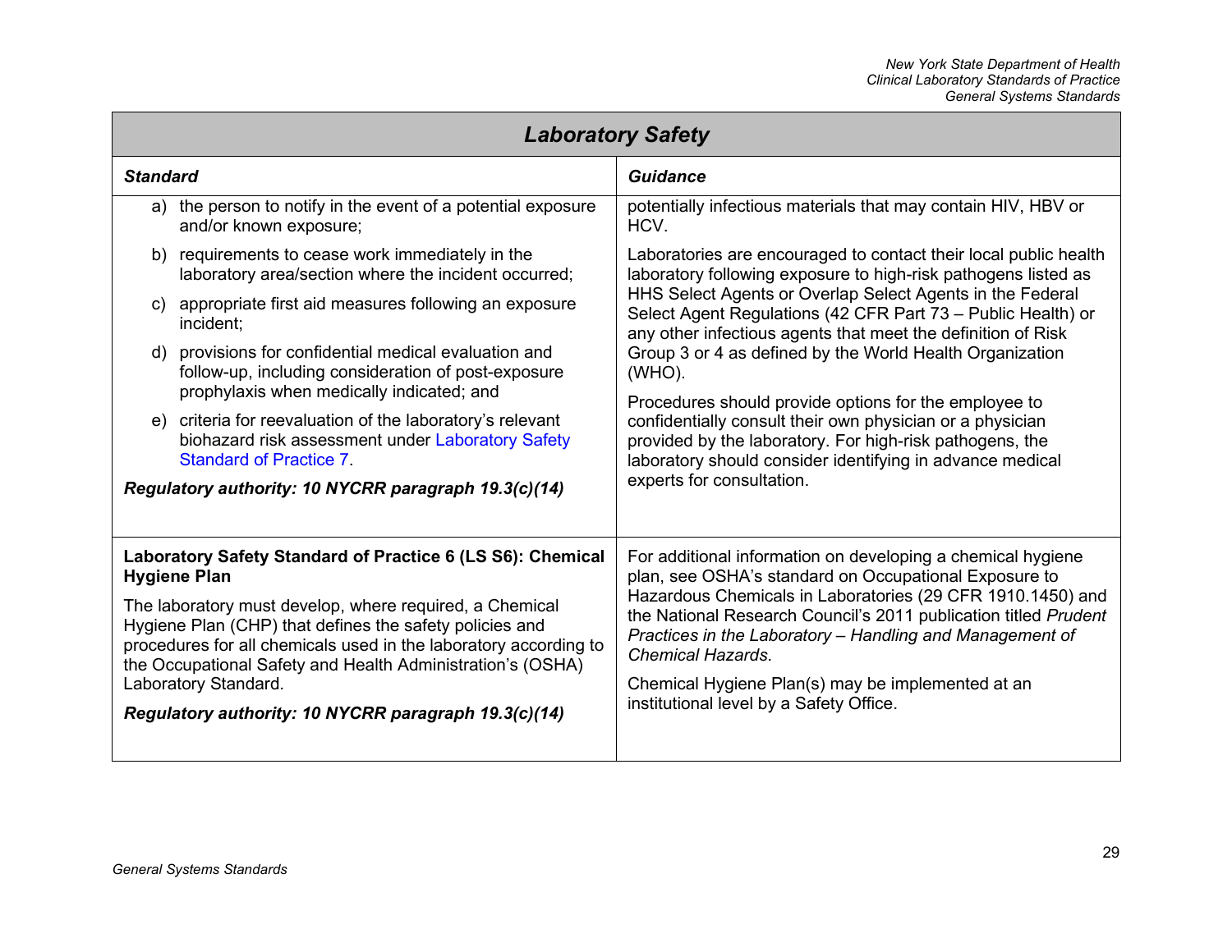| Laboratory Safety | |
|---|---|
| ***Standard*** | ***Guidance*** |
| a) the person to notify in the event of a potential exposure and/or known exposure;<br><br>b) requirements to cease work immediately in the laboratory area/section where the incident occurred;<br><br>c) appropriate first aid measures following an exposure incident;<br><br>d) provisions for confidential medical evaluation and follow-up, including consideration of post-exposure prophylaxis when medically indicated; and<br><br>e) criteria for reevaluation of the laboratory's relevant biohazard risk assessment under Laboratory Safety Standard of Practice 7.<br><br>***Regulatory authority: 10 NYCRR paragraph 19.3(c)(14)*** | potentially infectious materials that may contain HIV, HBV or HCV.<br><br>Laboratories are encouraged to contact their local public health laboratory following exposure to high-risk pathogens listed as HHS Select Agents or Overlap Select Agents in the Federal Select Agent Regulations (42 CFR Part 73 – Public Health) or any other infectious agents that meet the definition of Risk Group 3 or 4 as defined by the World Health Organization (WHO).<br><br>Procedures should provide options for the employee to confidentially consult their own physician or a physician provided by the laboratory. For high-risk pathogens, the laboratory should consider identifying in advance medical experts for consultation. |
| **Laboratory Safety Standard of Practice 6 (LS S6): Chemical Hygiene Plan**<br><br>The laboratory must develop, where required, a Chemical Hygiene Plan (CHP) that defines the safety policies and procedures for all chemicals used in the laboratory according to the Occupational Safety and Health Administration's (OSHA) Laboratory Standard.<br><br>***Regulatory authority: 10 NYCRR paragraph 19.3(c)(14)*** | For additional information on developing a chemical hygiene plan, see OSHA's standard on Occupational Exposure to Hazardous Chemicals in Laboratories (29 CFR 1910.1450) and the National Research Council's 2011 publication titled *Prudent Practices in the Laboratory – Handling and Management of Chemical Hazards*.<br><br>Chemical Hygiene Plan(s) may be implemented at an institutional level by a Safety Office. |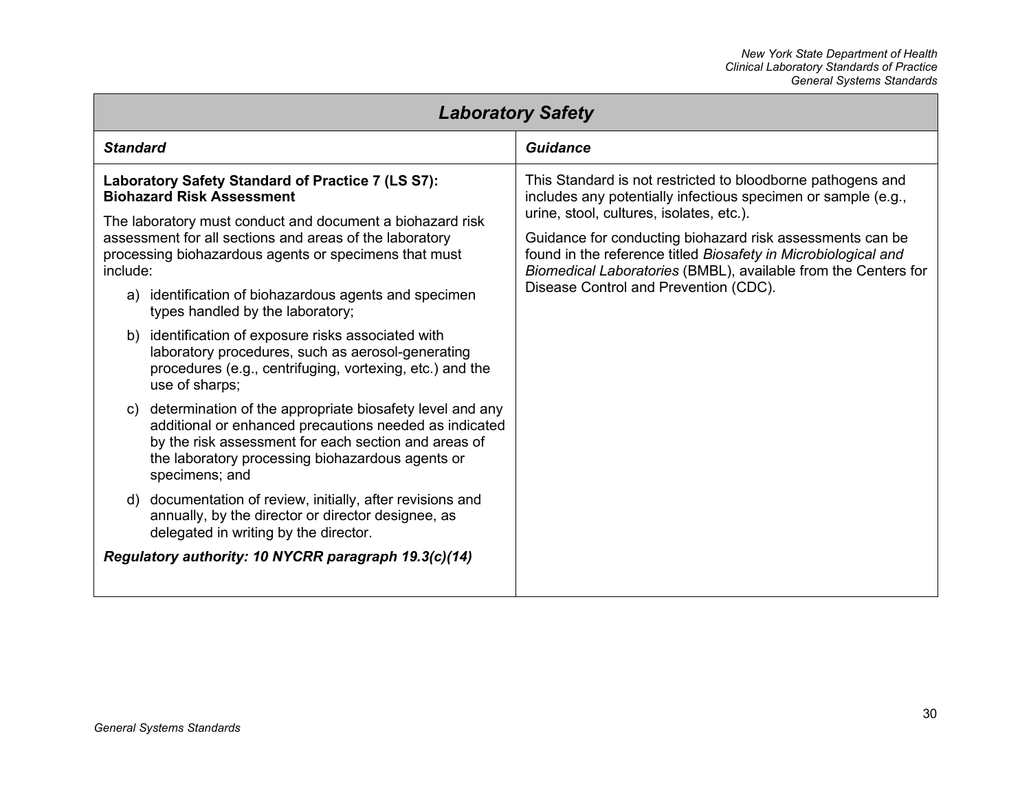## Laboratory Safety

| *Standard* | *Guidance* |
| --- | --- |
| **Laboratory Safety Standard of Practice 7 (LS S7): Biohazard Risk Assessment**<br><br>The laboratory must conduct and document a biohazard risk assessment for all sections and areas of the laboratory processing biohazardous agents or specimens that must include:<br><br>a) identification of biohazardous agents and specimen types handled by the laboratory;<br><br>b) identification of exposure risks associated with laboratory procedures, such as aerosol-generating procedures (e.g., centrifuging, vortexing, etc.) and the use of sharps;<br><br>c) determination of the appropriate biosafety level and any additional or enhanced precautions needed as indicated by the risk assessment for each section and areas of the laboratory processing biohazardous agents or specimens; and<br><br>d) documentation of review, initially, after revisions and annually, by the director or director designee, as delegated in writing by the director.<br><br>***Regulatory authority: 10 NYCRR paragraph 19.3(c)(14)*** | This Standard is not restricted to bloodborne pathogens and includes any potentially infectious specimen or sample (e.g., urine, stool, cultures, isolates, etc.).<br><br>Guidance for conducting biohazard risk assessments can be found in the reference titled *Biosafety in Microbiological and Biomedical Laboratories* (BMBL), available from the Centers for Disease Control and Prevention (CDC). |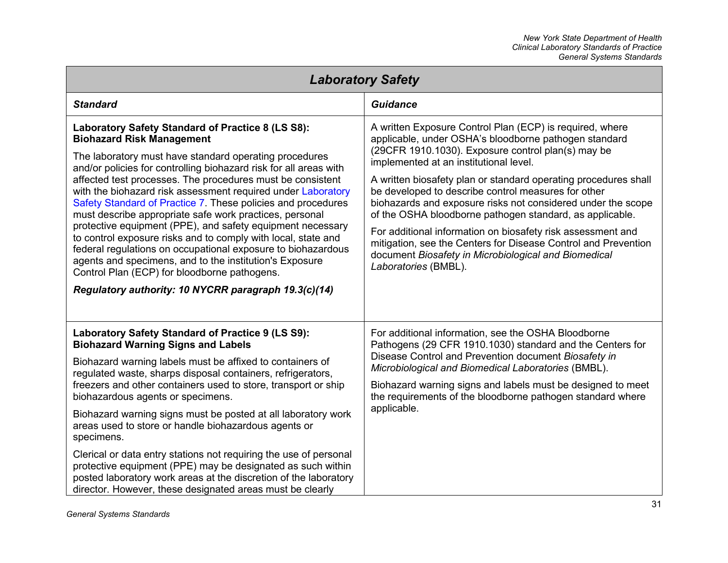| Laboratory Safety | |
|---|---|
| ***Standard*** | ***Guidance*** |
| **Laboratory Safety Standard of Practice 8 (LS S8): Biohazard Risk Management**<br><br>The laboratory must have standard operating procedures and/or policies for controlling biohazard risk for all areas with affected test processes. The procedures must be consistent with the biohazard risk assessment required under Laboratory Safety Standard of Practice 7. These policies and procedures must describe appropriate safe work practices, personal protective equipment (PPE), and safety equipment necessary to control exposure risks and to comply with local, state and federal regulations on occupational exposure to biohazardous agents and specimens, and to the institution's Exposure Control Plan (ECP) for bloodborne pathogens.<br><br>***Regulatory authority: 10 NYCRR paragraph 19.3(c)(14)*** | A written Exposure Control Plan (ECP) is required, where applicable, under OSHA's bloodborne pathogen standard (29CFR 1910.1030). Exposure control plan(s) may be implemented at an institutional level.<br><br>A written biosafety plan or standard operating procedures shall be developed to describe control measures for other biohazards and exposure risks not considered under the scope of the OSHA bloodborne pathogen standard, as applicable.<br><br>For additional information on biosafety risk assessment and mitigation, see the Centers for Disease Control and Prevention document *Biosafety in Microbiological and Biomedical Laboratories* (BMBL). |
| **Laboratory Safety Standard of Practice 9 (LS S9): Biohazard Warning Signs and Labels**<br><br>Biohazard warning labels must be affixed to containers of regulated waste, sharps disposal containers, refrigerators, freezers and other containers used to store, transport or ship biohazardous agents or specimens.<br><br>Biohazard warning signs must be posted at all laboratory work areas used to store or handle biohazardous agents or specimens.<br><br>Clerical or data entry stations not requiring the use of personal protective equipment (PPE) may be designated as such within posted laboratory work areas at the discretion of the laboratory director. However, these designated areas must be clearly | For additional information, see the OSHA Bloodborne Pathogens (29 CFR 1910.1030) standard and the Centers for Disease Control and Prevention document *Biosafety in Microbiological and Biomedical Laboratories* (BMBL).<br><br>Biohazard warning signs and labels must be designed to meet the requirements of the bloodborne pathogen standard where applicable. |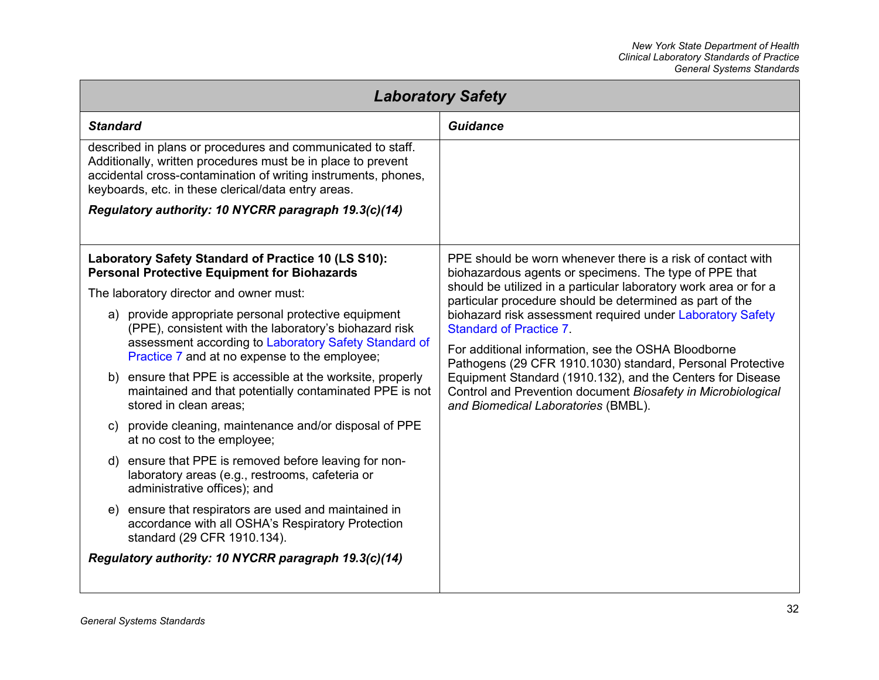## Laboratory Safety

| *Standard* | *Guidance* |
| --- | --- |
| described in plans or procedures and communicated to staff. Additionally, written procedures must be in place to prevent accidental cross-contamination of writing instruments, phones, keyboards, etc. in these clerical/data entry areas.<br><br>***Regulatory authority: 10 NYCRR paragraph 19.3(c)(14)*** | |
| **Laboratory Safety Standard of Practice 10 (LS S10): Personal Protective Equipment for Biohazards**<br><br>The laboratory director and owner must:<br><br>a) provide appropriate personal protective equipment (PPE), consistent with the laboratory's biohazard risk assessment according to Laboratory Safety Standard of Practice 7 and at no expense to the employee;<br><br>b) ensure that PPE is accessible at the worksite, properly maintained and that potentially contaminated PPE is not stored in clean areas;<br><br>c) provide cleaning, maintenance and/or disposal of PPE at no cost to the employee;<br><br>d) ensure that PPE is removed before leaving for non-laboratory areas (e.g., restrooms, cafeteria or administrative offices); and<br><br>e) ensure that respirators are used and maintained in accordance with all OSHA's Respiratory Protection standard (29 CFR 1910.134).<br><br>***Regulatory authority: 10 NYCRR paragraph 19.3(c)(14)*** | PPE should be worn whenever there is a risk of contact with biohazardous agents or specimens. The type of PPE that should be utilized in a particular laboratory work area or for a particular procedure should be determined as part of the biohazard risk assessment required under Laboratory Safety Standard of Practice 7.<br><br>For additional information, see the OSHA Bloodborne Pathogens (29 CFR 1910.1030) standard, Personal Protective Equipment Standard (1910.132), and the Centers for Disease Control and Prevention document *Biosafety in Microbiological and Biomedical Laboratories* (BMBL). |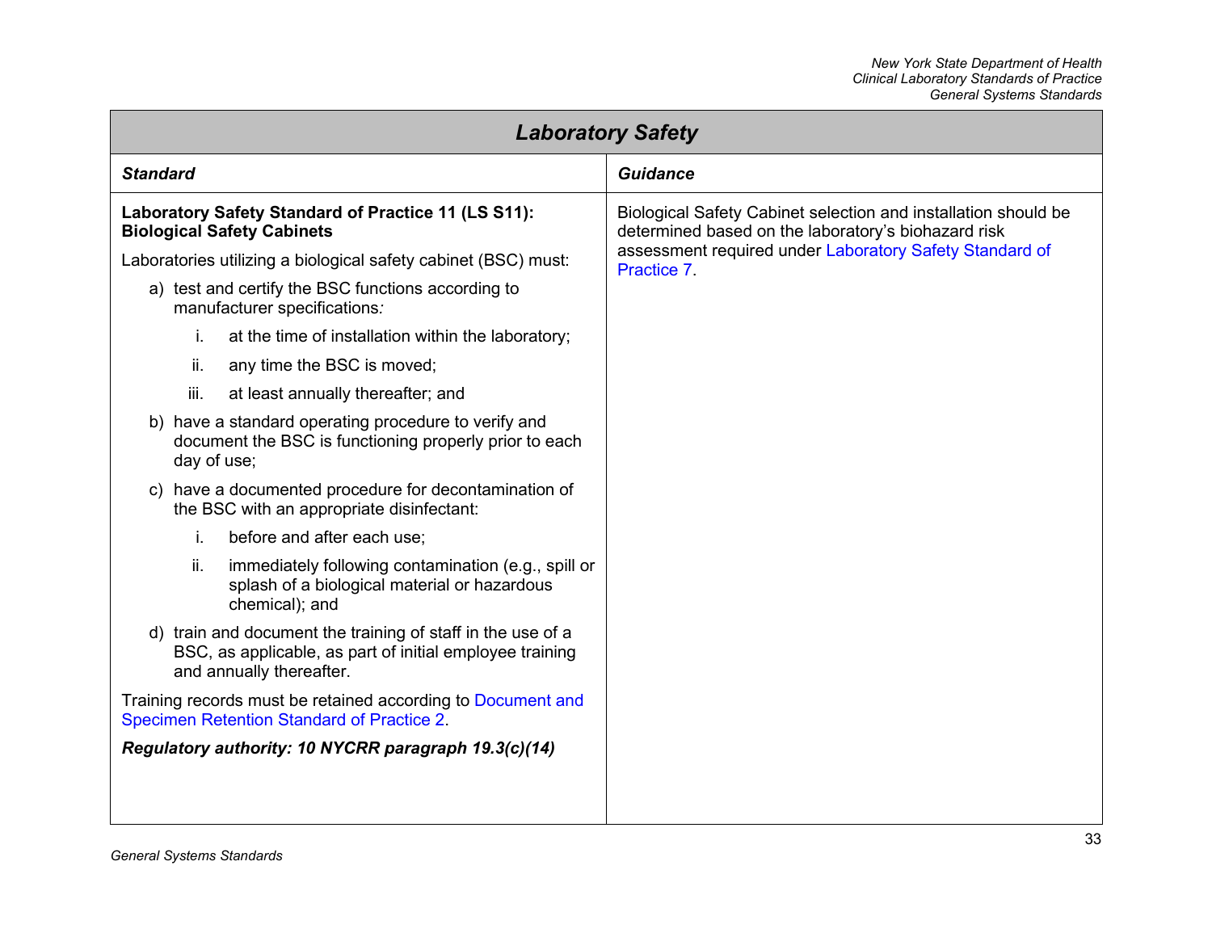## Laboratory Safety

| Standard | Guidance |
|---|---|
| **Laboratory Safety Standard of Practice 11 (LS S11): Biological Safety Cabinets**<br><br>Laboratories utilizing a biological safety cabinet (BSC) must:<br><br>a) test and certify the BSC functions according to manufacturer specifications:<br>&nbsp;&nbsp;&nbsp;&nbsp;i. at the time of installation within the laboratory;<br>&nbsp;&nbsp;&nbsp;&nbsp;ii. any time the BSC is moved;<br>&nbsp;&nbsp;&nbsp;&nbsp;iii. at least annually thereafter; and<br>b) have a standard operating procedure to verify and document the BSC is functioning properly prior to each day of use;<br>c) have a documented procedure for decontamination of the BSC with an appropriate disinfectant:<br>&nbsp;&nbsp;&nbsp;&nbsp;i. before and after each use;<br>&nbsp;&nbsp;&nbsp;&nbsp;ii. immediately following contamination (e.g., spill or splash of a biological material or hazardous chemical); and<br>d) train and document the training of staff in the use of a BSC, as applicable, as part of initial employee training and annually thereafter.<br><br>Training records must be retained according to Document and Specimen Retention Standard of Practice 2.<br><br>***Regulatory authority: 10 NYCRR paragraph 19.3(c)(14)*** | Biological Safety Cabinet selection and installation should be determined based on the laboratory's biohazard risk assessment required under Laboratory Safety Standard of Practice 7. |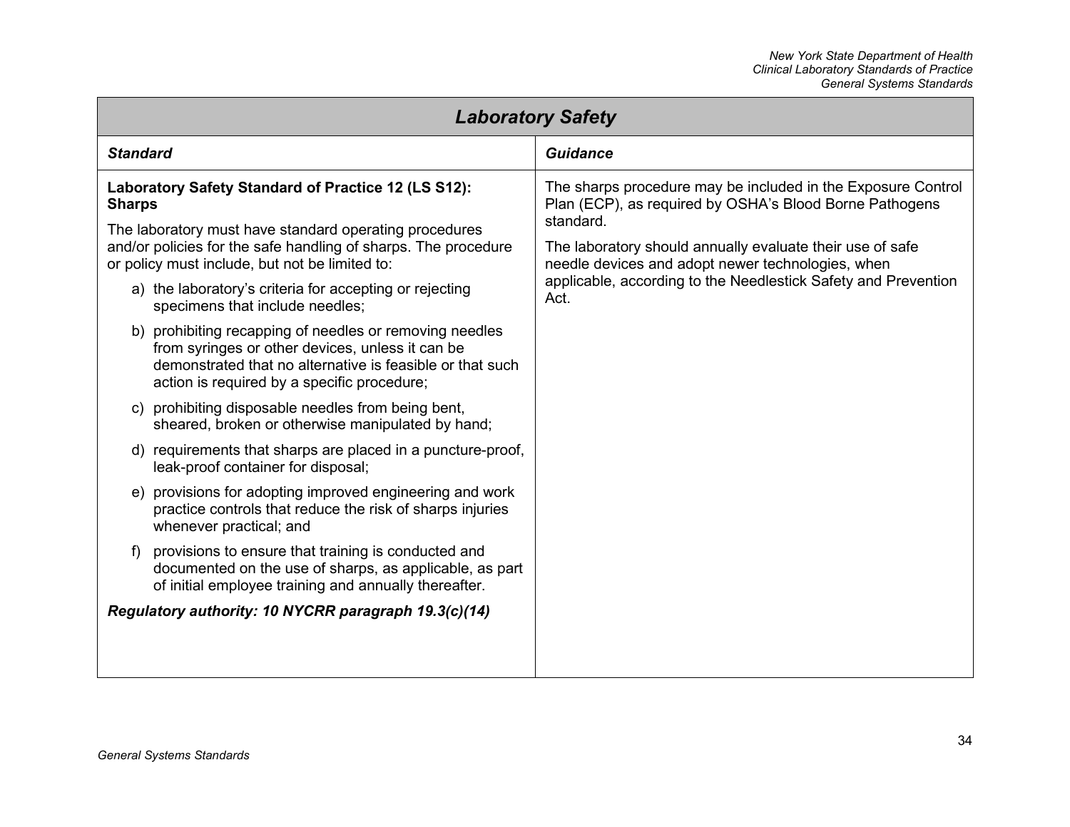## Laboratory Safety

| *Standard* | *Guidance* |
|---|---|
| **Laboratory Safety Standard of Practice 12 (LS S12): Sharps**<br><br>The laboratory must have standard operating procedures and/or policies for the safe handling of sharps. The procedure or policy must include, but not be limited to:<br><br>a) the laboratory's criteria for accepting or rejecting specimens that include needles;<br><br>b) prohibiting recapping of needles or removing needles from syringes or other devices, unless it can be demonstrated that no alternative is feasible or that such action is required by a specific procedure;<br><br>c) prohibiting disposable needles from being bent, sheared, broken or otherwise manipulated by hand;<br><br>d) requirements that sharps are placed in a puncture-proof, leak-proof container for disposal;<br><br>e) provisions for adopting improved engineering and work practice controls that reduce the risk of sharps injuries whenever practical; and<br><br>f) provisions to ensure that training is conducted and documented on the use of sharps, as applicable, as part of initial employee training and annually thereafter.<br><br>***Regulatory authority: 10 NYCRR paragraph 19.3(c)(14)*** | The sharps procedure may be included in the Exposure Control Plan (ECP), as required by OSHA's Blood Borne Pathogens standard.<br><br>The laboratory should annually evaluate their use of safe needle devices and adopt newer technologies, when applicable, according to the Needlestick Safety and Prevention Act. |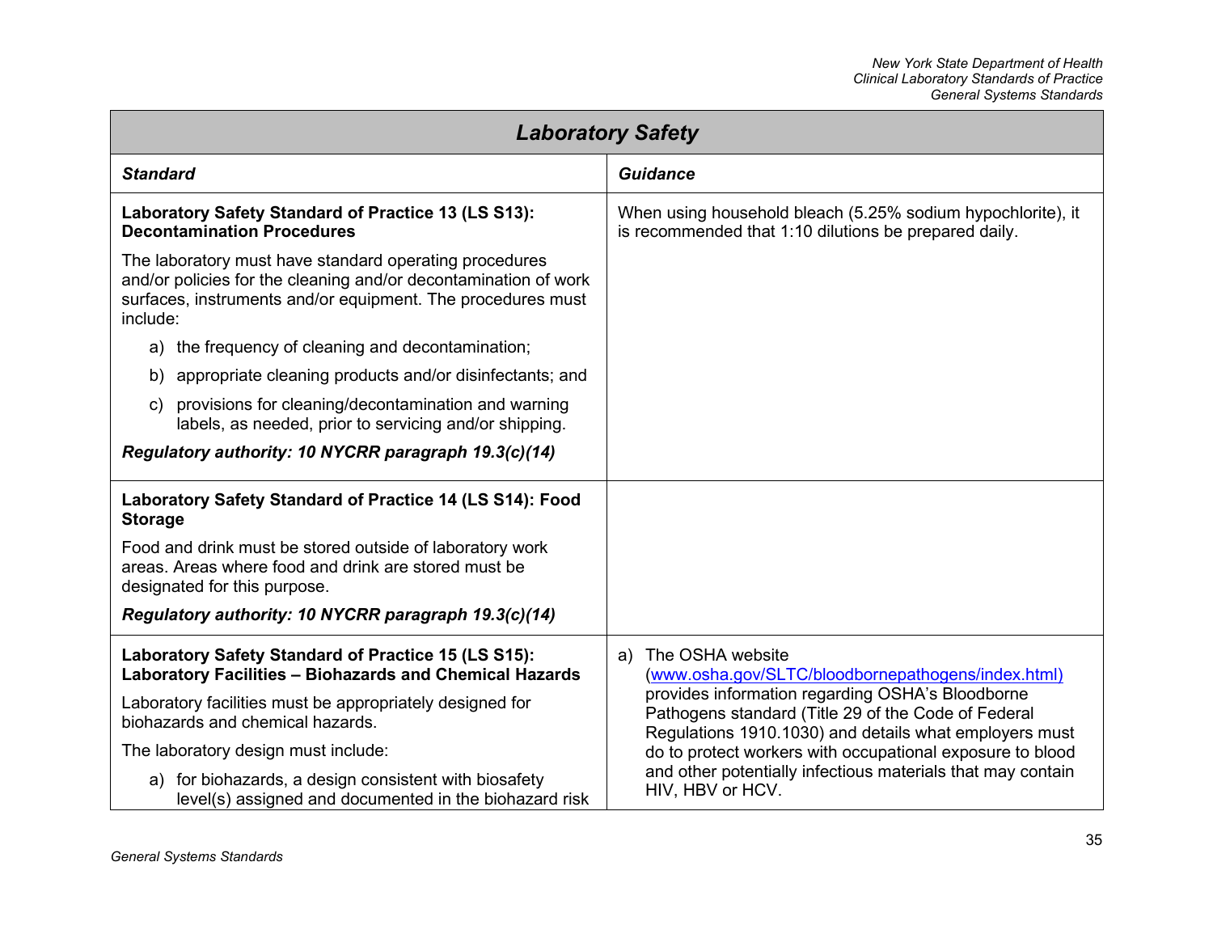## Laboratory Safety

| Standard | Guidance |
|---|---|
| **Laboratory Safety Standard of Practice 13 (LS S13): Decontamination Procedures**<br><br>The laboratory must have standard operating procedures and/or policies for the cleaning and/or decontamination of work surfaces, instruments and/or equipment. The procedures must include:<br><br>a) the frequency of cleaning and decontamination;<br>b) appropriate cleaning products and/or disinfectants; and<br>c) provisions for cleaning/decontamination and warning labels, as needed, prior to servicing and/or shipping.<br><br>***Regulatory authority: 10 NYCRR paragraph 19.3(c)(14)*** | When using household bleach (5.25% sodium hypochlorite), it is recommended that 1:10 dilutions be prepared daily. |
| **Laboratory Safety Standard of Practice 14 (LS S14): Food Storage**<br><br>Food and drink must be stored outside of laboratory work areas. Areas where food and drink are stored must be designated for this purpose.<br><br>***Regulatory authority: 10 NYCRR paragraph 19.3(c)(14)*** | |
| **Laboratory Safety Standard of Practice 15 (LS S15): Laboratory Facilities – Biohazards and Chemical Hazards**<br><br>Laboratory facilities must be appropriately designed for biohazards and chemical hazards.<br><br>The laboratory design must include:<br><br>a) for biohazards, a design consistent with biosafety level(s) assigned and documented in the biohazard risk | a) The OSHA website (www.osha.gov/SLTC/bloodbornepathogens/index.html) provides information regarding OSHA's Bloodborne Pathogens standard (Title 29 of the Code of Federal Regulations 1910.1030) and details what employers must do to protect workers with occupational exposure to blood and other potentially infectious materials that may contain HIV, HBV or HCV. |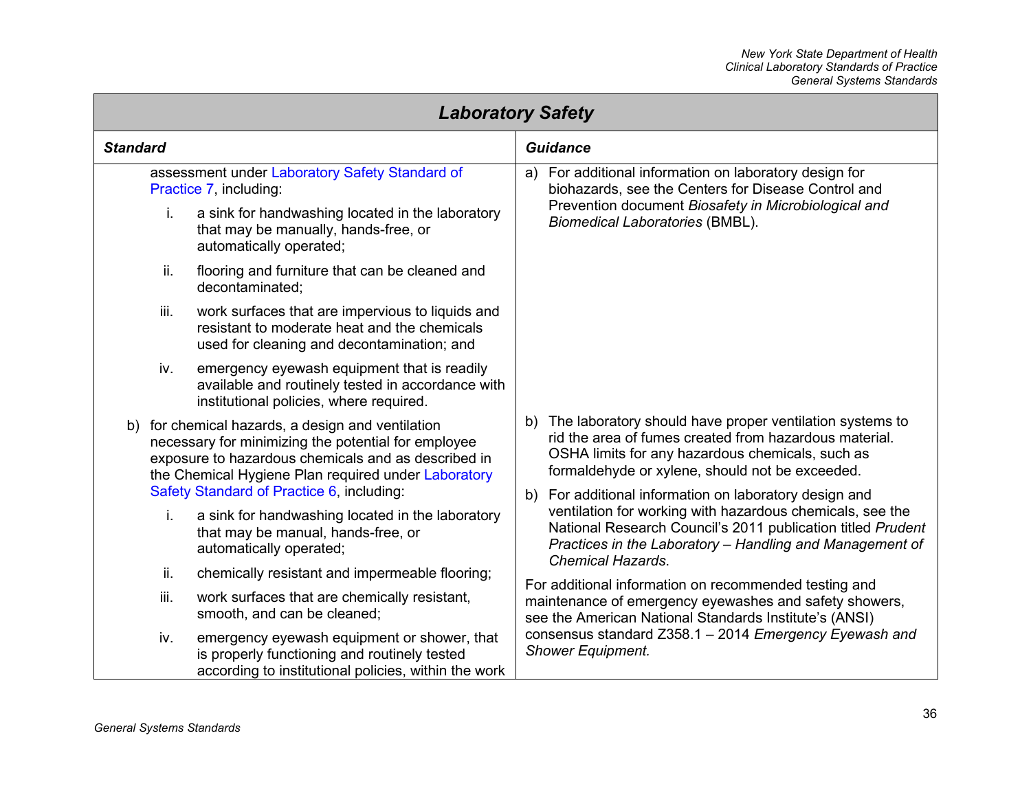## Laboratory Safety

| Standard | Guidance |
|---|---|
| assessment under Laboratory Safety Standard of Practice 7, including:<br><br>i. a sink for handwashing located in the laboratory that may be manually, hands-free, or automatically operated;<br><br>ii. flooring and furniture that can be cleaned and decontaminated;<br><br>iii. work surfaces that are impervious to liquids and resistant to moderate heat and the chemicals used for cleaning and decontamination; and<br><br>iv. emergency eyewash equipment that is readily available and routinely tested in accordance with institutional policies, where required. | a) For additional information on laboratory design for biohazards, see the Centers for Disease Control and Prevention document *Biosafety in Microbiological and Biomedical Laboratories* (BMBL). |
| b) for chemical hazards, a design and ventilation necessary for minimizing the potential for employee exposure to hazardous chemicals and as described in the Chemical Hygiene Plan required under Laboratory Safety Standard of Practice 6, including:<br><br>i. a sink for handwashing located in the laboratory that may be manual, hands-free, or automatically operated;<br><br>ii. chemically resistant and impermeable flooring;<br><br>iii. work surfaces that are chemically resistant, smooth, and can be cleaned;<br><br>iv. emergency eyewash equipment or shower, that is properly functioning and routinely tested according to institutional policies, within the work | b) The laboratory should have proper ventilation systems to rid the area of fumes created from hazardous material. OSHA limits for any hazardous chemicals, such as formaldehyde or xylene, should not be exceeded.<br><br>b) For additional information on laboratory design and ventilation for working with hazardous chemicals, see the National Research Council's 2011 publication titled *Prudent Practices in the Laboratory – Handling and Management of Chemical Hazards*.<br><br>For additional information on recommended testing and maintenance of emergency eyewashes and safety showers, see the American National Standards Institute's (ANSI) consensus standard Z358.1 – 2014 *Emergency Eyewash and Shower Equipment.* |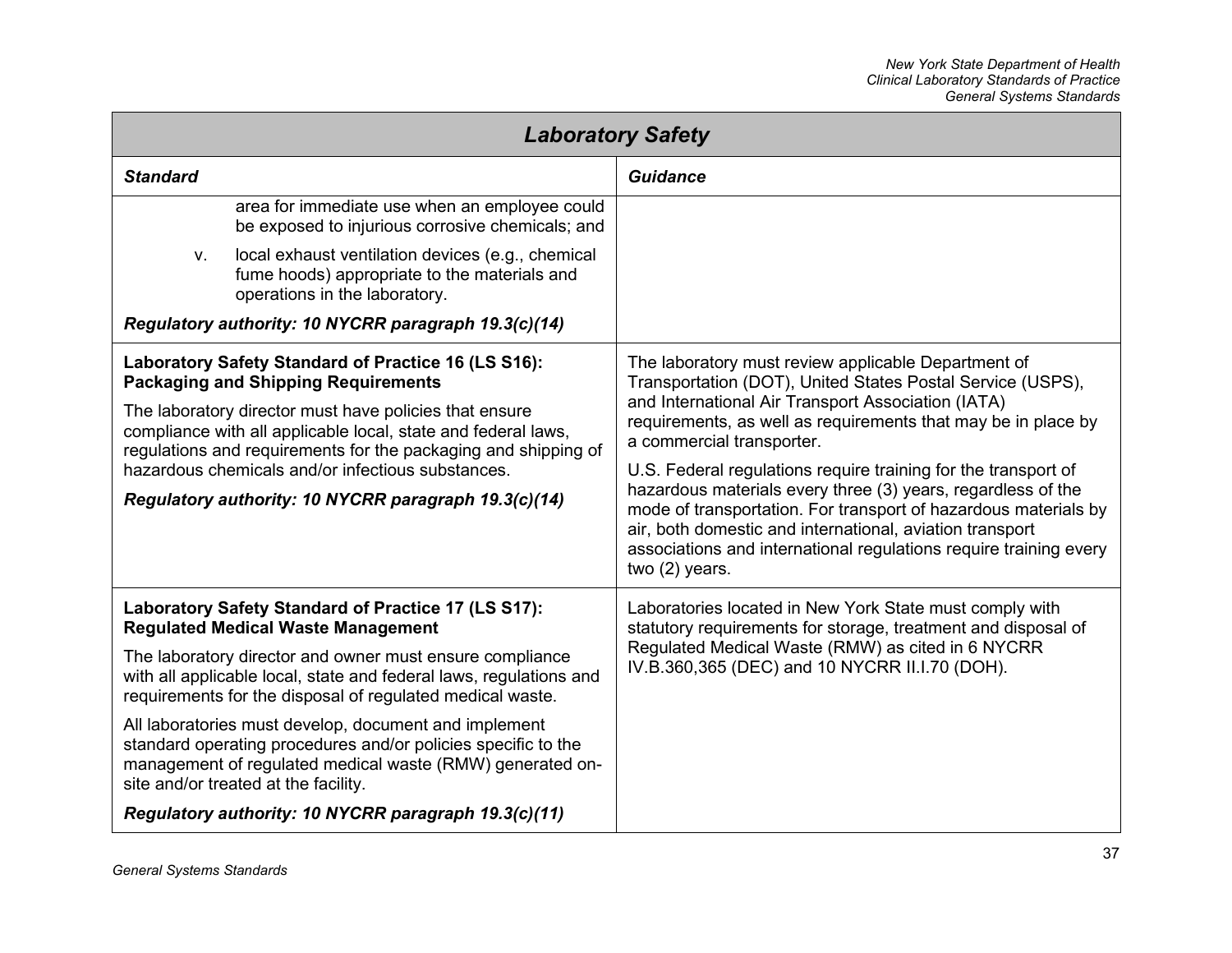| *Laboratory Safety* | |
|---|---|
| ***Standard*** | ***Guidance*** |
| area for immediate use when an employee could be exposed to injurious corrosive chemicals; and<br><br>v. local exhaust ventilation devices (e.g., chemical fume hoods) appropriate to the materials and operations in the laboratory.<br><br>***Regulatory authority: 10 NYCRR paragraph 19.3(c)(14)*** | |
| **Laboratory Safety Standard of Practice 16 (LS S16): Packaging and Shipping Requirements**<br><br>The laboratory director must have policies that ensure compliance with all applicable local, state and federal laws, regulations and requirements for the packaging and shipping of hazardous chemicals and/or infectious substances.<br><br>***Regulatory authority: 10 NYCRR paragraph 19.3(c)(14)*** | The laboratory must review applicable Department of Transportation (DOT), United States Postal Service (USPS), and International Air Transport Association (IATA) requirements, as well as requirements that may be in place by a commercial transporter.<br><br>U.S. Federal regulations require training for the transport of hazardous materials every three (3) years, regardless of the mode of transportation. For transport of hazardous materials by air, both domestic and international, aviation transport associations and international regulations require training every two (2) years. |
| **Laboratory Safety Standard of Practice 17 (LS S17): Regulated Medical Waste Management**<br><br>The laboratory director and owner must ensure compliance with all applicable local, state and federal laws, regulations and requirements for the disposal of regulated medical waste.<br><br>All laboratories must develop, document and implement standard operating procedures and/or policies specific to the management of regulated medical waste (RMW) generated on-site and/or treated at the facility.<br><br>***Regulatory authority: 10 NYCRR paragraph 19.3(c)(11)*** | Laboratories located in New York State must comply with statutory requirements for storage, treatment and disposal of Regulated Medical Waste (RMW) as cited in 6 NYCRR IV.B.360,365 (DEC) and 10 NYCRR II.I.70 (DOH). |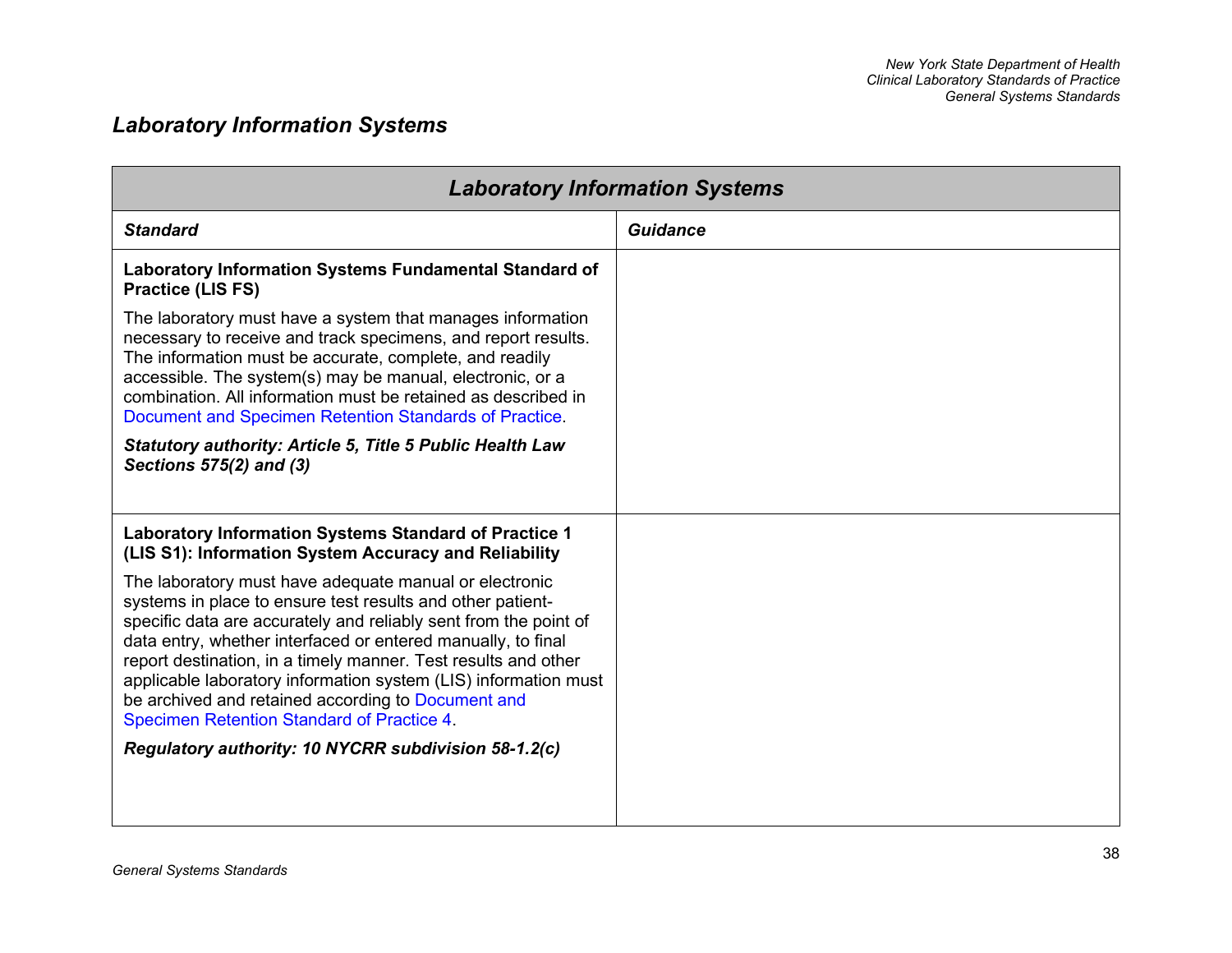## *Laboratory Information Systems*

| ***Laboratory Information Systems*** | |
|---|---|
| ***Standard*** | ***Guidance*** |
| **Laboratory Information Systems Fundamental Standard of Practice (LIS FS)**<br><br>The laboratory must have a system that manages information necessary to receive and track specimens, and report results. The information must be accurate, complete, and readily accessible. The system(s) may be manual, electronic, or a combination. All information must be retained as described in Document and Specimen Retention Standards of Practice.<br><br>***Statutory authority: Article 5, Title 5 Public Health Law Sections 575(2) and (3)*** | |
| **Laboratory Information Systems Standard of Practice 1 (LIS S1): Information System Accuracy and Reliability**<br><br>The laboratory must have adequate manual or electronic systems in place to ensure test results and other patient-specific data are accurately and reliably sent from the point of data entry, whether interfaced or entered manually, to final report destination, in a timely manner. Test results and other applicable laboratory information system (LIS) information must be archived and retained according to Document and Specimen Retention Standard of Practice 4.<br><br>***Regulatory authority: 10 NYCRR subdivision 58-1.2(c)*** | |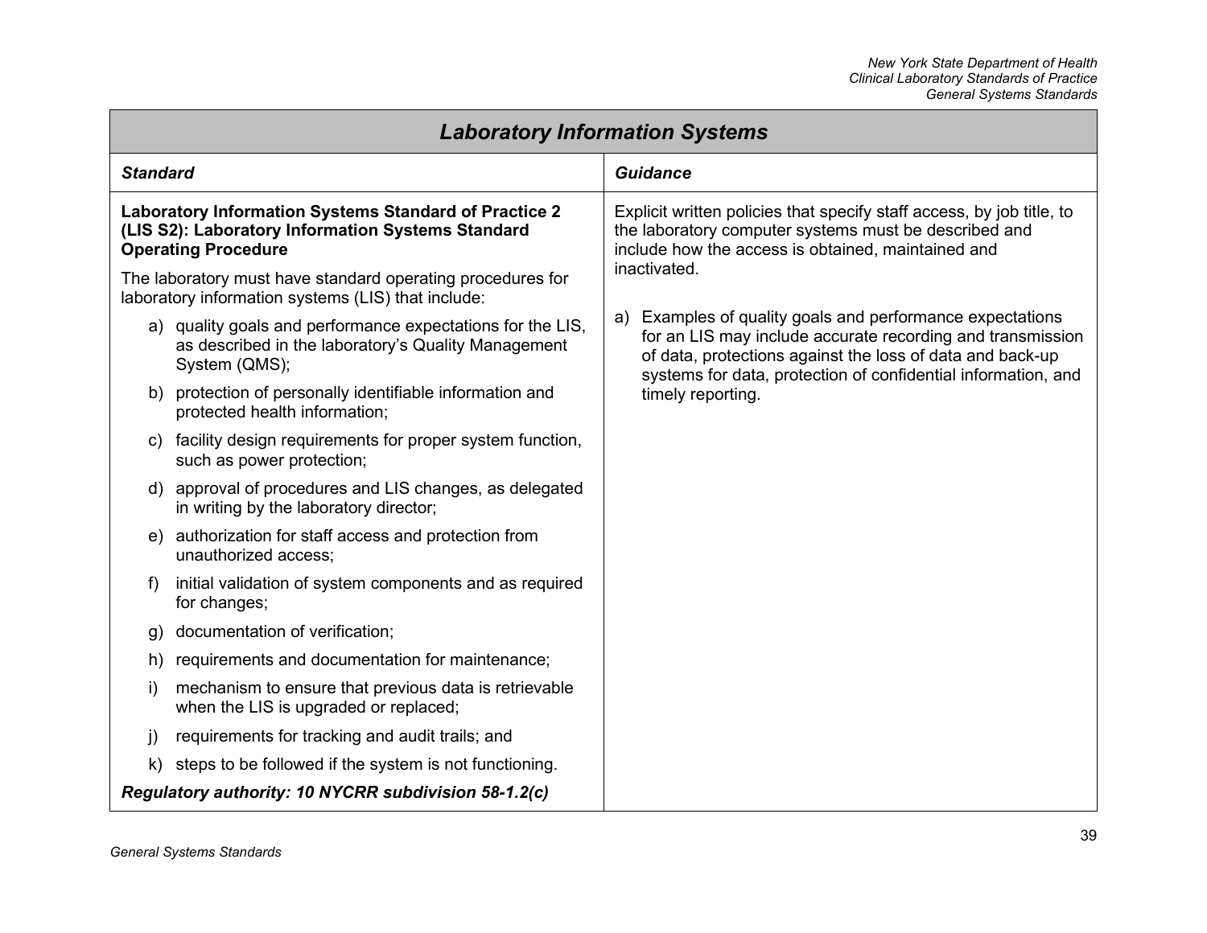## Laboratory Information Systems

| *Standard* | *Guidance* |
| --- | --- |
| **Laboratory Information Systems Standard of Practice 2 (LIS S2): Laboratory Information Systems Standard Operating Procedure**<br><br>The laboratory must have standard operating procedures for laboratory information systems (LIS) that include:<br><br>a) quality goals and performance expectations for the LIS, as described in the laboratory's Quality Management System (QMS);<br>b) protection of personally identifiable information and protected health information;<br>c) facility design requirements for proper system function, such as power protection;<br>d) approval of procedures and LIS changes, as delegated in writing by the laboratory director;<br>e) authorization for staff access and protection from unauthorized access;<br>f) initial validation of system components and as required for changes;<br>g) documentation of verification;<br>h) requirements and documentation for maintenance;<br>i) mechanism to ensure that previous data is retrievable when the LIS is upgraded or replaced;<br>j) requirements for tracking and audit trails; and<br>k) steps to be followed if the system is not functioning.<br><br>***Regulatory authority: 10 NYCRR subdivision 58-1.2(c)*** | Explicit written policies that specify staff access, by job title, to the laboratory computer systems must be described and include how the access is obtained, maintained and inactivated.<br><br>a) Examples of quality goals and performance expectations for an LIS may include accurate recording and transmission of data, protections against the loss of data and back-up systems for data, protection of confidential information, and timely reporting. |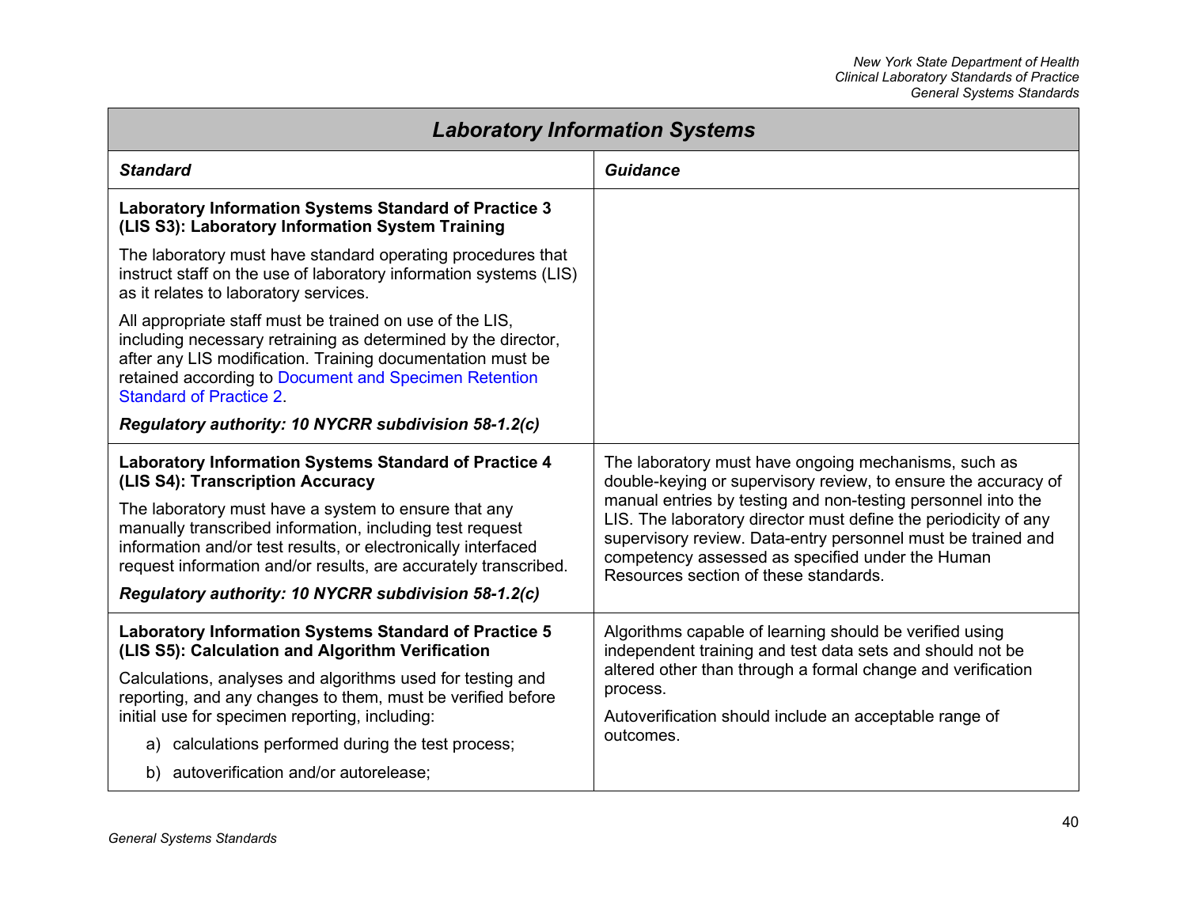## Laboratory Information Systems

| *Standard* | *Guidance* |
|---|---|
| **Laboratory Information Systems Standard of Practice 3 (LIS S3): Laboratory Information System Training**<br><br>The laboratory must have standard operating procedures that instruct staff on the use of laboratory information systems (LIS) as it relates to laboratory services.<br><br>All appropriate staff must be trained on use of the LIS, including necessary retraining as determined by the director, after any LIS modification. Training documentation must be retained according to Document and Specimen Retention Standard of Practice 2.<br><br>***Regulatory authority: 10 NYCRR subdivision 58-1.2(c)*** | |
| **Laboratory Information Systems Standard of Practice 4 (LIS S4): Transcription Accuracy**<br><br>The laboratory must have a system to ensure that any manually transcribed information, including test request information and/or test results, or electronically interfaced request information and/or results, are accurately transcribed.<br><br>***Regulatory authority: 10 NYCRR subdivision 58-1.2(c)*** | The laboratory must have ongoing mechanisms, such as double-keying or supervisory review, to ensure the accuracy of manual entries by testing and non-testing personnel into the LIS. The laboratory director must define the periodicity of any supervisory review. Data-entry personnel must be trained and competency assessed as specified under the Human Resources section of these standards. |
| **Laboratory Information Systems Standard of Practice 5 (LIS S5): Calculation and Algorithm Verification**<br><br>Calculations, analyses and algorithms used for testing and reporting, and any changes to them, must be verified before initial use for specimen reporting, including:<br><br>a) calculations performed during the test process;<br><br>b) autoverification and/or autorelease; | Algorithms capable of learning should be verified using independent training and test data sets and should not be altered other than through a formal change and verification process.<br><br>Autoverification should include an acceptable range of outcomes. |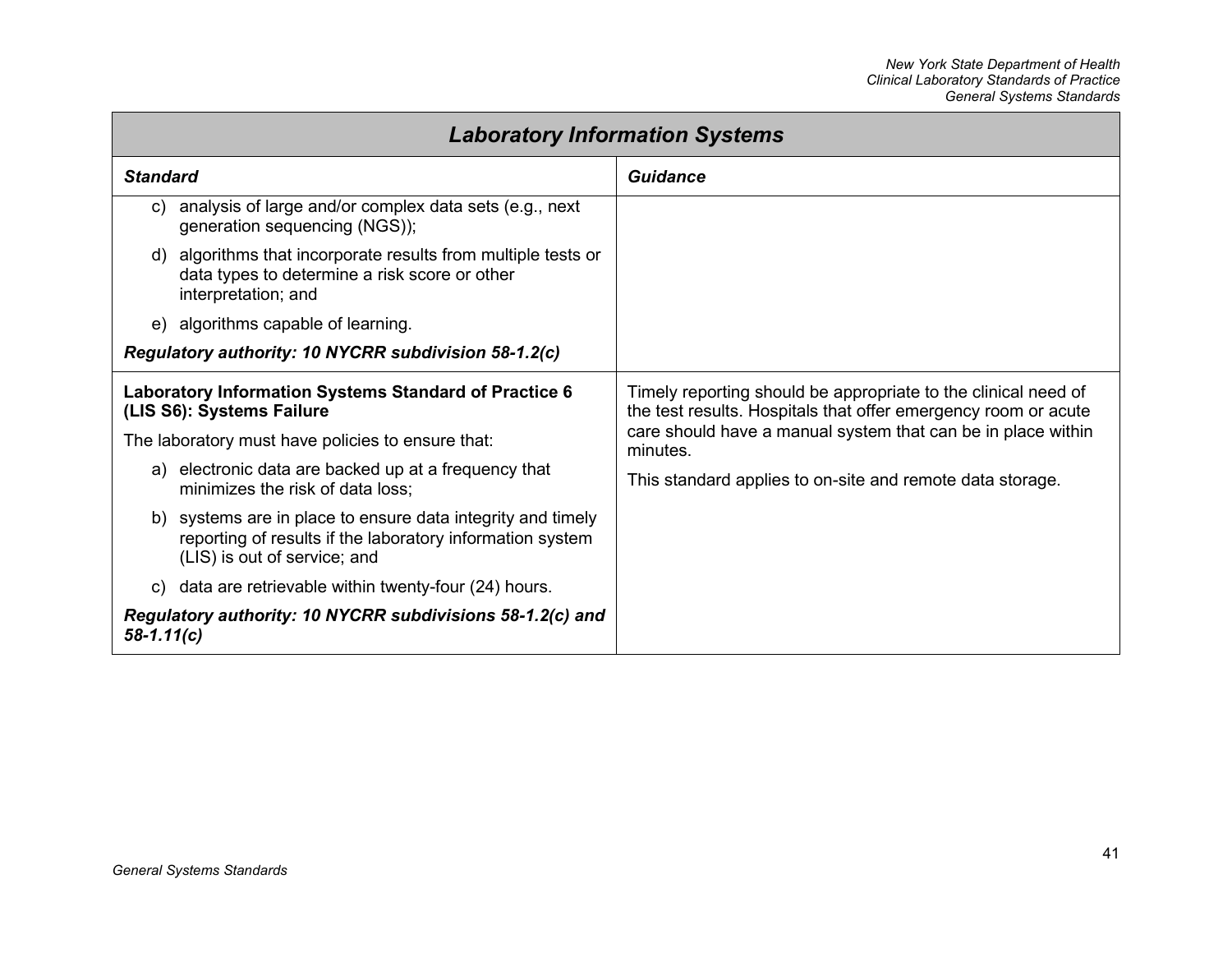## Laboratory Information Systems

| Standard | Guidance |
|---|---|
| c) analysis of large and/or complex data sets (e.g., next generation sequencing (NGS));<br><br>d) algorithms that incorporate results from multiple tests or data types to determine a risk score or other interpretation; and<br><br>e) algorithms capable of learning.<br><br>***Regulatory authority: 10 NYCRR subdivision 58-1.2(c)*** | |
| **Laboratory Information Systems Standard of Practice 6 (LIS S6): Systems Failure**<br><br>The laboratory must have policies to ensure that:<br><br>a) electronic data are backed up at a frequency that minimizes the risk of data loss;<br><br>b) systems are in place to ensure data integrity and timely reporting of results if the laboratory information system (LIS) is out of service; and<br><br>c) data are retrievable within twenty-four (24) hours.<br><br>***Regulatory authority: 10 NYCRR subdivisions 58-1.2(c) and 58-1.11(c)*** | Timely reporting should be appropriate to the clinical need of the test results. Hospitals that offer emergency room or acute care should have a manual system that can be in place within minutes.<br><br>This standard applies to on-site and remote data storage. |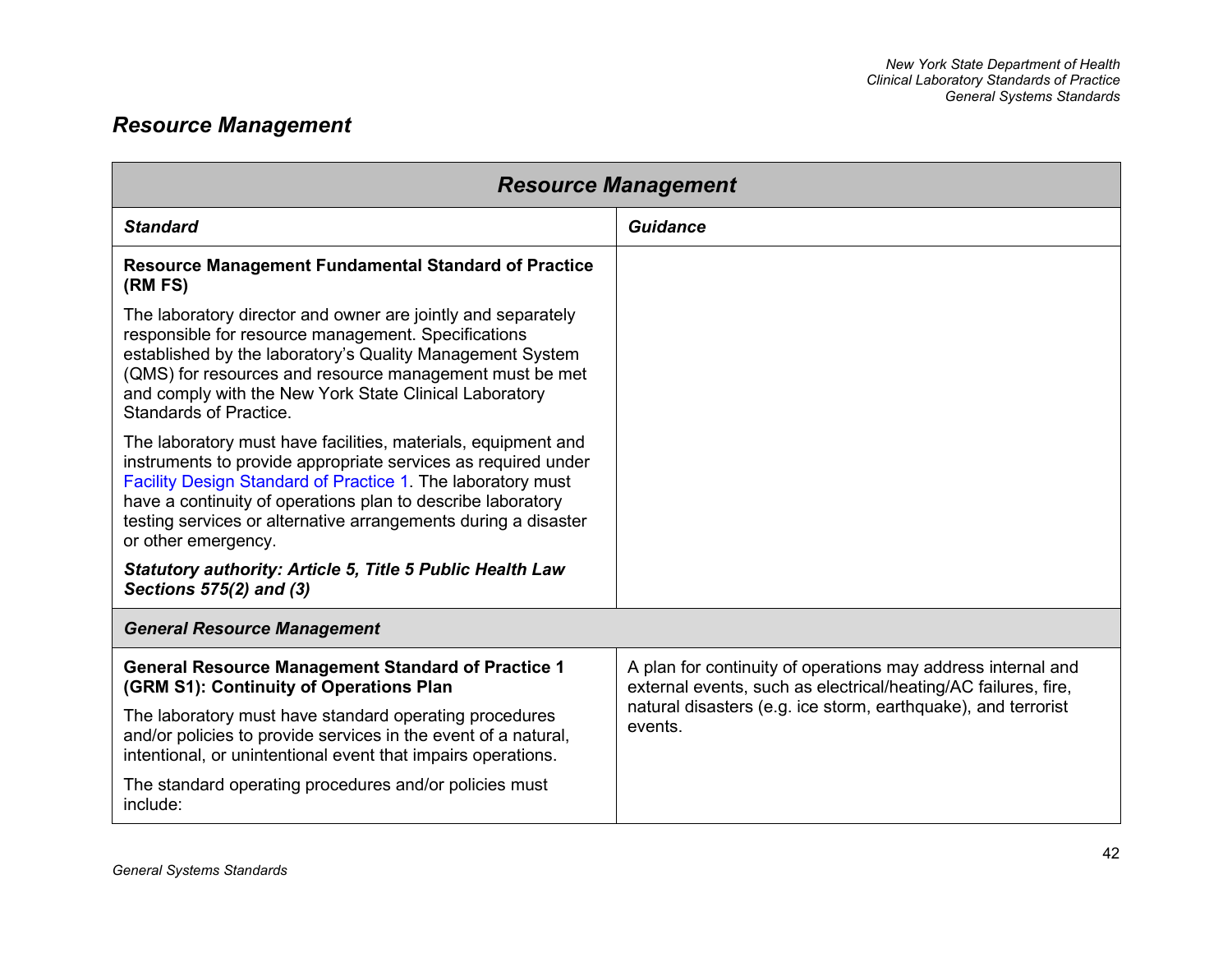## *Resource Management*

| ***Resource Management*** | |
|---|---|
| ***Standard*** | ***Guidance*** |
| **Resource Management Fundamental Standard of Practice (RM FS)**<br><br>The laboratory director and owner are jointly and separately responsible for resource management. Specifications established by the laboratory's Quality Management System (QMS) for resources and resource management must be met and comply with the New York State Clinical Laboratory Standards of Practice.<br><br>The laboratory must have facilities, materials, equipment and instruments to provide appropriate services as required under Facility Design Standard of Practice 1. The laboratory must have a continuity of operations plan to describe laboratory testing services or alternative arrangements during a disaster or other emergency.<br><br>***Statutory authority: Article 5, Title 5 Public Health Law Sections 575(2) and (3)*** | |
| ***General Resource Management*** | |
| **General Resource Management Standard of Practice 1 (GRM S1): Continuity of Operations Plan**<br><br>The laboratory must have standard operating procedures and/or policies to provide services in the event of a natural, intentional, or unintentional event that impairs operations.<br><br>The standard operating procedures and/or policies must include: | A plan for continuity of operations may address internal and external events, such as electrical/heating/AC failures, fire, natural disasters (e.g. ice storm, earthquake), and terrorist events. |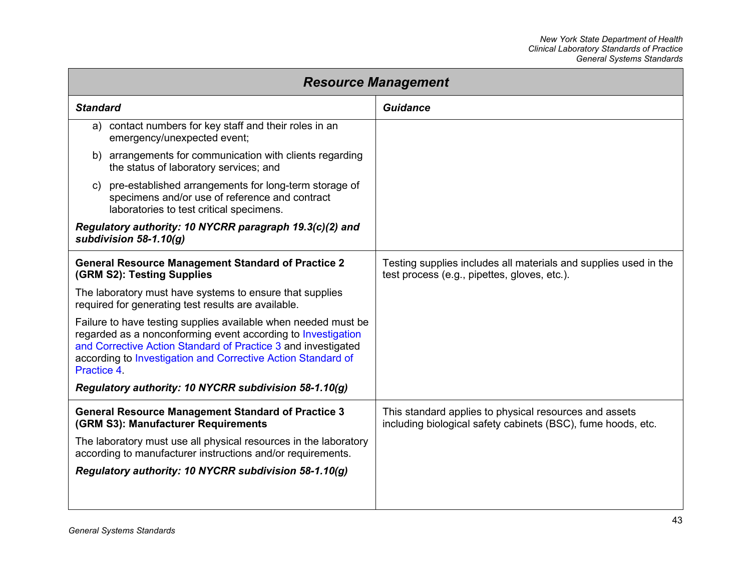| Resource Management | |
|---|---|
| ***Standard*** | ***Guidance*** |
| a) contact numbers for key staff and their roles in an emergency/unexpected event;<br><br>b) arrangements for communication with clients regarding the status of laboratory services; and<br><br>c) pre-established arrangements for long-term storage of specimens and/or use of reference and contract laboratories to test critical specimens.<br><br>***Regulatory authority: 10 NYCRR paragraph 19.3(c)(2) and subdivision 58-1.10(g)*** | |
| **General Resource Management Standard of Practice 2 (GRM S2): Testing Supplies**<br><br>The laboratory must have systems to ensure that supplies required for generating test results are available.<br><br>Failure to have testing supplies available when needed must be regarded as a nonconforming event according to Investigation and Corrective Action Standard of Practice 3 and investigated according to Investigation and Corrective Action Standard of Practice 4.<br><br>***Regulatory authority: 10 NYCRR subdivision 58-1.10(g)*** | Testing supplies includes all materials and supplies used in the test process (e.g., pipettes, gloves, etc.). |
| **General Resource Management Standard of Practice 3 (GRM S3): Manufacturer Requirements**<br><br>The laboratory must use all physical resources in the laboratory according to manufacturer instructions and/or requirements.<br><br>***Regulatory authority: 10 NYCRR subdivision 58-1.10(g)*** | This standard applies to physical resources and assets including biological safety cabinets (BSC), fume hoods, etc. |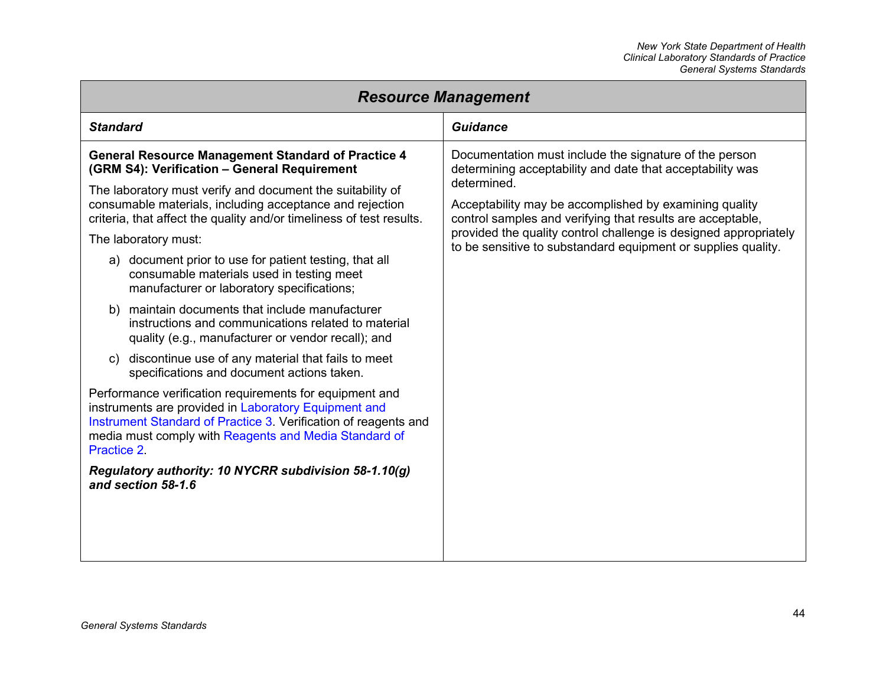| Resource Management | |
|---|---|
| ***Standard*** | ***Guidance*** |
| **General Resource Management Standard of Practice 4 (GRM S4): Verification – General Requirement**<br><br>The laboratory must verify and document the suitability of consumable materials, including acceptance and rejection criteria, that affect the quality and/or timeliness of test results.<br><br>The laboratory must:<br><br>a) document prior to use for patient testing, that all consumable materials used in testing meet manufacturer or laboratory specifications;<br><br>b) maintain documents that include manufacturer instructions and communications related to material quality (e.g., manufacturer or vendor recall); and<br><br>c) discontinue use of any material that fails to meet specifications and document actions taken.<br><br>Performance verification requirements for equipment and instruments are provided in Laboratory Equipment and Instrument Standard of Practice 3. Verification of reagents and media must comply with Reagents and Media Standard of Practice 2.<br><br>***Regulatory authority: 10 NYCRR subdivision 58-1.10(g) and section 58-1.6*** | Documentation must include the signature of the person determining acceptability and date that acceptability was determined.<br><br>Acceptability may be accomplished by examining quality control samples and verifying that results are acceptable, provided the quality control challenge is designed appropriately to be sensitive to substandard equipment or supplies quality. |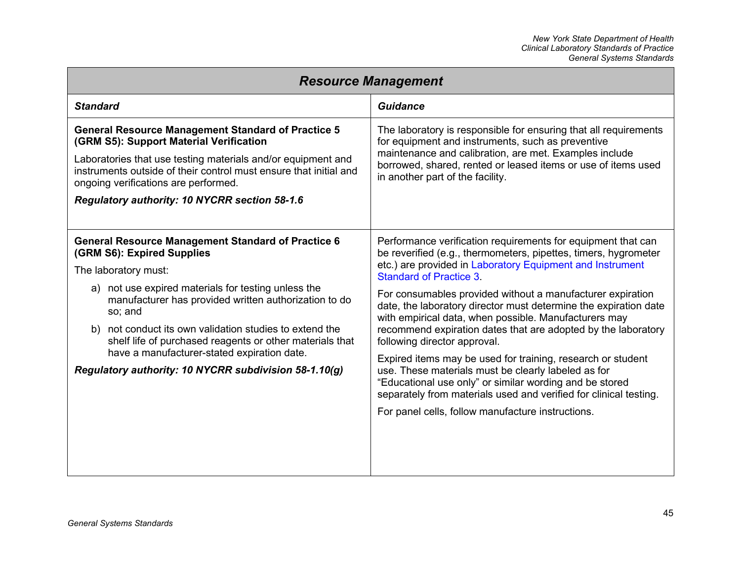## Resource Management

| *Standard* | *Guidance* |
| --- | --- |
| **General Resource Management Standard of Practice 5 (GRM S5): Support Material Verification**<br><br>Laboratories that use testing materials and/or equipment and instruments outside of their control must ensure that initial and ongoing verifications are performed.<br><br>***Regulatory authority: 10 NYCRR section 58-1.6*** | The laboratory is responsible for ensuring that all requirements for equipment and instruments, such as preventive maintenance and calibration, are met. Examples include borrowed, shared, rented or leased items or use of items used in another part of the facility. |
| **General Resource Management Standard of Practice 6 (GRM S6): Expired Supplies**<br><br>The laboratory must:<br><br>a) not use expired materials for testing unless the manufacturer has provided written authorization to do so; and<br><br>b) not conduct its own validation studies to extend the shelf life of purchased reagents or other materials that have a manufacturer-stated expiration date.<br><br>***Regulatory authority: 10 NYCRR subdivision 58-1.10(g)*** | Performance verification requirements for equipment that can be reverified (e.g., thermometers, pipettes, timers, hygrometer etc.) are provided in Laboratory Equipment and Instrument Standard of Practice 3.<br><br>For consumables provided without a manufacturer expiration date, the laboratory director must determine the expiration date with empirical data, when possible. Manufacturers may recommend expiration dates that are adopted by the laboratory following director approval.<br><br>Expired items may be used for training, research or student use. These materials must be clearly labeled as for "Educational use only" or similar wording and be stored separately from materials used and verified for clinical testing.<br><br>For panel cells, follow manufacture instructions. |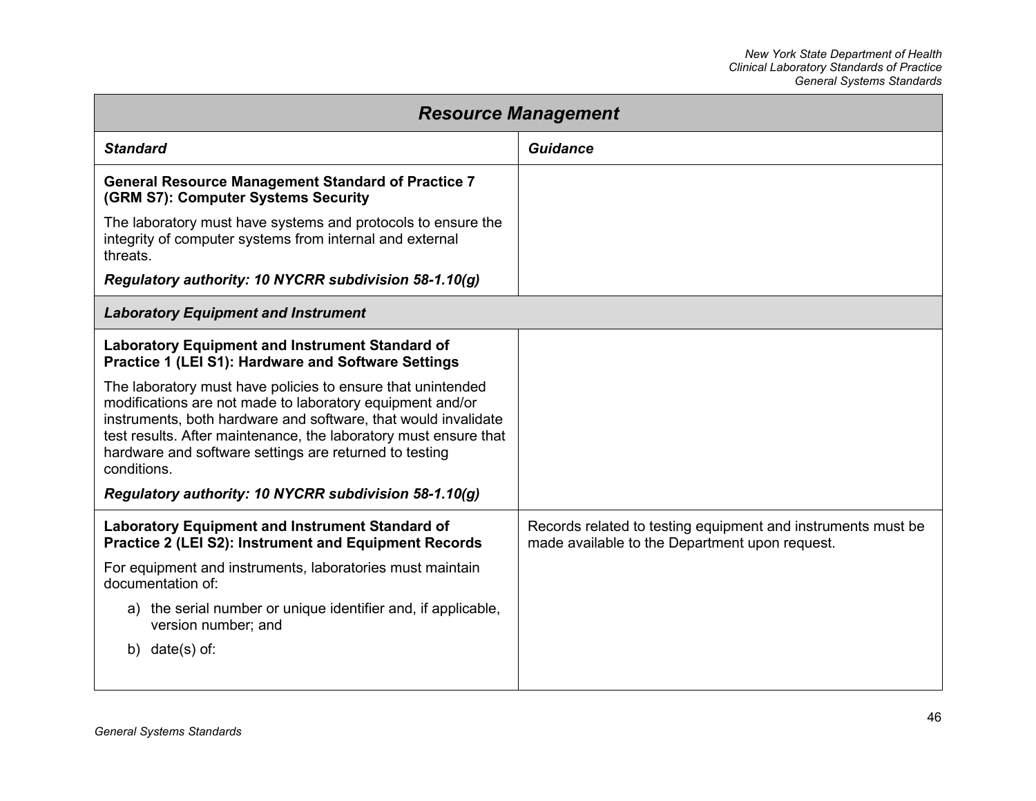| *Resource Management* | |
|---|---|
| ***Standard*** | ***Guidance*** |
| **General Resource Management Standard of Practice 7 (GRM S7): Computer Systems Security**<br><br>The laboratory must have systems and protocols to ensure the integrity of computer systems from internal and external threats.<br><br>***Regulatory authority: 10 NYCRR subdivision 58-1.10(g)*** | |
| ***Laboratory Equipment and Instrument*** | |
| **Laboratory Equipment and Instrument Standard of Practice 1 (LEI S1): Hardware and Software Settings**<br><br>The laboratory must have policies to ensure that unintended modifications are not made to laboratory equipment and/or instruments, both hardware and software, that would invalidate test results. After maintenance, the laboratory must ensure that hardware and software settings are returned to testing conditions.<br><br>***Regulatory authority: 10 NYCRR subdivision 58-1.10(g)*** | |
| **Laboratory Equipment and Instrument Standard of Practice 2 (LEI S2): Instrument and Equipment Records**<br><br>For equipment and instruments, laboratories must maintain documentation of:<br><br>a) the serial number or unique identifier and, if applicable, version number; and<br><br>b) date(s) of: | Records related to testing equipment and instruments must be made available to the Department upon request. |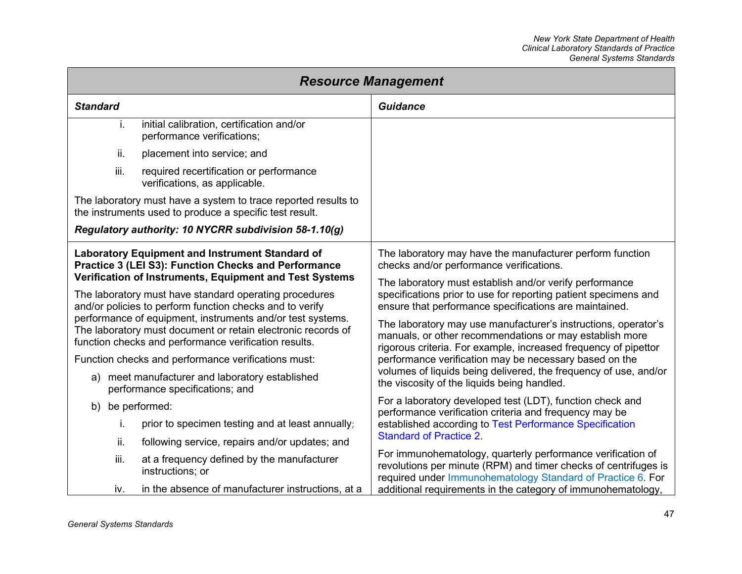## Resource Management

| Standard | Guidance |
|---|---|
| i. initial calibration, certification and/or performance verifications;<br>ii. placement into service; and<br>iii. required recertification or performance verifications, as applicable.<br><br>The laboratory must have a system to trace reported results to the instruments used to produce a specific test result.<br><br>***Regulatory authority: 10 NYCRR subdivision 58-1.10(g)*** | |
| **Laboratory Equipment and Instrument Standard of Practice 3 (LEI S3): Function Checks and Performance Verification of Instruments, Equipment and Test Systems**<br><br>The laboratory must have standard operating procedures and/or policies to perform function checks and to verify performance of equipment, instruments and/or test systems. The laboratory must document or retain electronic records of function checks and performance verification results.<br><br>Function checks and performance verifications must:<br><br>a) meet manufacturer and laboratory established performance specifications; and<br><br>b) be performed:<br><br>i. prior to specimen testing and at least annually;<br>ii. following service, repairs and/or updates; and<br>iii. at a frequency defined by the manufacturer instructions; or<br>iv. in the absence of manufacturer instructions, at a | The laboratory may have the manufacturer perform function checks and/or performance verifications.<br><br>The laboratory must establish and/or verify performance specifications prior to use for reporting patient specimens and ensure that performance specifications are maintained.<br><br>The laboratory may use manufacturer's instructions, operator's manuals, or other recommendations or may establish more rigorous criteria. For example, increased frequency of pipettor performance verification may be necessary based on the volumes of liquids being delivered, the frequency of use, and/or the viscosity of the liquids being handled.<br><br>For a laboratory developed test (LDT), function check and performance verification criteria and frequency may be established according to Test Performance Specification Standard of Practice 2.<br><br>For immunohematology, quarterly performance verification of revolutions per minute (RPM) and timer checks of centrifuges is required under Immunohematology Standard of Practice 6. For additional requirements in the category of immunohematology, |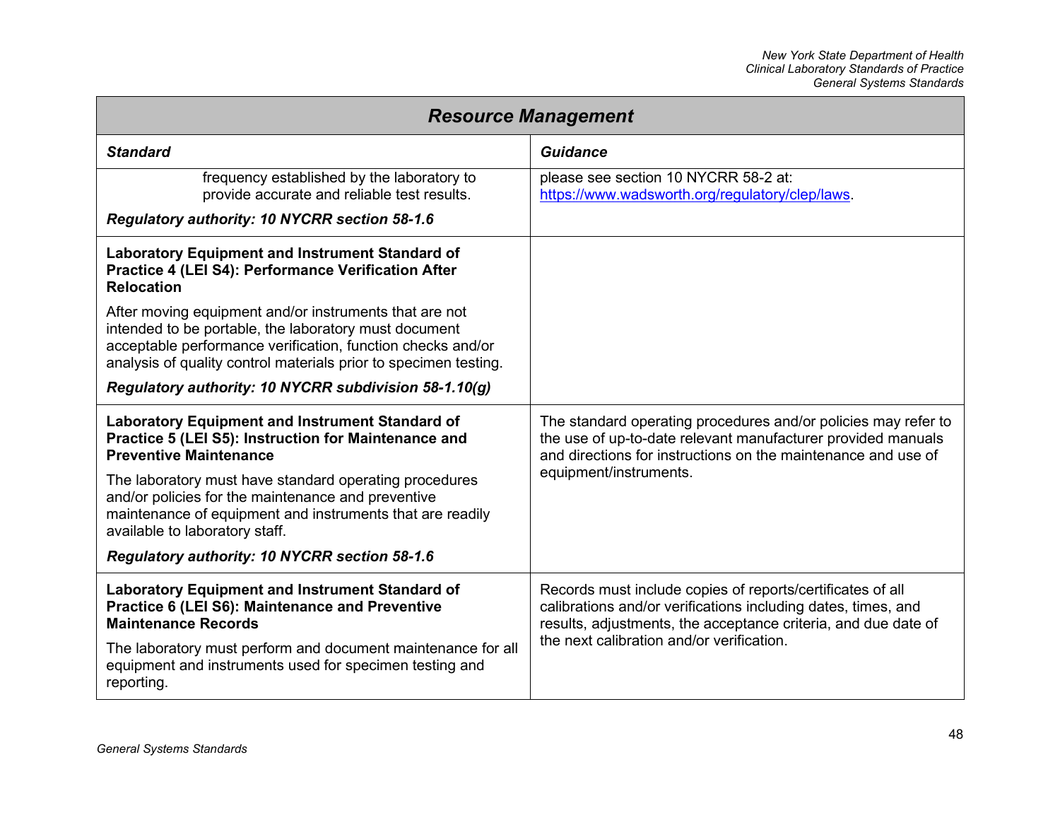| *Resource Management* | |
|---|---|
| ***Standard*** | ***Guidance*** |
| frequency established by the laboratory to provide accurate and reliable test results.<br><br>***Regulatory authority: 10 NYCRR section 58-1.6*** | please see section 10 NYCRR 58-2 at: [https://www.wadsworth.org/regulatory/clep/laws](https://www.wadsworth.org/regulatory/clep/laws). |
| **Laboratory Equipment and Instrument Standard of Practice 4 (LEI S4): Performance Verification After Relocation**<br><br>After moving equipment and/or instruments that are not intended to be portable, the laboratory must document acceptable performance verification, function checks and/or analysis of quality control materials prior to specimen testing.<br><br>***Regulatory authority: 10 NYCRR subdivision 58-1.10(g)*** | |
| **Laboratory Equipment and Instrument Standard of Practice 5 (LEI S5): Instruction for Maintenance and Preventive Maintenance**<br><br>The laboratory must have standard operating procedures and/or policies for the maintenance and preventive maintenance of equipment and instruments that are readily available to laboratory staff.<br><br>***Regulatory authority: 10 NYCRR section 58-1.6*** | The standard operating procedures and/or policies may refer to the use of up-to-date relevant manufacturer provided manuals and directions for instructions on the maintenance and use of equipment/instruments. |
| **Laboratory Equipment and Instrument Standard of Practice 6 (LEI S6): Maintenance and Preventive Maintenance Records**<br><br>The laboratory must perform and document maintenance for all equipment and instruments used for specimen testing and reporting. | Records must include copies of reports/certificates of all calibrations and/or verifications including dates, times, and results, adjustments, the acceptance criteria, and due date of the next calibration and/or verification. |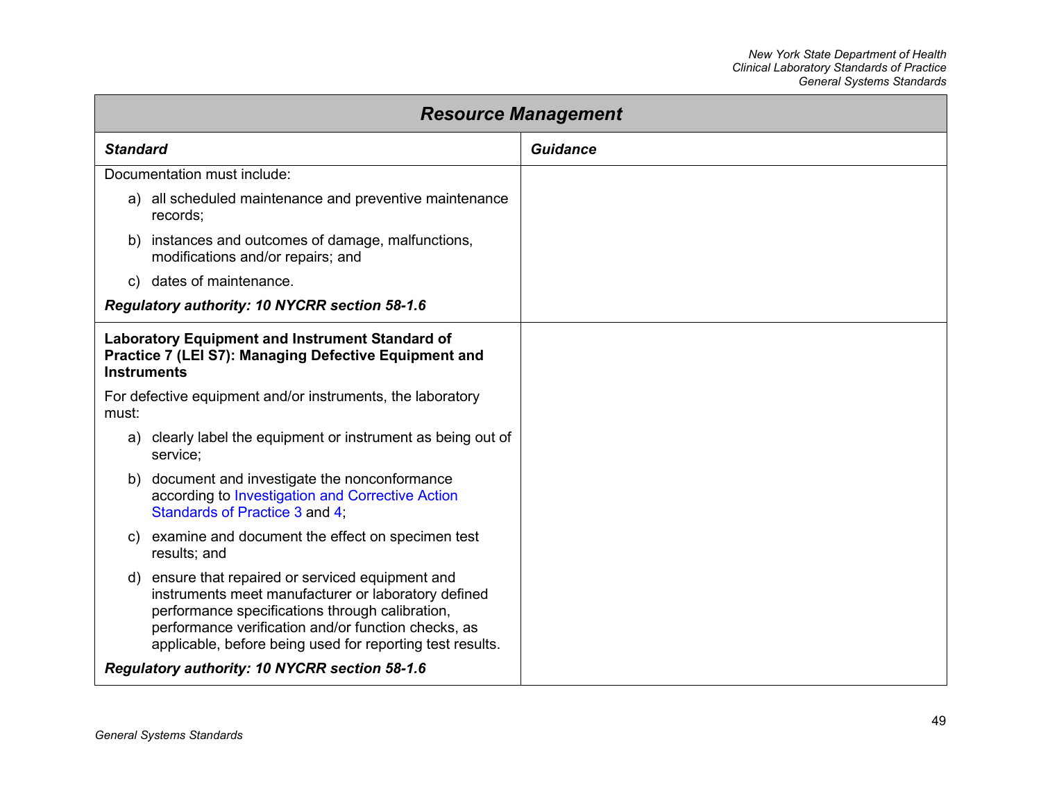## Resource Management

| Standard | Guidance |
|---|---|
| Documentation must include:<br><br>a) all scheduled maintenance and preventive maintenance records;<br><br>b) instances and outcomes of damage, malfunctions, modifications and/or repairs; and<br><br>c) dates of maintenance.<br><br>***Regulatory authority: 10 NYCRR section 58-1.6*** | |
| **Laboratory Equipment and Instrument Standard of Practice 7 (LEI S7): Managing Defective Equipment and Instruments**<br><br>For defective equipment and/or instruments, the laboratory must:<br><br>a) clearly label the equipment or instrument as being out of service;<br><br>b) document and investigate the nonconformance according to Investigation and Corrective Action Standards of Practice 3 and 4;<br><br>c) examine and document the effect on specimen test results; and<br><br>d) ensure that repaired or serviced equipment and instruments meet manufacturer or laboratory defined performance specifications through calibration, performance verification and/or function checks, as applicable, before being used for reporting test results.<br><br>***Regulatory authority: 10 NYCRR section 58-1.6*** | |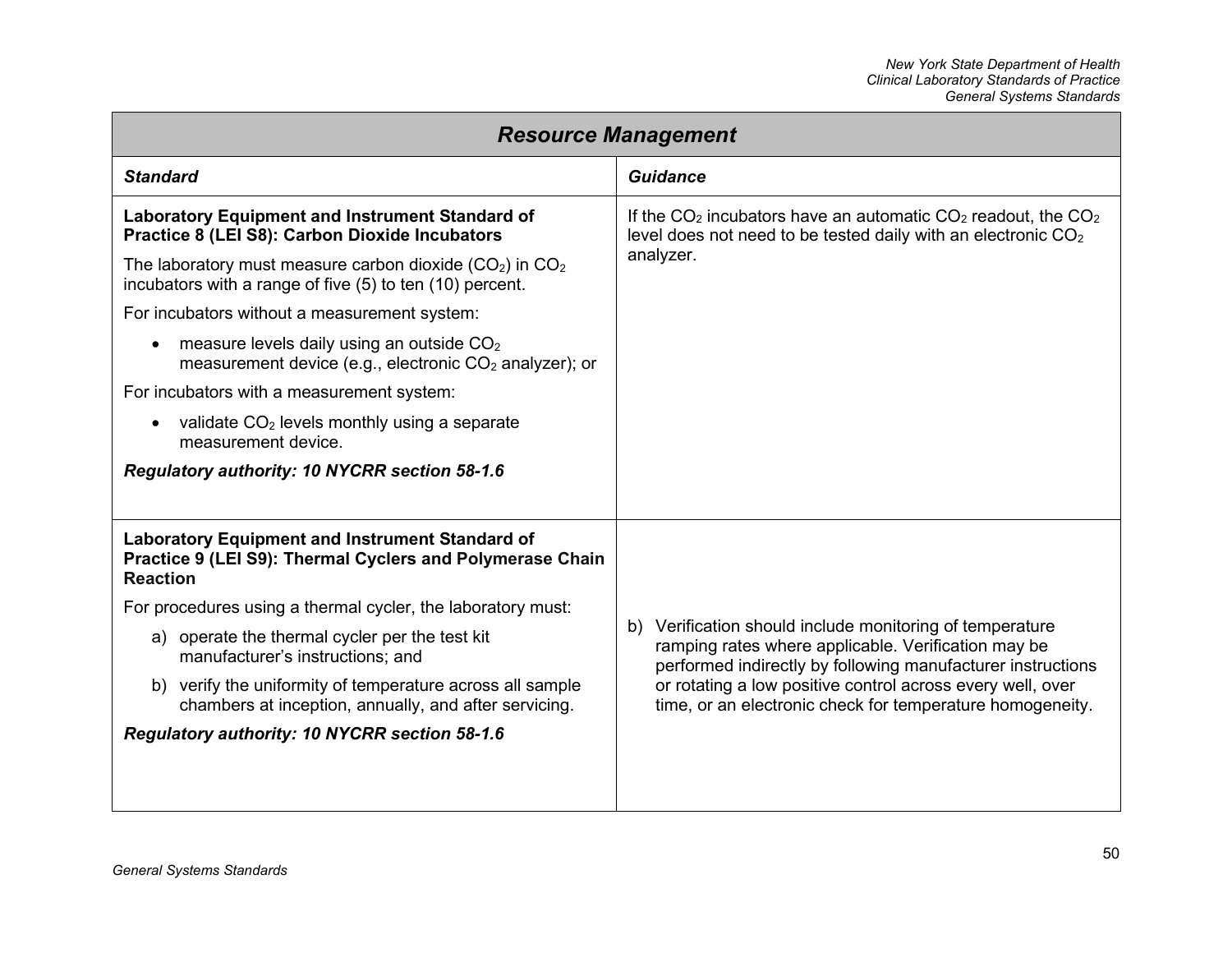## Resource Management

| Standard | Guidance |
|---|---|
| **Laboratory Equipment and Instrument Standard of Practice 8 (LEI S8): Carbon Dioxide Incubators**<br><br>The laboratory must measure carbon dioxide ($CO_2$) in $CO_2$ incubators with a range of five (5) to ten (10) percent.<br><br>For incubators without a measurement system:<br><br>• measure levels daily using an outside $CO_2$ measurement device (e.g., electronic $CO_2$ analyzer); or<br><br>For incubators with a measurement system:<br><br>• validate $CO_2$ levels monthly using a separate measurement device.<br><br>***Regulatory authority: 10 NYCRR section 58-1.6*** | If the $CO_2$ incubators have an automatic $CO_2$ readout, the $CO_2$ level does not need to be tested daily with an electronic $CO_2$ analyzer. |
| **Laboratory Equipment and Instrument Standard of Practice 9 (LEI S9): Thermal Cyclers and Polymerase Chain Reaction**<br><br>For procedures using a thermal cycler, the laboratory must:<br><br>a) operate the thermal cycler per the test kit manufacturer's instructions; and<br><br>b) verify the uniformity of temperature across all sample chambers at inception, annually, and after servicing.<br><br>***Regulatory authority: 10 NYCRR section 58-1.6*** | b) Verification should include monitoring of temperature ramping rates where applicable. Verification may be performed indirectly by following manufacturer instructions or rotating a low positive control across every well, over time, or an electronic check for temperature homogeneity. |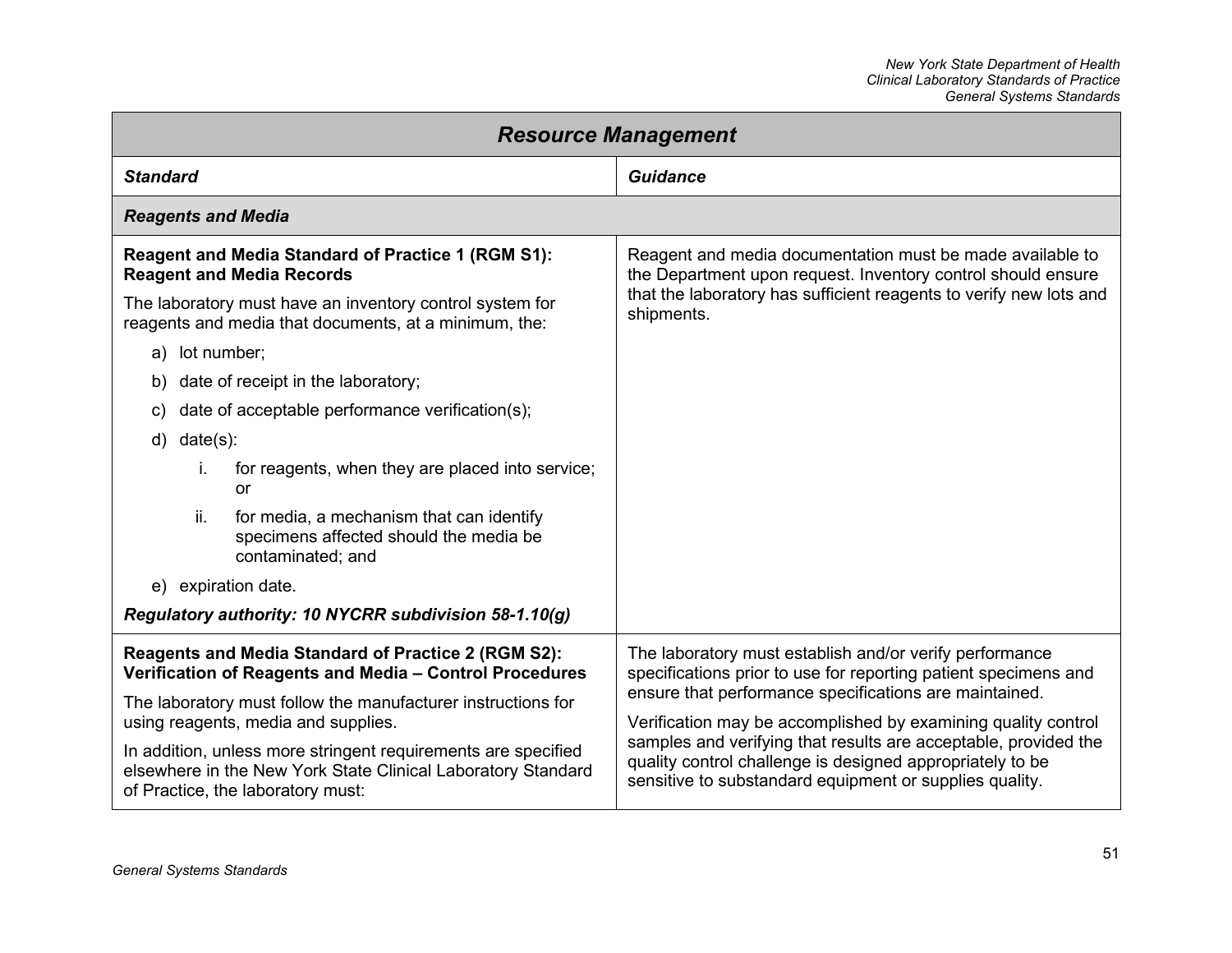## Resource Management

| Standard | Guidance |
|---|---|
| ***Reagents and Media*** | |
| **Reagent and Media Standard of Practice 1 (RGM S1): Reagent and Media Records**<br><br>The laboratory must have an inventory control system for reagents and media that documents, at a minimum, the:<br><br>a) lot number;<br>b) date of receipt in the laboratory;<br>c) date of acceptable performance verification(s);<br>d) date(s):<br>&nbsp;&nbsp;&nbsp;&nbsp;i. for reagents, when they are placed into service; or<br>&nbsp;&nbsp;&nbsp;&nbsp;ii. for media, a mechanism that can identify specimens affected should the media be contaminated; and<br>e) expiration date.<br><br>***Regulatory authority: 10 NYCRR subdivision 58-1.10(g)*** | Reagent and media documentation must be made available to the Department upon request. Inventory control should ensure that the laboratory has sufficient reagents to verify new lots and shipments. |
| **Reagents and Media Standard of Practice 2 (RGM S2): Verification of Reagents and Media – Control Procedures**<br><br>The laboratory must follow the manufacturer instructions for using reagents, media and supplies.<br><br>In addition, unless more stringent requirements are specified elsewhere in the New York State Clinical Laboratory Standard of Practice, the laboratory must: | The laboratory must establish and/or verify performance specifications prior to use for reporting patient specimens and ensure that performance specifications are maintained.<br><br>Verification may be accomplished by examining quality control samples and verifying that results are acceptable, provided the quality control challenge is designed appropriately to be sensitive to substandard equipment or supplies quality. |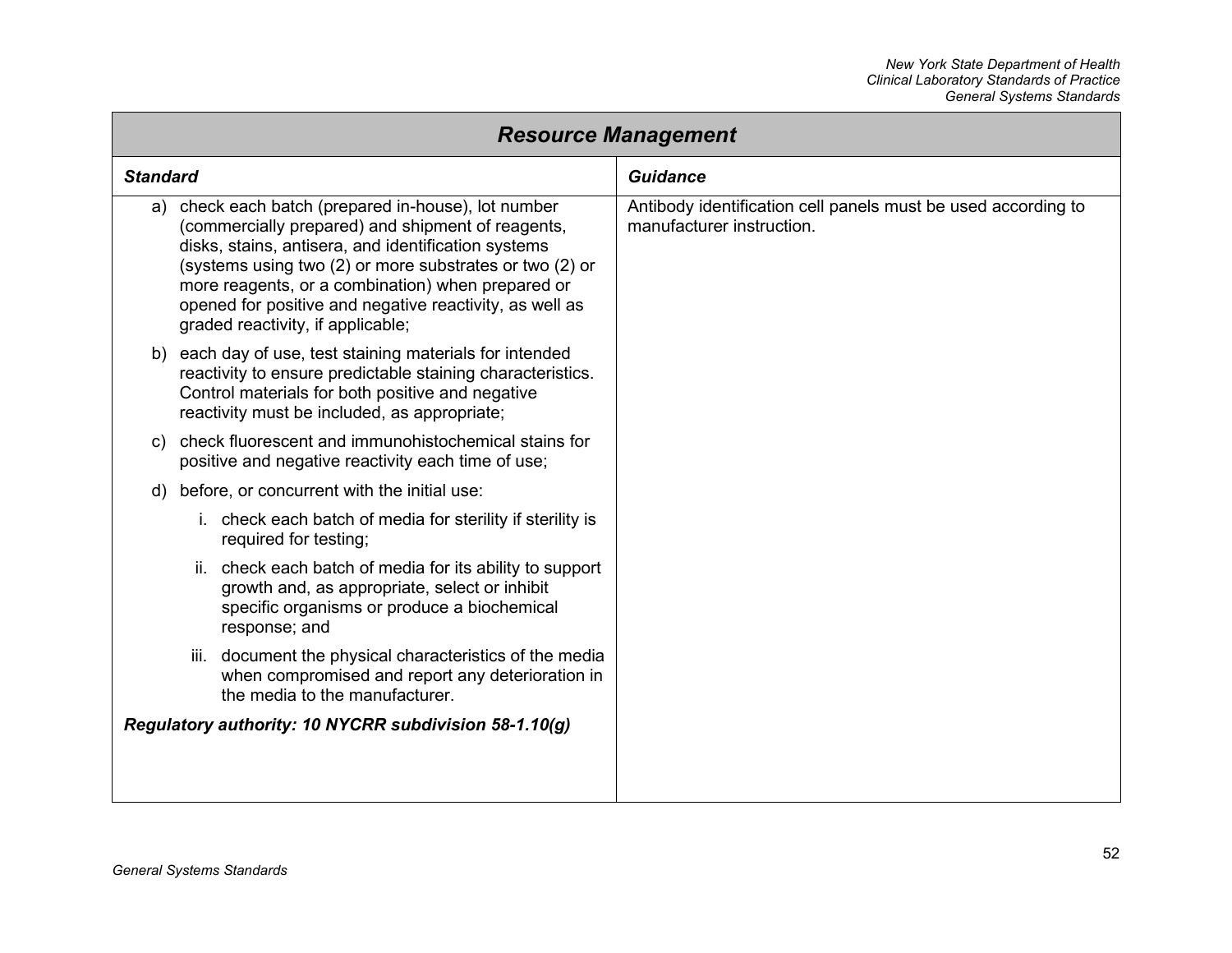| Resource Management | |
|---|---|
| ***Standard*** | ***Guidance*** |
| a) check each batch (prepared in-house), lot number (commercially prepared) and shipment of reagents, disks, stains, antisera, and identification systems (systems using two (2) or more substrates or two (2) or more reagents, or a combination) when prepared or opened for positive and negative reactivity, as well as graded reactivity, if applicable;<br><br>b) each day of use, test staining materials for intended reactivity to ensure predictable staining characteristics. Control materials for both positive and negative reactivity must be included, as appropriate;<br><br>c) check fluorescent and immunohistochemical stains for positive and negative reactivity each time of use;<br><br>d) before, or concurrent with the initial use:<br><br>i. check each batch of media for sterility if sterility is required for testing;<br><br>ii. check each batch of media for its ability to support growth and, as appropriate, select or inhibit specific organisms or produce a biochemical response; and<br><br>iii. document the physical characteristics of the media when compromised and report any deterioration in the media to the manufacturer.<br><br>***Regulatory authority: 10 NYCRR subdivision 58-1.10(g)*** | Antibody identification cell panels must be used according to manufacturer instruction. |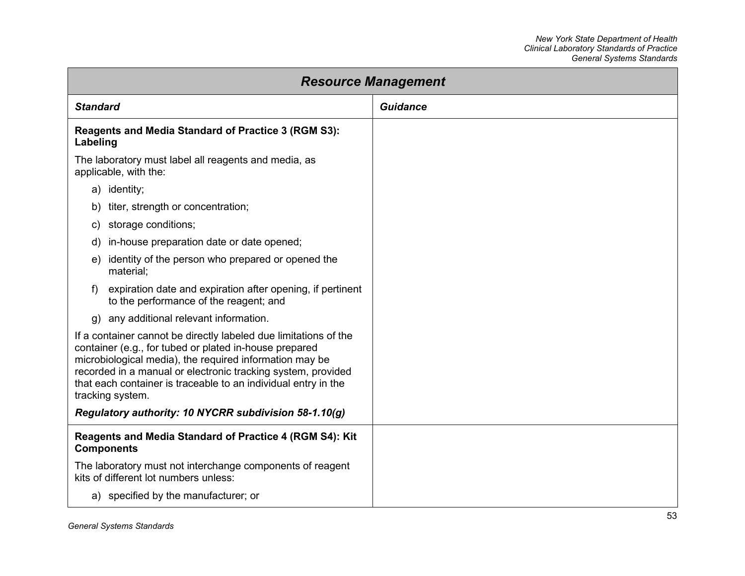| Resource Management | |
|---|---|
| ***Standard*** | ***Guidance*** |
| **Reagents and Media Standard of Practice 3 (RGM S3): Labeling**<br><br>The laboratory must label all reagents and media, as applicable, with the:<br><br>a) identity;<br>b) titer, strength or concentration;<br>c) storage conditions;<br>d) in-house preparation date or date opened;<br>e) identity of the person who prepared or opened the material;<br>f) expiration date and expiration after opening, if pertinent to the performance of the reagent; and<br>g) any additional relevant information.<br><br>If a container cannot be directly labeled due limitations of the container (e.g., for tubed or plated in-house prepared microbiological media), the required information may be recorded in a manual or electronic tracking system, provided that each container is traceable to an individual entry in the tracking system.<br><br>***Regulatory authority: 10 NYCRR subdivision 58-1.10(g)*** | |
| **Reagents and Media Standard of Practice 4 (RGM S4): Kit Components**<br><br>The laboratory must not interchange components of reagent kits of different lot numbers unless:<br><br>a) specified by the manufacturer; or | |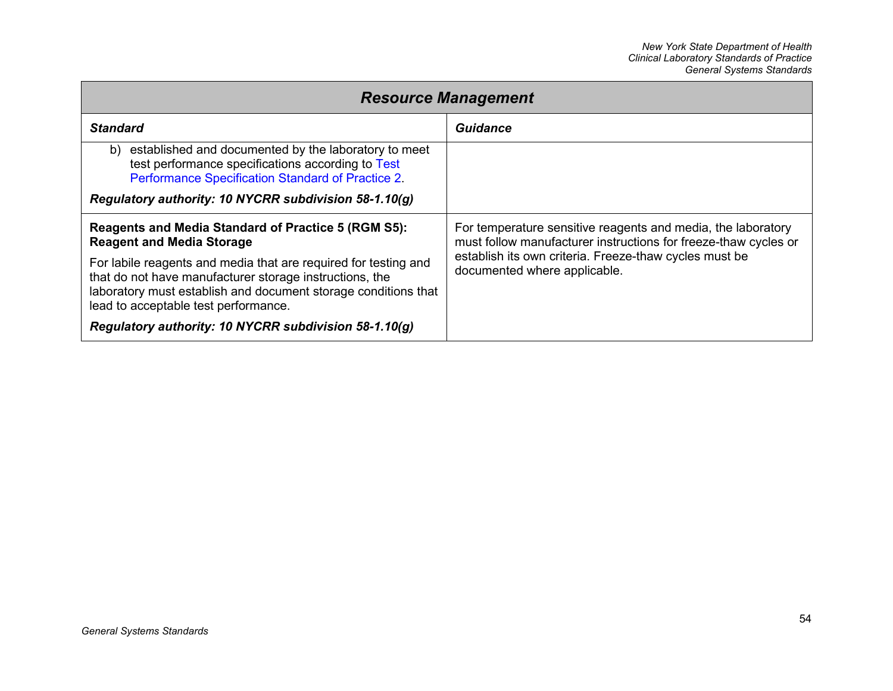| *Resource Management* | |
|---|---|
| ***Standard*** | ***Guidance*** |
| b) established and documented by the laboratory to meet test performance specifications according to Test Performance Specification Standard of Practice 2. <br><br> ***Regulatory authority: 10 NYCRR subdivision 58-1.10(g)*** | |
| **Reagents and Media Standard of Practice 5 (RGM S5): Reagent and Media Storage** <br><br> For labile reagents and media that are required for testing and that do not have manufacturer storage instructions, the laboratory must establish and document storage conditions that lead to acceptable test performance. <br><br> ***Regulatory authority: 10 NYCRR subdivision 58-1.10(g)*** | For temperature sensitive reagents and media, the laboratory must follow manufacturer instructions for freeze-thaw cycles or establish its own criteria. Freeze-thaw cycles must be documented where applicable. |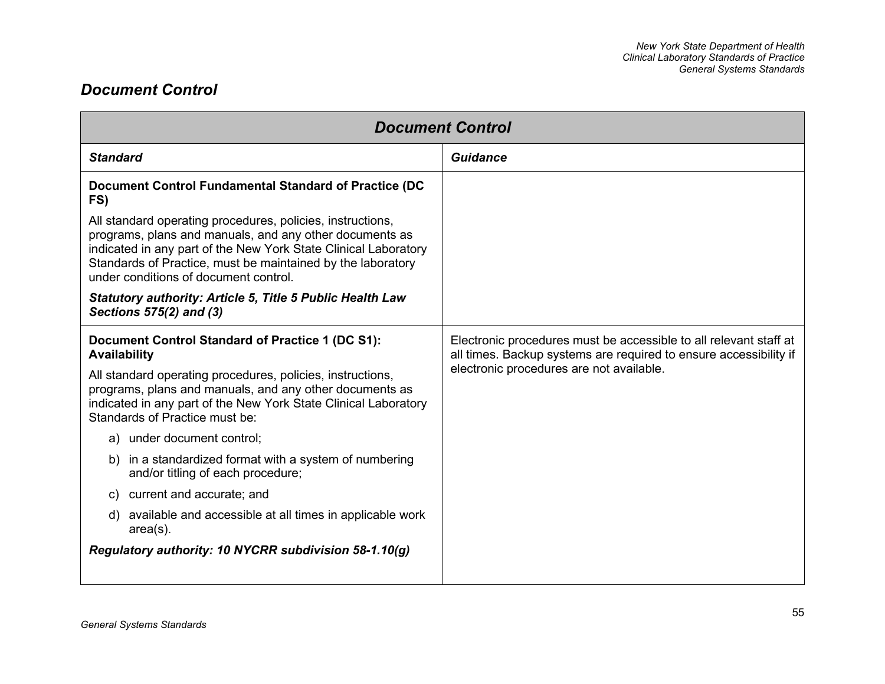## *Document Control*

| *Document Control* | |
|---|---|
| ***Standard*** | ***Guidance*** |
| **Document Control Fundamental Standard of Practice (DC FS)**<br><br>All standard operating procedures, policies, instructions, programs, plans and manuals, and any other documents as indicated in any part of the New York State Clinical Laboratory Standards of Practice, must be maintained by the laboratory under conditions of document control.<br><br>***Statutory authority: Article 5, Title 5 Public Health Law Sections 575(2) and (3)*** | |
| **Document Control Standard of Practice 1 (DC S1): Availability**<br><br>All standard operating procedures, policies, instructions, programs, plans and manuals, and any other documents as indicated in any part of the New York State Clinical Laboratory Standards of Practice must be:<br><br>a) under document control;<br>b) in a standardized format with a system of numbering and/or titling of each procedure;<br>c) current and accurate; and<br>d) available and accessible at all times in applicable work area(s).<br><br>***Regulatory authority: 10 NYCRR subdivision 58-1.10(g)*** | Electronic procedures must be accessible to all relevant staff at all times. Backup systems are required to ensure accessibility if electronic procedures are not available. |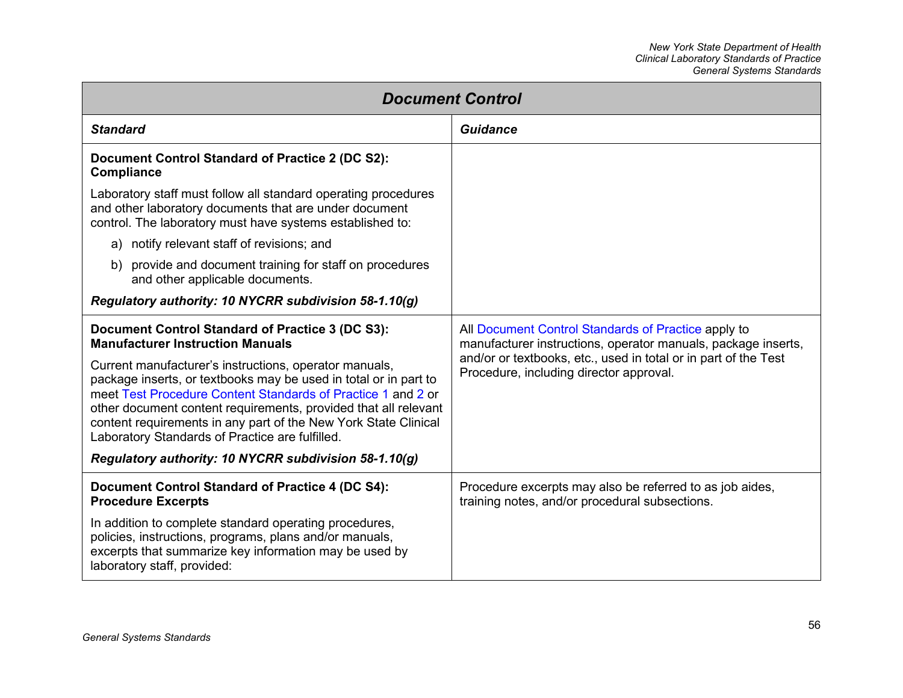| Document Control | |
|---|---|
| ***Standard*** | ***Guidance*** |
| **Document Control Standard of Practice 2 (DC S2): Compliance**<br><br>Laboratory staff must follow all standard operating procedures and other laboratory documents that are under document control. The laboratory must have systems established to:<br><br>a) notify relevant staff of revisions; and<br><br>b) provide and document training for staff on procedures and other applicable documents.<br><br>***Regulatory authority: 10 NYCRR subdivision 58-1.10(g)*** | |
| **Document Control Standard of Practice 3 (DC S3): Manufacturer Instruction Manuals**<br><br>Current manufacturer's instructions, operator manuals, package inserts, or textbooks may be used in total or in part to meet Test Procedure Content Standards of Practice 1 and 2 or other document content requirements, provided that all relevant content requirements in any part of the New York State Clinical Laboratory Standards of Practice are fulfilled.<br><br>***Regulatory authority: 10 NYCRR subdivision 58-1.10(g)*** | All Document Control Standards of Practice apply to manufacturer instructions, operator manuals, package inserts, and/or or textbooks, etc., used in total or in part of the Test Procedure, including director approval. |
| **Document Control Standard of Practice 4 (DC S4): Procedure Excerpts**<br><br>In addition to complete standard operating procedures, policies, instructions, programs, plans and/or manuals, excerpts that summarize key information may be used by laboratory staff, provided: | Procedure excerpts may also be referred to as job aides, training notes, and/or procedural subsections. |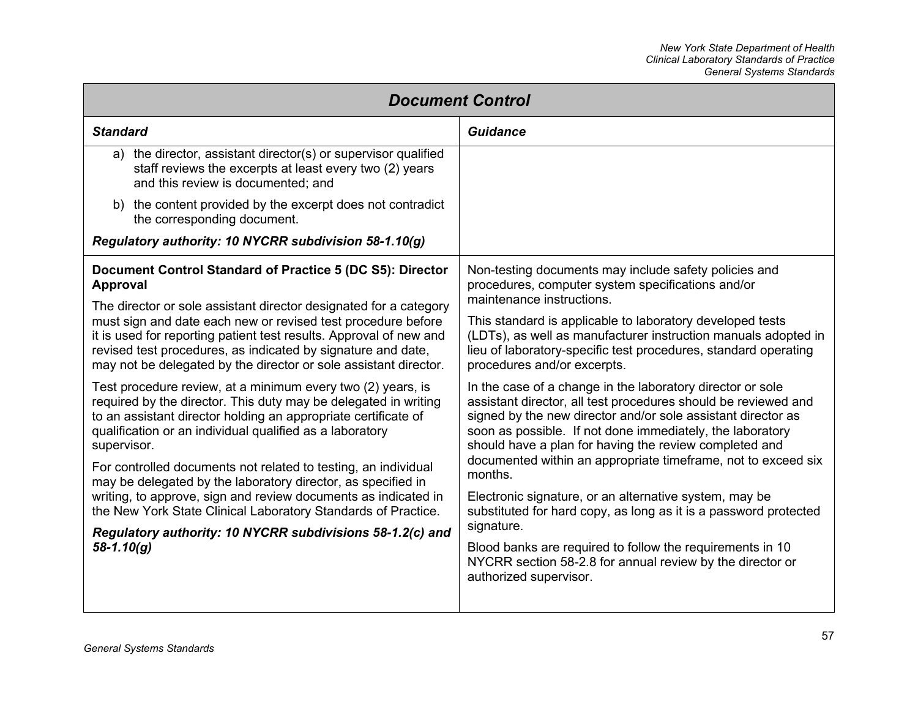## Document Control

| Standard | Guidance |
|---|---|
| a) the director, assistant director(s) or supervisor qualified staff reviews the excerpts at least every two (2) years and this review is documented; and<br><br>b) the content provided by the excerpt does not contradict the corresponding document.<br><br>***Regulatory authority: 10 NYCRR subdivision 58-1.10(g)*** | |
| **Document Control Standard of Practice 5 (DC S5): Director Approval**<br><br>The director or sole assistant director designated for a category must sign and date each new or revised test procedure before it is used for reporting patient test results. Approval of new and revised test procedures, as indicated by signature and date, may not be delegated by the director or sole assistant director.<br><br>Test procedure review, at a minimum every two (2) years, is required by the director. This duty may be delegated in writing to an assistant director holding an appropriate certificate of qualification or an individual qualified as a laboratory supervisor.<br><br>For controlled documents not related to testing, an individual may be delegated by the laboratory director, as specified in writing, to approve, sign and review documents as indicated in the New York State Clinical Laboratory Standards of Practice.<br><br>***Regulatory authority: 10 NYCRR subdivisions 58-1.2(c) and 58-1.10(g)*** | Non-testing documents may include safety policies and procedures, computer system specifications and/or maintenance instructions.<br><br>This standard is applicable to laboratory developed tests (LDTs), as well as manufacturer instruction manuals adopted in lieu of laboratory-specific test procedures, standard operating procedures and/or excerpts.<br><br>In the case of a change in the laboratory director or sole assistant director, all test procedures should be reviewed and signed by the new director and/or sole assistant director as soon as possible. If not done immediately, the laboratory should have a plan for having the review completed and documented within an appropriate timeframe, not to exceed six months.<br><br>Electronic signature, or an alternative system, may be substituted for hard copy, as long as it is a password protected signature.<br><br>Blood banks are required to follow the requirements in 10 NYCRR section 58-2.8 for annual review by the director or authorized supervisor. |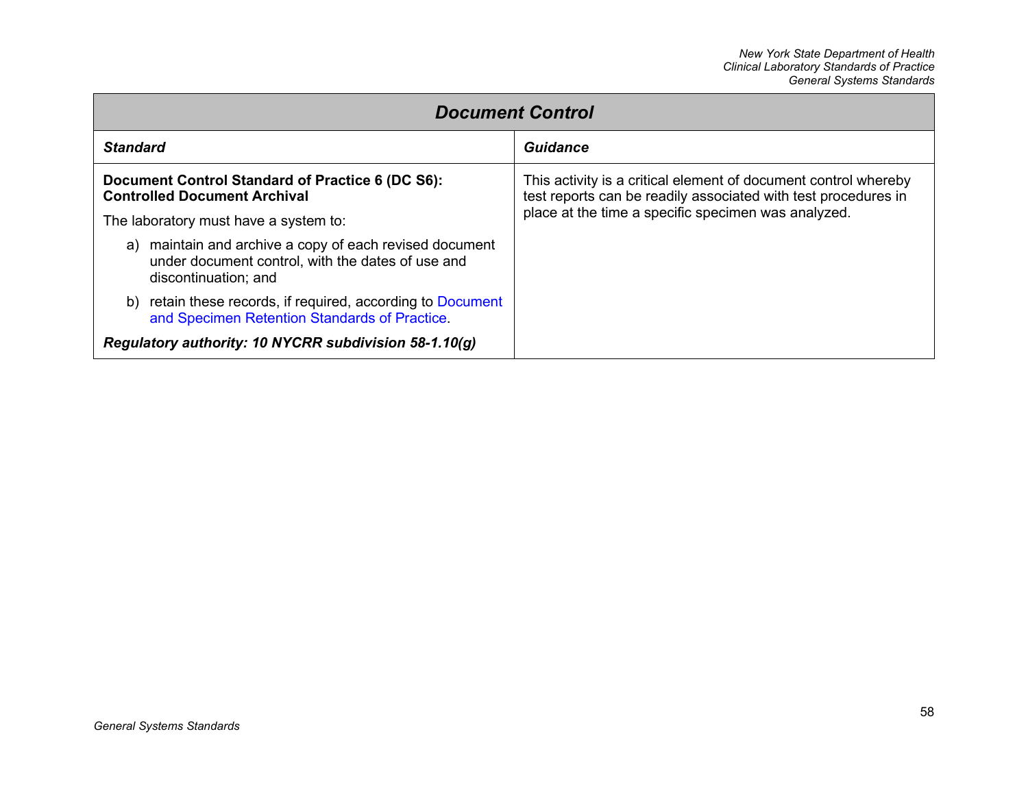| *Document Control* | |
|---|---|
| ***Standard*** | ***Guidance*** |
| **Document Control Standard of Practice 6 (DC S6): Controlled Document Archival**<br><br>The laboratory must have a system to:<br><br>a) maintain and archive a copy of each revised document under document control, with the dates of use and discontinuation; and<br><br>b) retain these records, if required, according to Document and Specimen Retention Standards of Practice.<br><br>***Regulatory authority: 10 NYCRR subdivision 58-1.10(g)*** | This activity is a critical element of document control whereby test reports can be readily associated with test procedures in place at the time a specific specimen was analyzed. |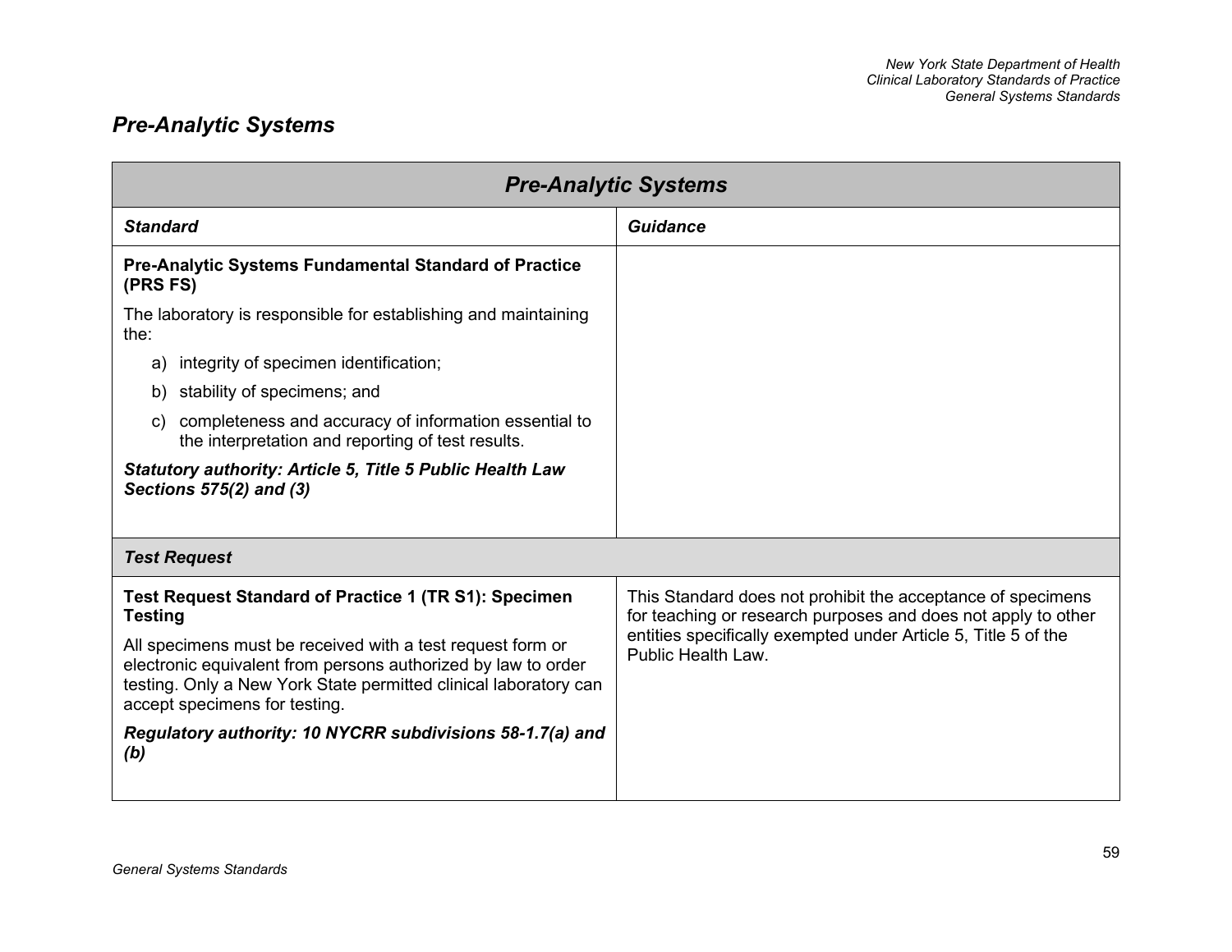## *Pre-Analytic Systems*

| ***Pre-Analytic Systems*** | |
|---|---|
| ***Standard*** | ***Guidance*** |
| **Pre-Analytic Systems Fundamental Standard of Practice (PRS FS)**<br><br>The laboratory is responsible for establishing and maintaining the:<br><br>a) integrity of specimen identification;<br>b) stability of specimens; and<br>c) completeness and accuracy of information essential to the interpretation and reporting of test results.<br><br>***Statutory authority: Article 5, Title 5 Public Health Law Sections 575(2) and (3)*** | |
| ***Test Request*** | |
| **Test Request Standard of Practice 1 (TR S1): Specimen Testing**<br><br>All specimens must be received with a test request form or electronic equivalent from persons authorized by law to order testing. Only a New York State permitted clinical laboratory can accept specimens for testing.<br><br>***Regulatory authority: 10 NYCRR subdivisions 58-1.7(a) and (b)*** | This Standard does not prohibit the acceptance of specimens for teaching or research purposes and does not apply to other entities specifically exempted under Article 5, Title 5 of the Public Health Law. |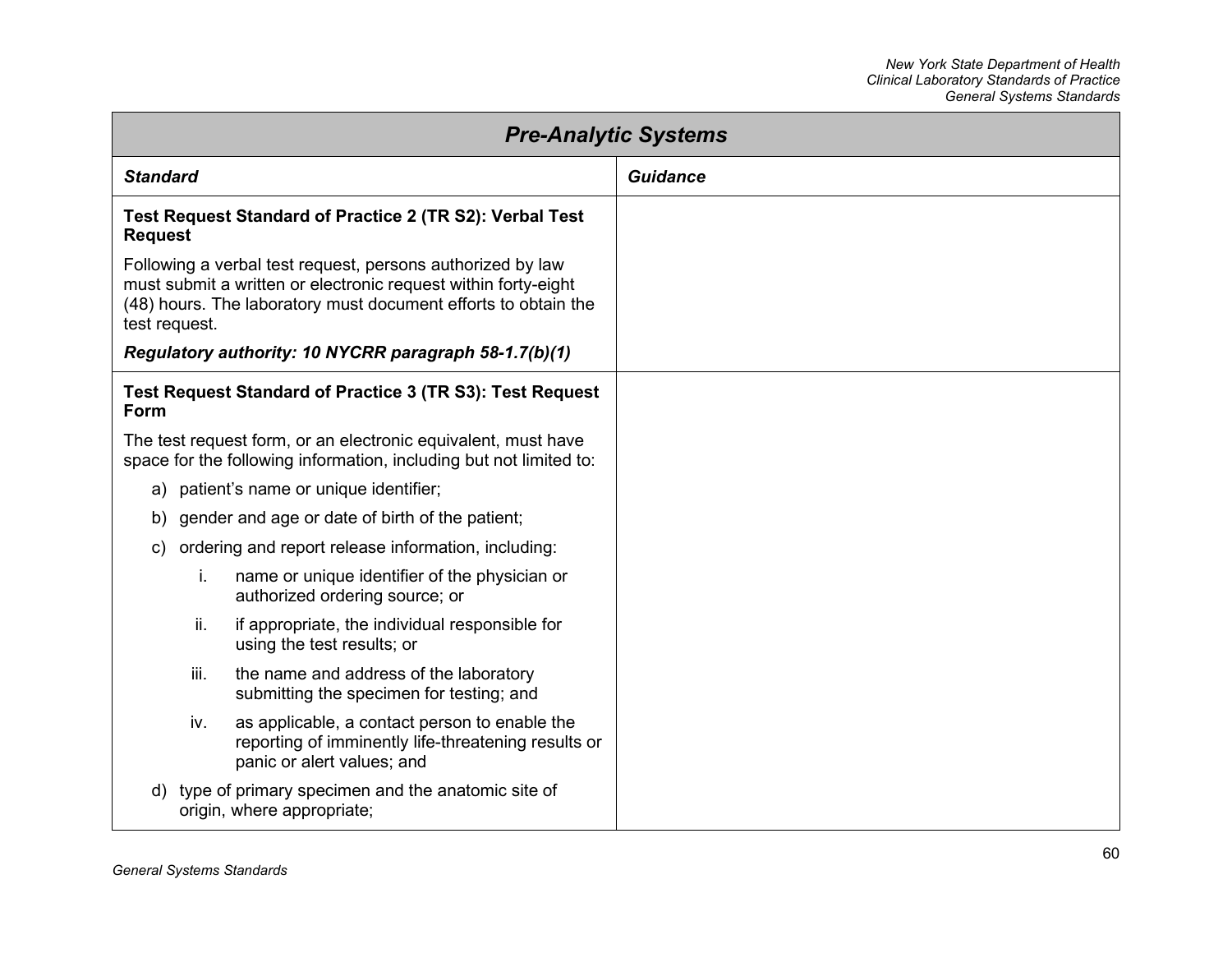| Pre-Analytic Systems | |
|---|---|
| ***Standard*** | ***Guidance*** |
| **Test Request Standard of Practice 2 (TR S2): Verbal Test Request**<br><br>Following a verbal test request, persons authorized by law must submit a written or electronic request within forty-eight (48) hours. The laboratory must document efforts to obtain the test request.<br><br>***Regulatory authority: 10 NYCRR paragraph 58-1.7(b)(1)*** | |
| **Test Request Standard of Practice 3 (TR S3): Test Request Form**<br><br>The test request form, or an electronic equivalent, must have space for the following information, including but not limited to:<br><br>a) patient's name or unique identifier;<br><br>b) gender and age or date of birth of the patient;<br><br>c) ordering and report release information, including:<br><br>i. name or unique identifier of the physician or authorized ordering source; or<br><br>ii. if appropriate, the individual responsible for using the test results; or<br><br>iii. the name and address of the laboratory submitting the specimen for testing; and<br><br>iv. as applicable, a contact person to enable the reporting of imminently life-threatening results or panic or alert values; and<br><br>d) type of primary specimen and the anatomic site of origin, where appropriate; | |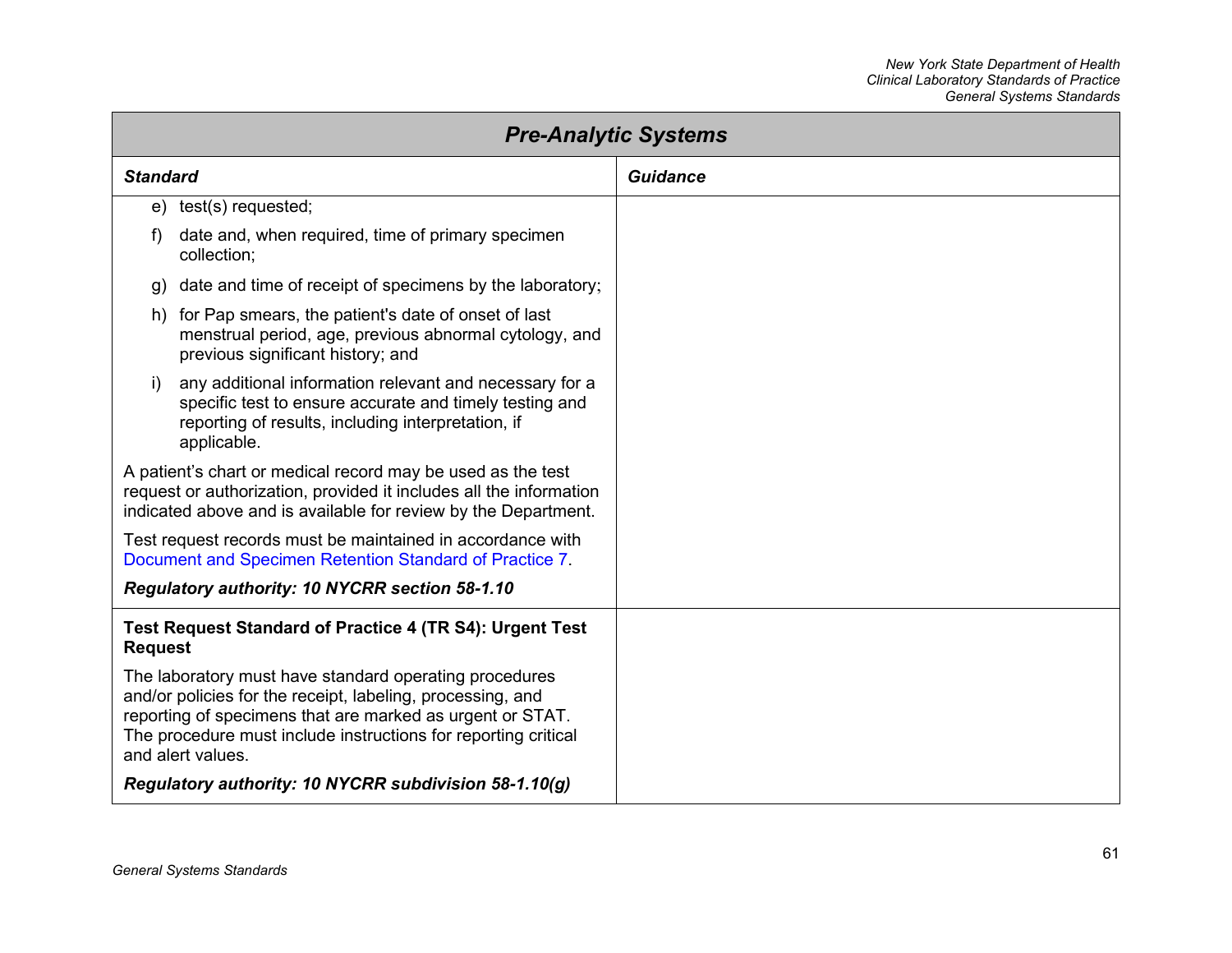| Pre-Analytic Systems | |
|---|---|
| ***Standard*** | ***Guidance*** |
| e) test(s) requested;<br><br>f) date and, when required, time of primary specimen collection;<br><br>g) date and time of receipt of specimens by the laboratory;<br><br>h) for Pap smears, the patient's date of onset of last menstrual period, age, previous abnormal cytology, and previous significant history; and<br><br>i) any additional information relevant and necessary for a specific test to ensure accurate and timely testing and reporting of results, including interpretation, if applicable.<br><br>A patient's chart or medical record may be used as the test request or authorization, provided it includes all the information indicated above and is available for review by the Department.<br><br>Test request records must be maintained in accordance with Document and Specimen Retention Standard of Practice 7.<br><br>***Regulatory authority: 10 NYCRR section 58-1.10*** | |
| **Test Request Standard of Practice 4 (TR S4): Urgent Test Request**<br><br>The laboratory must have standard operating procedures and/or policies for the receipt, labeling, processing, and reporting of specimens that are marked as urgent or STAT. The procedure must include instructions for reporting critical and alert values.<br><br>***Regulatory authority: 10 NYCRR subdivision 58-1.10(g)*** | |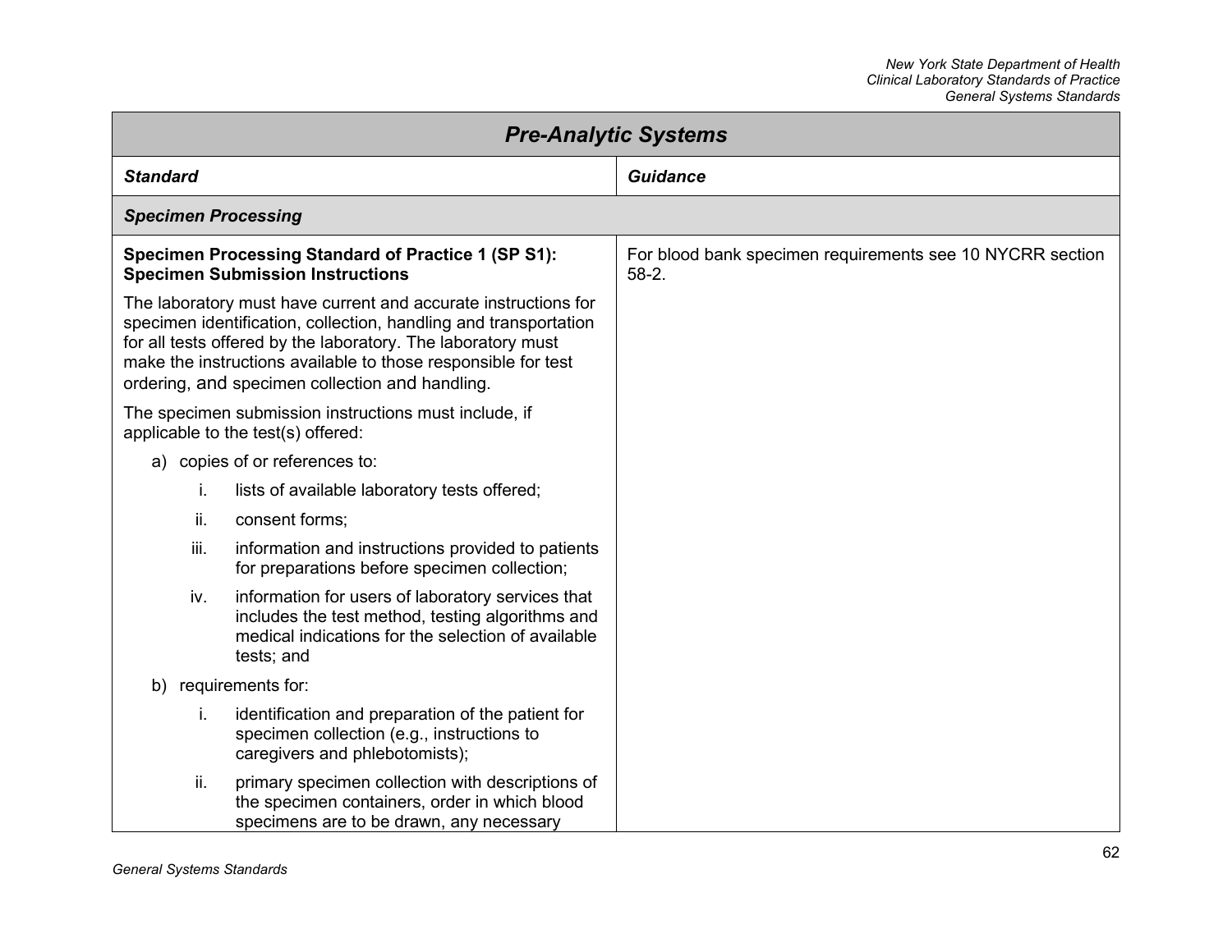## Pre-Analytic Systems

| Standard | Guidance |
|---|---|
| ***Specimen Processing*** | |
| **Specimen Processing Standard of Practice 1 (SP S1): Specimen Submission Instructions**<br><br>The laboratory must have current and accurate instructions for specimen identification, collection, handling and transportation for all tests offered by the laboratory. The laboratory must make the instructions available to those responsible for test ordering, and specimen collection and handling.<br><br>The specimen submission instructions must include, if applicable to the test(s) offered:<br><br>a) copies of or references to:<br>i. lists of available laboratory tests offered;<br>ii. consent forms;<br>iii. information and instructions provided to patients for preparations before specimen collection;<br>iv. information for users of laboratory services that includes the test method, testing algorithms and medical indications for the selection of available tests; and<br><br>b) requirements for:<br>i. identification and preparation of the patient for specimen collection (e.g., instructions to caregivers and phlebotomists);<br>ii. primary specimen collection with descriptions of the specimen containers, order in which blood specimens are to be drawn, any necessary | For blood bank specimen requirements see 10 NYCRR section 58-2. |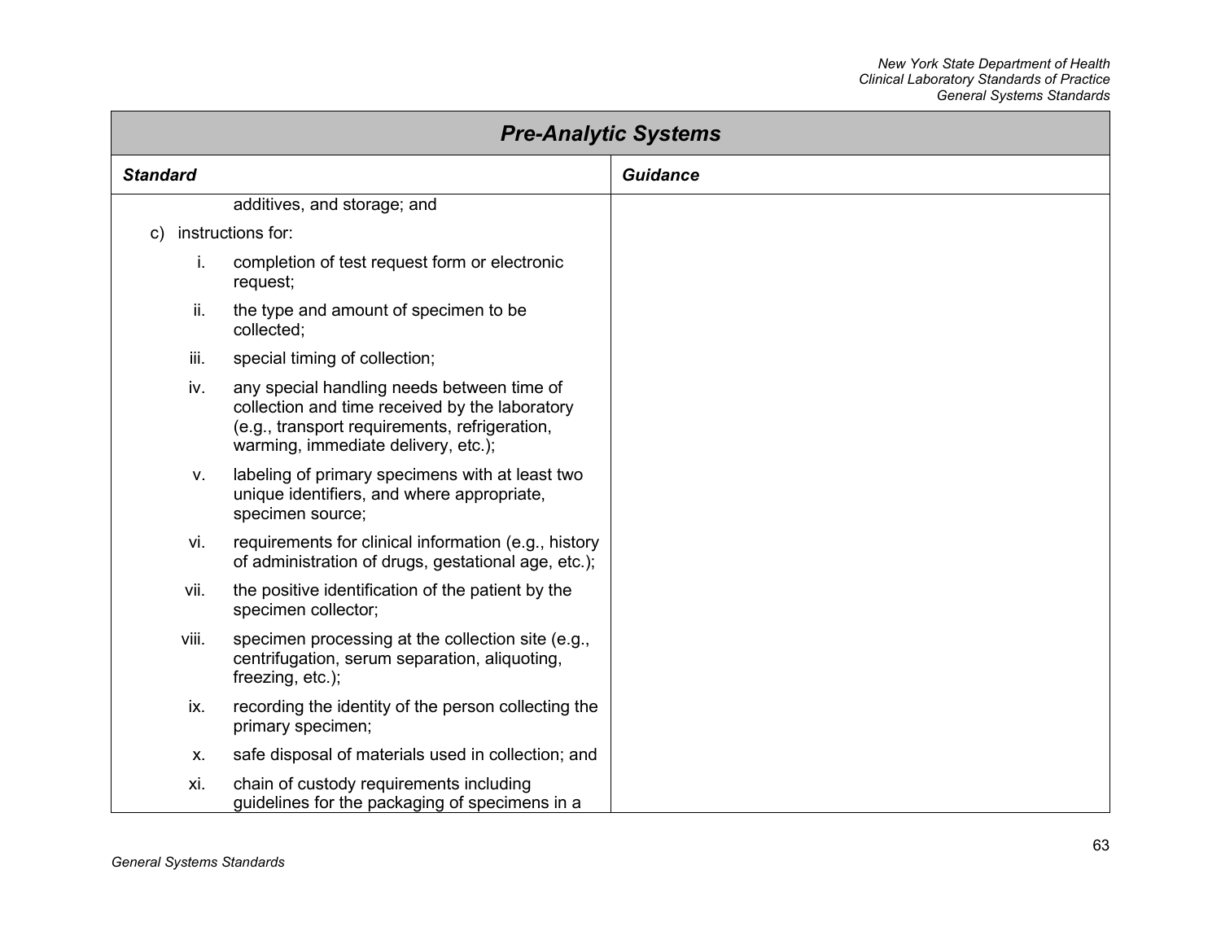## Pre-Analytic Systems

| Standard | Guidance |
|---|---|
| additives, and storage; and<br><br>c) instructions for:<br><br>i. completion of test request form or electronic request;<br><br>ii. the type and amount of specimen to be collected;<br><br>iii. special timing of collection;<br><br>iv. any special handling needs between time of collection and time received by the laboratory (e.g., transport requirements, refrigeration, warming, immediate delivery, etc.);<br><br>v. labeling of primary specimens with at least two unique identifiers, and where appropriate, specimen source;<br><br>vi. requirements for clinical information (e.g., history of administration of drugs, gestational age, etc.);<br><br>vii. the positive identification of the patient by the specimen collector;<br><br>viii. specimen processing at the collection site (e.g., centrifugation, serum separation, aliquoting, freezing, etc.);<br><br>ix. recording the identity of the person collecting the primary specimen;<br><br>x. safe disposal of materials used in collection; and<br><br>xi. chain of custody requirements including guidelines for the packaging of specimens in a | |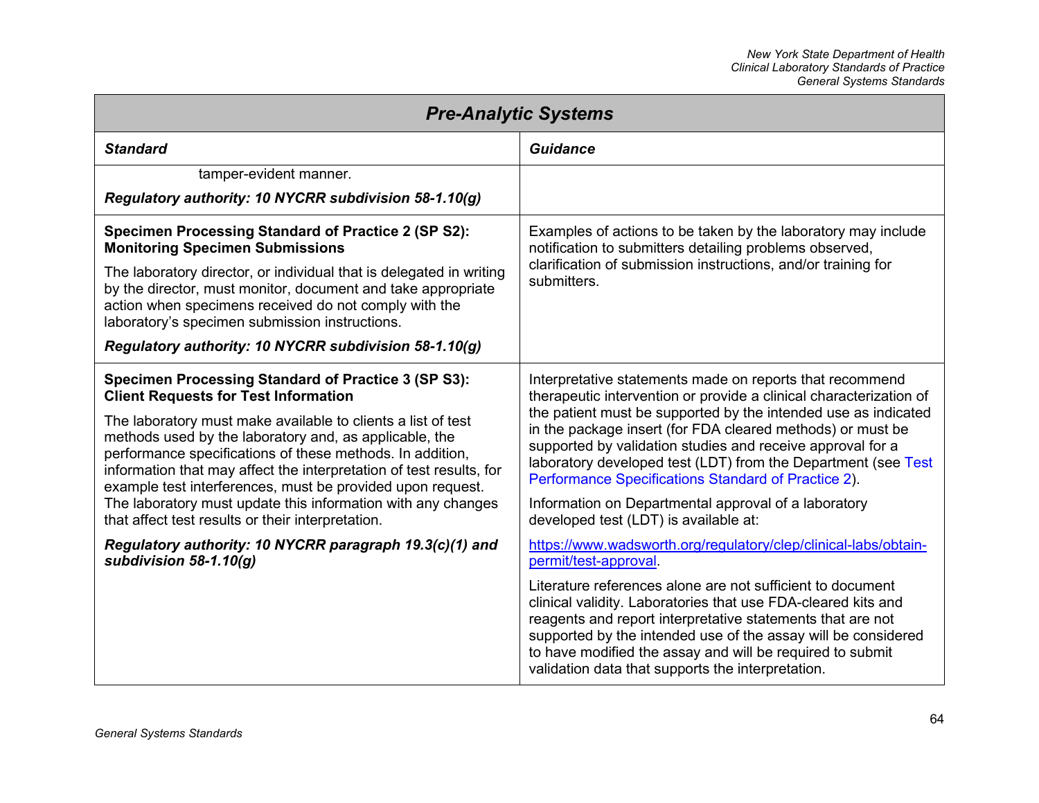| Pre-Analytic Systems | |
|---|---|
| **Standard** | **Guidance** |
| tamper-evident manner.<br><br>***Regulatory authority: 10 NYCRR subdivision 58-1.10(g)*** | |
| **Specimen Processing Standard of Practice 2 (SP S2): Monitoring Specimen Submissions**<br><br>The laboratory director, or individual that is delegated in writing by the director, must monitor, document and take appropriate action when specimens received do not comply with the laboratory's specimen submission instructions.<br><br>***Regulatory authority: 10 NYCRR subdivision 58-1.10(g)*** | Examples of actions to be taken by the laboratory may include notification to submitters detailing problems observed, clarification of submission instructions, and/or training for submitters. |
| **Specimen Processing Standard of Practice 3 (SP S3): Client Requests for Test Information**<br><br>The laboratory must make available to clients a list of test methods used by the laboratory and, as applicable, the performance specifications of these methods. In addition, information that may affect the interpretation of test results, for example test interferences, must be provided upon request. The laboratory must update this information with any changes that affect test results or their interpretation.<br><br>***Regulatory authority: 10 NYCRR paragraph 19.3(c)(1) and subdivision 58-1.10(g)*** | Interpretative statements made on reports that recommend therapeutic intervention or provide a clinical characterization of the patient must be supported by the intended use as indicated in the package insert (for FDA cleared methods) or must be supported by validation studies and receive approval for a laboratory developed test (LDT) from the Department (see Test Performance Specifications Standard of Practice 2).<br><br>Information on Departmental approval of a laboratory developed test (LDT) is available at:<br><br>https://www.wadsworth.org/regulatory/clep/clinical-labs/obtain-permit/test-approval.<br><br>Literature references alone are not sufficient to document clinical validity. Laboratories that use FDA-cleared kits and reagents and report interpretative statements that are not supported by the intended use of the assay will be considered to have modified the assay and will be required to submit validation data that supports the interpretation. |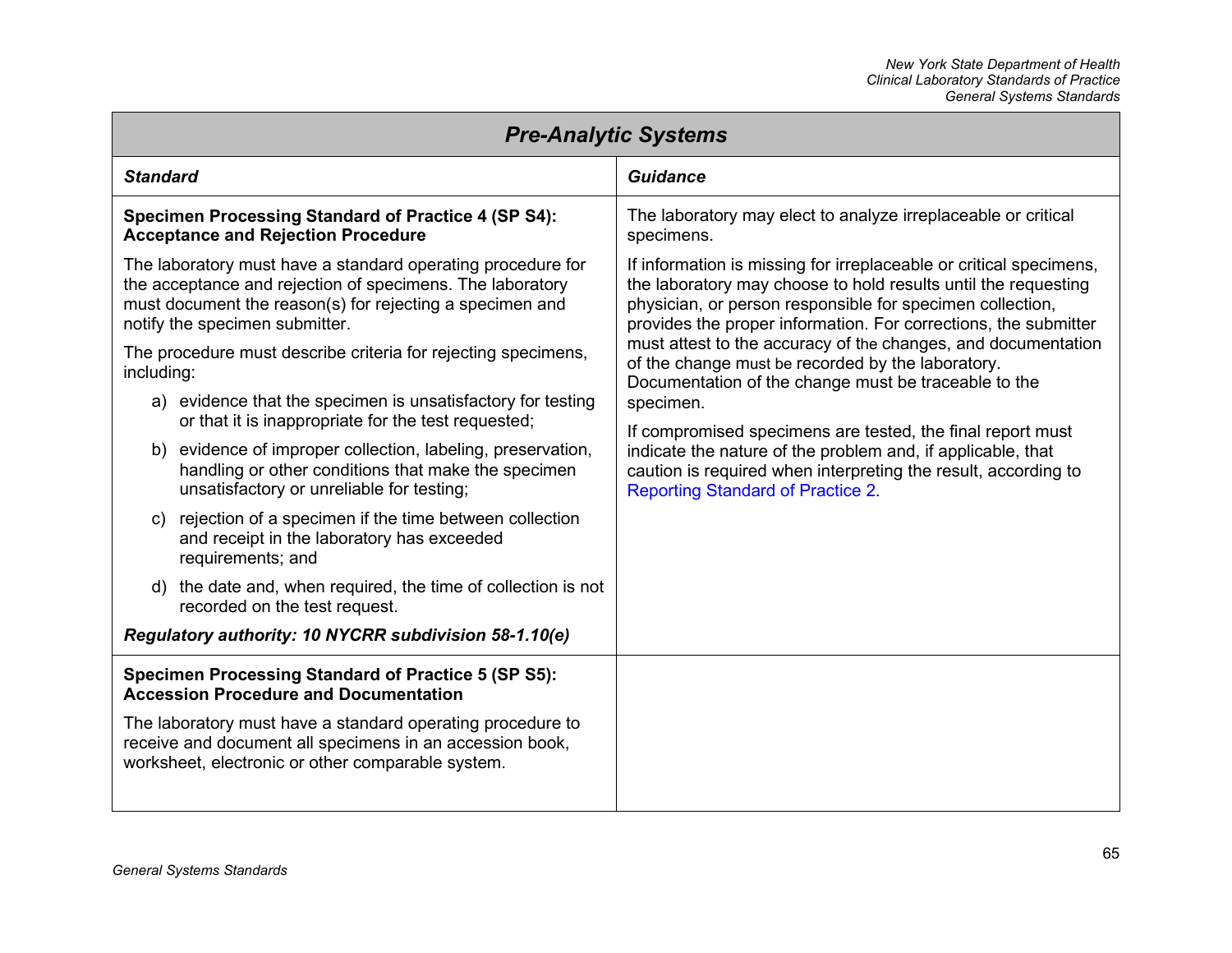## Pre-Analytic Systems

| Standard | Guidance |
| --- | --- |
| **Specimen Processing Standard of Practice 4 (SP S4): Acceptance and Rejection Procedure**<br><br>The laboratory must have a standard operating procedure for the acceptance and rejection of specimens. The laboratory must document the reason(s) for rejecting a specimen and notify the specimen submitter.<br><br>The procedure must describe criteria for rejecting specimens, including:<br><br>a) evidence that the specimen is unsatisfactory for testing or that it is inappropriate for the test requested;<br><br>b) evidence of improper collection, labeling, preservation, handling or other conditions that make the specimen unsatisfactory or unreliable for testing;<br><br>c) rejection of a specimen if the time between collection and receipt in the laboratory has exceeded requirements; and<br><br>d) the date and, when required, the time of collection is not recorded on the test request.<br><br>***Regulatory authority: 10 NYCRR subdivision 58-1.10(e)*** | The laboratory may elect to analyze irreplaceable or critical specimens.<br><br>If information is missing for irreplaceable or critical specimens, the laboratory may choose to hold results until the requesting physician, or person responsible for specimen collection, provides the proper information. For corrections, the submitter must attest to the accuracy of the changes, and documentation of the change must be recorded by the laboratory. Documentation of the change must be traceable to the specimen.<br><br>If compromised specimens are tested, the final report must indicate the nature of the problem and, if applicable, that caution is required when interpreting the result, according to Reporting Standard of Practice 2. |
| **Specimen Processing Standard of Practice 5 (SP S5): Accession Procedure and Documentation**<br><br>The laboratory must have a standard operating procedure to receive and document all specimens in an accession book, worksheet, electronic or other comparable system. | |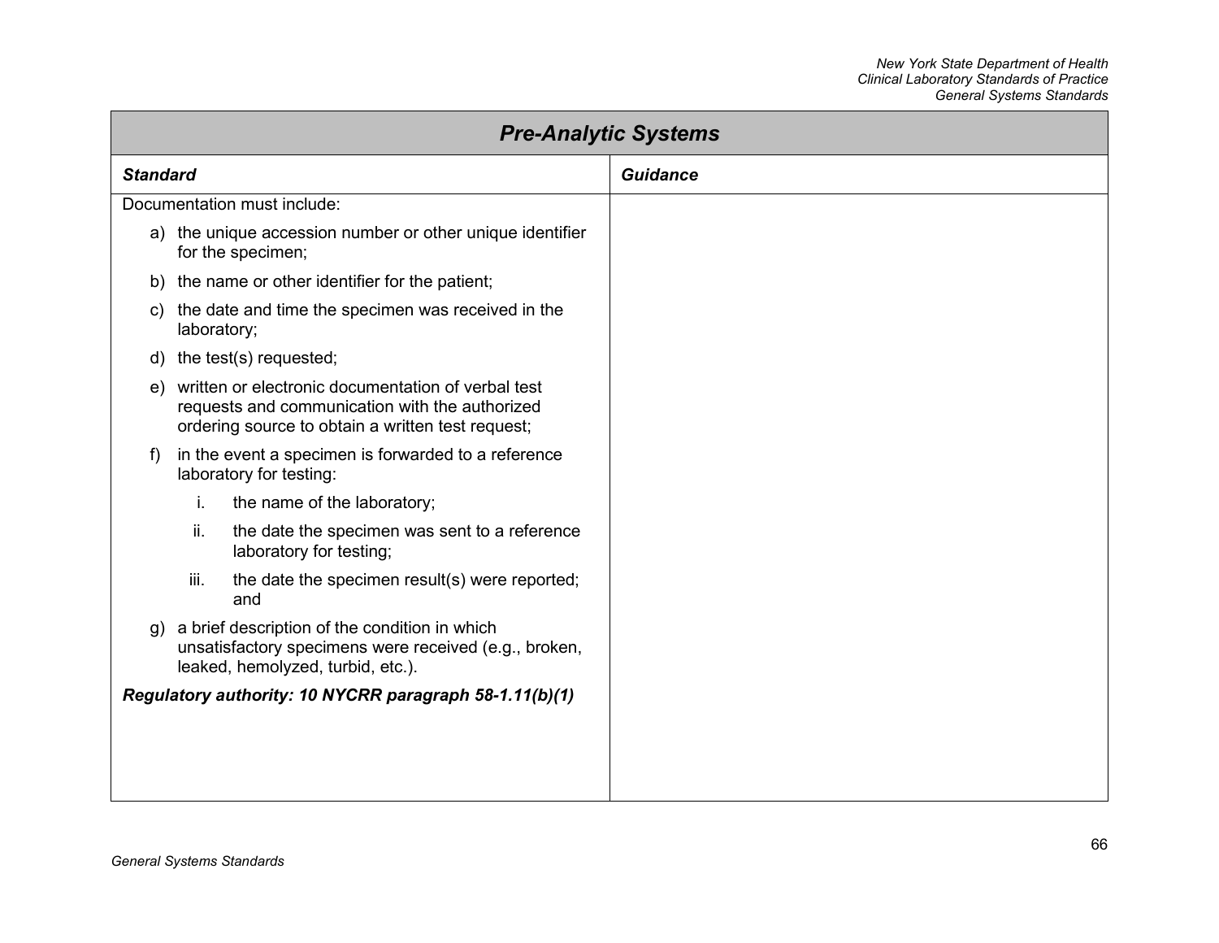| Pre-Analytic Systems | |
|---|---|
| ***Standard*** | ***Guidance*** |
| Documentation must include:<br><br>a) the unique accession number or other unique identifier for the specimen;<br><br>b) the name or other identifier for the patient;<br><br>c) the date and time the specimen was received in the laboratory;<br><br>d) the test(s) requested;<br><br>e) written or electronic documentation of verbal test requests and communication with the authorized ordering source to obtain a written test request;<br><br>f) in the event a specimen is forwarded to a reference laboratory for testing:<br><br>i. the name of the laboratory;<br><br>ii. the date the specimen was sent to a reference laboratory for testing;<br><br>iii. the date the specimen result(s) were reported; and<br><br>g) a brief description of the condition in which unsatisfactory specimens were received (e.g., broken, leaked, hemolyzed, turbid, etc.).<br><br>***Regulatory authority: 10 NYCRR paragraph 58-1.11(b)(1)*** | |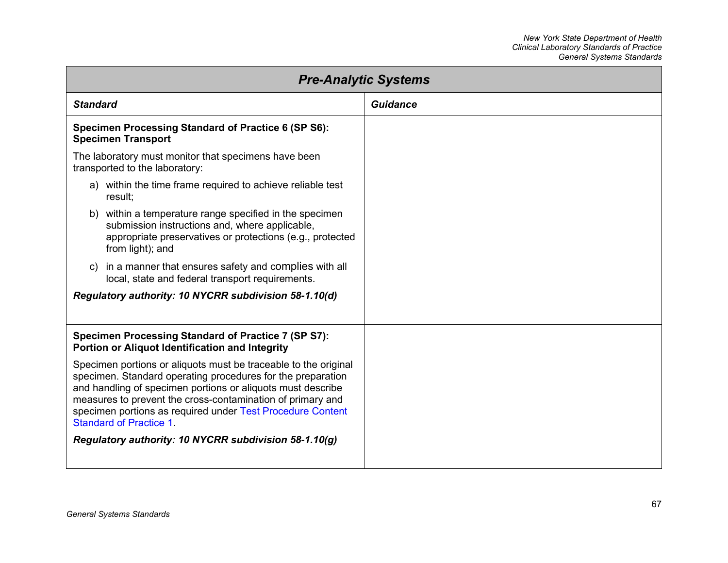## Pre-Analytic Systems

| Standard | Guidance |
|---|---|
| **Specimen Processing Standard of Practice 6 (SP S6): Specimen Transport**<br><br>The laboratory must monitor that specimens have been transported to the laboratory:<br><br>a) within the time frame required to achieve reliable test result;<br><br>b) within a temperature range specified in the specimen submission instructions and, where applicable, appropriate preservatives or protections (e.g., protected from light); and<br><br>c) in a manner that ensures safety and complies with all local, state and federal transport requirements.<br><br>***Regulatory authority: 10 NYCRR subdivision 58-1.10(d)*** | |
| **Specimen Processing Standard of Practice 7 (SP S7): Portion or Aliquot Identification and Integrity**<br><br>Specimen portions or aliquots must be traceable to the original specimen. Standard operating procedures for the preparation and handling of specimen portions or aliquots must describe measures to prevent the cross-contamination of primary and specimen portions as required under Test Procedure Content Standard of Practice 1.<br><br>***Regulatory authority: 10 NYCRR subdivision 58-1.10(g)*** | |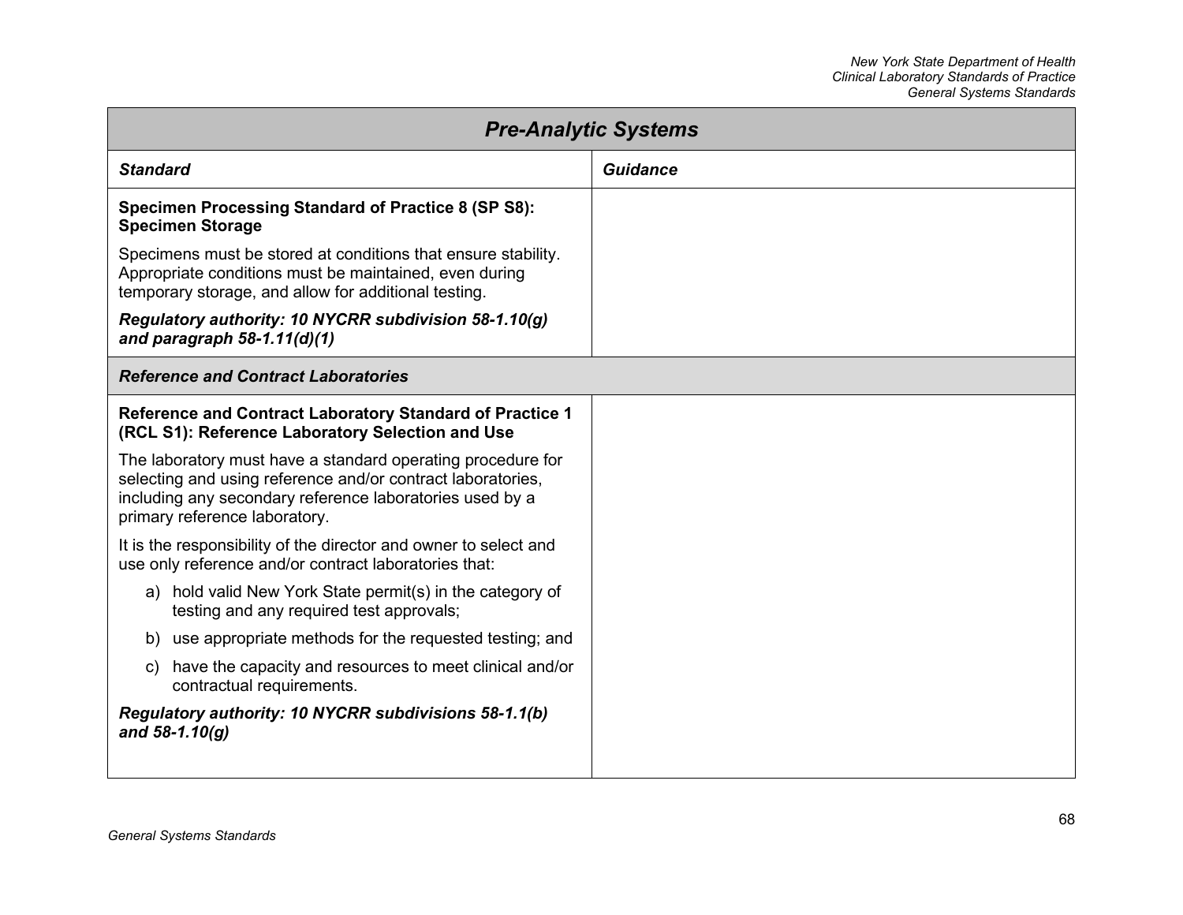| Pre-Analytic Systems | |
|---|---|
| ***Standard*** | ***Guidance*** |
| **Specimen Processing Standard of Practice 8 (SP S8): Specimen Storage**<br><br>Specimens must be stored at conditions that ensure stability. Appropriate conditions must be maintained, even during temporary storage, and allow for additional testing.<br><br>***Regulatory authority: 10 NYCRR subdivision 58-1.10(g) and paragraph 58-1.11(d)(1)*** | |
| ***Reference and Contract Laboratories*** | |
| **Reference and Contract Laboratory Standard of Practice 1 (RCL S1): Reference Laboratory Selection and Use**<br><br>The laboratory must have a standard operating procedure for selecting and using reference and/or contract laboratories, including any secondary reference laboratories used by a primary reference laboratory.<br><br>It is the responsibility of the director and owner to select and use only reference and/or contract laboratories that:<br><br>a) hold valid New York State permit(s) in the category of testing and any required test approvals;<br><br>b) use appropriate methods for the requested testing; and<br><br>c) have the capacity and resources to meet clinical and/or contractual requirements.<br><br>***Regulatory authority: 10 NYCRR subdivisions 58-1.1(b) and 58-1.10(g)*** | |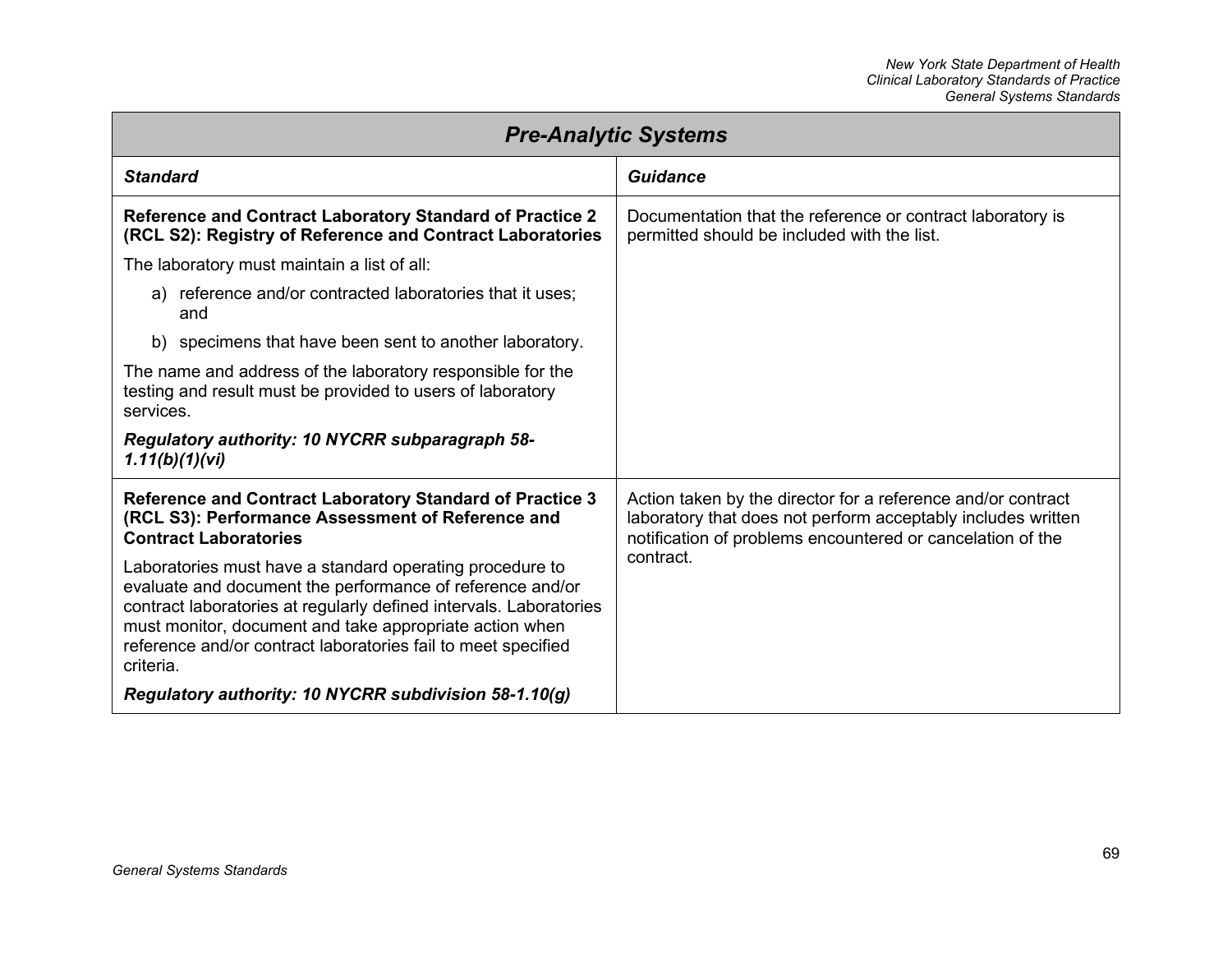| *Pre-Analytic Systems* | |
|---|---|
| ***Standard*** | ***Guidance*** |
| **Reference and Contract Laboratory Standard of Practice 2 (RCL S2): Registry of Reference and Contract Laboratories**<br><br>The laboratory must maintain a list of all:<br><br>a) reference and/or contracted laboratories that it uses; and<br><br>b) specimens that have been sent to another laboratory.<br><br>The name and address of the laboratory responsible for the testing and result must be provided to users of laboratory services.<br><br>***Regulatory authority: 10 NYCRR subparagraph 58-1.11(b)(1)(vi)*** | Documentation that the reference or contract laboratory is permitted should be included with the list. |
| **Reference and Contract Laboratory Standard of Practice 3 (RCL S3): Performance Assessment of Reference and Contract Laboratories**<br><br>Laboratories must have a standard operating procedure to evaluate and document the performance of reference and/or contract laboratories at regularly defined intervals. Laboratories must monitor, document and take appropriate action when reference and/or contract laboratories fail to meet specified criteria.<br><br>***Regulatory authority: 10 NYCRR subdivision 58-1.10(g)*** | Action taken by the director for a reference and/or contract laboratory that does not perform acceptably includes written notification of problems encountered or cancelation of the contract. |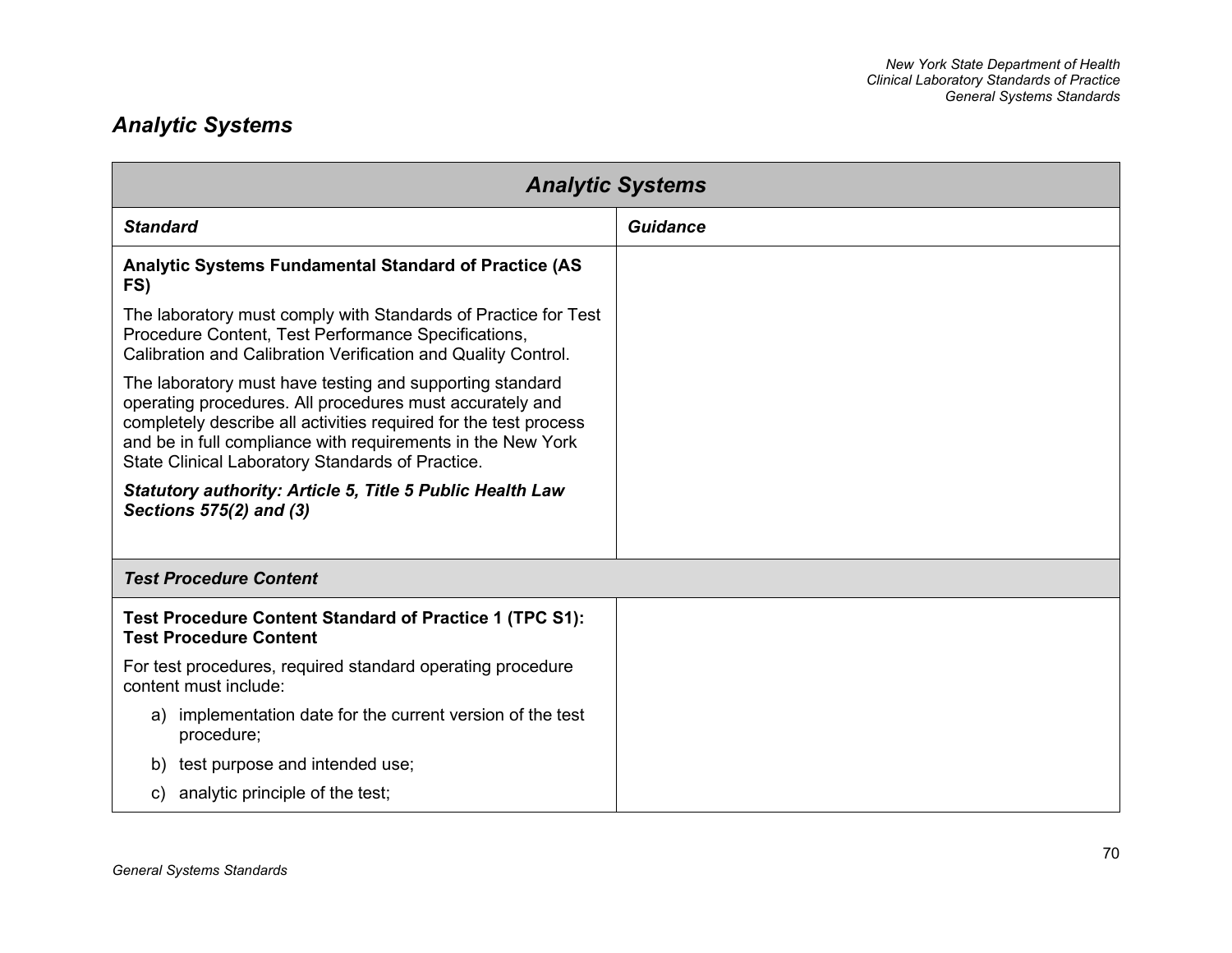## *Analytic Systems*

| *Analytic Systems* | |
|---|---|
| ***Standard*** | ***Guidance*** |
| **Analytic Systems Fundamental Standard of Practice (AS FS)**<br><br>The laboratory must comply with Standards of Practice for Test Procedure Content, Test Performance Specifications, Calibration and Calibration Verification and Quality Control.<br><br>The laboratory must have testing and supporting standard operating procedures. All procedures must accurately and completely describe all activities required for the test process and be in full compliance with requirements in the New York State Clinical Laboratory Standards of Practice.<br><br>***Statutory authority: Article 5, Title 5 Public Health Law Sections 575(2) and (3)*** | |
| ***Test Procedure Content*** | |
| **Test Procedure Content Standard of Practice 1 (TPC S1): Test Procedure Content**<br><br>For test procedures, required standard operating procedure content must include:<br><br>a) implementation date for the current version of the test procedure;<br><br>b) test purpose and intended use;<br><br>c) analytic principle of the test; | |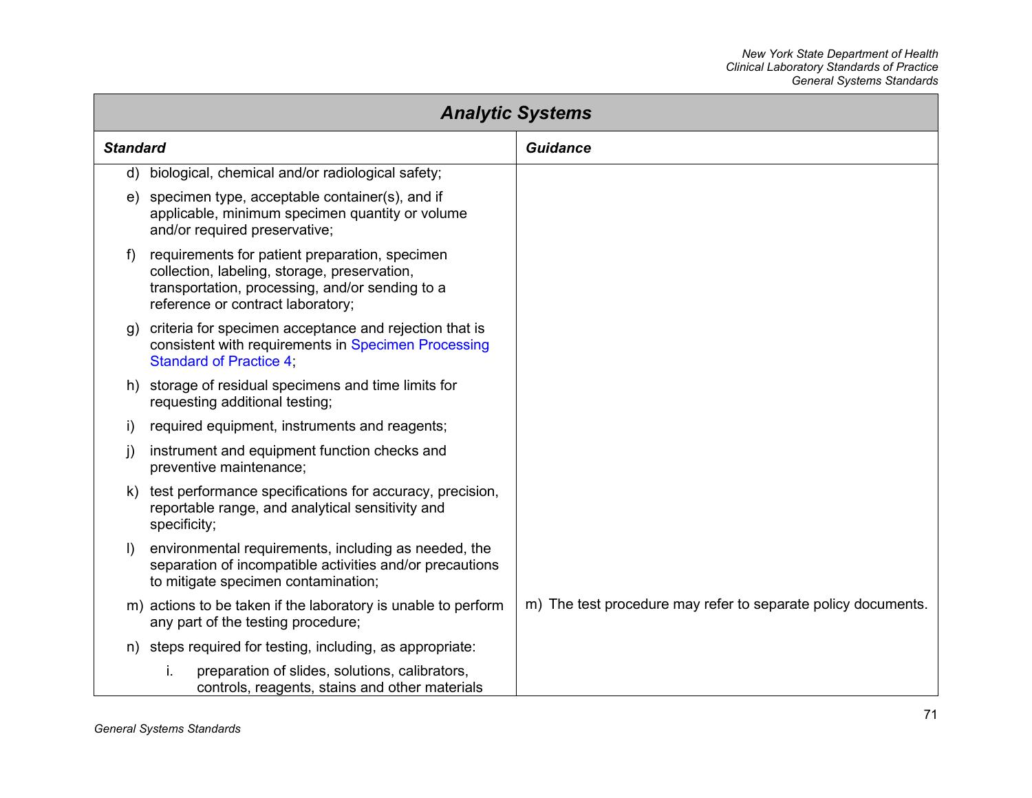| Analytic Systems | |
|---|---|
| ***Standard*** | ***Guidance*** |
| d) biological, chemical and/or radiological safety; | |
| e) specimen type, acceptable container(s), and if applicable, minimum specimen quantity or volume and/or required preservative; | |
| f) requirements for patient preparation, specimen collection, labeling, storage, preservation, transportation, processing, and/or sending to a reference or contract laboratory; | |
| g) criteria for specimen acceptance and rejection that is consistent with requirements in Specimen Processing Standard of Practice 4; | |
| h) storage of residual specimens and time limits for requesting additional testing; | |
| i) required equipment, instruments and reagents; | |
| j) instrument and equipment function checks and preventive maintenance; | |
| k) test performance specifications for accuracy, precision, reportable range, and analytical sensitivity and specificity; | |
| l) environmental requirements, including as needed, the separation of incompatible activities and/or precautions to mitigate specimen contamination; | |
| m) actions to be taken if the laboratory is unable to perform any part of the testing procedure; | m) The test procedure may refer to separate policy documents. |
| n) steps required for testing, including, as appropriate:<br>i. preparation of slides, solutions, calibrators, controls, reagents, stains and other materials | |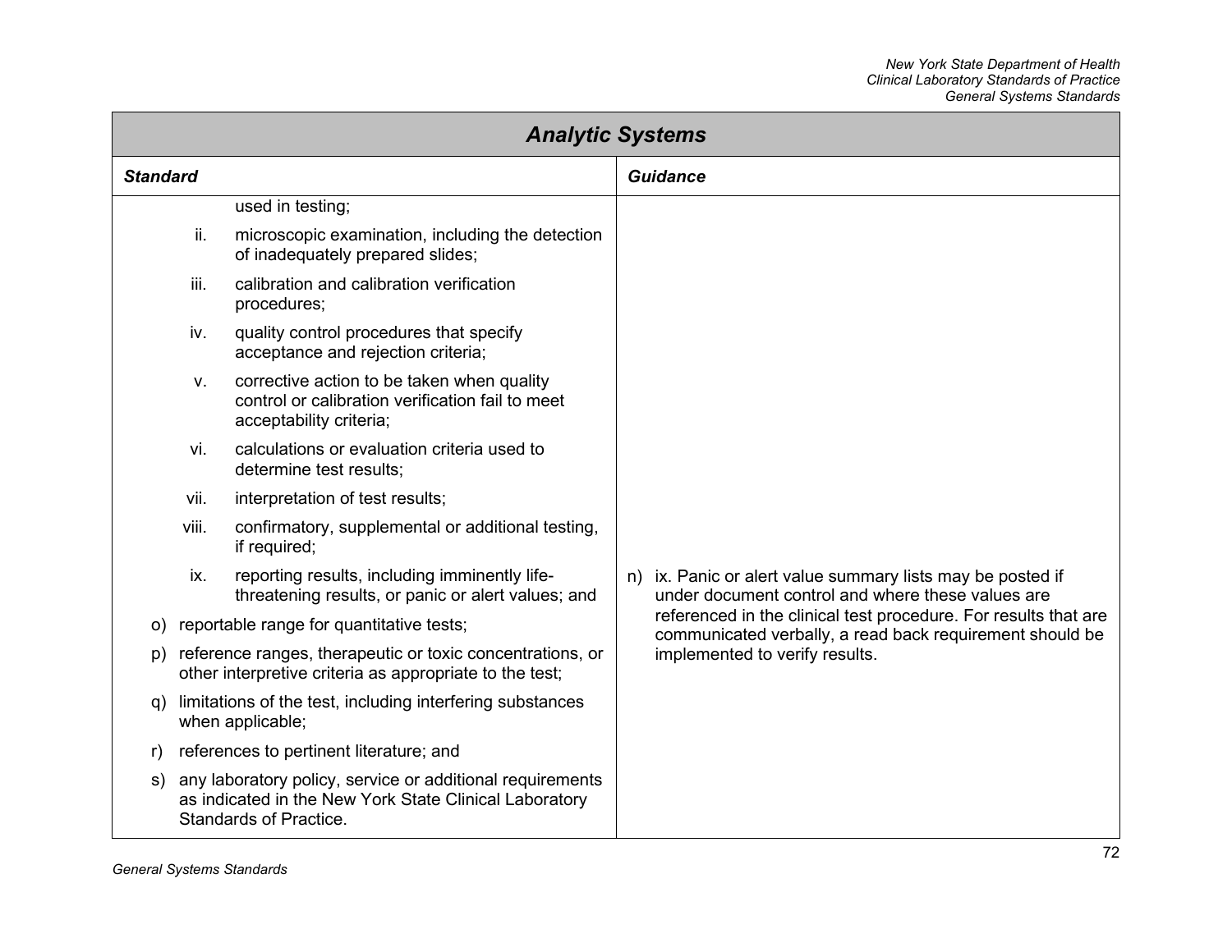## Analytic Systems

| Standard | Guidance |
|---|---|
| used in testing; | |
| ii. microscopic examination, including the detection of inadequately prepared slides; | |
| iii. calibration and calibration verification procedures; | |
| iv. quality control procedures that specify acceptance and rejection criteria; | |
| v. corrective action to be taken when quality control or calibration verification fail to meet acceptability criteria; | |
| vi. calculations or evaluation criteria used to determine test results; | |
| vii. interpretation of test results; | |
| viii. confirmatory, supplemental or additional testing, if required; | |
| ix. reporting results, including imminently life-threatening results, or panic or alert values; and | n) ix. Panic or alert value summary lists may be posted if under document control and where these values are referenced in the clinical test procedure. For results that are communicated verbally, a read back requirement should be implemented to verify results. |
| o) reportable range for quantitative tests; | |
| p) reference ranges, therapeutic or toxic concentrations, or other interpretive criteria as appropriate to the test; | |
| q) limitations of the test, including interfering substances when applicable; | |
| r) references to pertinent literature; and | |
| s) any laboratory policy, service or additional requirements as indicated in the New York State Clinical Laboratory Standards of Practice. | |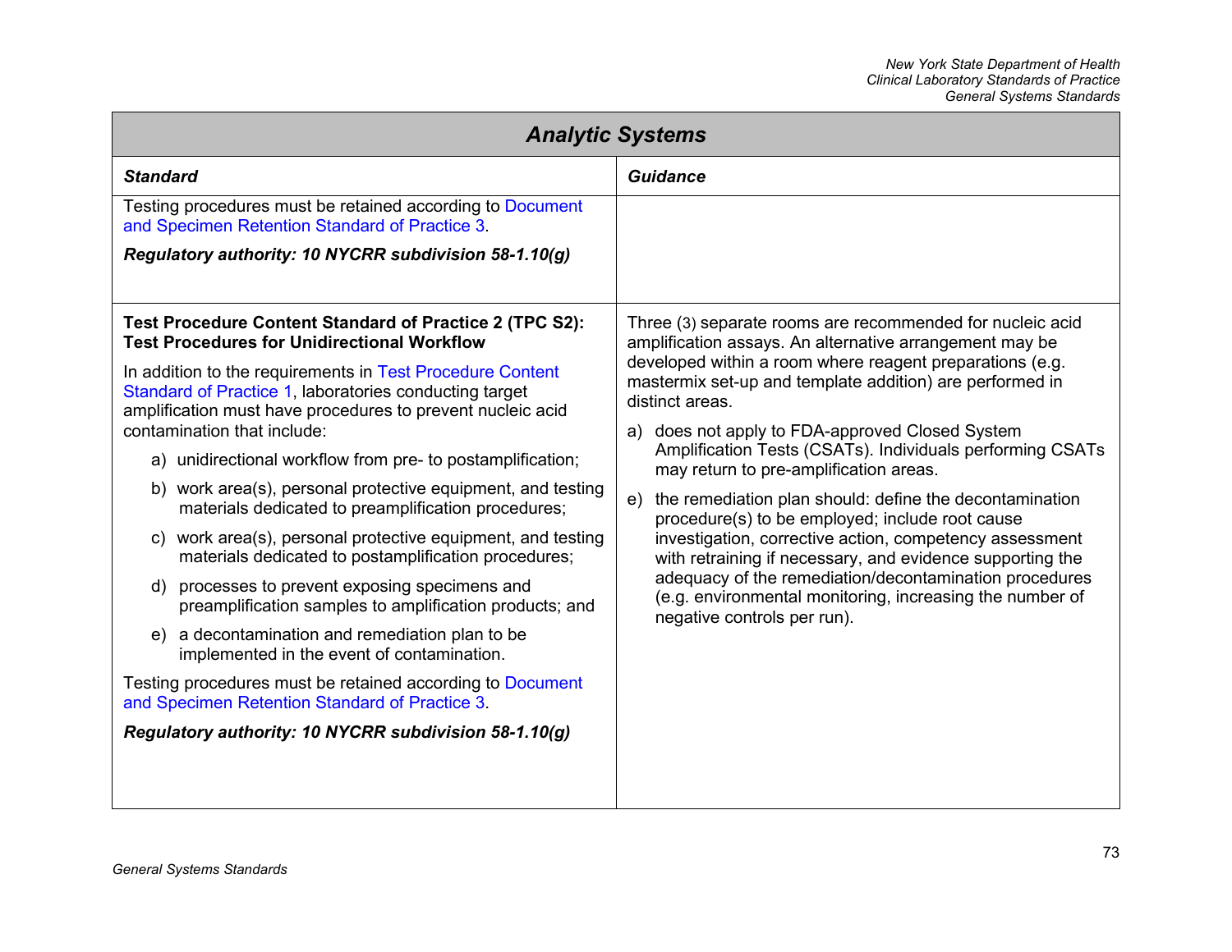## Analytic Systems

| Standard | Guidance |
| --- | --- |
| Testing procedures must be retained according to Document and Specimen Retention Standard of Practice 3.<br><br>***Regulatory authority: 10 NYCRR subdivision 58-1.10(g)*** | |
| **Test Procedure Content Standard of Practice 2 (TPC S2): Test Procedures for Unidirectional Workflow**<br><br>In addition to the requirements in Test Procedure Content Standard of Practice 1, laboratories conducting target amplification must have procedures to prevent nucleic acid contamination that include:<br><br>a) unidirectional workflow from pre- to postamplification;<br><br>b) work area(s), personal protective equipment, and testing materials dedicated to preamplification procedures;<br><br>c) work area(s), personal protective equipment, and testing materials dedicated to postamplification procedures;<br><br>d) processes to prevent exposing specimens and preamplification samples to amplification products; and<br><br>e) a decontamination and remediation plan to be implemented in the event of contamination.<br><br>Testing procedures must be retained according to Document and Specimen Retention Standard of Practice 3.<br><br>***Regulatory authority: 10 NYCRR subdivision 58-1.10(g)*** | Three (3) separate rooms are recommended for nucleic acid amplification assays. An alternative arrangement may be developed within a room where reagent preparations (e.g. mastermix set-up and template addition) are performed in distinct areas.<br><br>a) does not apply to FDA-approved Closed System Amplification Tests (CSATs). Individuals performing CSATs may return to pre-amplification areas.<br><br>e) the remediation plan should: define the decontamination procedure(s) to be employed; include root cause investigation, corrective action, competency assessment with retraining if necessary, and evidence supporting the adequacy of the remediation/decontamination procedures (e.g. environmental monitoring, increasing the number of negative controls per run). |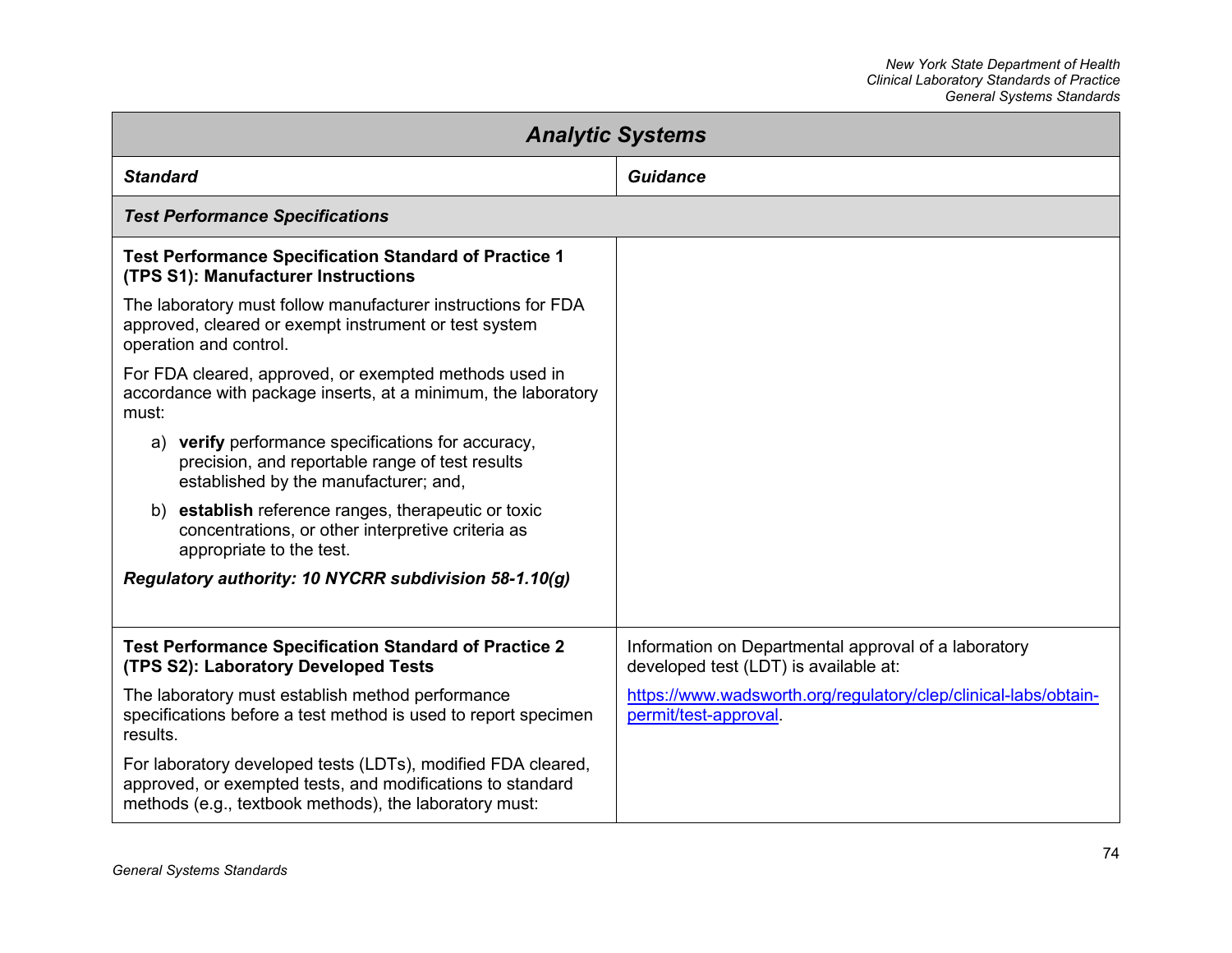| Analytic Systems | |
|---|---|
| ***Standard*** | ***Guidance*** |
| ***Test Performance Specifications*** | |
| **Test Performance Specification Standard of Practice 1 (TPS S1): Manufacturer Instructions**<br><br>The laboratory must follow manufacturer instructions for FDA approved, cleared or exempt instrument or test system operation and control.<br><br>For FDA cleared, approved, or exempted methods used in accordance with package inserts, at a minimum, the laboratory must:<br><br>a) **verify** performance specifications for accuracy, precision, and reportable range of test results established by the manufacturer; and,<br><br>b) **establish** reference ranges, therapeutic or toxic concentrations, or other interpretive criteria as appropriate to the test.<br><br>***Regulatory authority: 10 NYCRR subdivision 58-1.10(g)*** | |
| **Test Performance Specification Standard of Practice 2 (TPS S2): Laboratory Developed Tests**<br><br>The laboratory must establish method performance specifications before a test method is used to report specimen results.<br><br>For laboratory developed tests (LDTs), modified FDA cleared, approved, or exempted tests, and modifications to standard methods (e.g., textbook methods), the laboratory must: | Information on Departmental approval of a laboratory developed test (LDT) is available at:<br><br>https://www.wadsworth.org/regulatory/clep/clinical-labs/obtain-permit/test-approval. |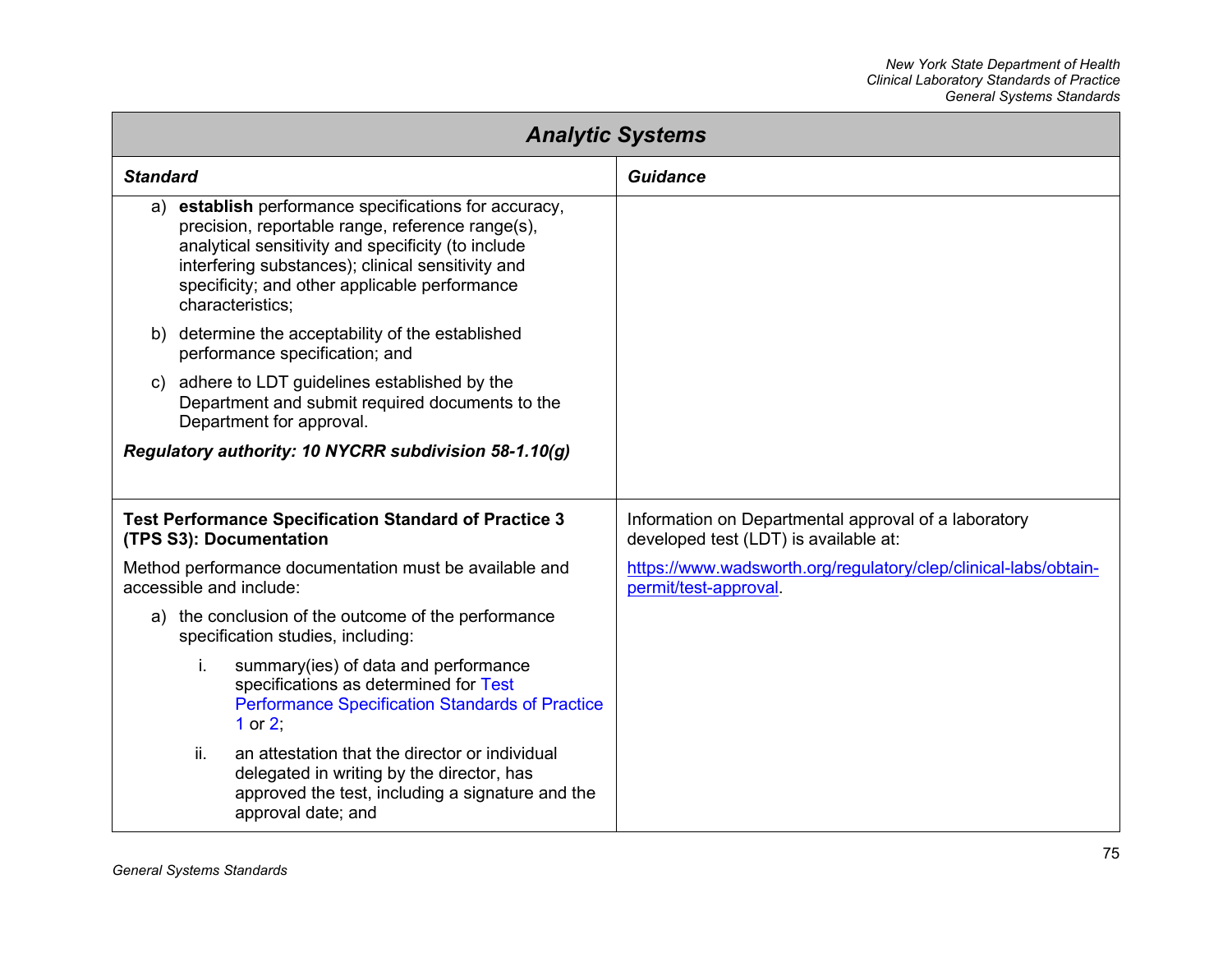| Analytic Systems | |
|---|---|
| ***Standard*** | ***Guidance*** |
| a) **establish** performance specifications for accuracy, precision, reportable range, reference range(s), analytical sensitivity and specificity (to include interfering substances); clinical sensitivity and specificity; and other applicable performance characteristics;<br><br>b) determine the acceptability of the established performance specification; and<br><br>c) adhere to LDT guidelines established by the Department and submit required documents to the Department for approval.<br><br>***Regulatory authority: 10 NYCRR subdivision 58-1.10(g)*** | |
| **Test Performance Specification Standard of Practice 3 (TPS S3): Documentation**<br><br>Method performance documentation must be available and accessible and include:<br><br>a) the conclusion of the outcome of the performance specification studies, including:<br><br>i. summary(ies) of data and performance specifications as determined for Test Performance Specification Standards of Practice 1 or 2;<br><br>ii. an attestation that the director or individual delegated in writing by the director, has approved the test, including a signature and the approval date; and | Information on Departmental approval of a laboratory developed test (LDT) is available at:<br><br>https://www.wadsworth.org/regulatory/clep/clinical-labs/obtain-permit/test-approval. |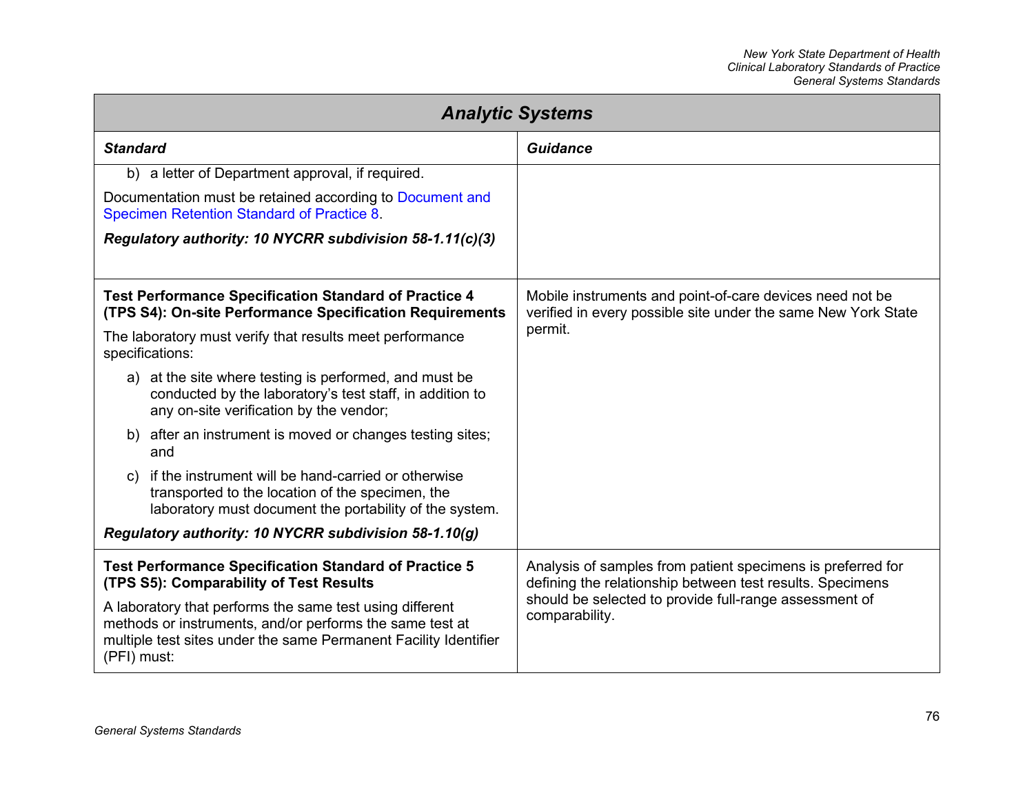| Analytic Systems | |
|---|---|
| ***Standard*** | ***Guidance*** |
| b) a letter of Department approval, if required.<br><br>Documentation must be retained according to Document and Specimen Retention Standard of Practice 8.<br><br>***Regulatory authority: 10 NYCRR subdivision 58-1.11(c)(3)*** | |
| **Test Performance Specification Standard of Practice 4 (TPS S4): On-site Performance Specification Requirements**<br><br>The laboratory must verify that results meet performance specifications:<br><br>a) at the site where testing is performed, and must be conducted by the laboratory's test staff, in addition to any on-site verification by the vendor;<br><br>b) after an instrument is moved or changes testing sites; and<br><br>c) if the instrument will be hand-carried or otherwise transported to the location of the specimen, the laboratory must document the portability of the system.<br><br>***Regulatory authority: 10 NYCRR subdivision 58-1.10(g)*** | Mobile instruments and point-of-care devices need not be verified in every possible site under the same New York State permit. |
| **Test Performance Specification Standard of Practice 5 (TPS S5): Comparability of Test Results**<br><br>A laboratory that performs the same test using different methods or instruments, and/or performs the same test at multiple test sites under the same Permanent Facility Identifier (PFI) must: | Analysis of samples from patient specimens is preferred for defining the relationship between test results. Specimens should be selected to provide full-range assessment of comparability. |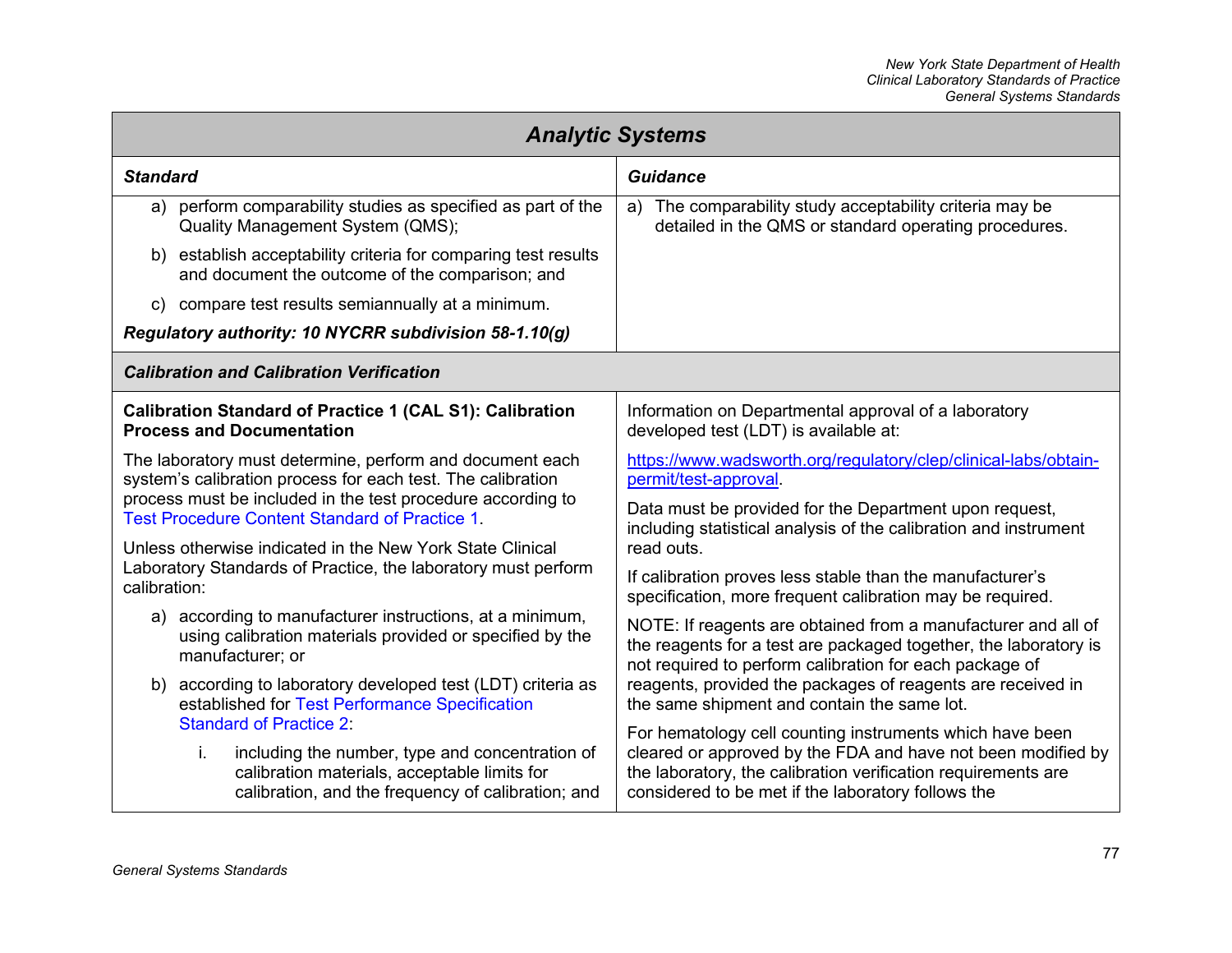## Analytic Systems

| *Standard* | *Guidance* |
| --- | --- |
| a) perform comparability studies as specified as part of the Quality Management System (QMS);<br><br>b) establish acceptability criteria for comparing test results and document the outcome of the comparison; and<br><br>c) compare test results semiannually at a minimum.<br><br>***Regulatory authority: 10 NYCRR subdivision 58-1.10(g)*** | a) The comparability study acceptability criteria may be detailed in the QMS or standard operating procedures. |
| ***Calibration and Calibration Verification*** | |
| **Calibration Standard of Practice 1 (CAL S1): Calibration Process and Documentation**<br><br>The laboratory must determine, perform and document each system's calibration process for each test. The calibration process must be included in the test procedure according to Test Procedure Content Standard of Practice 1.<br><br>Unless otherwise indicated in the New York State Clinical Laboratory Standards of Practice, the laboratory must perform calibration:<br><br>a) according to manufacturer instructions, at a minimum, using calibration materials provided or specified by the manufacturer; or<br><br>b) according to laboratory developed test (LDT) criteria as established for Test Performance Specification Standard of Practice 2:<br><br>i. including the number, type and concentration of calibration materials, acceptable limits for calibration, and the frequency of calibration; and | Information on Departmental approval of a laboratory developed test (LDT) is available at:<br><br>https://www.wadsworth.org/regulatory/clep/clinical-labs/obtain-permit/test-approval.<br><br>Data must be provided for the Department upon request, including statistical analysis of the calibration and instrument read outs.<br><br>If calibration proves less stable than the manufacturer's specification, more frequent calibration may be required.<br><br>NOTE: If reagents are obtained from a manufacturer and all of the reagents for a test are packaged together, the laboratory is not required to perform calibration for each package of reagents, provided the packages of reagents are received in the same shipment and contain the same lot.<br><br>For hematology cell counting instruments which have been cleared or approved by the FDA and have not been modified by the laboratory, the calibration verification requirements are considered to be met if the laboratory follows the |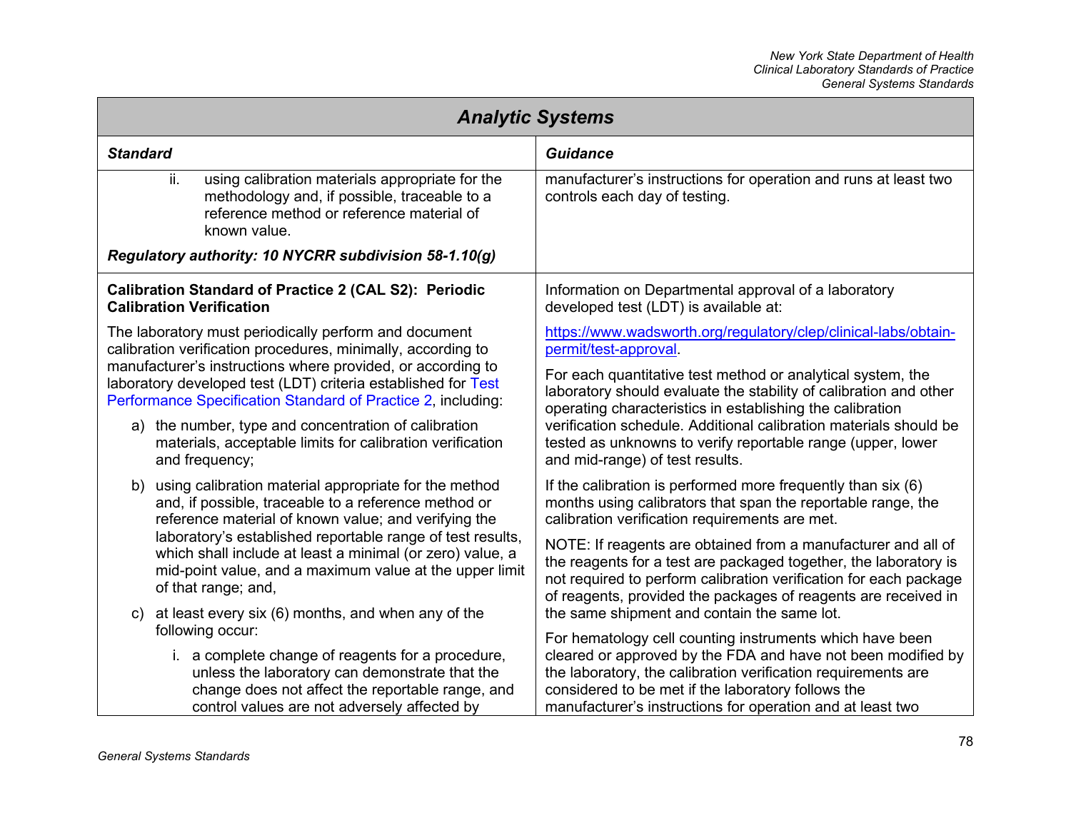## Analytic Systems

| Standard | Guidance |
|---|---|
| ii. using calibration materials appropriate for the methodology and, if possible, traceable to a reference method or reference material of known value.<br><br>***Regulatory authority: 10 NYCRR subdivision 58-1.10(g)*** | manufacturer's instructions for operation and runs at least two controls each day of testing. |
| **Calibration Standard of Practice 2 (CAL S2): Periodic Calibration Verification**<br><br>The laboratory must periodically perform and document calibration verification procedures, minimally, according to manufacturer's instructions where provided, or according to laboratory developed test (LDT) criteria established for Test Performance Specification Standard of Practice 2, including:<br><br>a) the number, type and concentration of calibration materials, acceptable limits for calibration verification and frequency;<br><br>b) using calibration material appropriate for the method and, if possible, traceable to a reference method or reference material of known value; and verifying the laboratory's established reportable range of test results, which shall include at least a minimal (or zero) value, a mid-point value, and a maximum value at the upper limit of that range; and,<br><br>c) at least every six (6) months, and when any of the following occur:<br><br>i. a complete change of reagents for a procedure, unless the laboratory can demonstrate that the change does not affect the reportable range, and control values are not adversely affected by | Information on Departmental approval of a laboratory developed test (LDT) is available at:<br><br>https://www.wadsworth.org/regulatory/clep/clinical-labs/obtain-permit/test-approval.<br><br>For each quantitative test method or analytical system, the laboratory should evaluate the stability of calibration and other operating characteristics in establishing the calibration verification schedule. Additional calibration materials should be tested as unknowns to verify reportable range (upper, lower and mid-range) of test results.<br><br>If the calibration is performed more frequently than six (6) months using calibrators that span the reportable range, the calibration verification requirements are met.<br><br>NOTE: If reagents are obtained from a manufacturer and all of the reagents for a test are packaged together, the laboratory is not required to perform calibration verification for each package of reagents, provided the packages of reagents are received in the same shipment and contain the same lot.<br><br>For hematology cell counting instruments which have been cleared or approved by the FDA and have not been modified by the laboratory, the calibration verification requirements are considered to be met if the laboratory follows the manufacturer's instructions for operation and at least two |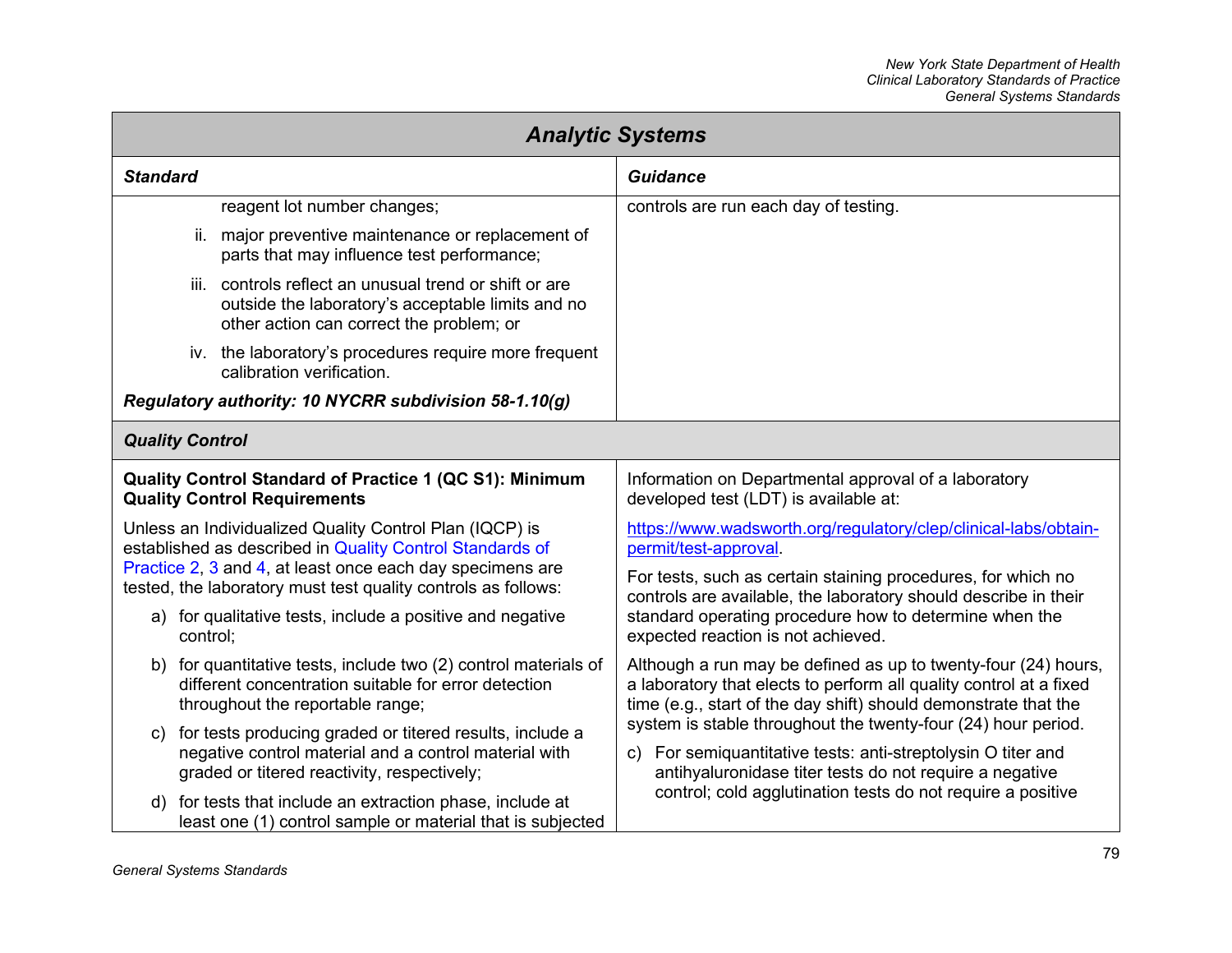## Analytic Systems

| Standard | Guidance |
|---|---|
| reagent lot number changes;<br><br>ii. major preventive maintenance or replacement of parts that may influence test performance;<br><br>iii. controls reflect an unusual trend or shift or are outside the laboratory's acceptable limits and no other action can correct the problem; or<br><br>iv. the laboratory's procedures require more frequent calibration verification.<br><br>***Regulatory authority: 10 NYCRR subdivision 58-1.10(g)*** | controls are run each day of testing. |

### *Quality Control*

| Standard | Guidance |
|---|---|
| **Quality Control Standard of Practice 1 (QC S1): Minimum Quality Control Requirements**<br><br>Unless an Individualized Quality Control Plan (IQCP) is established as described in Quality Control Standards of Practice 2, 3 and 4, at least once each day specimens are tested, the laboratory must test quality controls as follows:<br><br>a) for qualitative tests, include a positive and negative control;<br><br>b) for quantitative tests, include two (2) control materials of different concentration suitable for error detection throughout the reportable range;<br><br>c) for tests producing graded or titered results, include a negative control material and a control material with graded or titered reactivity, respectively;<br><br>d) for tests that include an extraction phase, include at least one (1) control sample or material that is subjected | Information on Departmental approval of a laboratory developed test (LDT) is available at:<br><br>[https://www.wadsworth.org/regulatory/clep/clinical-labs/obtain-permit/test-approval](https://www.wadsworth.org/regulatory/clep/clinical-labs/obtain-permit/test-approval).<br><br>For tests, such as certain staining procedures, for which no controls are available, the laboratory should describe in their standard operating procedure how to determine when the expected reaction is not achieved.<br><br>Although a run may be defined as up to twenty-four (24) hours, a laboratory that elects to perform all quality control at a fixed time (e.g., start of the day shift) should demonstrate that the system is stable throughout the twenty-four (24) hour period.<br><br>c) For semiquantitative tests: anti-streptolysin O titer and antihyaluronidase titer tests do not require a negative control; cold agglutination tests do not require a positive |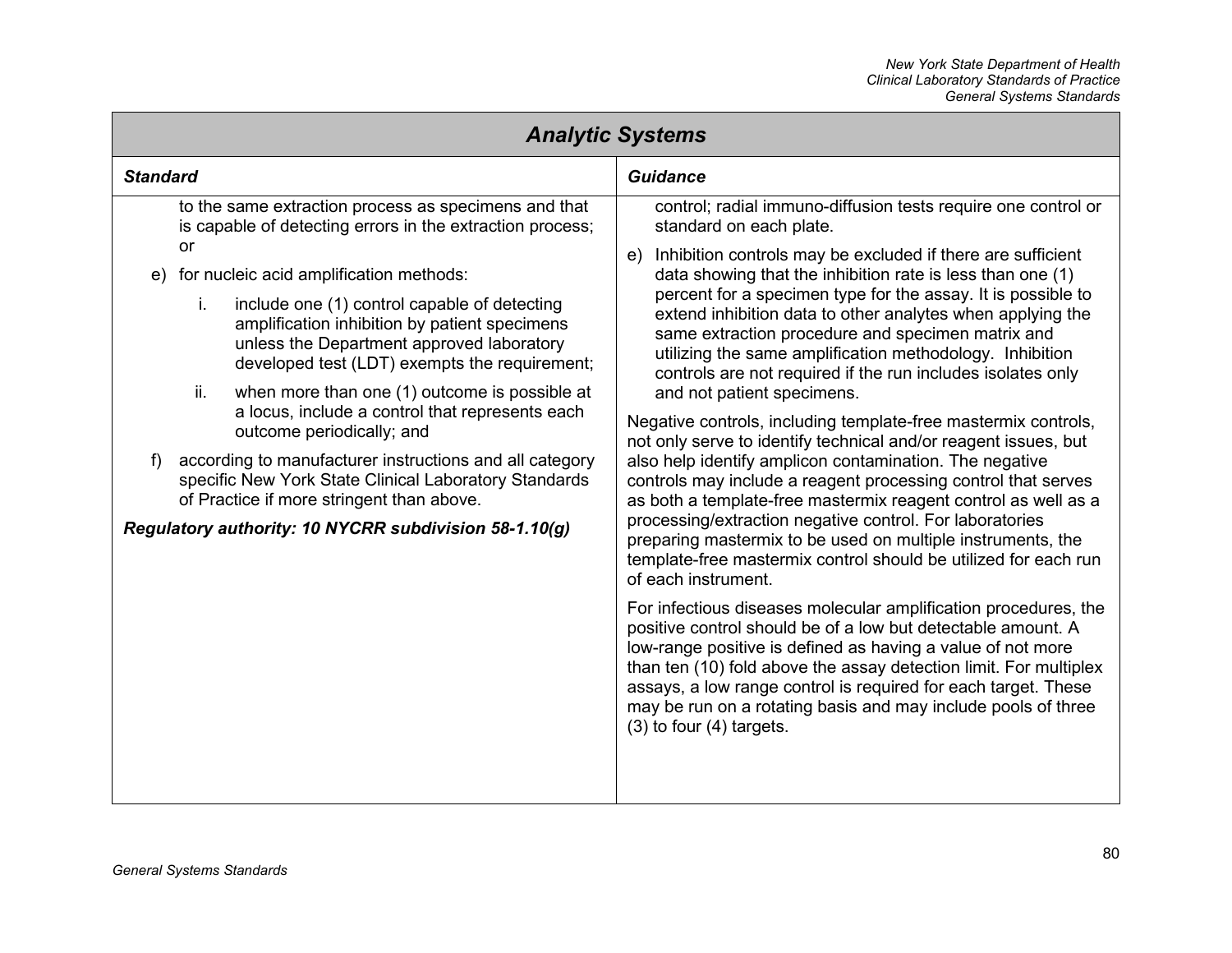## Analytic Systems

| Standard | Guidance |
|---|---|
| to the same extraction process as specimens and that is capable of detecting errors in the extraction process; or<br><br>e) for nucleic acid amplification methods:<br><br>i. include one (1) control capable of detecting amplification inhibition by patient specimens unless the Department approved laboratory developed test (LDT) exempts the requirement;<br><br>ii. when more than one (1) outcome is possible at a locus, include a control that represents each outcome periodically; and<br><br>f) according to manufacturer instructions and all category specific New York State Clinical Laboratory Standards of Practice if more stringent than above.<br><br>***Regulatory authority: 10 NYCRR subdivision 58-1.10(g)*** | control; radial immuno-diffusion tests require one control or standard on each plate.<br><br>e) Inhibition controls may be excluded if there are sufficient data showing that the inhibition rate is less than one (1) percent for a specimen type for the assay. It is possible to extend inhibition data to other analytes when applying the same extraction procedure and specimen matrix and utilizing the same amplification methodology. Inhibition controls are not required if the run includes isolates only and not patient specimens.<br><br>Negative controls, including template-free mastermix controls, not only serve to identify technical and/or reagent issues, but also help identify amplicon contamination. The negative controls may include a reagent processing control that serves as both a template-free mastermix reagent control as well as a processing/extraction negative control. For laboratories preparing mastermix to be used on multiple instruments, the template-free mastermix control should be utilized for each run of each instrument.<br><br>For infectious diseases molecular amplification procedures, the positive control should be of a low but detectable amount. A low-range positive is defined as having a value of not more than ten (10) fold above the assay detection limit. For multiplex assays, a low range control is required for each target. These may be run on a rotating basis and may include pools of three (3) to four (4) targets. |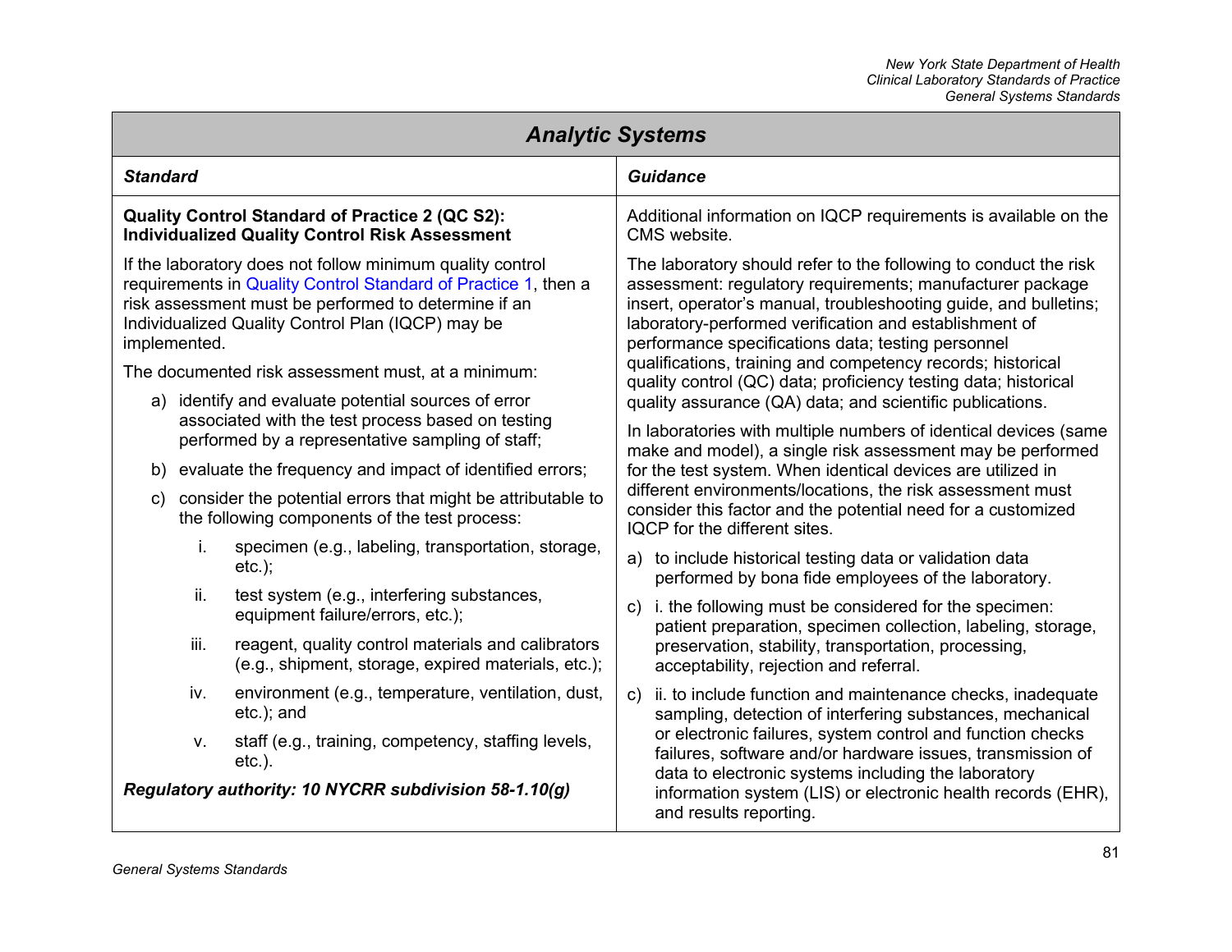## Analytic Systems

| Standard | Guidance |
|---|---|
| **Quality Control Standard of Practice 2 (QC S2): Individualized Quality Control Risk Assessment**<br><br>If the laboratory does not follow minimum quality control requirements in Quality Control Standard of Practice 1, then a risk assessment must be performed to determine if an Individualized Quality Control Plan (IQCP) may be implemented.<br><br>The documented risk assessment must, at a minimum:<br><br>a) identify and evaluate potential sources of error associated with the test process based on testing performed by a representative sampling of staff;<br><br>b) evaluate the frequency and impact of identified errors;<br><br>c) consider the potential errors that might be attributable to the following components of the test process:<br><br>i. specimen (e.g., labeling, transportation, storage, etc.);<br><br>ii. test system (e.g., interfering substances, equipment failure/errors, etc.);<br><br>iii. reagent, quality control materials and calibrators (e.g., shipment, storage, expired materials, etc.);<br><br>iv. environment (e.g., temperature, ventilation, dust, etc.); and<br><br>v. staff (e.g., training, competency, staffing levels, etc.).<br><br>***Regulatory authority: 10 NYCRR subdivision 58-1.10(g)*** | Additional information on IQCP requirements is available on the CMS website.<br><br>The laboratory should refer to the following to conduct the risk assessment: regulatory requirements; manufacturer package insert, operator's manual, troubleshooting guide, and bulletins; laboratory-performed verification and establishment of performance specifications data; testing personnel qualifications, training and competency records; historical quality control (QC) data; proficiency testing data; historical quality assurance (QA) data; and scientific publications.<br><br>In laboratories with multiple numbers of identical devices (same make and model), a single risk assessment may be performed for the test system. When identical devices are utilized in different environments/locations, the risk assessment must consider this factor and the potential need for a customized IQCP for the different sites.<br><br>a) to include historical testing data or validation data performed by bona fide employees of the laboratory.<br><br>c) i. the following must be considered for the specimen: patient preparation, specimen collection, labeling, storage, preservation, stability, transportation, processing, acceptability, rejection and referral.<br><br>c) ii. to include function and maintenance checks, inadequate sampling, detection of interfering substances, mechanical or electronic failures, system control and function checks failures, software and/or hardware issues, transmission of data to electronic systems including the laboratory information system (LIS) or electronic health records (EHR), and results reporting. |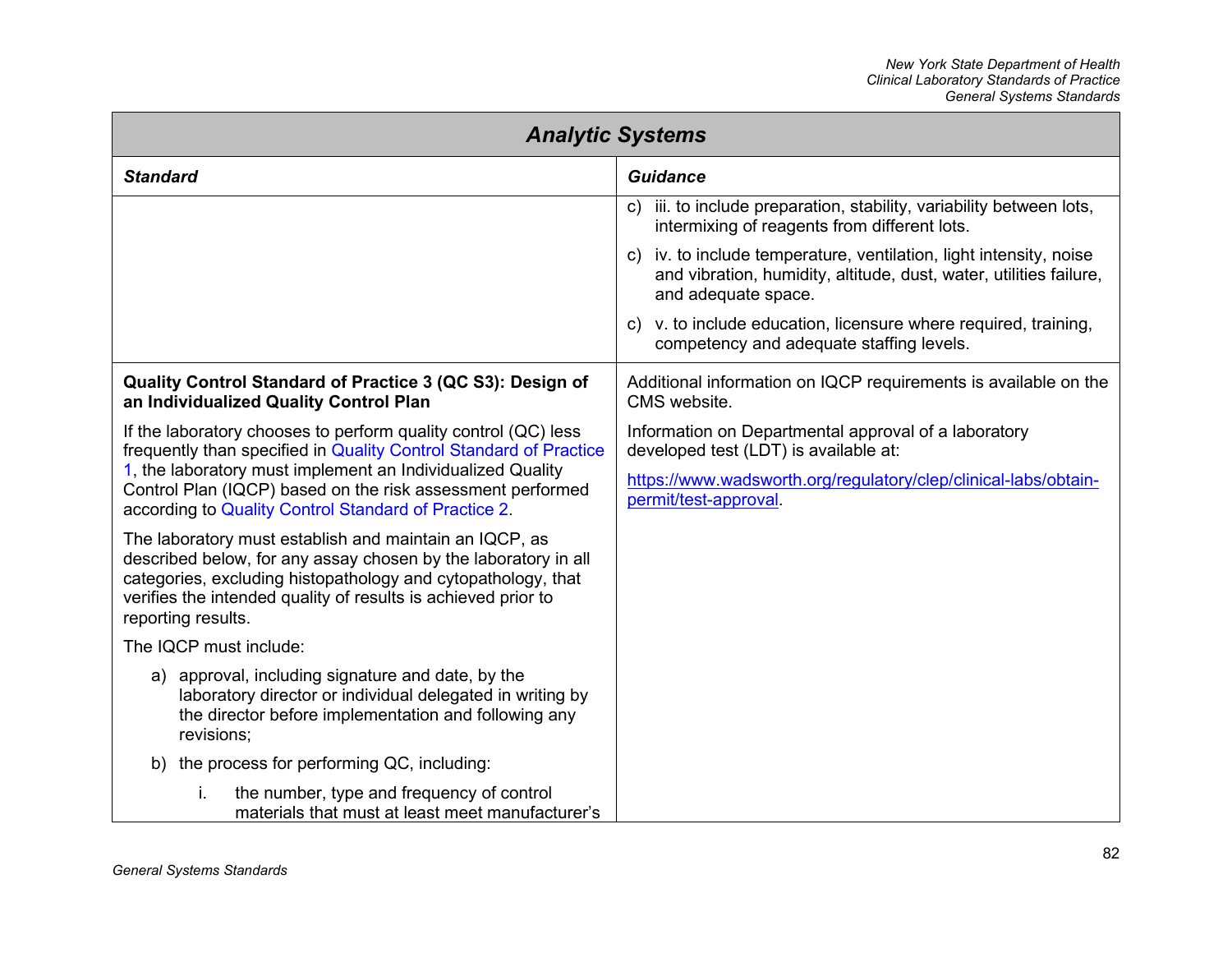| Analytic Systems | |
|---|---|
| ***Standard*** | ***Guidance*** |
| | c) iii. to include preparation, stability, variability between lots, intermixing of reagents from different lots.<br><br>c) iv. to include temperature, ventilation, light intensity, noise and vibration, humidity, altitude, dust, water, utilities failure, and adequate space.<br><br>c) v. to include education, licensure where required, training, competency and adequate staffing levels. |
| **Quality Control Standard of Practice 3 (QC S3): Design of an Individualized Quality Control Plan**<br><br>If the laboratory chooses to perform quality control (QC) less frequently than specified in Quality Control Standard of Practice 1, the laboratory must implement an Individualized Quality Control Plan (IQCP) based on the risk assessment performed according to Quality Control Standard of Practice 2.<br><br>The laboratory must establish and maintain an IQCP, as described below, for any assay chosen by the laboratory in all categories, excluding histopathology and cytopathology, that verifies the intended quality of results is achieved prior to reporting results.<br><br>The IQCP must include:<br><br>a) approval, including signature and date, by the laboratory director or individual delegated in writing by the director before implementation and following any revisions;<br><br>b) the process for performing QC, including:<br><br>i. the number, type and frequency of control materials that must at least meet manufacturer's | Additional information on IQCP requirements is available on the CMS website.<br><br>Information on Departmental approval of a laboratory developed test (LDT) is available at:<br><br>https://www.wadsworth.org/regulatory/clep/clinical-labs/obtain-permit/test-approval. |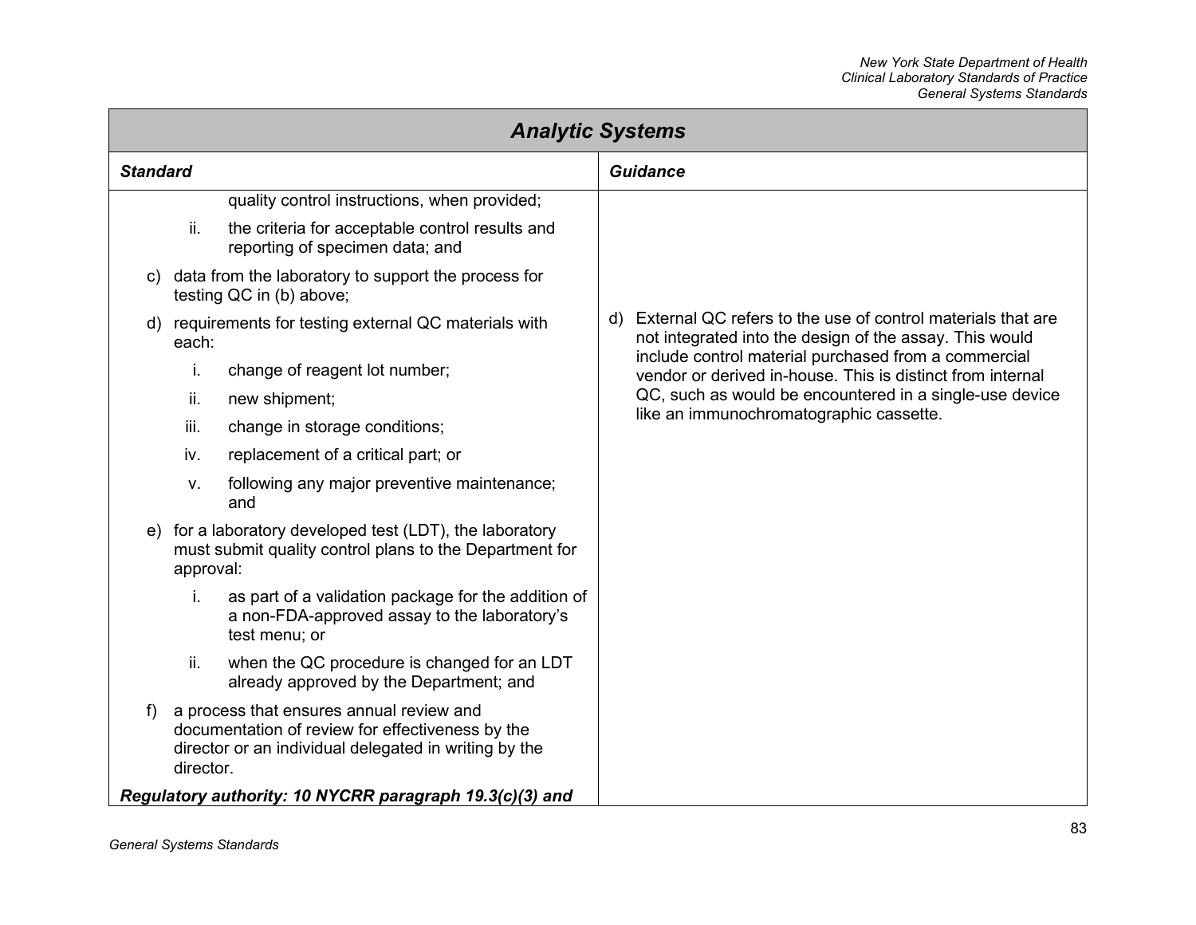## Analytic Systems

| Standard | Guidance |
|---|---|
| quality control instructions, when provided;<br><br>ii. the criteria for acceptable control results and reporting of specimen data; and<br><br>c) data from the laboratory to support the process for testing QC in (b) above;<br><br>d) requirements for testing external QC materials with each:<br><br>i. change of reagent lot number;<br><br>ii. new shipment;<br><br>iii. change in storage conditions;<br><br>iv. replacement of a critical part; or<br><br>v. following any major preventive maintenance; and<br><br>e) for a laboratory developed test (LDT), the laboratory must submit quality control plans to the Department for approval:<br><br>i. as part of a validation package for the addition of a non-FDA-approved assay to the laboratory's test menu; or<br><br>ii. when the QC procedure is changed for an LDT already approved by the Department; and<br><br>f) a process that ensures annual review and documentation of review for effectiveness by the director or an individual delegated in writing by the director.<br><br>***Regulatory authority: 10 NYCRR paragraph 19.3(c)(3) and*** | d) External QC refers to the use of control materials that are not integrated into the design of the assay. This would include control material purchased from a commercial vendor or derived in-house. This is distinct from internal QC, such as would be encountered in a single-use device like an immunochromatographic cassette. |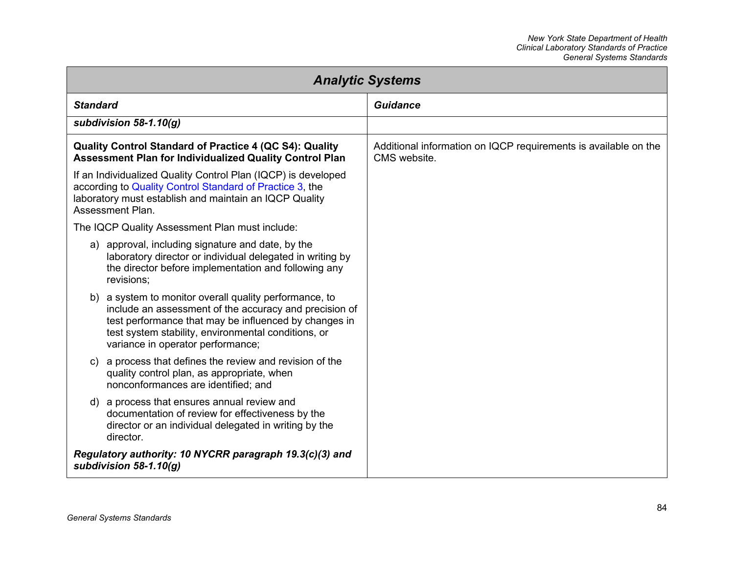| Analytic Systems | |
|---|---|
| ***Standard*** | ***Guidance*** |
| ***subdivision 58-1.10(g)*** | |
| **Quality Control Standard of Practice 4 (QC S4): Quality Assessment Plan for Individualized Quality Control Plan**<br><br>If an Individualized Quality Control Plan (IQCP) is developed according to Quality Control Standard of Practice 3, the laboratory must establish and maintain an IQCP Quality Assessment Plan.<br><br>The IQCP Quality Assessment Plan must include:<br><br>a) approval, including signature and date, by the laboratory director or individual delegated in writing by the director before implementation and following any revisions;<br><br>b) a system to monitor overall quality performance, to include an assessment of the accuracy and precision of test performance that may be influenced by changes in test system stability, environmental conditions, or variance in operator performance;<br><br>c) a process that defines the review and revision of the quality control plan, as appropriate, when nonconformances are identified; and<br><br>d) a process that ensures annual review and documentation of review for effectiveness by the director or an individual delegated in writing by the director.<br><br>***Regulatory authority: 10 NYCRR paragraph 19.3(c)(3) and subdivision 58-1.10(g)*** | Additional information on IQCP requirements is available on the CMS website. |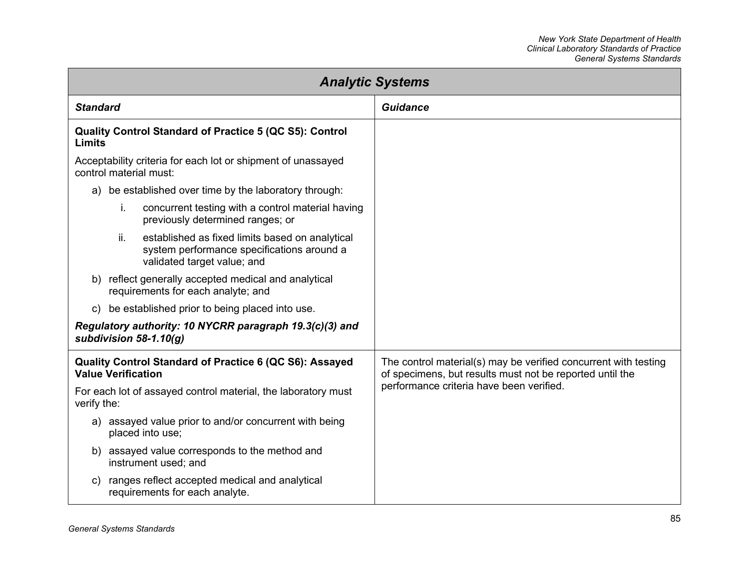## Analytic Systems

| ***Standard*** | ***Guidance*** |
|---|---|
| **Quality Control Standard of Practice 5 (QC S5): Control Limits**<br><br>Acceptability criteria for each lot or shipment of unassayed control material must:<br><br>a) be established over time by the laboratory through:<br>&nbsp;&nbsp;&nbsp;&nbsp;i. concurrent testing with a control material having previously determined ranges; or<br>&nbsp;&nbsp;&nbsp;&nbsp;ii. established as fixed limits based on analytical system performance specifications around a validated target value; and<br>b) reflect generally accepted medical and analytical requirements for each analyte; and<br>c) be established prior to being placed into use.<br><br>***Regulatory authority: 10 NYCRR paragraph 19.3(c)(3) and subdivision 58-1.10(g)*** | |
| **Quality Control Standard of Practice 6 (QC S6): Assayed Value Verification**<br><br>For each lot of assayed control material, the laboratory must verify the:<br><br>a) assayed value prior to and/or concurrent with being placed into use;<br>b) assayed value corresponds to the method and instrument used; and<br>c) ranges reflect accepted medical and analytical requirements for each analyte. | The control material(s) may be verified concurrent with testing of specimens, but results must not be reported until the performance criteria have been verified. |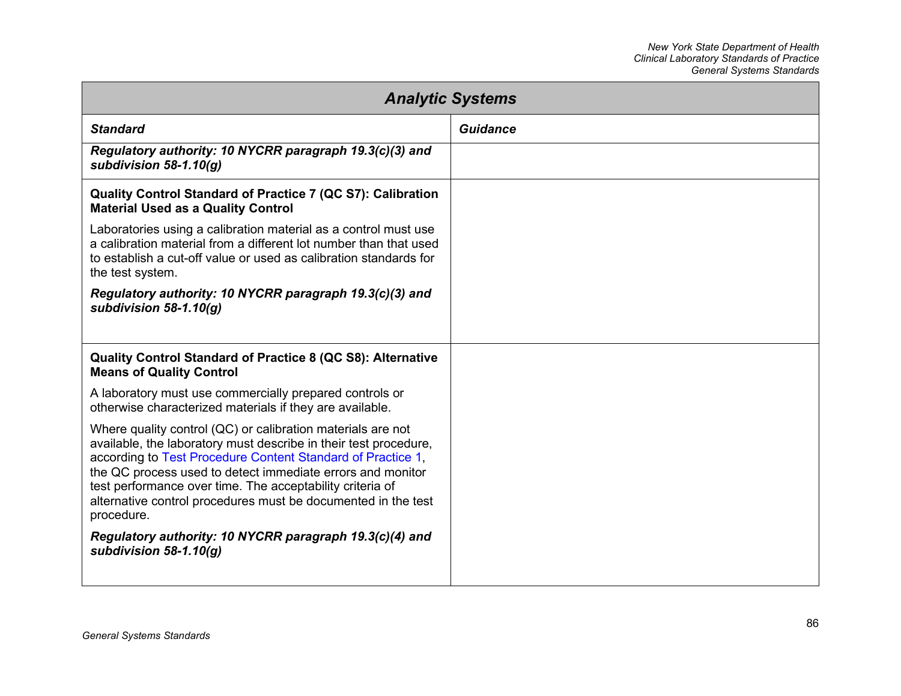## Analytic Systems

| Standard | Guidance |
| --- | --- |
| ***Regulatory authority: 10 NYCRR paragraph 19.3(c)(3) and subdivision 58-1.10(g)*** | |
| **Quality Control Standard of Practice 7 (QC S7): Calibration Material Used as a Quality Control**<br><br>Laboratories using a calibration material as a control must use a calibration material from a different lot number than that used to establish a cut-off value or used as calibration standards for the test system.<br><br>***Regulatory authority: 10 NYCRR paragraph 19.3(c)(3) and subdivision 58-1.10(g)*** | |
| **Quality Control Standard of Practice 8 (QC S8): Alternative Means of Quality Control**<br><br>A laboratory must use commercially prepared controls or otherwise characterized materials if they are available.<br><br>Where quality control (QC) or calibration materials are not available, the laboratory must describe in their test procedure, according to Test Procedure Content Standard of Practice 1, the QC process used to detect immediate errors and monitor test performance over time. The acceptability criteria of alternative control procedures must be documented in the test procedure.<br><br>***Regulatory authority: 10 NYCRR paragraph 19.3(c)(4) and subdivision 58-1.10(g)*** | |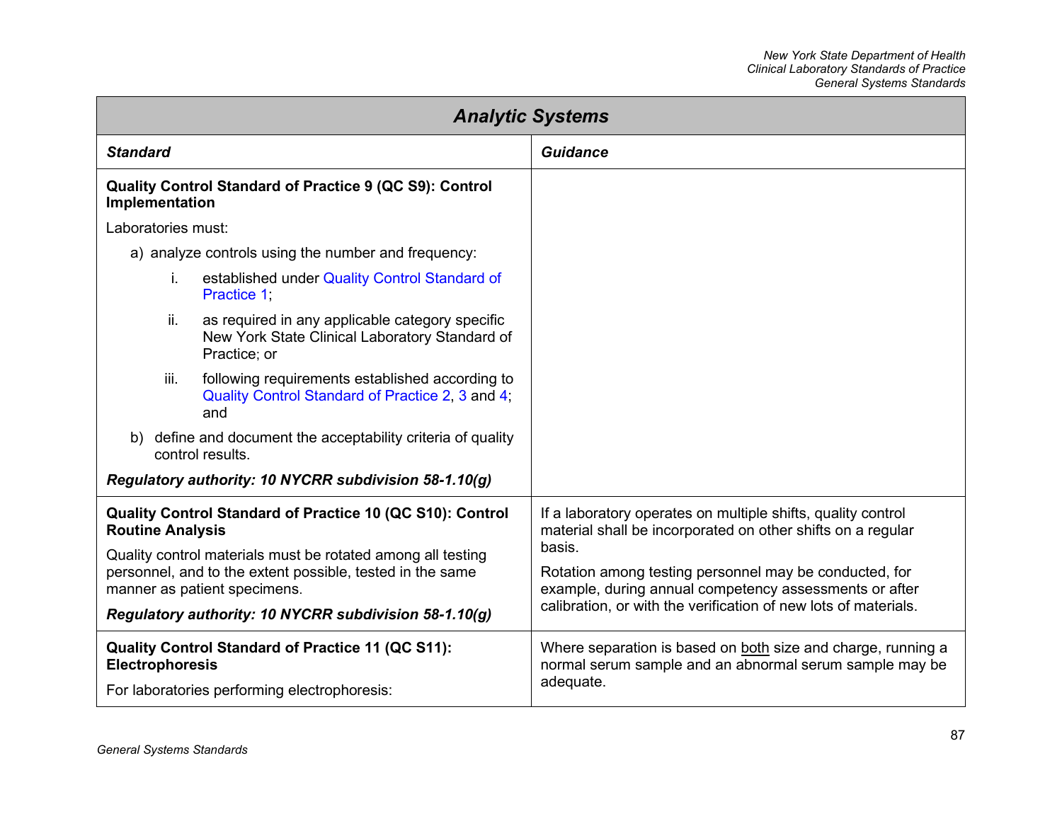## Analytic Systems

| Standard | Guidance |
| --- | --- |
| **Quality Control Standard of Practice 9 (QC S9): Control Implementation**<br><br>Laboratories must:<br><br>a) analyze controls using the number and frequency:<br>&nbsp;&nbsp;&nbsp;&nbsp;i. established under Quality Control Standard of Practice 1;<br>&nbsp;&nbsp;&nbsp;&nbsp;ii. as required in any applicable category specific New York State Clinical Laboratory Standard of Practice; or<br>&nbsp;&nbsp;&nbsp;&nbsp;iii. following requirements established according to Quality Control Standard of Practice 2, 3 and 4; and<br><br>b) define and document the acceptability criteria of quality control results.<br><br>***Regulatory authority: 10 NYCRR subdivision 58-1.10(g)*** | |
| **Quality Control Standard of Practice 10 (QC S10): Control Routine Analysis**<br><br>Quality control materials must be rotated among all testing personnel, and to the extent possible, tested in the same manner as patient specimens.<br><br>***Regulatory authority: 10 NYCRR subdivision 58-1.10(g)*** | If a laboratory operates on multiple shifts, quality control material shall be incorporated on other shifts on a regular basis.<br><br>Rotation among testing personnel may be conducted, for example, during annual competency assessments or after calibration, or with the verification of new lots of materials. |
| **Quality Control Standard of Practice 11 (QC S11): Electrophoresis**<br><br>For laboratories performing electrophoresis: | Where separation is based on <u>both</u> size and charge, running a normal serum sample and an abnormal serum sample may be adequate. |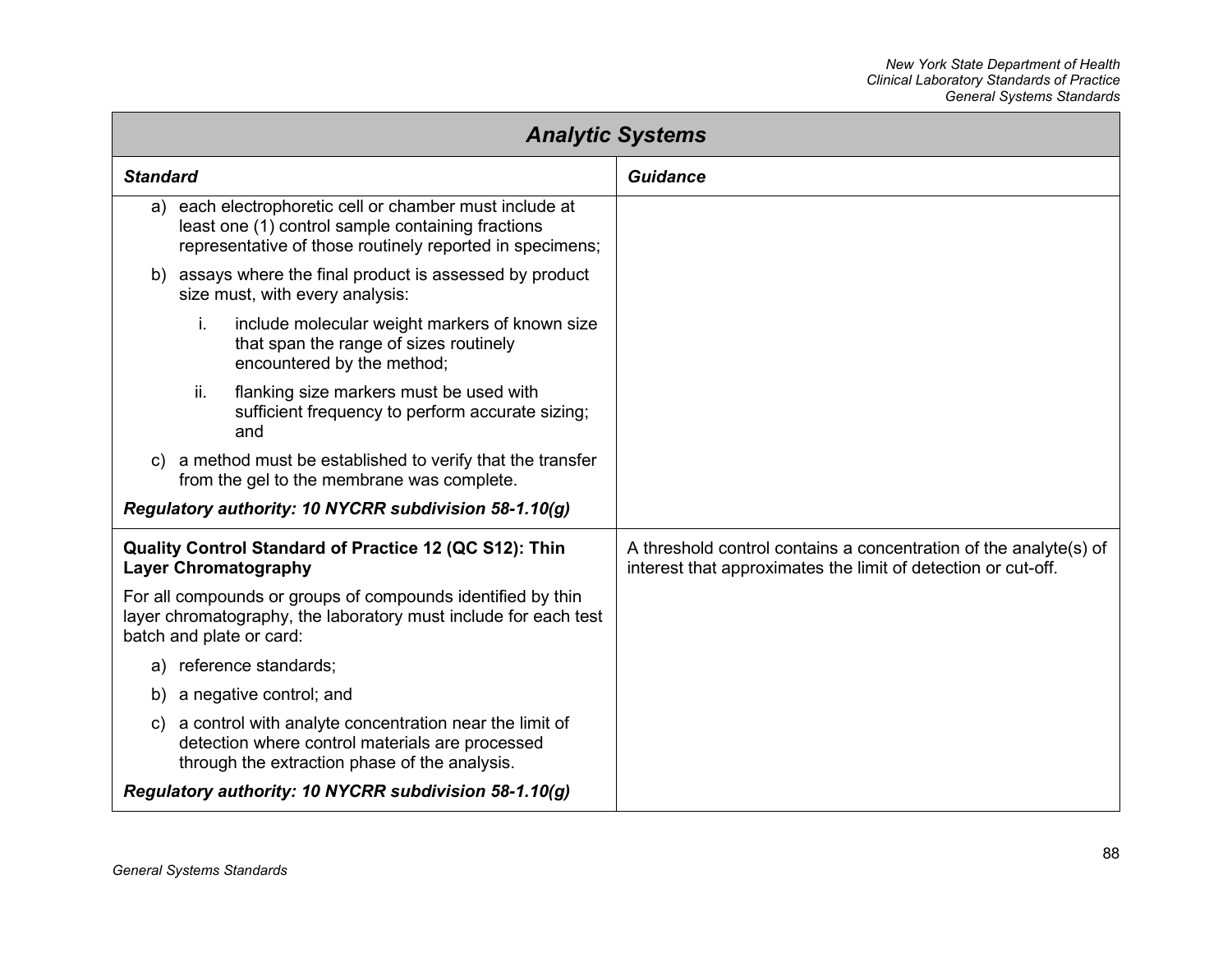| Analytic Systems | |
|---|---|
| ***Standard*** | ***Guidance*** |
| a) each electrophoretic cell or chamber must include at least one (1) control sample containing fractions representative of those routinely reported in specimens;<br><br>b) assays where the final product is assessed by product size must, with every analysis:<br><br>i. include molecular weight markers of known size that span the range of sizes routinely encountered by the method;<br><br>ii. flanking size markers must be used with sufficient frequency to perform accurate sizing; and<br><br>c) a method must be established to verify that the transfer from the gel to the membrane was complete.<br><br>***Regulatory authority: 10 NYCRR subdivision 58-1.10(g)*** | |
| **Quality Control Standard of Practice 12 (QC S12): Thin Layer Chromatography**<br><br>For all compounds or groups of compounds identified by thin layer chromatography, the laboratory must include for each test batch and plate or card:<br><br>a) reference standards;<br><br>b) a negative control; and<br><br>c) a control with analyte concentration near the limit of detection where control materials are processed through the extraction phase of the analysis.<br><br>***Regulatory authority: 10 NYCRR subdivision 58-1.10(g)*** | A threshold control contains a concentration of the analyte(s) of interest that approximates the limit of detection or cut-off. |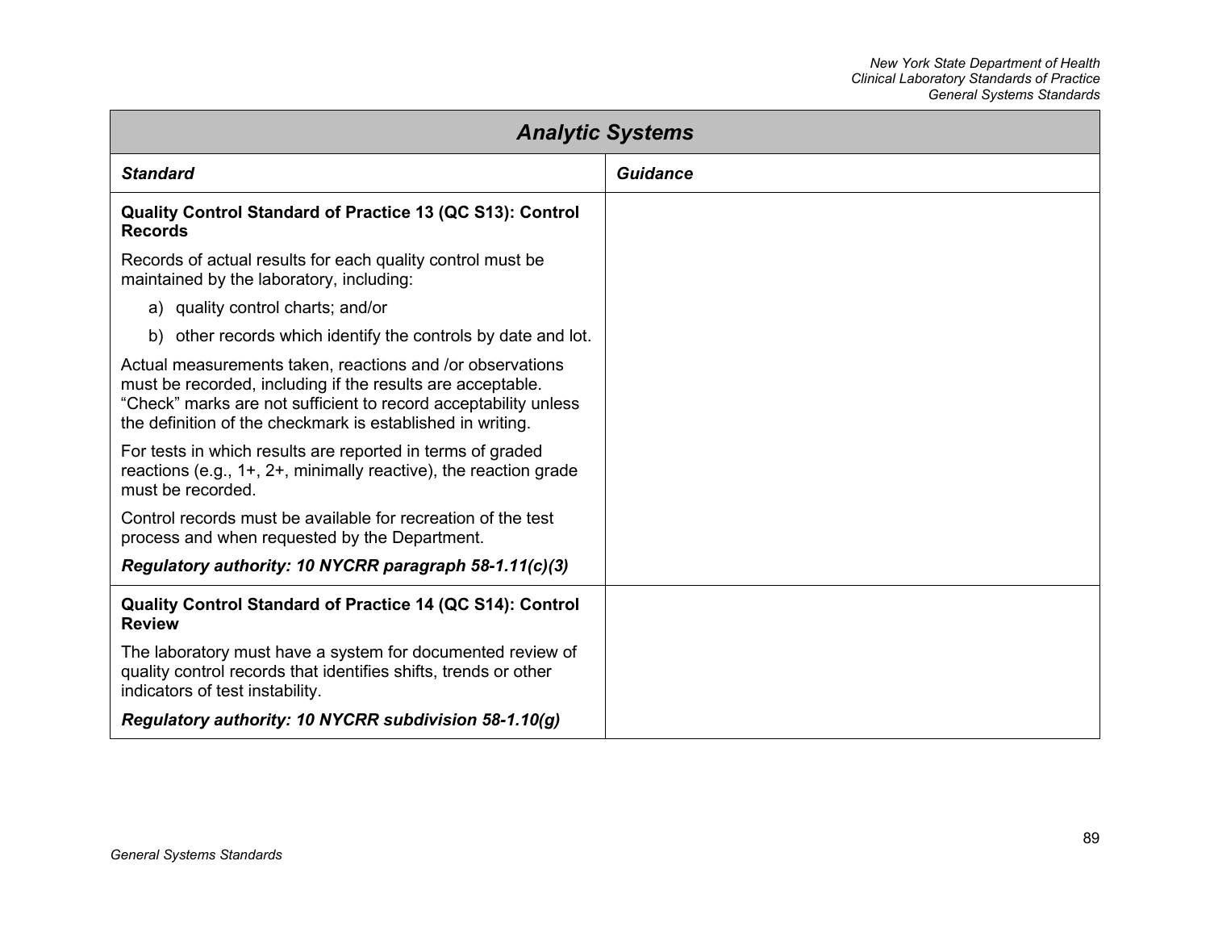## Analytic Systems

| *Standard* | *Guidance* |
|---|---|
| **Quality Control Standard of Practice 13 (QC S13): Control Records**<br><br>Records of actual results for each quality control must be maintained by the laboratory, including:<br><br>a) quality control charts; and/or<br>b) other records which identify the controls by date and lot.<br><br>Actual measurements taken, reactions and /or observations must be recorded, including if the results are acceptable. “Check” marks are not sufficient to record acceptability unless the definition of the checkmark is established in writing.<br><br>For tests in which results are reported in terms of graded reactions (e.g., 1+, 2+, minimally reactive), the reaction grade must be recorded.<br><br>Control records must be available for recreation of the test process and when requested by the Department.<br><br>***Regulatory authority: 10 NYCRR paragraph 58-1.11(c)(3)*** | |
| **Quality Control Standard of Practice 14 (QC S14): Control Review**<br><br>The laboratory must have a system for documented review of quality control records that identifies shifts, trends or other indicators of test instability.<br><br>***Regulatory authority: 10 NYCRR subdivision 58-1.10(g)*** | |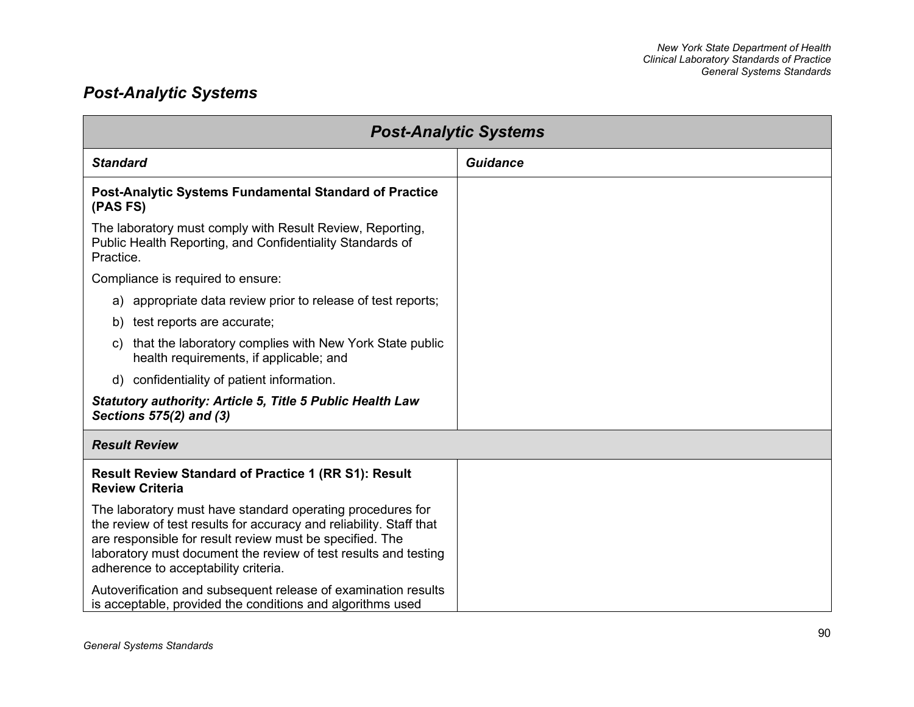## *Post-Analytic Systems*

| ***Post-Analytic Systems*** | |
|---|---|
| ***Standard*** | ***Guidance*** |
| **Post-Analytic Systems Fundamental Standard of Practice (PAS FS)**<br><br>The laboratory must comply with Result Review, Reporting, Public Health Reporting, and Confidentiality Standards of Practice.<br><br>Compliance is required to ensure:<br><br>a) appropriate data review prior to release of test reports;<br>b) test reports are accurate;<br>c) that the laboratory complies with New York State public health requirements, if applicable; and<br>d) confidentiality of patient information.<br><br>***Statutory authority: Article 5, Title 5 Public Health Law Sections 575(2) and (3)*** | |
| ***Result Review*** | |
| **Result Review Standard of Practice 1 (RR S1): Result Review Criteria**<br><br>The laboratory must have standard operating procedures for the review of test results for accuracy and reliability. Staff that are responsible for result review must be specified. The laboratory must document the review of test results and testing adherence to acceptability criteria.<br><br>Autoverification and subsequent release of examination results is acceptable, provided the conditions and algorithms used | |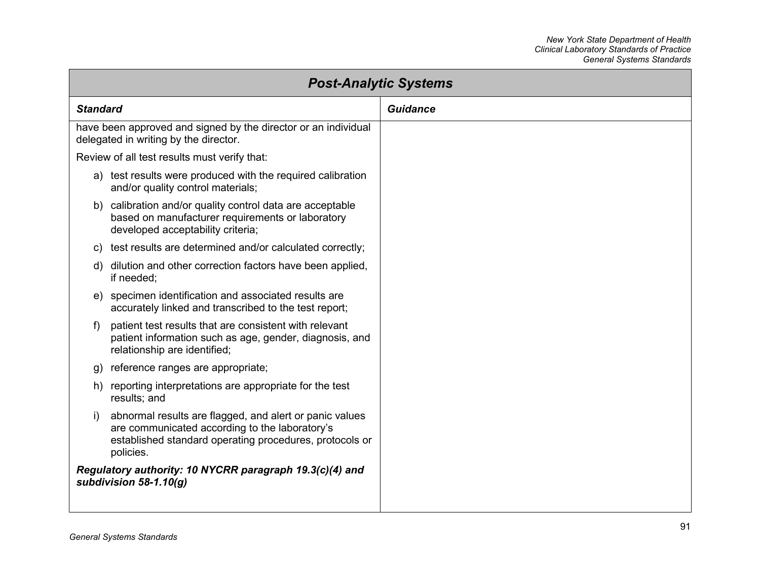| Post-Analytic Systems | |
|---|---|
| ***Standard*** | ***Guidance*** |
| have been approved and signed by the director or an individual delegated in writing by the director.<br><br>Review of all test results must verify that:<br><br>a) test results were produced with the required calibration and/or quality control materials;<br><br>b) calibration and/or quality control data are acceptable based on manufacturer requirements or laboratory developed acceptability criteria;<br><br>c) test results are determined and/or calculated correctly;<br><br>d) dilution and other correction factors have been applied, if needed;<br><br>e) specimen identification and associated results are accurately linked and transcribed to the test report;<br><br>f) patient test results that are consistent with relevant patient information such as age, gender, diagnosis, and relationship are identified;<br><br>g) reference ranges are appropriate;<br><br>h) reporting interpretations are appropriate for the test results; and<br><br>i) abnormal results are flagged, and alert or panic values are communicated according to the laboratory's established standard operating procedures, protocols or policies.<br><br>***Regulatory authority: 10 NYCRR paragraph 19.3(c)(4) and subdivision 58-1.10(g)*** | |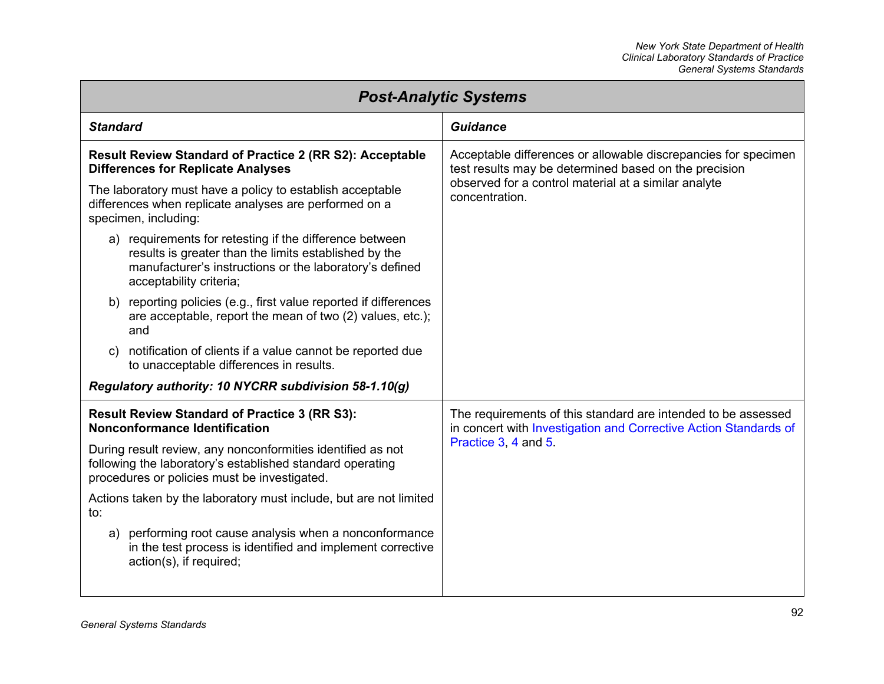## Post-Analytic Systems

| Standard | Guidance |
|---|---|
| **Result Review Standard of Practice 2 (RR S2): Acceptable Differences for Replicate Analyses**<br><br>The laboratory must have a policy to establish acceptable differences when replicate analyses are performed on a specimen, including:<br><br>a) requirements for retesting if the difference between results is greater than the limits established by the manufacturer's instructions or the laboratory's defined acceptability criteria;<br><br>b) reporting policies (e.g., first value reported if differences are acceptable, report the mean of two (2) values, etc.); and<br><br>c) notification of clients if a value cannot be reported due to unacceptable differences in results.<br><br>***Regulatory authority: 10 NYCRR subdivision 58-1.10(g)*** | Acceptable differences or allowable discrepancies for specimen test results may be determined based on the precision observed for a control material at a similar analyte concentration. |
| **Result Review Standard of Practice 3 (RR S3): Nonconformance Identification**<br><br>During result review, any nonconformities identified as not following the laboratory's established standard operating procedures or policies must be investigated.<br><br>Actions taken by the laboratory must include, but are not limited to:<br><br>a) performing root cause analysis when a nonconformance in the test process is identified and implement corrective action(s), if required; | The requirements of this standard are intended to be assessed in concert with Investigation and Corrective Action Standards of Practice 3, 4 and 5. |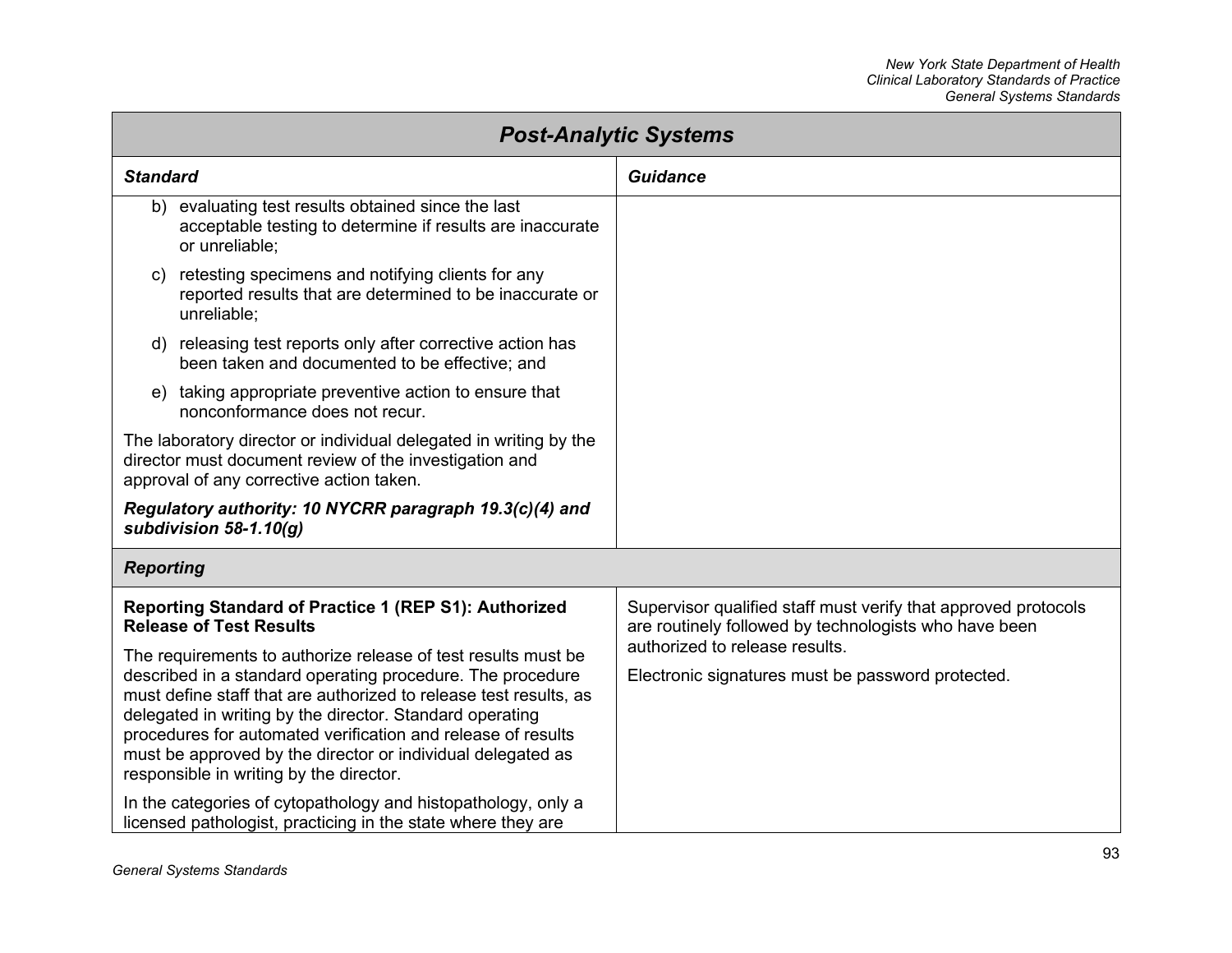## Post-Analytic Systems

| Standard | Guidance |
|---|---|
| b) evaluating test results obtained since the last acceptable testing to determine if results are inaccurate or unreliable;<br>c) retesting specimens and notifying clients for any reported results that are determined to be inaccurate or unreliable;<br>d) releasing test reports only after corrective action has been taken and documented to be effective; and<br>e) taking appropriate preventive action to ensure that nonconformance does not recur.<br><br>The laboratory director or individual delegated in writing by the director must document review of the investigation and approval of any corrective action taken.<br><br>***Regulatory authority: 10 NYCRR paragraph 19.3(c)(4) and subdivision 58-1.10(g)*** | |
| ***Reporting*** | |
| **Reporting Standard of Practice 1 (REP S1): Authorized Release of Test Results**<br><br>The requirements to authorize release of test results must be described in a standard operating procedure. The procedure must define staff that are authorized to release test results, as delegated in writing by the director. Standard operating procedures for automated verification and release of results must be approved by the director or individual delegated as responsible in writing by the director.<br><br>In the categories of cytopathology and histopathology, only a licensed pathologist, practicing in the state where they are | Supervisor qualified staff must verify that approved protocols are routinely followed by technologists who have been authorized to release results.<br><br>Electronic signatures must be password protected. |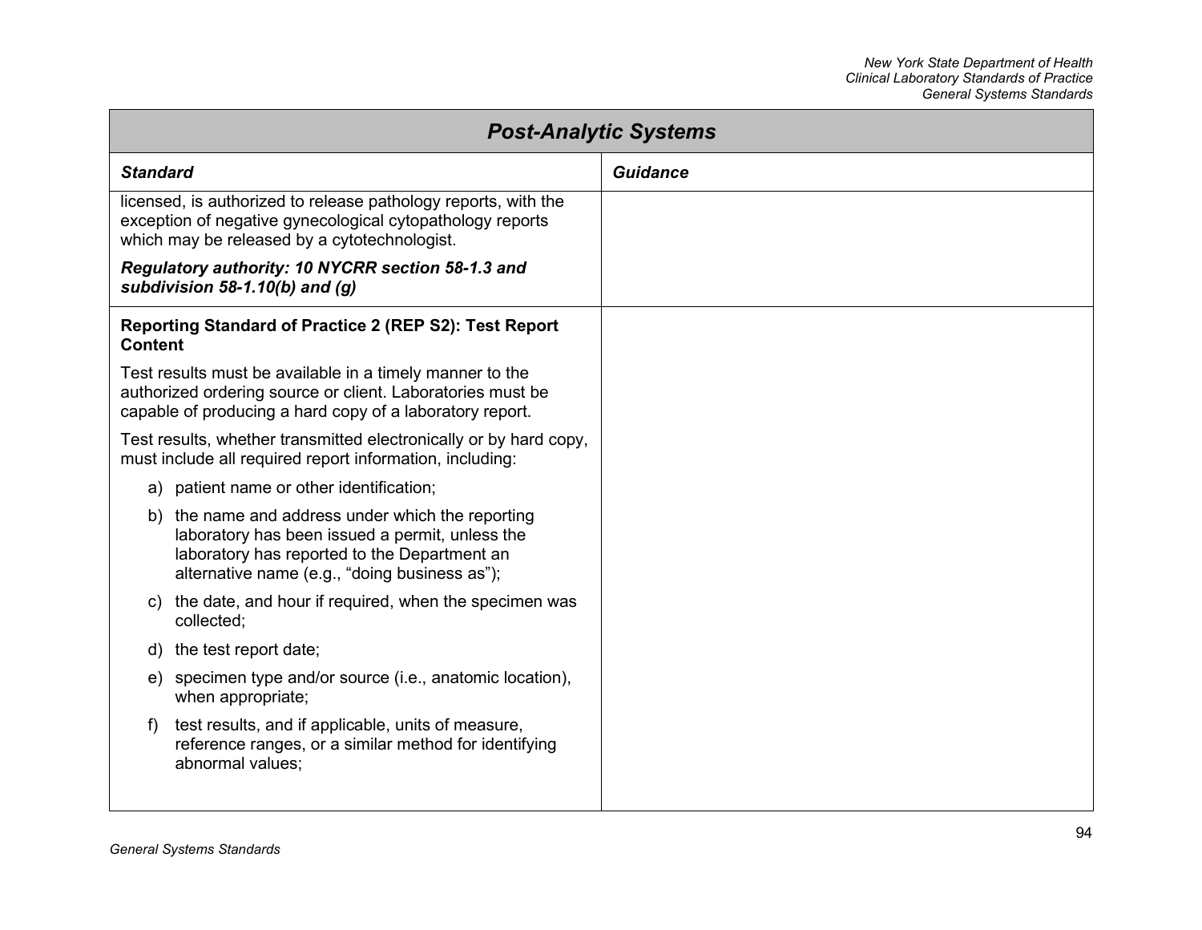## Post-Analytic Systems

| Standard | Guidance |
|---|---|
| licensed, is authorized to release pathology reports, with the exception of negative gynecological cytopathology reports which may be released by a cytotechnologist.<br><br>***Regulatory authority: 10 NYCRR section 58-1.3 and subdivision 58-1.10(b) and (g)*** | |
| **Reporting Standard of Practice 2 (REP S2): Test Report Content**<br><br>Test results must be available in a timely manner to the authorized ordering source or client. Laboratories must be capable of producing a hard copy of a laboratory report.<br><br>Test results, whether transmitted electronically or by hard copy, must include all required report information, including:<br><br>a) patient name or other identification;<br><br>b) the name and address under which the reporting laboratory has been issued a permit, unless the laboratory has reported to the Department an alternative name (e.g., "doing business as");<br><br>c) the date, and hour if required, when the specimen was collected;<br><br>d) the test report date;<br><br>e) specimen type and/or source (i.e., anatomic location), when appropriate;<br><br>f) test results, and if applicable, units of measure, reference ranges, or a similar method for identifying abnormal values; | |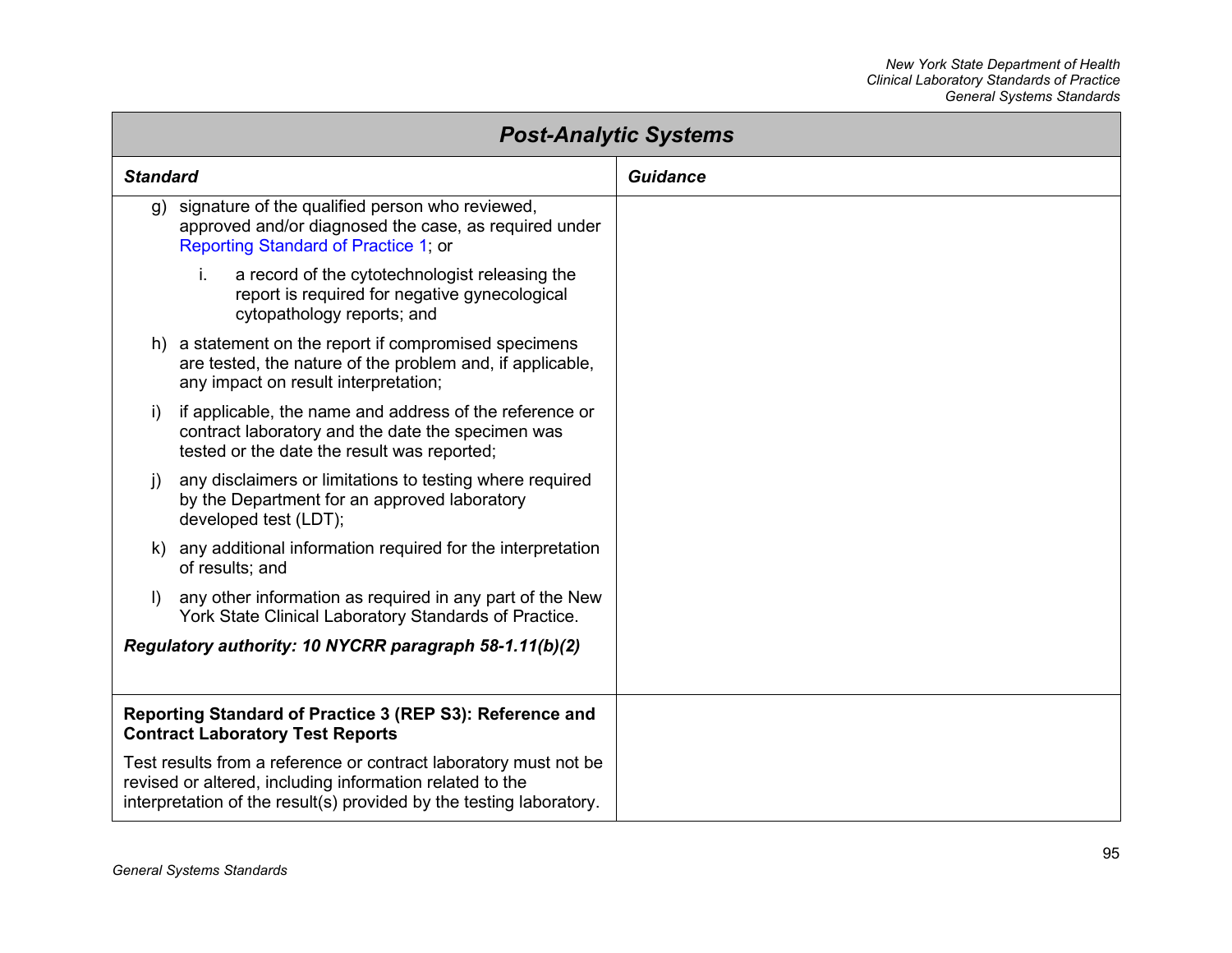## Post-Analytic Systems

| Standard | Guidance |
|---|---|
| g) signature of the qualified person who reviewed, approved and/or diagnosed the case, as required under Reporting Standard of Practice 1; or<br><br>i. a record of the cytotechnologist releasing the report is required for negative gynecological cytopathology reports; and<br><br>h) a statement on the report if compromised specimens are tested, the nature of the problem and, if applicable, any impact on result interpretation;<br><br>i) if applicable, the name and address of the reference or contract laboratory and the date the specimen was tested or the date the result was reported;<br><br>j) any disclaimers or limitations to testing where required by the Department for an approved laboratory developed test (LDT);<br><br>k) any additional information required for the interpretation of results; and<br><br>l) any other information as required in any part of the New York State Clinical Laboratory Standards of Practice.<br><br>***Regulatory authority: 10 NYCRR paragraph 58-1.11(b)(2)*** | |
| **Reporting Standard of Practice 3 (REP S3): Reference and Contract Laboratory Test Reports**<br><br>Test results from a reference or contract laboratory must not be revised or altered, including information related to the interpretation of the result(s) provided by the testing laboratory. | |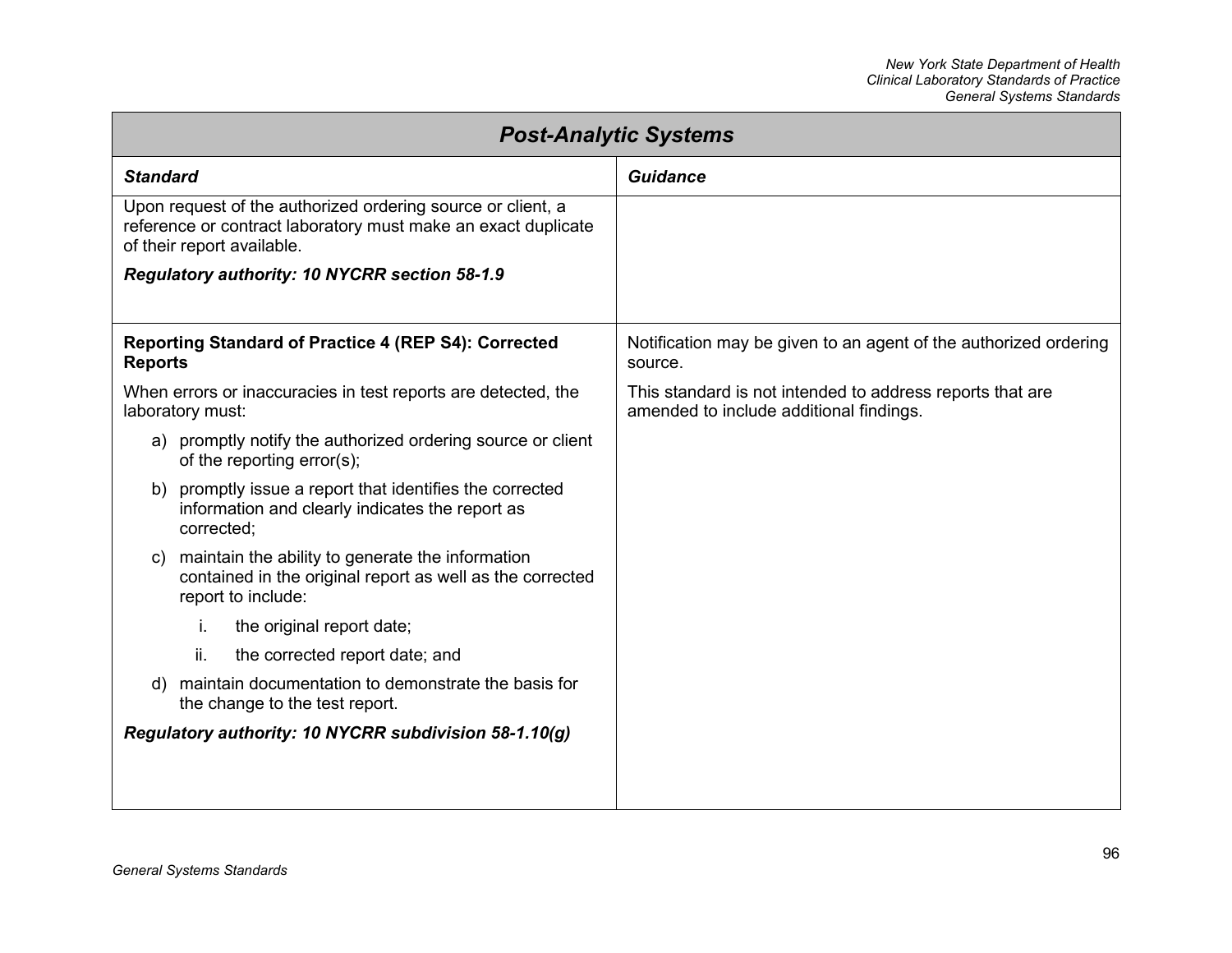## Post-Analytic Systems

| ***Standard*** | ***Guidance*** |
|---|---|
| Upon request of the authorized ordering source or client, a reference or contract laboratory must make an exact duplicate of their report available.<br><br>***Regulatory authority: 10 NYCRR section 58-1.9*** | |
| **Reporting Standard of Practice 4 (REP S4): Corrected Reports**<br><br>When errors or inaccuracies in test reports are detected, the laboratory must:<br><br>a) promptly notify the authorized ordering source or client of the reporting error(s);<br><br>b) promptly issue a report that identifies the corrected information and clearly indicates the report as corrected;<br><br>c) maintain the ability to generate the information contained in the original report as well as the corrected report to include:<br><br>i. the original report date;<br><br>ii. the corrected report date; and<br><br>d) maintain documentation to demonstrate the basis for the change to the test report.<br><br>***Regulatory authority: 10 NYCRR subdivision 58-1.10(g)*** | Notification may be given to an agent of the authorized ordering source.<br><br>This standard is not intended to address reports that are amended to include additional findings. |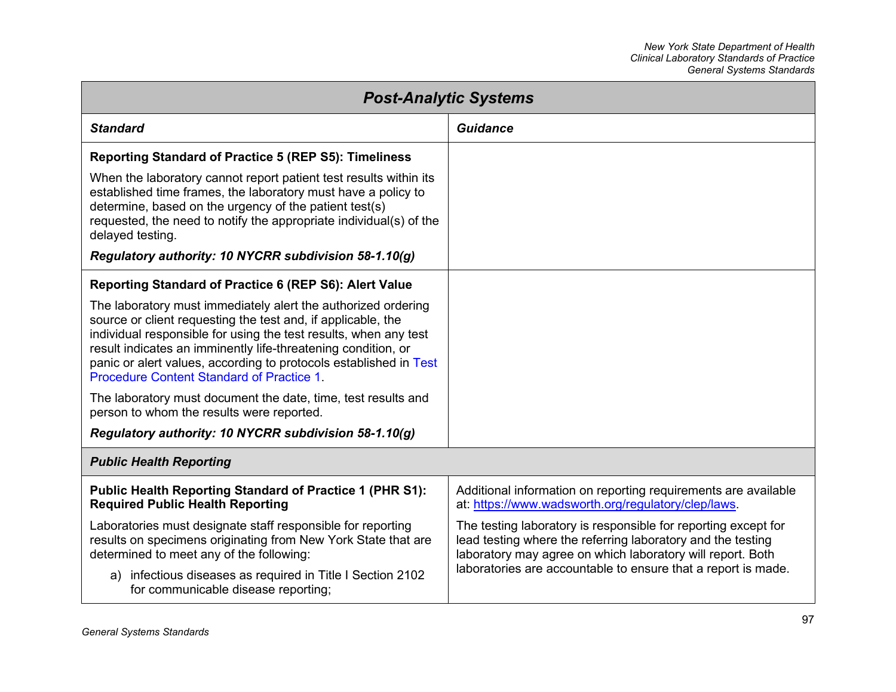| ***Post-Analytic Systems*** | |
|---|---|
| ***Standard*** | ***Guidance*** |
| **Reporting Standard of Practice 5 (REP S5): Timeliness**<br><br>When the laboratory cannot report patient test results within its established time frames, the laboratory must have a policy to determine, based on the urgency of the patient test(s) requested, the need to notify the appropriate individual(s) of the delayed testing.<br><br>***Regulatory authority: 10 NYCRR subdivision 58-1.10(g)*** | |
| **Reporting Standard of Practice 6 (REP S6): Alert Value**<br><br>The laboratory must immediately alert the authorized ordering source or client requesting the test and, if applicable, the individual responsible for using the test results, when any test result indicates an imminently life-threatening condition, or panic or alert values, according to protocols established in Test Procedure Content Standard of Practice 1.<br><br>The laboratory must document the date, time, test results and person to whom the results were reported.<br><br>***Regulatory authority: 10 NYCRR subdivision 58-1.10(g)*** | |
| ***Public Health Reporting*** | |
| **Public Health Reporting Standard of Practice 1 (PHR S1): Required Public Health Reporting**<br><br>Laboratories must designate staff responsible for reporting results on specimens originating from New York State that are determined to meet any of the following:<br><br>a) infectious diseases as required in Title I Section 2102 for communicable disease reporting; | Additional information on reporting requirements are available at: https://www.wadsworth.org/regulatory/clep/laws.<br><br>The testing laboratory is responsible for reporting except for lead testing where the referring laboratory and the testing laboratory may agree on which laboratory will report. Both laboratories are accountable to ensure that a report is made. |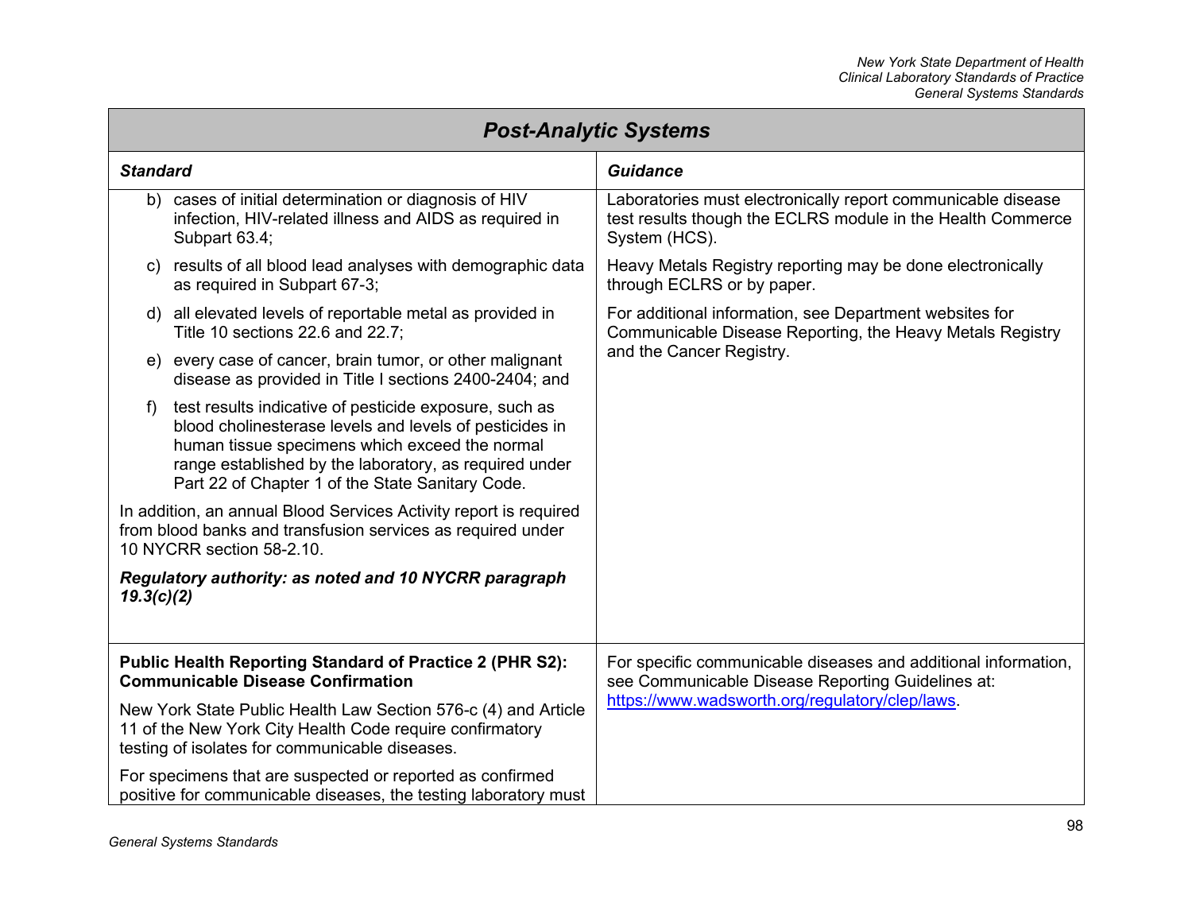| Post-Analytic Systems | |
|---|---|
| ***Standard*** | ***Guidance*** |
| b) cases of initial determination or diagnosis of HIV infection, HIV-related illness and AIDS as required in Subpart 63.4;<br><br>c) results of all blood lead analyses with demographic data as required in Subpart 67-3;<br><br>d) all elevated levels of reportable metal as provided in Title 10 sections 22.6 and 22.7;<br><br>e) every case of cancer, brain tumor, or other malignant disease as provided in Title I sections 2400-2404; and<br><br>f) test results indicative of pesticide exposure, such as blood cholinesterase levels and levels of pesticides in human tissue specimens which exceed the normal range established by the laboratory, as required under Part 22 of Chapter 1 of the State Sanitary Code.<br><br>In addition, an annual Blood Services Activity report is required from blood banks and transfusion services as required under 10 NYCRR section 58-2.10.<br><br>***Regulatory authority: as noted and 10 NYCRR paragraph 19.3(c)(2)*** | Laboratories must electronically report communicable disease test results though the ECLRS module in the Health Commerce System (HCS).<br><br>Heavy Metals Registry reporting may be done electronically through ECLRS or by paper.<br><br>For additional information, see Department websites for Communicable Disease Reporting, the Heavy Metals Registry and the Cancer Registry. |
| **Public Health Reporting Standard of Practice 2 (PHR S2): Communicable Disease Confirmation**<br><br>New York State Public Health Law Section 576-c (4) and Article 11 of the New York City Health Code require confirmatory testing of isolates for communicable diseases.<br><br>For specimens that are suspected or reported as confirmed positive for communicable diseases, the testing laboratory must | For specific communicable diseases and additional information, see Communicable Disease Reporting Guidelines at: https://www.wadsworth.org/regulatory/clep/laws. |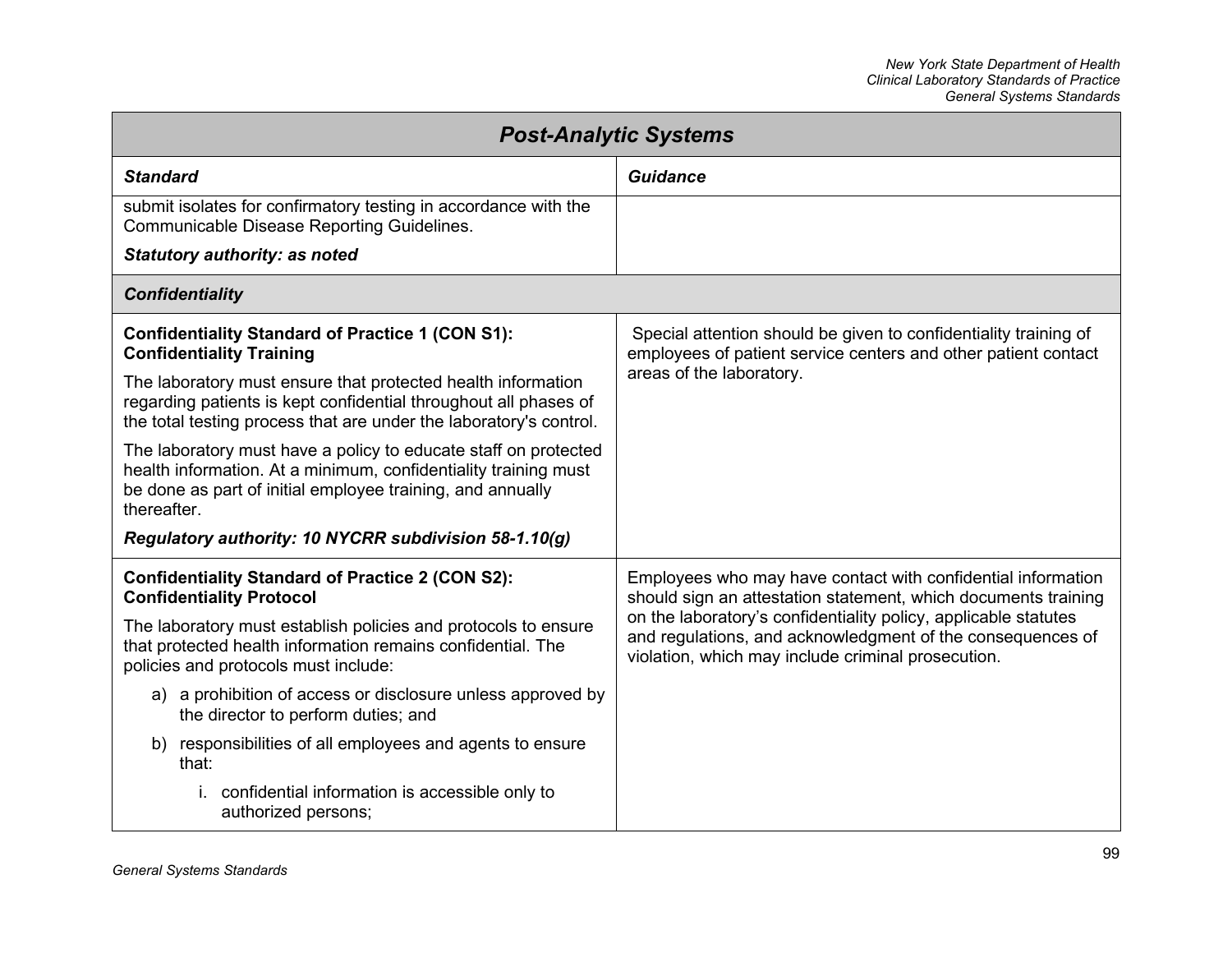## Post-Analytic Systems

| Standard | Guidance |
|---|---|
| submit isolates for confirmatory testing in accordance with the Communicable Disease Reporting Guidelines.<br><br>***Statutory authority: as noted*** | |
| ***Confidentiality*** | |
| **Confidentiality Standard of Practice 1 (CON S1): Confidentiality Training**<br><br>The laboratory must ensure that protected health information regarding patients is kept confidential throughout all phases of the total testing process that are under the laboratory's control.<br><br>The laboratory must have a policy to educate staff on protected health information. At a minimum, confidentiality training must be done as part of initial employee training, and annually thereafter.<br><br>***Regulatory authority: 10 NYCRR subdivision 58-1.10(g)*** | Special attention should be given to confidentiality training of employees of patient service centers and other patient contact areas of the laboratory. |
| **Confidentiality Standard of Practice 2 (CON S2): Confidentiality Protocol**<br><br>The laboratory must establish policies and protocols to ensure that protected health information remains confidential. The policies and protocols must include:<br><br>a) a prohibition of access or disclosure unless approved by the director to perform duties; and<br><br>b) responsibilities of all employees and agents to ensure that:<br><br>i. confidential information is accessible only to authorized persons; | Employees who may have contact with confidential information should sign an attestation statement, which documents training on the laboratory's confidentiality policy, applicable statutes and regulations, and acknowledgment of the consequences of violation, which may include criminal prosecution. |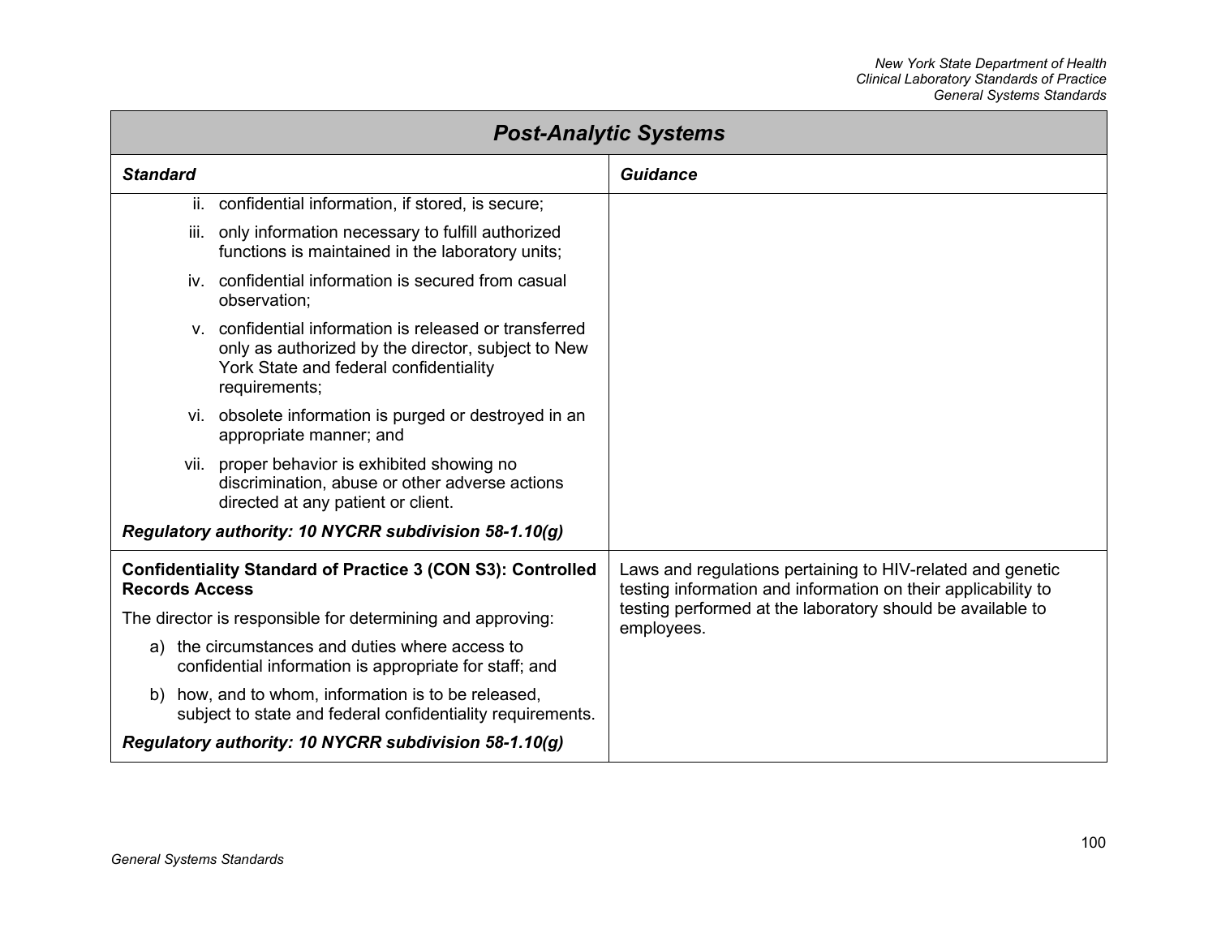## Post-Analytic Systems

| Standard | Guidance |
|---|---|
| ii. confidential information, if stored, is secure;<br>iii. only information necessary to fulfill authorized functions is maintained in the laboratory units;<br>iv. confidential information is secured from casual observation;<br>v. confidential information is released or transferred only as authorized by the director, subject to New York State and federal confidentiality requirements;<br>vi. obsolete information is purged or destroyed in an appropriate manner; and<br>vii. proper behavior is exhibited showing no discrimination, abuse or other adverse actions directed at any patient or client.<br>***Regulatory authority: 10 NYCRR subdivision 58-1.10(g)*** | |
| **Confidentiality Standard of Practice 3 (CON S3): Controlled Records Access**<br>The director is responsible for determining and approving:<br>a) the circumstances and duties where access to confidential information is appropriate for staff; and<br>b) how, and to whom, information is to be released, subject to state and federal confidentiality requirements.<br>***Regulatory authority: 10 NYCRR subdivision 58-1.10(g)*** | Laws and regulations pertaining to HIV-related and genetic testing information and information on their applicability to testing performed at the laboratory should be available to employees. |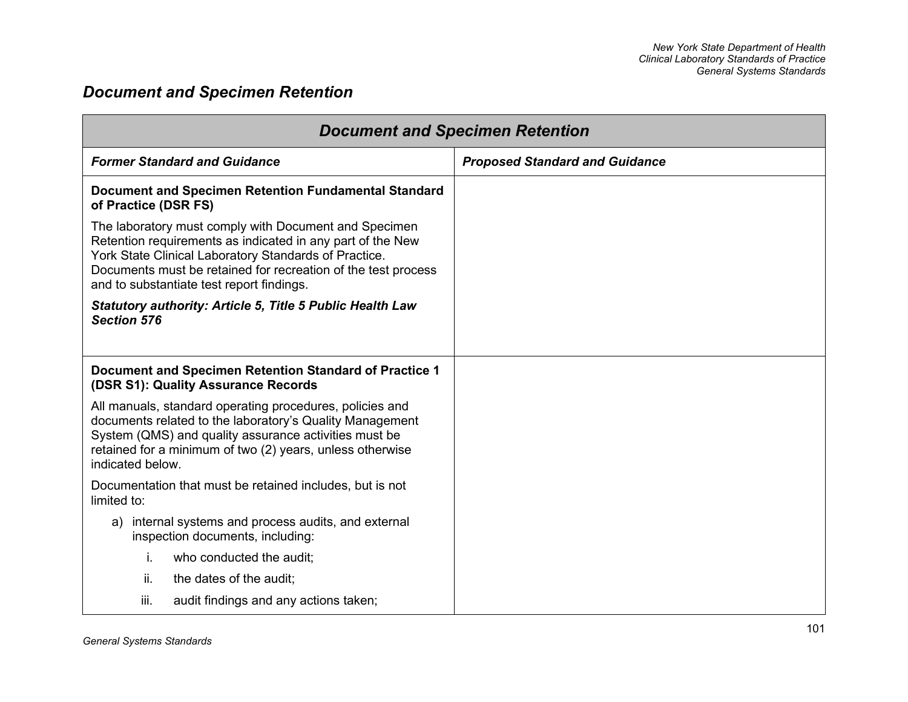# Document and Specimen Retention

| Document and Specimen Retention | |
|---|---|
| ***Former Standard and Guidance*** | ***Proposed Standard and Guidance*** |
| **Document and Specimen Retention Fundamental Standard of Practice (DSR FS)**<br><br>The laboratory must comply with Document and Specimen Retention requirements as indicated in any part of the New York State Clinical Laboratory Standards of Practice. Documents must be retained for recreation of the test process and to substantiate test report findings.<br><br>***Statutory authority: Article 5, Title 5 Public Health Law Section 576*** | |
| **Document and Specimen Retention Standard of Practice 1 (DSR S1): Quality Assurance Records**<br><br>All manuals, standard operating procedures, policies and documents related to the laboratory's Quality Management System (QMS) and quality assurance activities must be retained for a minimum of two (2) years, unless otherwise indicated below.<br><br>Documentation that must be retained includes, but is not limited to:<br><br>a) internal systems and process audits, and external inspection documents, including:<br>i. who conducted the audit;<br>ii. the dates of the audit;<br>iii. audit findings and any actions taken; | |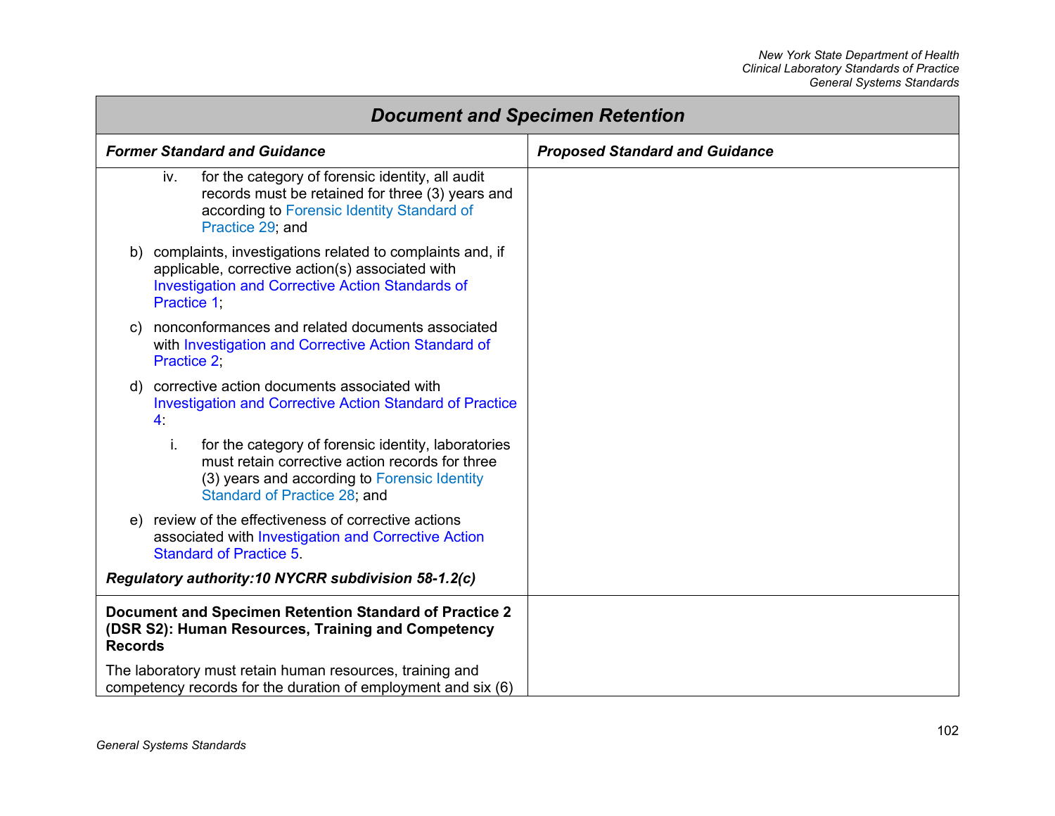| Document and Specimen Retention | |
|---|---|
| ***Former Standard and Guidance*** | ***Proposed Standard and Guidance*** |
| iv. for the category of forensic identity, all audit records must be retained for three (3) years and according to Forensic Identity Standard of Practice 29; and<br><br>b) complaints, investigations related to complaints and, if applicable, corrective action(s) associated with Investigation and Corrective Action Standards of Practice 1;<br><br>c) nonconformances and related documents associated with Investigation and Corrective Action Standard of Practice 2;<br><br>d) corrective action documents associated with Investigation and Corrective Action Standard of Practice 4:<br><br>i. for the category of forensic identity, laboratories must retain corrective action records for three (3) years and according to Forensic Identity Standard of Practice 28; and<br><br>e) review of the effectiveness of corrective actions associated with Investigation and Corrective Action Standard of Practice 5.<br><br>***Regulatory authority:10 NYCRR subdivision 58-1.2(c)*** | |
| **Document and Specimen Retention Standard of Practice 2 (DSR S2): Human Resources, Training and Competency Records**<br><br>The laboratory must retain human resources, training and competency records for the duration of employment and six (6) | |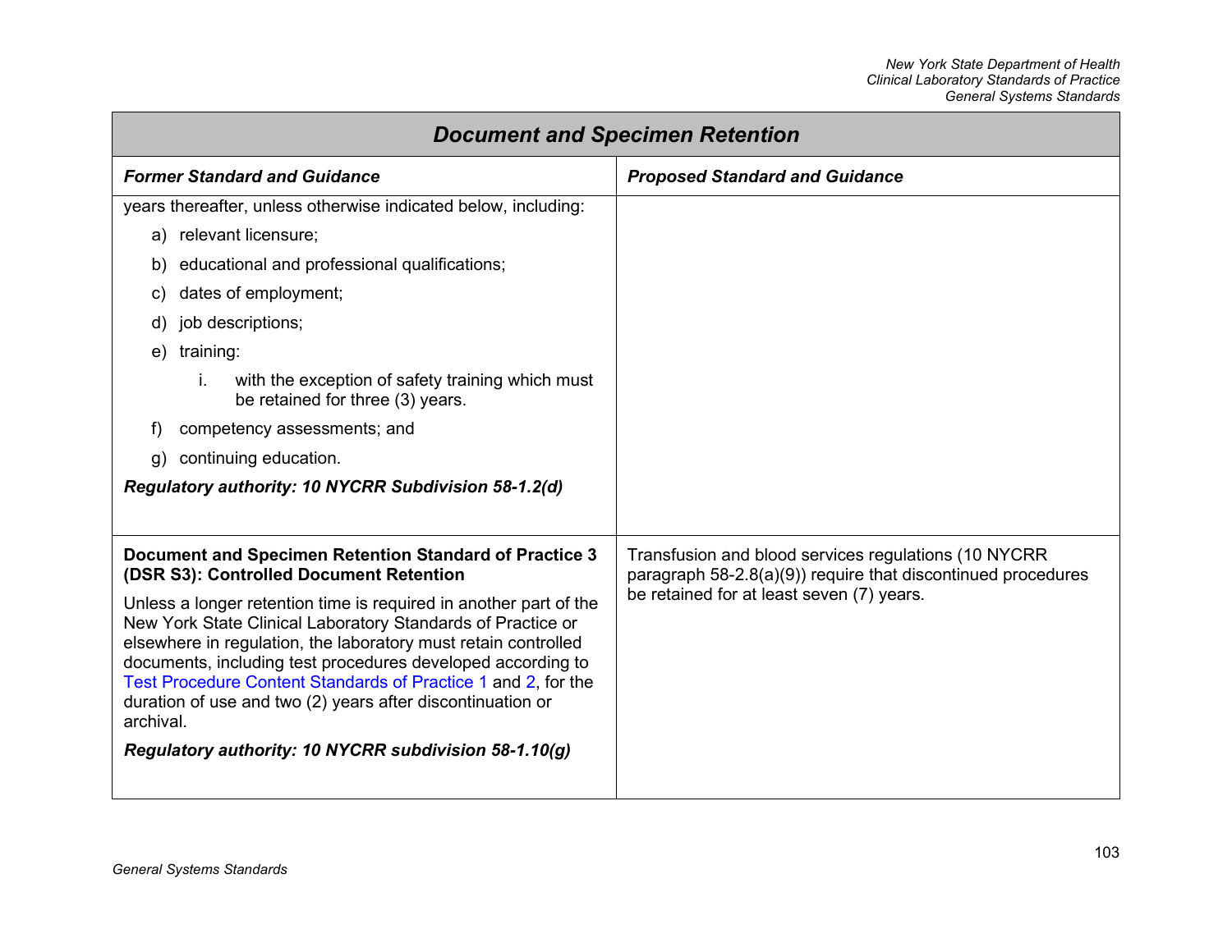| ***Document and Specimen Retention*** | |
|---|---|
| ***Former Standard and Guidance*** | ***Proposed Standard and Guidance*** |
| years thereafter, unless otherwise indicated below, including:<br>a) relevant licensure;<br>b) educational and professional qualifications;<br>c) dates of employment;<br>d) job descriptions;<br>e) training:<br>  i. with the exception of safety training which must be retained for three (3) years.<br>f) competency assessments; and<br>g) continuing education.<br>***Regulatory authority: 10 NYCRR Subdivision 58-1.2(d)*** | |
| **Document and Specimen Retention Standard of Practice 3 (DSR S3): Controlled Document Retention**<br>Unless a longer retention time is required in another part of the New York State Clinical Laboratory Standards of Practice or elsewhere in regulation, the laboratory must retain controlled documents, including test procedures developed according to Test Procedure Content Standards of Practice 1 and 2, for the duration of use and two (2) years after discontinuation or archival.<br>***Regulatory authority: 10 NYCRR subdivision 58-1.10(g)*** | Transfusion and blood services regulations (10 NYCRR paragraph 58-2.8(a)(9)) require that discontinued procedures be retained for at least seven (7) years. |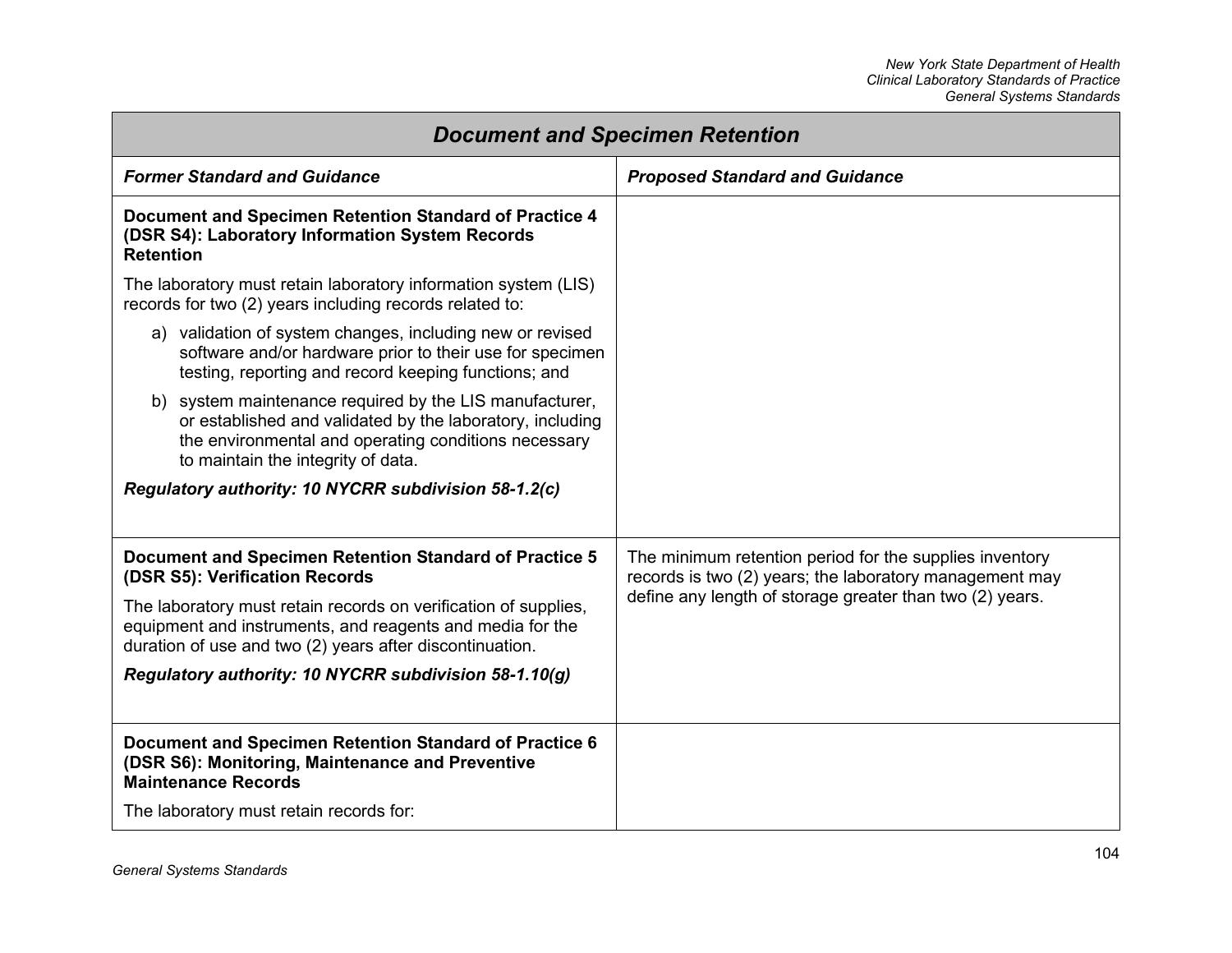| Document and Specimen Retention | |
|---|---|
| ***Former Standard and Guidance*** | ***Proposed Standard and Guidance*** |
| **Document and Specimen Retention Standard of Practice 4 (DSR S4): Laboratory Information System Records Retention**<br><br>The laboratory must retain laboratory information system (LIS) records for two (2) years including records related to:<br><br>a) validation of system changes, including new or revised software and/or hardware prior to their use for specimen testing, reporting and record keeping functions; and<br><br>b) system maintenance required by the LIS manufacturer, or established and validated by the laboratory, including the environmental and operating conditions necessary to maintain the integrity of data.<br><br>***Regulatory authority: 10 NYCRR subdivision 58-1.2(c)*** | |
| **Document and Specimen Retention Standard of Practice 5 (DSR S5): Verification Records**<br><br>The laboratory must retain records on verification of supplies, equipment and instruments, and reagents and media for the duration of use and two (2) years after discontinuation.<br><br>***Regulatory authority: 10 NYCRR subdivision 58-1.10(g)*** | The minimum retention period for the supplies inventory records is two (2) years; the laboratory management may define any length of storage greater than two (2) years. |
| **Document and Specimen Retention Standard of Practice 6 (DSR S6): Monitoring, Maintenance and Preventive Maintenance Records**<br><br>The laboratory must retain records for: | |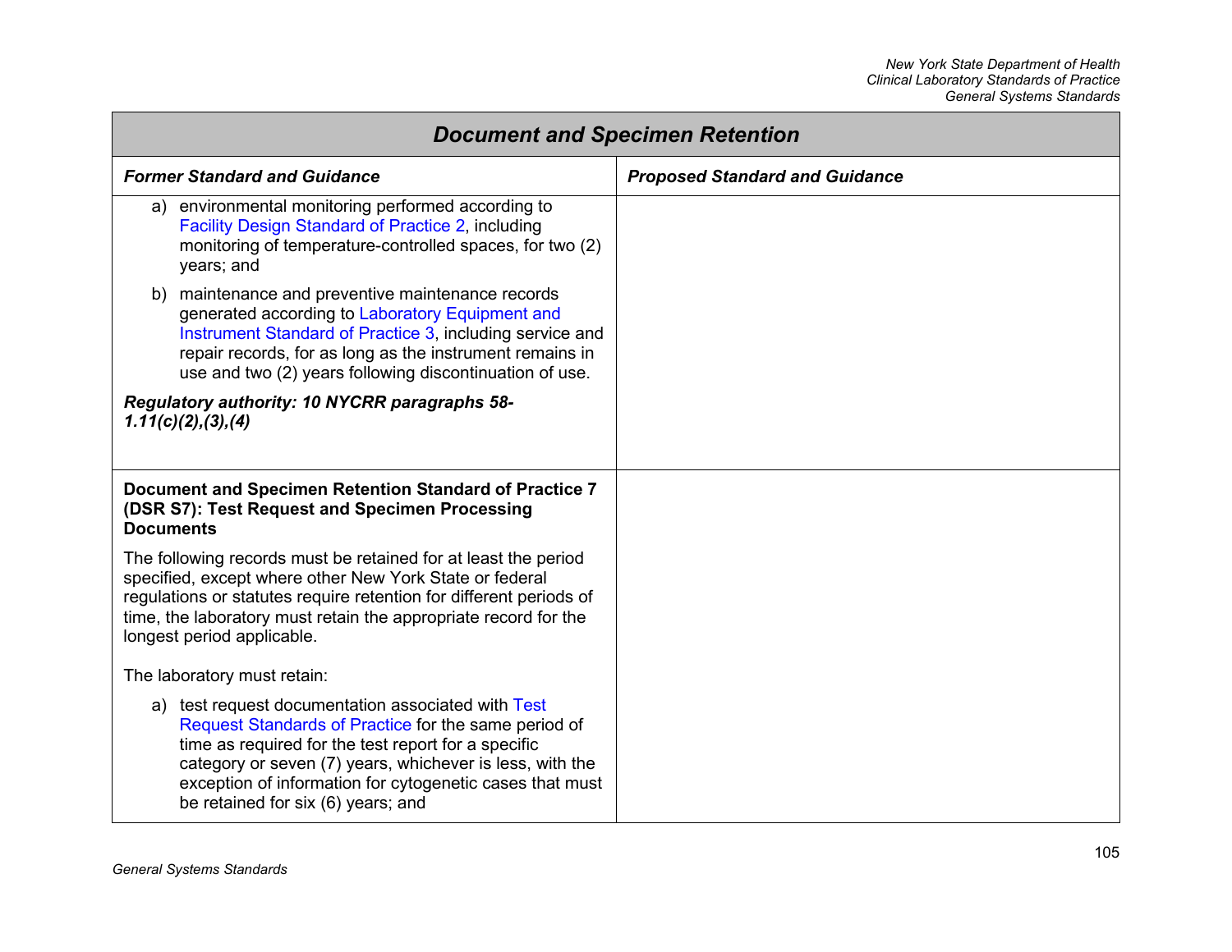| Document and Specimen Retention | |
|---|---|
| ***Former Standard and Guidance*** | ***Proposed Standard and Guidance*** |
| a) environmental monitoring performed according to Facility Design Standard of Practice 2, including monitoring of temperature-controlled spaces, for two (2) years; and<br><br>b) maintenance and preventive maintenance records generated according to Laboratory Equipment and Instrument Standard of Practice 3, including service and repair records, for as long as the instrument remains in use and two (2) years following discontinuation of use.<br><br>***Regulatory authority: 10 NYCRR paragraphs 58-1.11(c)(2),(3),(4)*** | |
| **Document and Specimen Retention Standard of Practice 7 (DSR S7): Test Request and Specimen Processing Documents**<br><br>The following records must be retained for at least the period specified, except where other New York State or federal regulations or statutes require retention for different periods of time, the laboratory must retain the appropriate record for the longest period applicable.<br><br>The laboratory must retain:<br><br>a) test request documentation associated with Test Request Standards of Practice for the same period of time as required for the test report for a specific category or seven (7) years, whichever is less, with the exception of information for cytogenetic cases that must be retained for six (6) years; and | |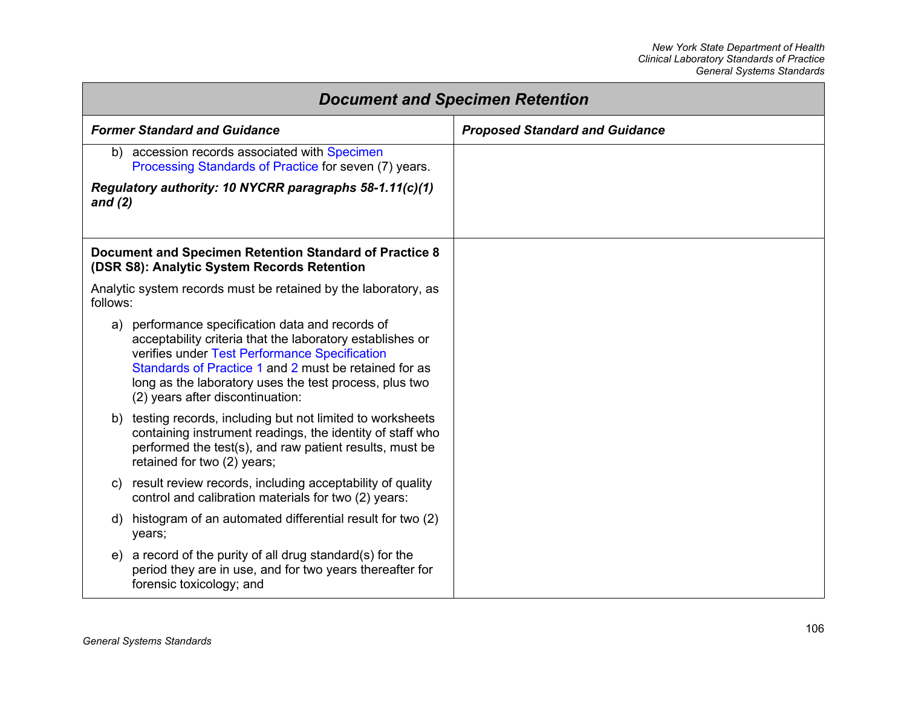| Document and Specimen Retention | |
|---|---|
| ***Former Standard and Guidance*** | ***Proposed Standard and Guidance*** |
| b) accession records associated with Specimen Processing Standards of Practice for seven (7) years.<br><br>***Regulatory authority: 10 NYCRR paragraphs 58-1.11(c)(1) and (2)*** | |
| **Document and Specimen Retention Standard of Practice 8 (DSR S8): Analytic System Records Retention**<br><br>Analytic system records must be retained by the laboratory, as follows:<br><br>a) performance specification data and records of acceptability criteria that the laboratory establishes or verifies under Test Performance Specification Standards of Practice 1 and 2 must be retained for as long as the laboratory uses the test process, plus two (2) years after discontinuation:<br><br>b) testing records, including but not limited to worksheets containing instrument readings, the identity of staff who performed the test(s), and raw patient results, must be retained for two (2) years;<br><br>c) result review records, including acceptability of quality control and calibration materials for two (2) years:<br><br>d) histogram of an automated differential result for two (2) years;<br><br>e) a record of the purity of all drug standard(s) for the period they are in use, and for two years thereafter for forensic toxicology; and | |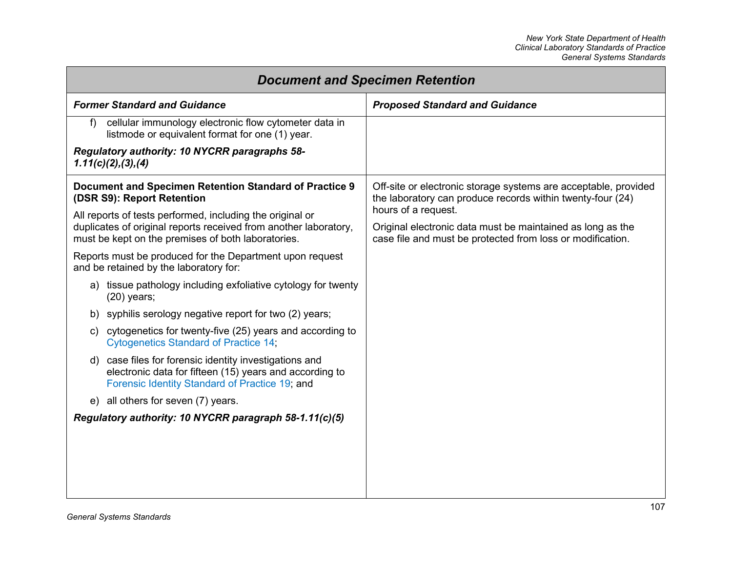## Document and Specimen Retention

| Former Standard and Guidance | Proposed Standard and Guidance |
|---|---|
| f) cellular immunology electronic flow cytometer data in listmode or equivalent format for one (1) year.<br><br>***Regulatory authority: 10 NYCRR paragraphs 58-1.11(c)(2),(3),(4)*** | |
| **Document and Specimen Retention Standard of Practice 9 (DSR S9): Report Retention**<br><br>All reports of tests performed, including the original or duplicates of original reports received from another laboratory, must be kept on the premises of both laboratories.<br><br>Reports must be produced for the Department upon request and be retained by the laboratory for:<br><br>a) tissue pathology including exfoliative cytology for twenty (20) years;<br><br>b) syphilis serology negative report for two (2) years;<br><br>c) cytogenetics for twenty-five (25) years and according to Cytogenetics Standard of Practice 14;<br><br>d) case files for forensic identity investigations and electronic data for fifteen (15) years and according to Forensic Identity Standard of Practice 19; and<br><br>e) all others for seven (7) years.<br><br>***Regulatory authority: 10 NYCRR paragraph 58-1.11(c)(5)*** | Off-site or electronic storage systems are acceptable, provided the laboratory can produce records within twenty-four (24) hours of a request.<br><br>Original electronic data must be maintained as long as the case file and must be protected from loss or modification. |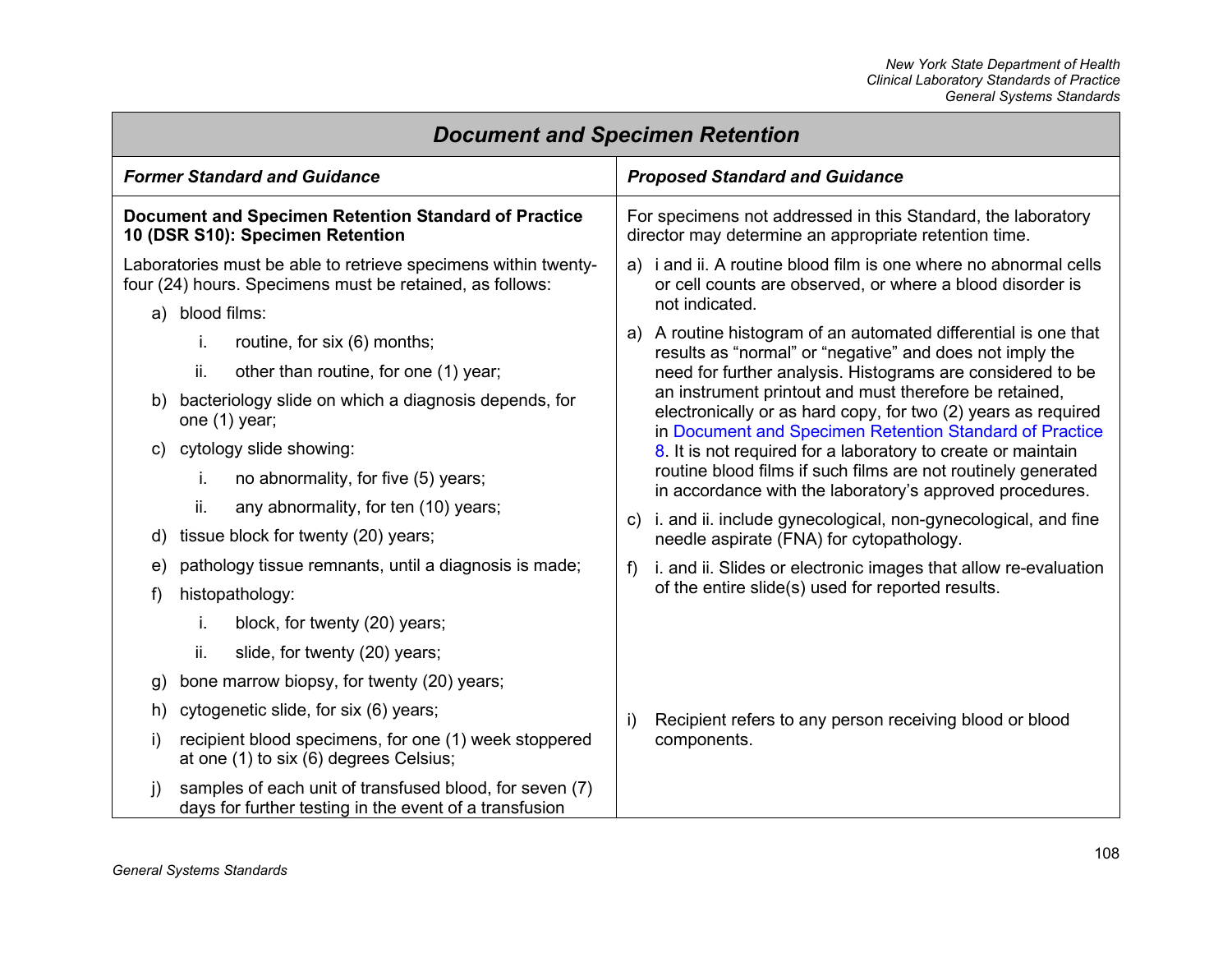## Document and Specimen Retention

| Former Standard and Guidance | Proposed Standard and Guidance |
|---|---|
| **Document and Specimen Retention Standard of Practice 10 (DSR S10): Specimen Retention**<br><br>Laboratories must be able to retrieve specimens within twenty-four (24) hours. Specimens must be retained, as follows:<br><br>a) blood films:<br>i. routine, for six (6) months;<br>ii. other than routine, for one (1) year;<br>b) bacteriology slide on which a diagnosis depends, for one (1) year;<br>c) cytology slide showing:<br>i. no abnormality, for five (5) years;<br>ii. any abnormality, for ten (10) years;<br>d) tissue block for twenty (20) years;<br>e) pathology tissue remnants, until a diagnosis is made;<br>f) histopathology:<br>i. block, for twenty (20) years;<br>ii. slide, for twenty (20) years;<br>g) bone marrow biopsy, for twenty (20) years;<br>h) cytogenetic slide, for six (6) years;<br>i) recipient blood specimens, for one (1) week stoppered at one (1) to six (6) degrees Celsius;<br>j) samples of each unit of transfused blood, for seven (7) days for further testing in the event of a transfusion | For specimens not addressed in this Standard, the laboratory director may determine an appropriate retention time.<br><br>a) i and ii. A routine blood film is one where no abnormal cells or cell counts are observed, or where a blood disorder is not indicated.<br><br>a) A routine histogram of an automated differential is one that results as “normal” or “negative” and does not imply the need for further analysis. Histograms are considered to be an instrument printout and must therefore be retained, electronically or as hard copy, for two (2) years as required in Document and Specimen Retention Standard of Practice 8. It is not required for a laboratory to create or maintain routine blood films if such films are not routinely generated in accordance with the laboratory’s approved procedures.<br><br>c) i. and ii. include gynecological, non-gynecological, and fine needle aspirate (FNA) for cytopathology.<br><br>f) i. and ii. Slides or electronic images that allow re-evaluation of the entire slide(s) used for reported results.<br><br>i) Recipient refers to any person receiving blood or blood components. |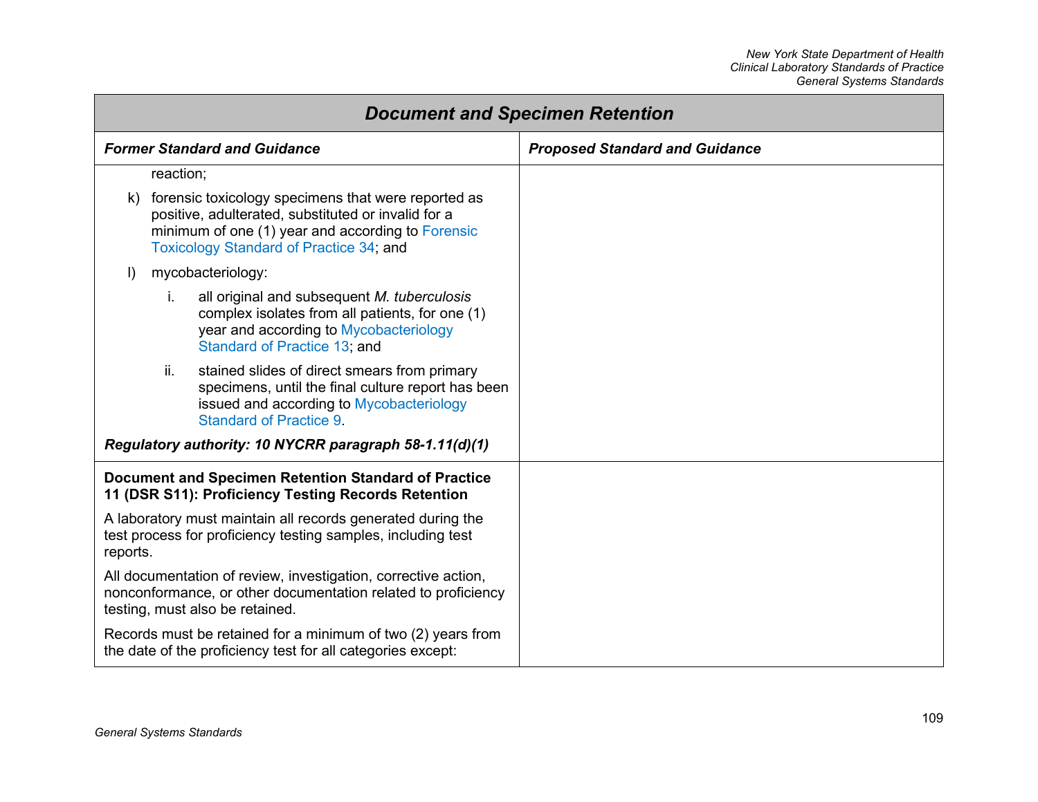| Document and Specimen Retention | |
|---|---|
| ***Former Standard and Guidance*** | ***Proposed Standard and Guidance*** |
| reaction;<br><br>k) forensic toxicology specimens that were reported as positive, adulterated, substituted or invalid for a minimum of one (1) year and according to Forensic Toxicology Standard of Practice 34; and<br><br>l) mycobacteriology:<br><br>i. all original and subsequent *M. tuberculosis* complex isolates from all patients, for one (1) year and according to Mycobacteriology Standard of Practice 13; and<br><br>ii. stained slides of direct smears from primary specimens, until the final culture report has been issued and according to Mycobacteriology Standard of Practice 9.<br><br>***Regulatory authority: 10 NYCRR paragraph 58-1.11(d)(1)*** | |
| **Document and Specimen Retention Standard of Practice 11 (DSR S11): Proficiency Testing Records Retention**<br><br>A laboratory must maintain all records generated during the test process for proficiency testing samples, including test reports.<br><br>All documentation of review, investigation, corrective action, nonconformance, or other documentation related to proficiency testing, must also be retained.<br><br>Records must be retained for a minimum of two (2) years from the date of the proficiency test for all categories except: | |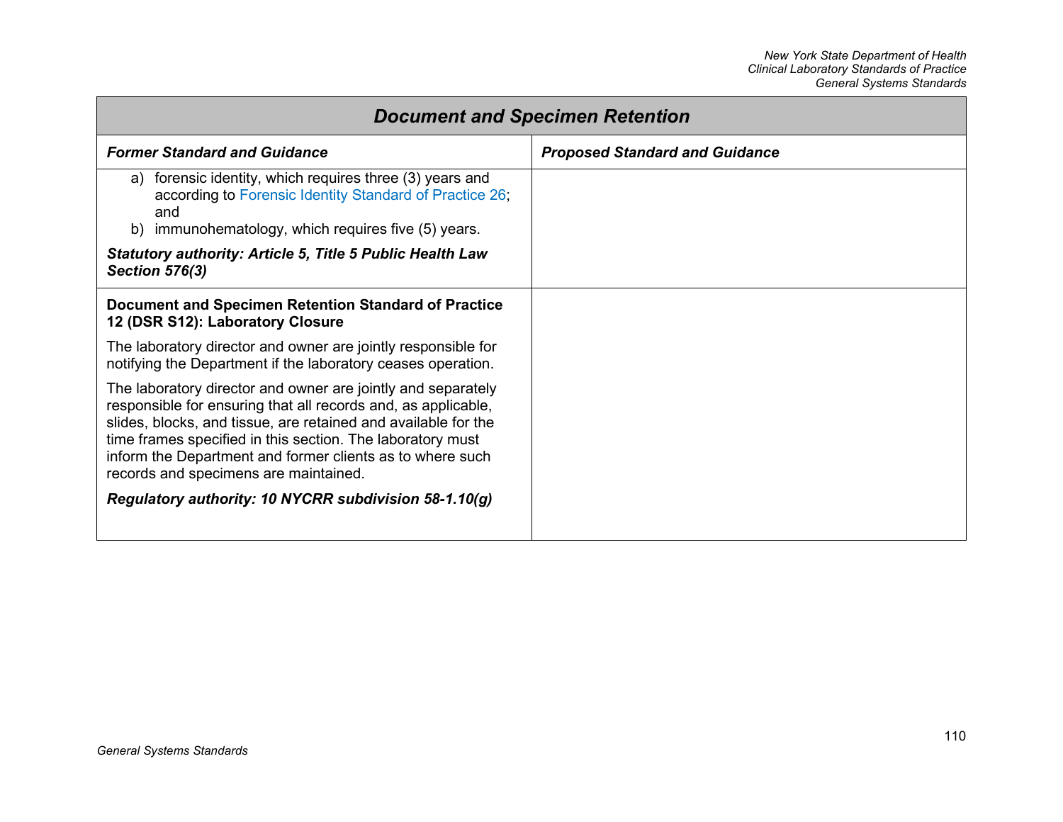| Document and Specimen Retention | |
|---|---|
| ***Former Standard and Guidance*** | ***Proposed Standard and Guidance*** |
| a) forensic identity, which requires three (3) years and according to Forensic Identity Standard of Practice 26; and<br>b) immunohematology, which requires five (5) years.<br><br>***Statutory authority: Article 5, Title 5 Public Health Law Section 576(3)*** | |
| **Document and Specimen Retention Standard of Practice 12 (DSR S12): Laboratory Closure**<br><br>The laboratory director and owner are jointly responsible for notifying the Department if the laboratory ceases operation.<br><br>The laboratory director and owner are jointly and separately responsible for ensuring that all records and, as applicable, slides, blocks, and tissue, are retained and available for the time frames specified in this section. The laboratory must inform the Department and former clients as to where such records and specimens are maintained.<br><br>***Regulatory authority: 10 NYCRR subdivision 58-1.10(g)*** | |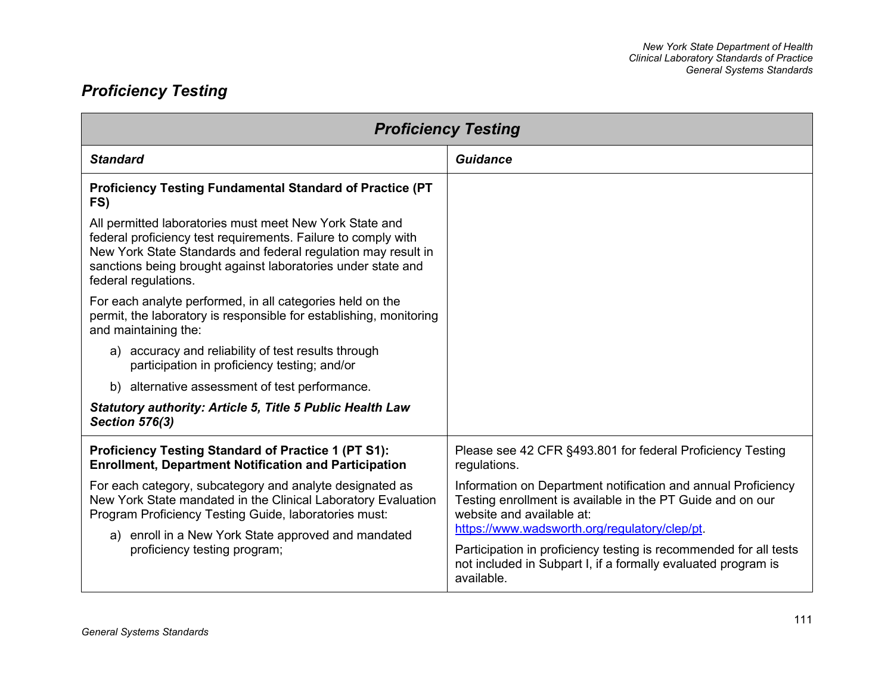## *Proficiency Testing*

| ***Proficiency Testing*** | |
|---|---|
| ***Standard*** | ***Guidance*** |
| **Proficiency Testing Fundamental Standard of Practice (PT FS)**<br><br>All permitted laboratories must meet New York State and federal proficiency test requirements. Failure to comply with New York State Standards and federal regulation may result in sanctions being brought against laboratories under state and federal regulations.<br><br>For each analyte performed, in all categories held on the permit, the laboratory is responsible for establishing, monitoring and maintaining the:<br><br>a) accuracy and reliability of test results through participation in proficiency testing; and/or<br><br>b) alternative assessment of test performance.<br><br>***Statutory authority: Article 5, Title 5 Public Health Law Section 576(3)*** | |
| **Proficiency Testing Standard of Practice 1 (PT S1): Enrollment, Department Notification and Participation**<br><br>For each category, subcategory and analyte designated as New York State mandated in the Clinical Laboratory Evaluation Program Proficiency Testing Guide, laboratories must:<br><br>a) enroll in a New York State approved and mandated proficiency testing program; | Please see 42 CFR §493.801 for federal Proficiency Testing regulations.<br><br>Information on Department notification and annual Proficiency Testing enrollment is available in the PT Guide and on our website and available at: https://www.wadsworth.org/regulatory/clep/pt.<br><br>Participation in proficiency testing is recommended for all tests not included in Subpart I, if a formally evaluated program is available. |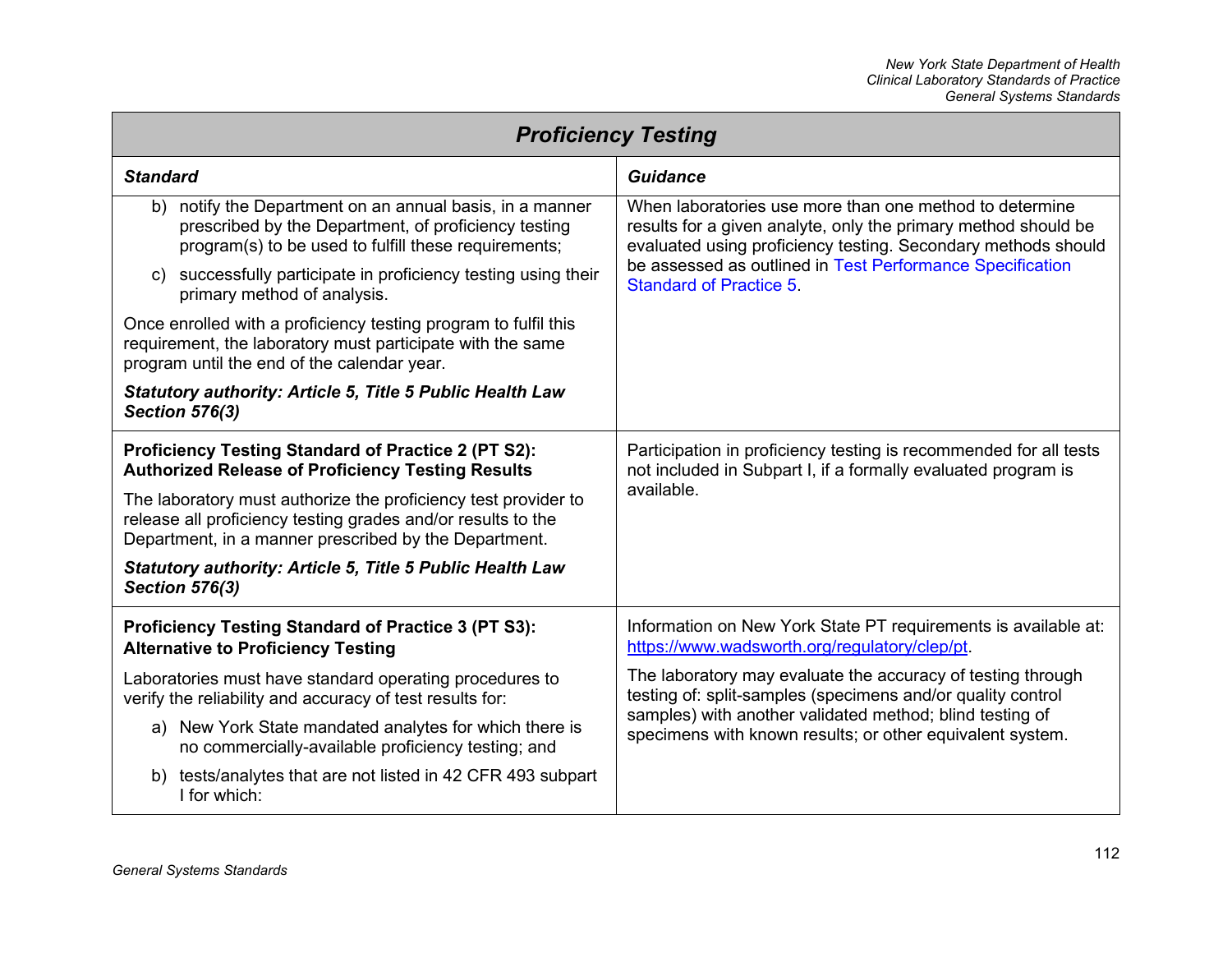## Proficiency Testing

| Standard | Guidance |
| --- | --- |
| b) notify the Department on an annual basis, in a manner prescribed by the Department, of proficiency testing program(s) to be used to fulfill these requirements;<br><br>c) successfully participate in proficiency testing using their primary method of analysis.<br><br>Once enrolled with a proficiency testing program to fulfil this requirement, the laboratory must participate with the same program until the end of the calendar year.<br><br>***Statutory authority: Article 5, Title 5 Public Health Law Section 576(3)*** | When laboratories use more than one method to determine results for a given analyte, only the primary method should be evaluated using proficiency testing. Secondary methods should be assessed as outlined in Test Performance Specification Standard of Practice 5. |
| **Proficiency Testing Standard of Practice 2 (PT S2): Authorized Release of Proficiency Testing Results**<br><br>The laboratory must authorize the proficiency test provider to release all proficiency testing grades and/or results to the Department, in a manner prescribed by the Department.<br><br>***Statutory authority: Article 5, Title 5 Public Health Law Section 576(3)*** | Participation in proficiency testing is recommended for all tests not included in Subpart I, if a formally evaluated program is available. |
| **Proficiency Testing Standard of Practice 3 (PT S3): Alternative to Proficiency Testing**<br><br>Laboratories must have standard operating procedures to verify the reliability and accuracy of test results for:<br><br>a) New York State mandated analytes for which there is no commercially-available proficiency testing; and<br><br>b) tests/analytes that are not listed in 42 CFR 493 subpart I for which: | Information on New York State PT requirements is available at: https://www.wadsworth.org/regulatory/clep/pt.<br><br>The laboratory may evaluate the accuracy of testing through testing of: split-samples (specimens and/or quality control samples) with another validated method; blind testing of specimens with known results; or other equivalent system. |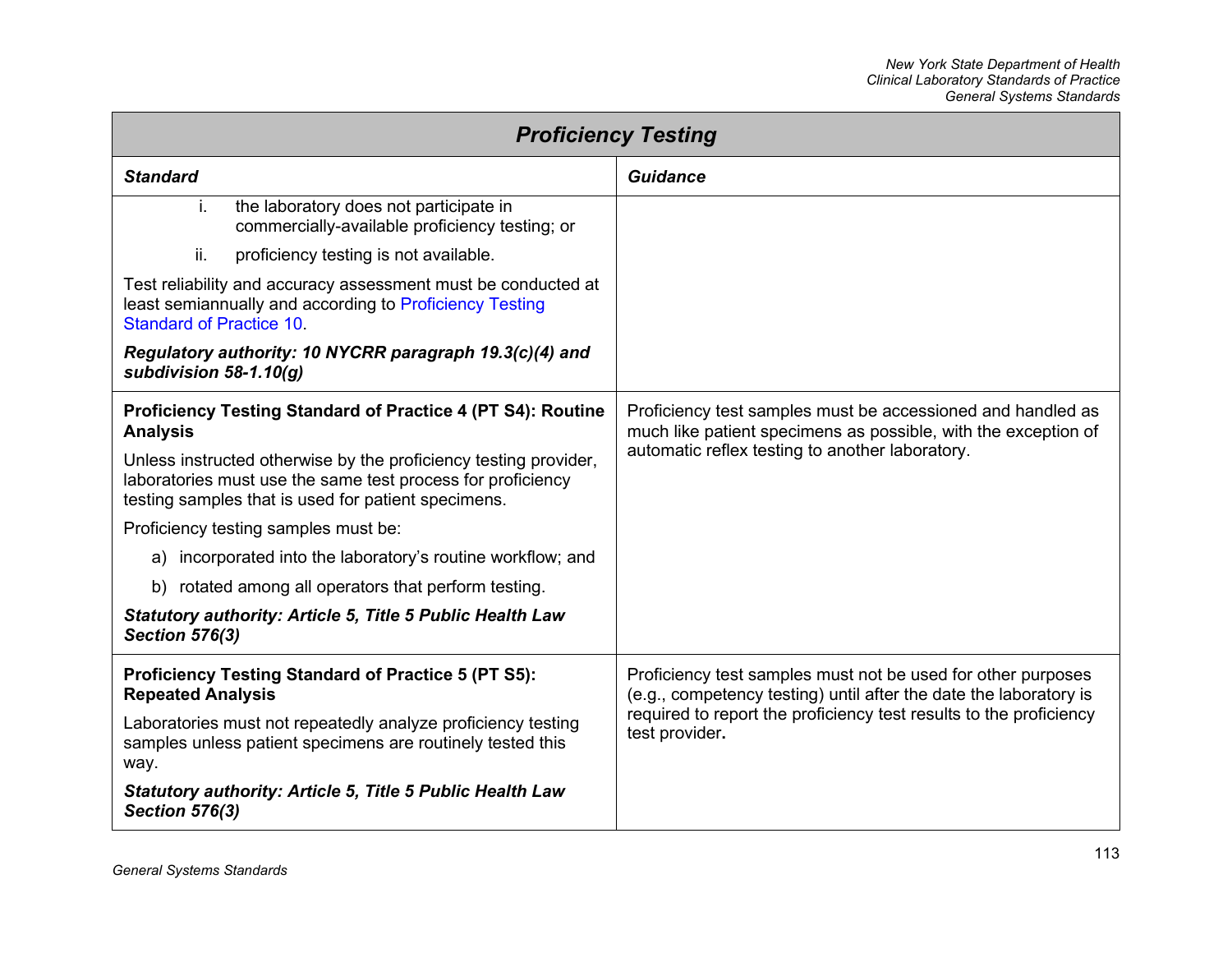## Proficiency Testing

| Standard | Guidance |
|---|---|
| i. the laboratory does not participate in commercially-available proficiency testing; or<br><br>ii. proficiency testing is not available.<br><br>Test reliability and accuracy assessment must be conducted at least semiannually and according to Proficiency Testing Standard of Practice 10.<br><br>***Regulatory authority: 10 NYCRR paragraph 19.3(c)(4) and subdivision 58-1.10(g)*** | |
| **Proficiency Testing Standard of Practice 4 (PT S4): Routine Analysis**<br><br>Unless instructed otherwise by the proficiency testing provider, laboratories must use the same test process for proficiency testing samples that is used for patient specimens.<br><br>Proficiency testing samples must be:<br><br>a) incorporated into the laboratory's routine workflow; and<br><br>b) rotated among all operators that perform testing.<br><br>***Statutory authority: Article 5, Title 5 Public Health Law Section 576(3)*** | Proficiency test samples must be accessioned and handled as much like patient specimens as possible, with the exception of automatic reflex testing to another laboratory. |
| **Proficiency Testing Standard of Practice 5 (PT S5): Repeated Analysis**<br><br>Laboratories must not repeatedly analyze proficiency testing samples unless patient specimens are routinely tested this way.<br><br>***Statutory authority: Article 5, Title 5 Public Health Law Section 576(3)*** | Proficiency test samples must not be used for other purposes (e.g., competency testing) until after the date the laboratory is required to report the proficiency test results to the proficiency test provider. |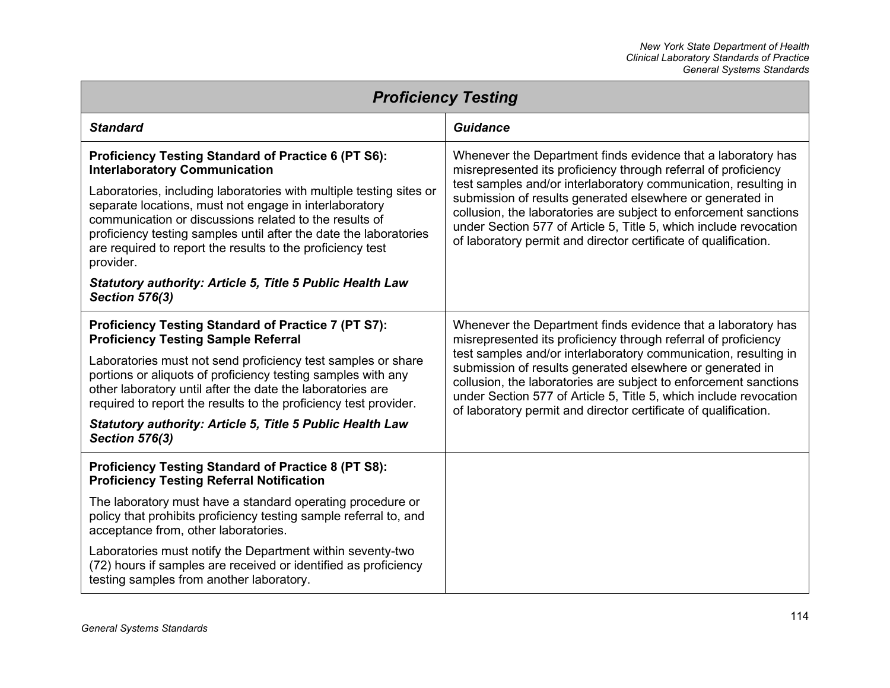## Proficiency Testing

| *Standard* | *Guidance* |
| --- | --- |
| **Proficiency Testing Standard of Practice 6 (PT S6): Interlaboratory Communication**<br><br>Laboratories, including laboratories with multiple testing sites or separate locations, must not engage in interlaboratory communication or discussions related to the results of proficiency testing samples until after the date the laboratories are required to report the results to the proficiency test provider.<br><br>***Statutory authority: Article 5, Title 5 Public Health Law Section 576(3)*** | Whenever the Department finds evidence that a laboratory has misrepresented its proficiency through referral of proficiency test samples and/or interlaboratory communication, resulting in submission of results generated elsewhere or generated in collusion, the laboratories are subject to enforcement sanctions under Section 577 of Article 5, Title 5, which include revocation of laboratory permit and director certificate of qualification. |
| **Proficiency Testing Standard of Practice 7 (PT S7): Proficiency Testing Sample Referral**<br><br>Laboratories must not send proficiency test samples or share portions or aliquots of proficiency testing samples with any other laboratory until after the date the laboratories are required to report the results to the proficiency test provider.<br><br>***Statutory authority: Article 5, Title 5 Public Health Law Section 576(3)*** | Whenever the Department finds evidence that a laboratory has misrepresented its proficiency through referral of proficiency test samples and/or interlaboratory communication, resulting in submission of results generated elsewhere or generated in collusion, the laboratories are subject to enforcement sanctions under Section 577 of Article 5, Title 5, which include revocation of laboratory permit and director certificate of qualification. |
| **Proficiency Testing Standard of Practice 8 (PT S8): Proficiency Testing Referral Notification**<br><br>The laboratory must have a standard operating procedure or policy that prohibits proficiency testing sample referral to, and acceptance from, other laboratories.<br><br>Laboratories must notify the Department within seventy-two (72) hours if samples are received or identified as proficiency testing samples from another laboratory. | |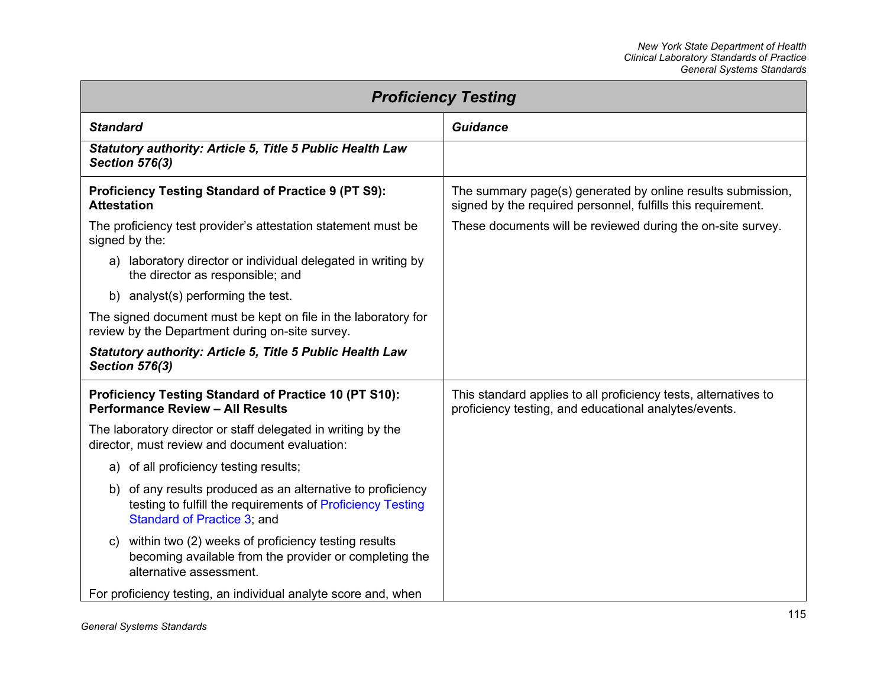| Proficiency Testing | |
|---|---|
| ***Standard*** | ***Guidance*** |
| ***Statutory authority: Article 5, Title 5 Public Health Law Section 576(3)*** | |
| **Proficiency Testing Standard of Practice 9 (PT S9): Attestation**<br><br>The proficiency test provider's attestation statement must be signed by the:<br><br>a) laboratory director or individual delegated in writing by the director as responsible; and<br><br>b) analyst(s) performing the test.<br><br>The signed document must be kept on file in the laboratory for review by the Department during on-site survey.<br><br>***Statutory authority: Article 5, Title 5 Public Health Law Section 576(3)*** | The summary page(s) generated by online results submission, signed by the required personnel, fulfills this requirement.<br><br>These documents will be reviewed during the on-site survey. |
| **Proficiency Testing Standard of Practice 10 (PT S10): Performance Review – All Results**<br><br>The laboratory director or staff delegated in writing by the director, must review and document evaluation:<br><br>a) of all proficiency testing results;<br><br>b) of any results produced as an alternative to proficiency testing to fulfill the requirements of Proficiency Testing Standard of Practice 3; and<br><br>c) within two (2) weeks of proficiency testing results becoming available from the provider or completing the alternative assessment.<br><br>For proficiency testing, an individual analyte score and, when | This standard applies to all proficiency tests, alternatives to proficiency testing, and educational analytes/events. |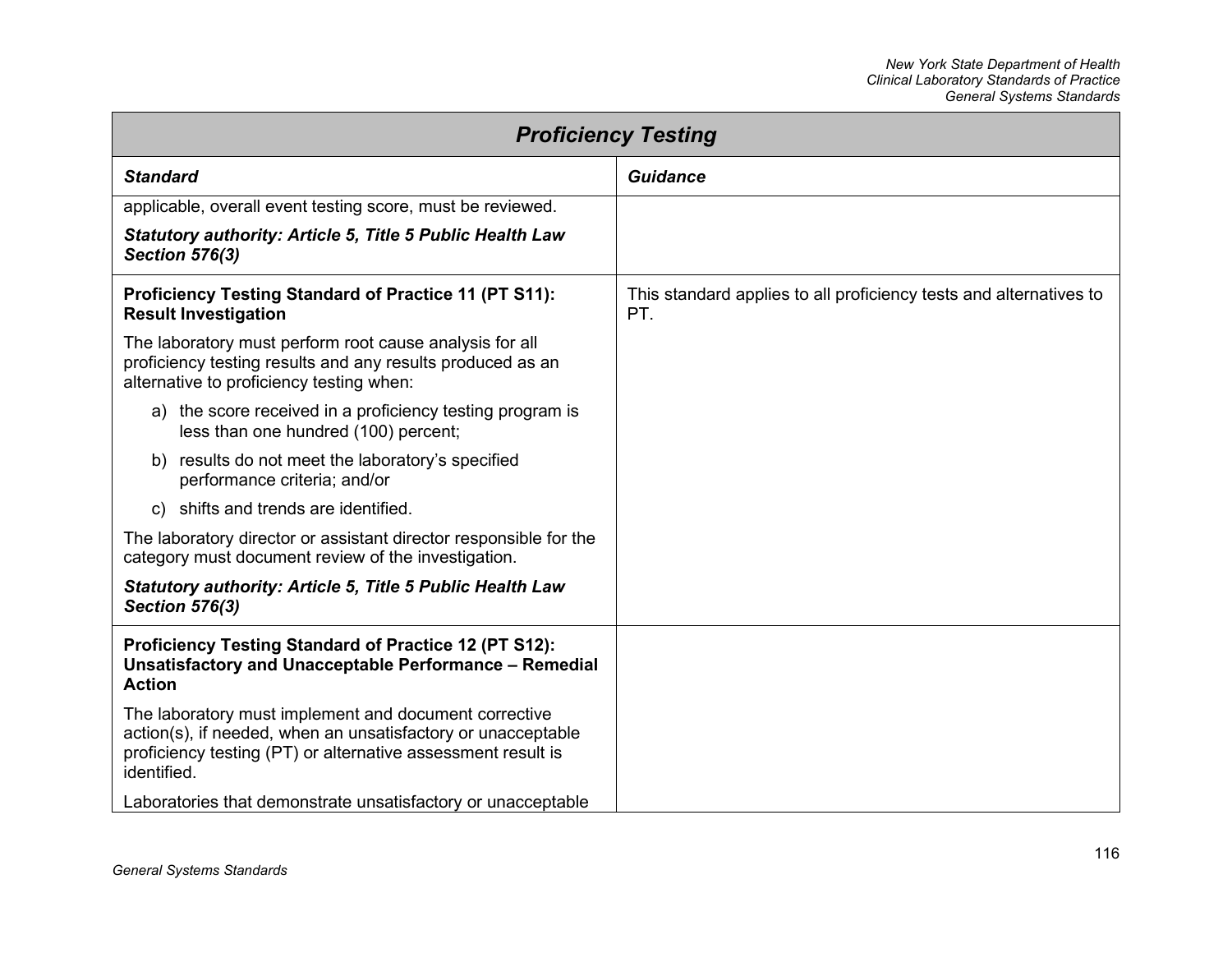| Proficiency Testing | |
|---|---|
| ***Standard*** | ***Guidance*** |
| applicable, overall event testing score, must be reviewed.<br><br>***Statutory authority: Article 5, Title 5 Public Health Law Section 576(3)*** | |
| **Proficiency Testing Standard of Practice 11 (PT S11): Result Investigation**<br><br>The laboratory must perform root cause analysis for all proficiency testing results and any results produced as an alternative to proficiency testing when:<br><br>a) the score received in a proficiency testing program is less than one hundred (100) percent;<br><br>b) results do not meet the laboratory's specified performance criteria; and/or<br><br>c) shifts and trends are identified.<br><br>The laboratory director or assistant director responsible for the category must document review of the investigation.<br><br>***Statutory authority: Article 5, Title 5 Public Health Law Section 576(3)*** | This standard applies to all proficiency tests and alternatives to PT. |
| **Proficiency Testing Standard of Practice 12 (PT S12): Unsatisfactory and Unacceptable Performance – Remedial Action**<br><br>The laboratory must implement and document corrective action(s), if needed, when an unsatisfactory or unacceptable proficiency testing (PT) or alternative assessment result is identified.<br><br>Laboratories that demonstrate unsatisfactory or unacceptable | |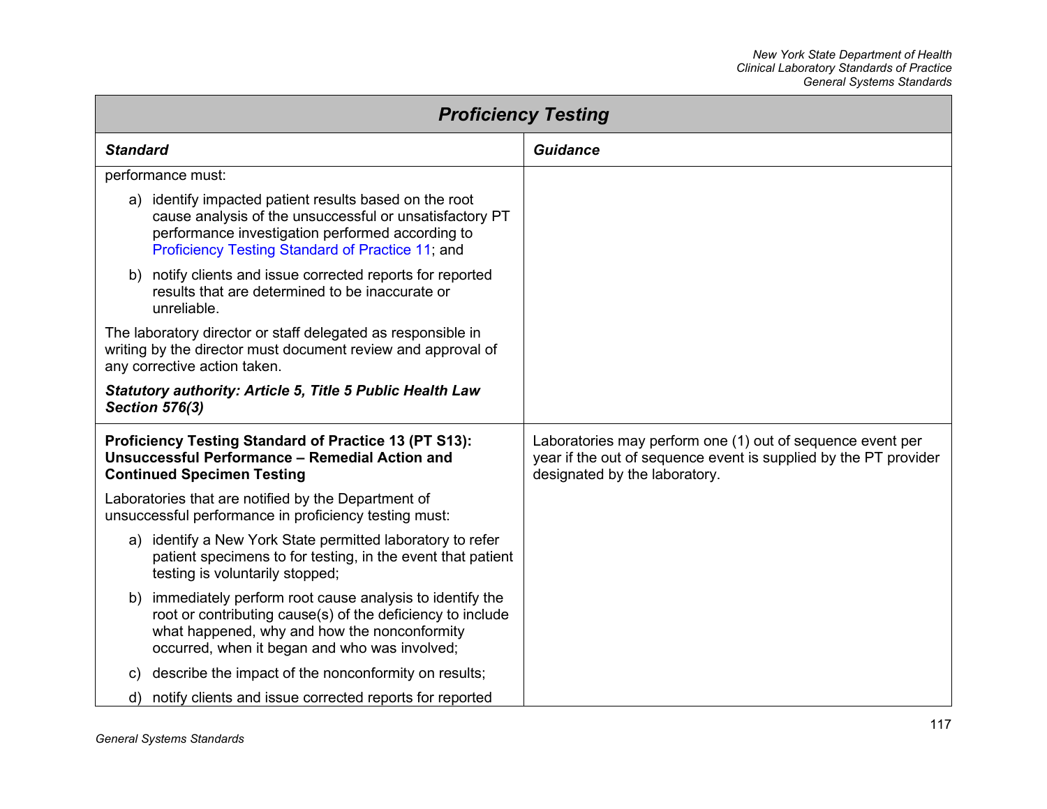## Proficiency Testing

| Standard | Guidance |
|---|---|
| performance must:<br><br>a) identify impacted patient results based on the root cause analysis of the unsuccessful or unsatisfactory PT performance investigation performed according to Proficiency Testing Standard of Practice 11; and<br><br>b) notify clients and issue corrected reports for reported results that are determined to be inaccurate or unreliable.<br><br>The laboratory director or staff delegated as responsible in writing by the director must document review and approval of any corrective action taken.<br><br>***Statutory authority: Article 5, Title 5 Public Health Law Section 576(3)*** | |
| **Proficiency Testing Standard of Practice 13 (PT S13): Unsuccessful Performance – Remedial Action and Continued Specimen Testing**<br><br>Laboratories that are notified by the Department of unsuccessful performance in proficiency testing must:<br><br>a) identify a New York State permitted laboratory to refer patient specimens to for testing, in the event that patient testing is voluntarily stopped;<br><br>b) immediately perform root cause analysis to identify the root or contributing cause(s) of the deficiency to include what happened, why and how the nonconformity occurred, when it began and who was involved;<br><br>c) describe the impact of the nonconformity on results;<br><br>d) notify clients and issue corrected reports for reported | Laboratories may perform one (1) out of sequence event per year if the out of sequence event is supplied by the PT provider designated by the laboratory. |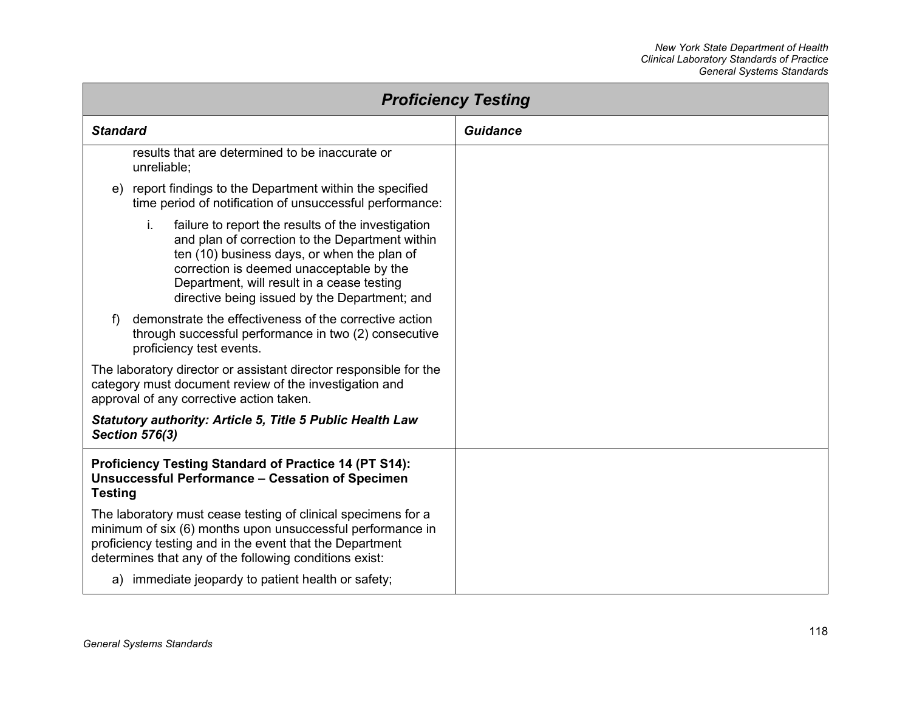| Proficiency Testing | |
|---|---|
| ***Standard*** | ***Guidance*** |
| results that are determined to be inaccurate or unreliable;<br><br>e) report findings to the Department within the specified time period of notification of unsuccessful performance:<br><br>i. failure to report the results of the investigation and plan of correction to the Department within ten (10) business days, or when the plan of correction is deemed unacceptable by the Department, will result in a cease testing directive being issued by the Department; and<br><br>f) demonstrate the effectiveness of the corrective action through successful performance in two (2) consecutive proficiency test events.<br><br>The laboratory director or assistant director responsible for the category must document review of the investigation and approval of any corrective action taken.<br><br>***Statutory authority: Article 5, Title 5 Public Health Law Section 576(3)*** | |
| **Proficiency Testing Standard of Practice 14 (PT S14): Unsuccessful Performance – Cessation of Specimen Testing**<br><br>The laboratory must cease testing of clinical specimens for a minimum of six (6) months upon unsuccessful performance in proficiency testing and in the event that the Department determines that any of the following conditions exist:<br><br>a) immediate jeopardy to patient health or safety; | |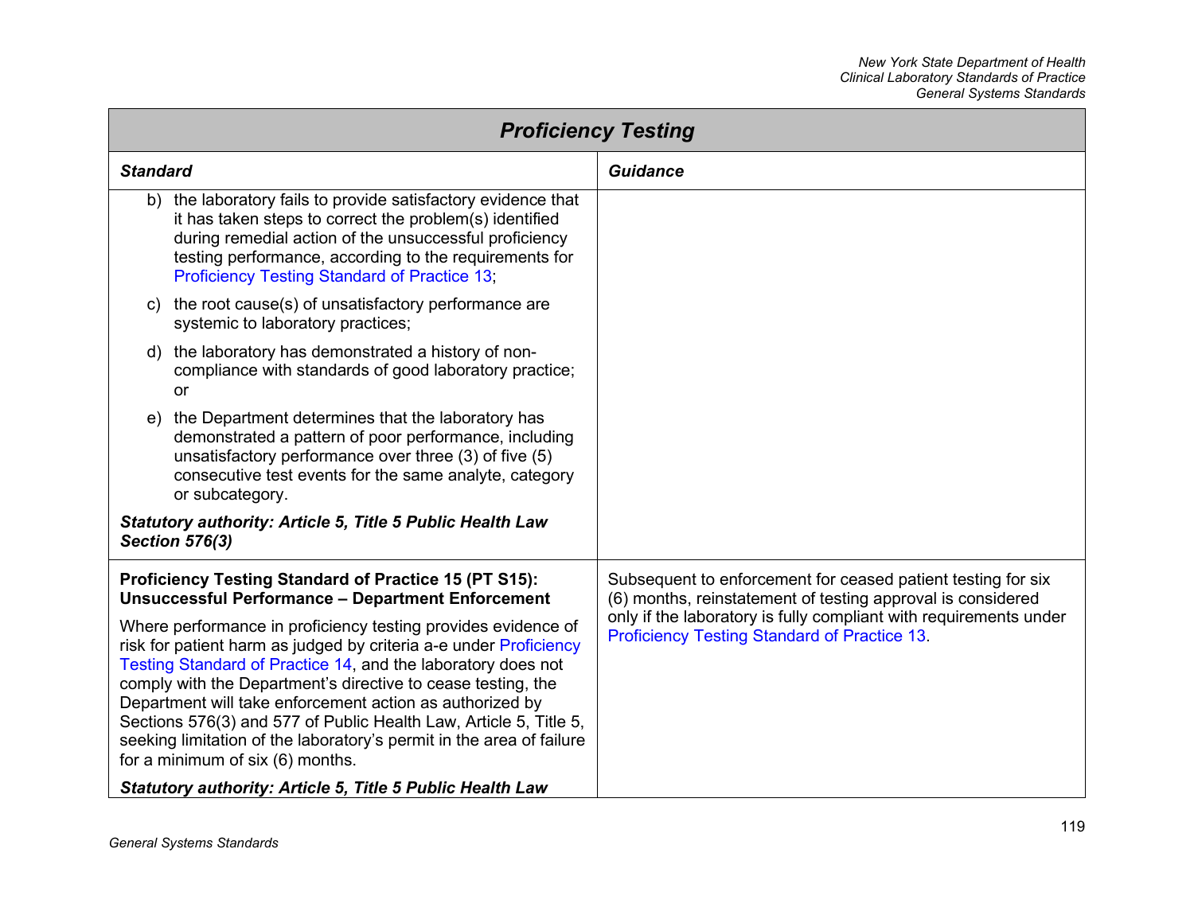## *Proficiency Testing*

| ***Standard*** | ***Guidance*** |
|---|---|
| b) the laboratory fails to provide satisfactory evidence that it has taken steps to correct the problem(s) identified during remedial action of the unsuccessful proficiency testing performance, according to the requirements for Proficiency Testing Standard of Practice 13;<br><br>c) the root cause(s) of unsatisfactory performance are systemic to laboratory practices;<br><br>d) the laboratory has demonstrated a history of non-compliance with standards of good laboratory practice; or<br><br>e) the Department determines that the laboratory has demonstrated a pattern of poor performance, including unsatisfactory performance over three (3) of five (5) consecutive test events for the same analyte, category or subcategory.<br><br>***Statutory authority: Article 5, Title 5 Public Health Law Section 576(3)*** | |
| **Proficiency Testing Standard of Practice 15 (PT S15): Unsuccessful Performance – Department Enforcement**<br><br>Where performance in proficiency testing provides evidence of risk for patient harm as judged by criteria a-e under Proficiency Testing Standard of Practice 14, and the laboratory does not comply with the Department's directive to cease testing, the Department will take enforcement action as authorized by Sections 576(3) and 577 of Public Health Law, Article 5, Title 5, seeking limitation of the laboratory's permit in the area of failure for a minimum of six (6) months.<br><br>***Statutory authority: Article 5, Title 5 Public Health Law*** | Subsequent to enforcement for ceased patient testing for six (6) months, reinstatement of testing approval is considered only if the laboratory is fully compliant with requirements under Proficiency Testing Standard of Practice 13. |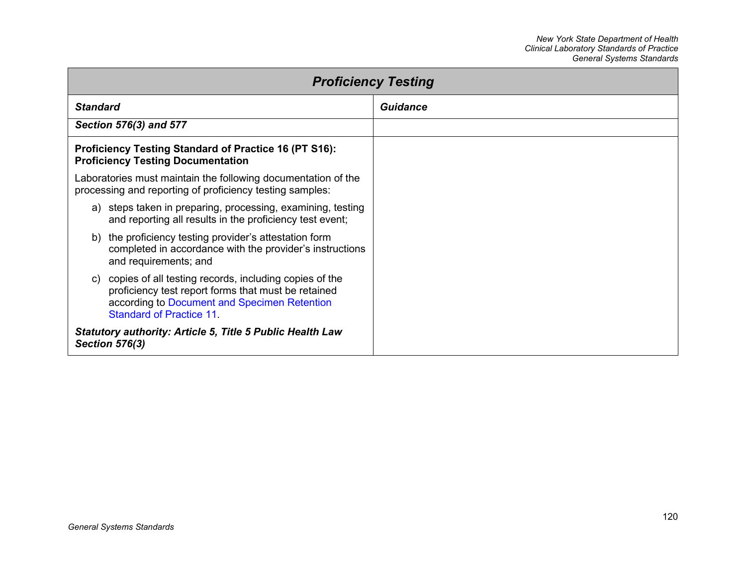| *Proficiency Testing* | |
|---|---|
| ***Standard*** | ***Guidance*** |
| ***Section 576(3) and 577*** | |
| **Proficiency Testing Standard of Practice 16 (PT S16): Proficiency Testing Documentation**<br><br>Laboratories must maintain the following documentation of the processing and reporting of proficiency testing samples:<br><br>a) steps taken in preparing, processing, examining, testing and reporting all results in the proficiency test event;<br><br>b) the proficiency testing provider's attestation form completed in accordance with the provider's instructions and requirements; and<br><br>c) copies of all testing records, including copies of the proficiency test report forms that must be retained according to Document and Specimen Retention Standard of Practice 11.<br><br>***Statutory authority: Article 5, Title 5 Public Health Law Section 576(3)*** | |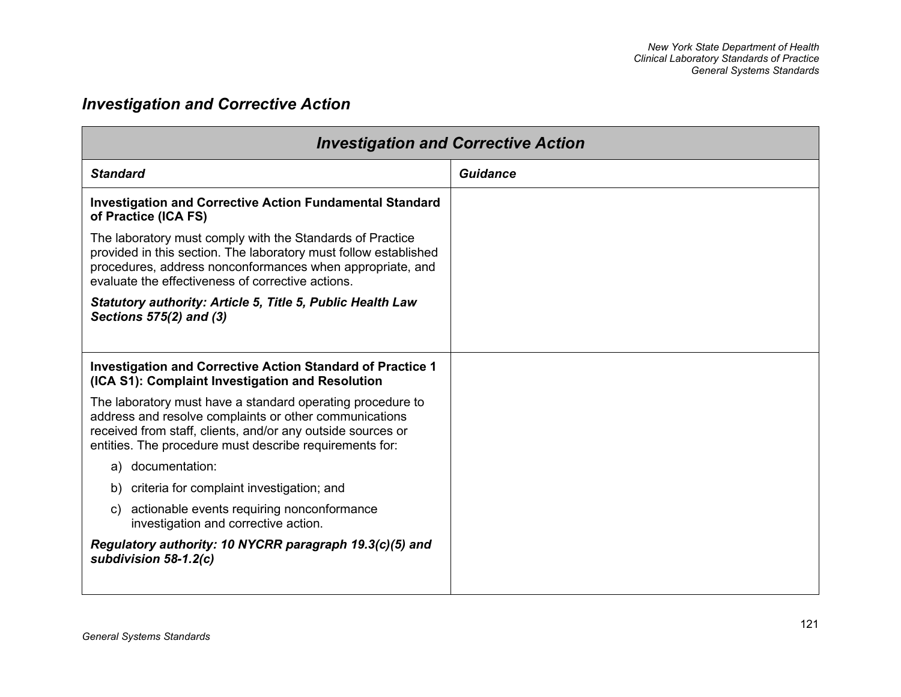## *Investigation and Corrective Action*

| *Investigation and Corrective Action* | |
|---|---|
| ***Standard*** | ***Guidance*** |
| **Investigation and Corrective Action Fundamental Standard of Practice (ICA FS)**<br><br>The laboratory must comply with the Standards of Practice provided in this section. The laboratory must follow established procedures, address nonconformances when appropriate, and evaluate the effectiveness of corrective actions.<br><br>***Statutory authority: Article 5, Title 5, Public Health Law Sections 575(2) and (3)*** | |
| **Investigation and Corrective Action Standard of Practice 1 (ICA S1): Complaint Investigation and Resolution**<br><br>The laboratory must have a standard operating procedure to address and resolve complaints or other communications received from staff, clients, and/or any outside sources or entities. The procedure must describe requirements for:<br><br>a) documentation:<br><br>b) criteria for complaint investigation; and<br><br>c) actionable events requiring nonconformance investigation and corrective action.<br><br>***Regulatory authority: 10 NYCRR paragraph 19.3(c)(5) and subdivision 58-1.2(c)*** | |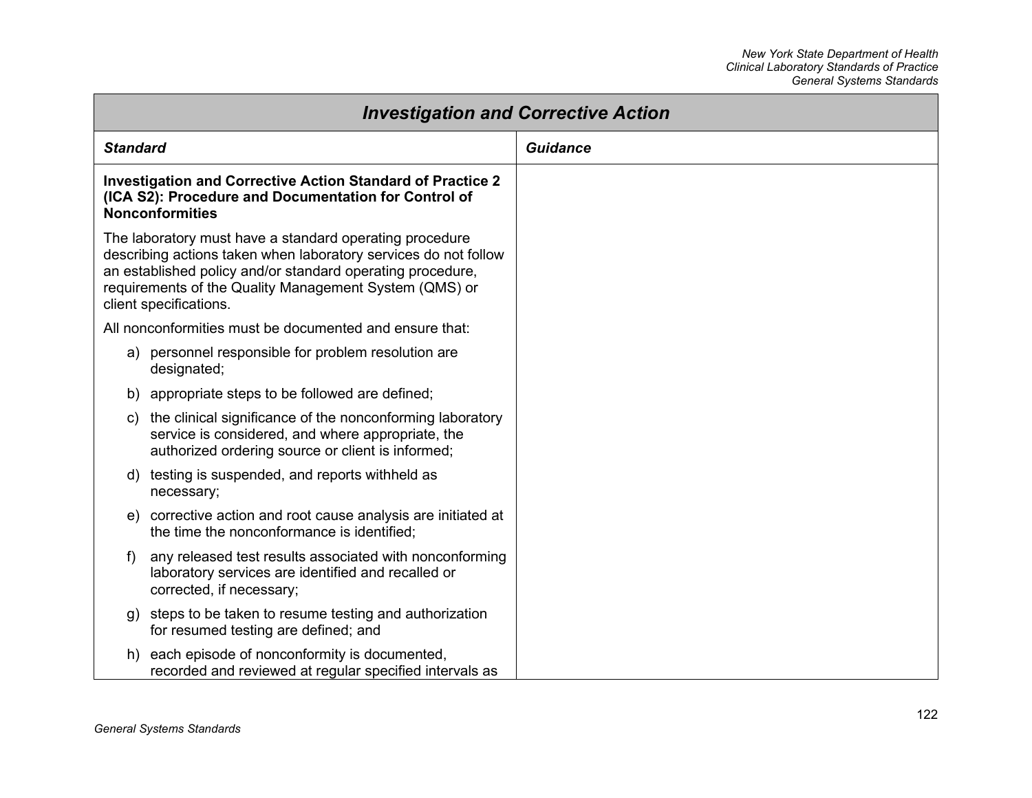| Investigation and Corrective Action | |
|---|---|
| ***Standard*** | ***Guidance*** |
| **Investigation and Corrective Action Standard of Practice 2 (ICA S2): Procedure and Documentation for Control of Nonconformities**<br><br>The laboratory must have a standard operating procedure describing actions taken when laboratory services do not follow an established policy and/or standard operating procedure, requirements of the Quality Management System (QMS) or client specifications.<br><br>All nonconformities must be documented and ensure that:<br><br>a) personnel responsible for problem resolution are designated;<br><br>b) appropriate steps to be followed are defined;<br><br>c) the clinical significance of the nonconforming laboratory service is considered, and where appropriate, the authorized ordering source or client is informed;<br><br>d) testing is suspended, and reports withheld as necessary;<br><br>e) corrective action and root cause analysis are initiated at the time the nonconformance is identified;<br><br>f) any released test results associated with nonconforming laboratory services are identified and recalled or corrected, if necessary;<br><br>g) steps to be taken to resume testing and authorization for resumed testing are defined; and<br><br>h) each episode of nonconformity is documented, recorded and reviewed at regular specified intervals as | |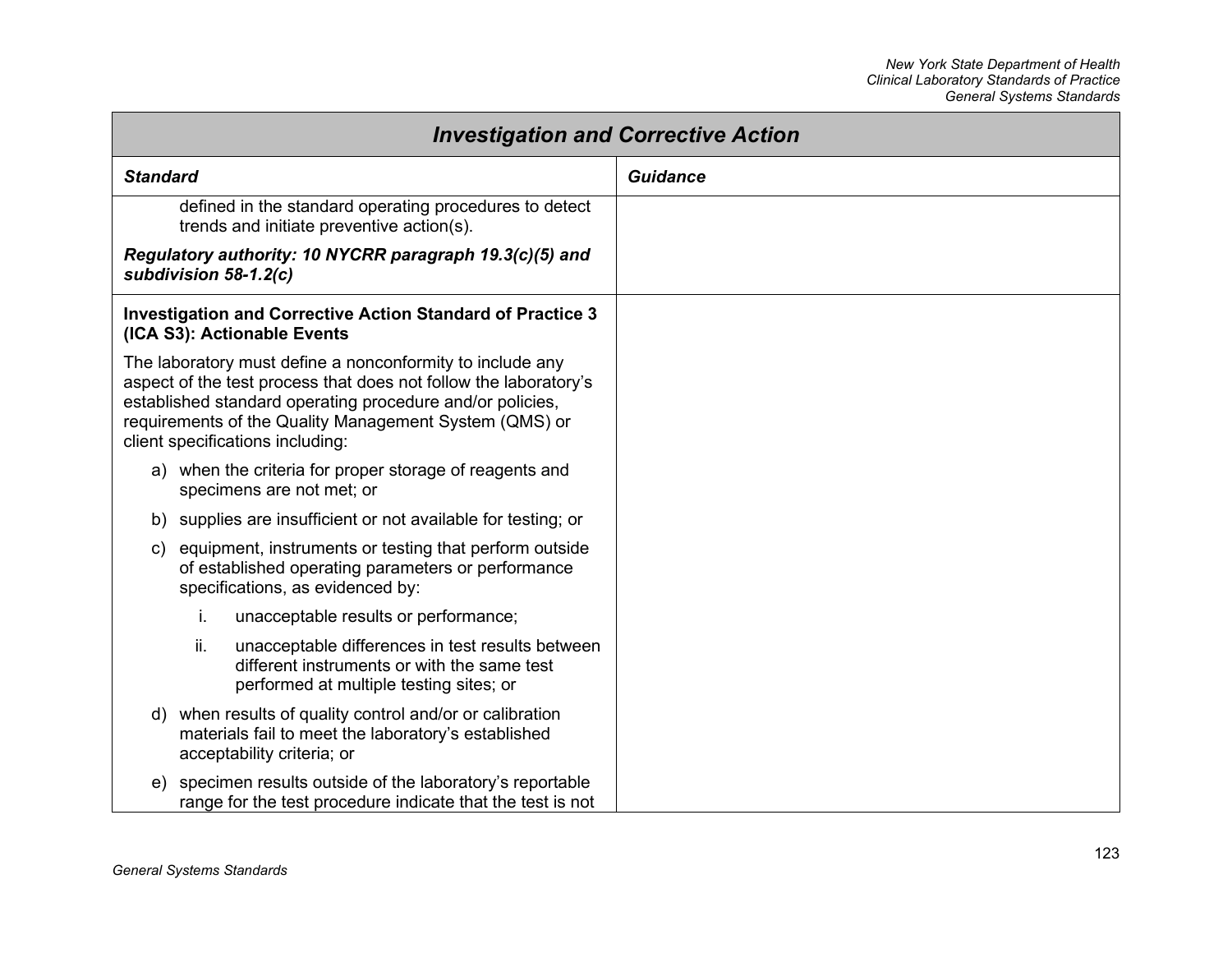| *Investigation and Corrective Action* | |
|---|---|
| ***Standard*** | ***Guidance*** |
| defined in the standard operating procedures to detect trends and initiate preventive action(s).<br><br>***Regulatory authority: 10 NYCRR paragraph 19.3(c)(5) and subdivision 58-1.2(c)*** | |
| **Investigation and Corrective Action Standard of Practice 3 (ICA S3): Actionable Events**<br><br>The laboratory must define a nonconformity to include any aspect of the test process that does not follow the laboratory's established standard operating procedure and/or policies, requirements of the Quality Management System (QMS) or client specifications including:<br><br>a) when the criteria for proper storage of reagents and specimens are not met; or<br><br>b) supplies are insufficient or not available for testing; or<br><br>c) equipment, instruments or testing that perform outside of established operating parameters or performance specifications, as evidenced by:<br><br>i. unacceptable results or performance;<br><br>ii. unacceptable differences in test results between different instruments or with the same test performed at multiple testing sites; or<br><br>d) when results of quality control and/or or calibration materials fail to meet the laboratory's established acceptability criteria; or<br><br>e) specimen results outside of the laboratory's reportable range for the test procedure indicate that the test is not | |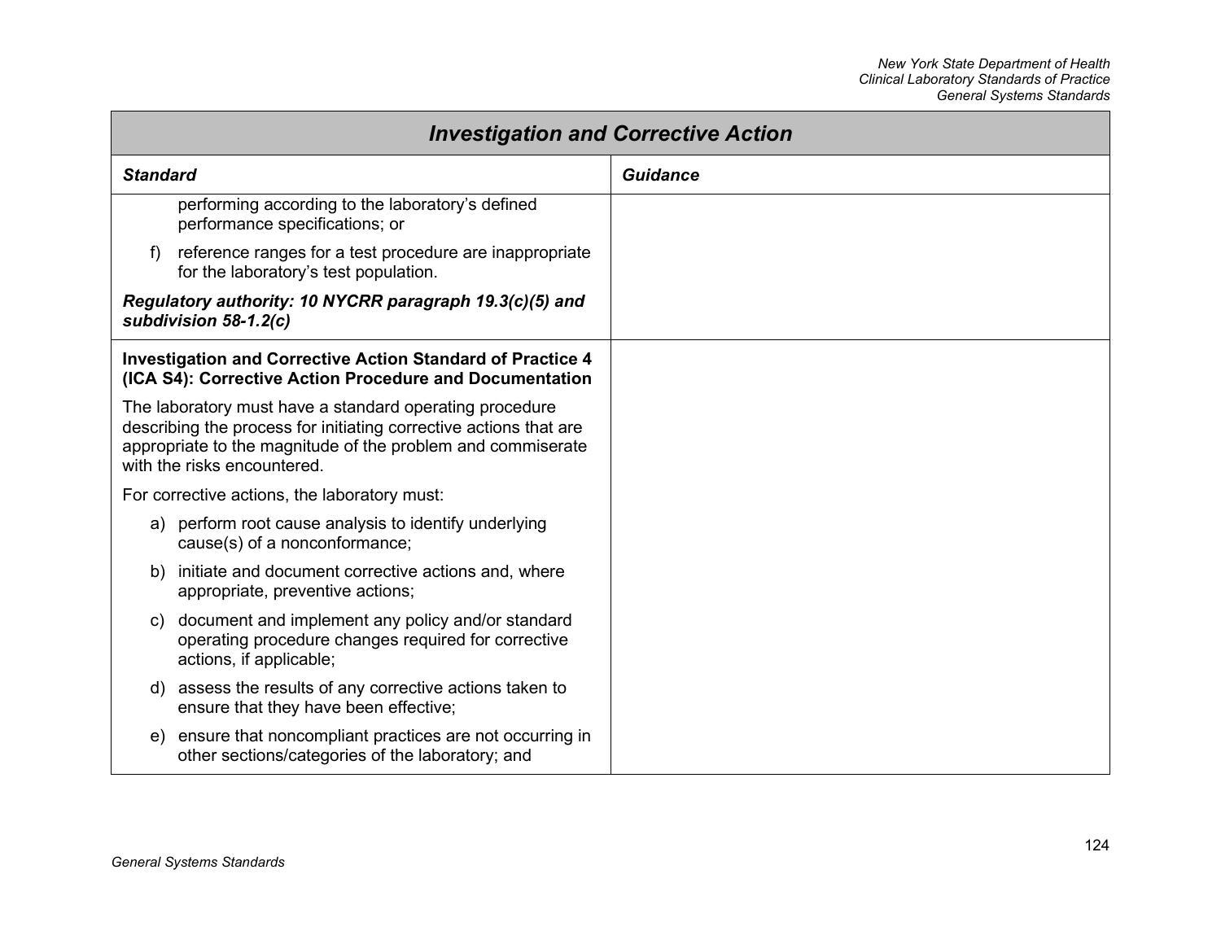## Investigation and Corrective Action

| Standard | Guidance |
|---|---|
| performing according to the laboratory's defined performance specifications; or<br><br>f) reference ranges for a test procedure are inappropriate for the laboratory's test population.<br><br>***Regulatory authority: 10 NYCRR paragraph 19.3(c)(5) and subdivision 58-1.2(c)*** | |
| **Investigation and Corrective Action Standard of Practice 4 (ICA S4): Corrective Action Procedure and Documentation**<br><br>The laboratory must have a standard operating procedure describing the process for initiating corrective actions that are appropriate to the magnitude of the problem and commiserate with the risks encountered.<br><br>For corrective actions, the laboratory must:<br><br>a) perform root cause analysis to identify underlying cause(s) of a nonconformance;<br><br>b) initiate and document corrective actions and, where appropriate, preventive actions;<br><br>c) document and implement any policy and/or standard operating procedure changes required for corrective actions, if applicable;<br><br>d) assess the results of any corrective actions taken to ensure that they have been effective;<br><br>e) ensure that noncompliant practices are not occurring in other sections/categories of the laboratory; and | |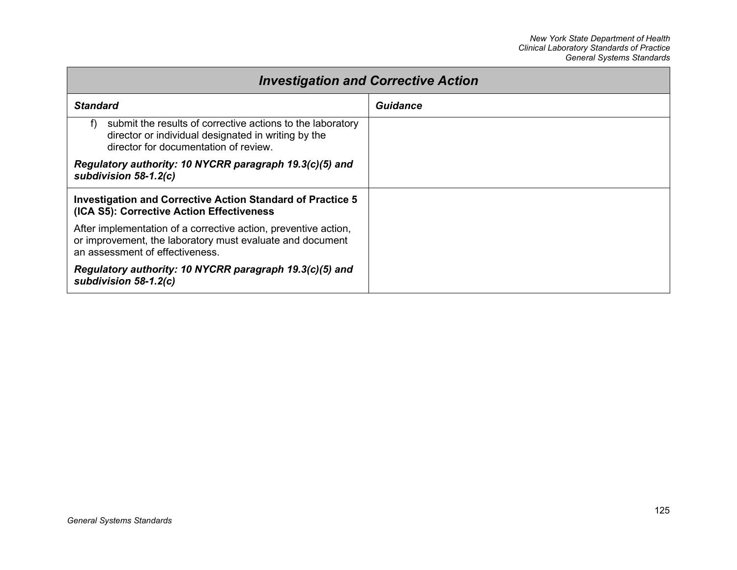| *Investigation and Corrective Action* | |
|---|---|
| ***Standard*** | ***Guidance*** |
| f) submit the results of corrective actions to the laboratory director or individual designated in writing by the director for documentation of review.<br><br>***Regulatory authority: 10 NYCRR paragraph 19.3(c)(5) and subdivision 58-1.2(c)*** | |
| **Investigation and Corrective Action Standard of Practice 5 (ICA S5): Corrective Action Effectiveness**<br><br>After implementation of a corrective action, preventive action, or improvement, the laboratory must evaluate and document an assessment of effectiveness.<br><br>***Regulatory authority: 10 NYCRR paragraph 19.3(c)(5) and subdivision 58-1.2(c)*** | |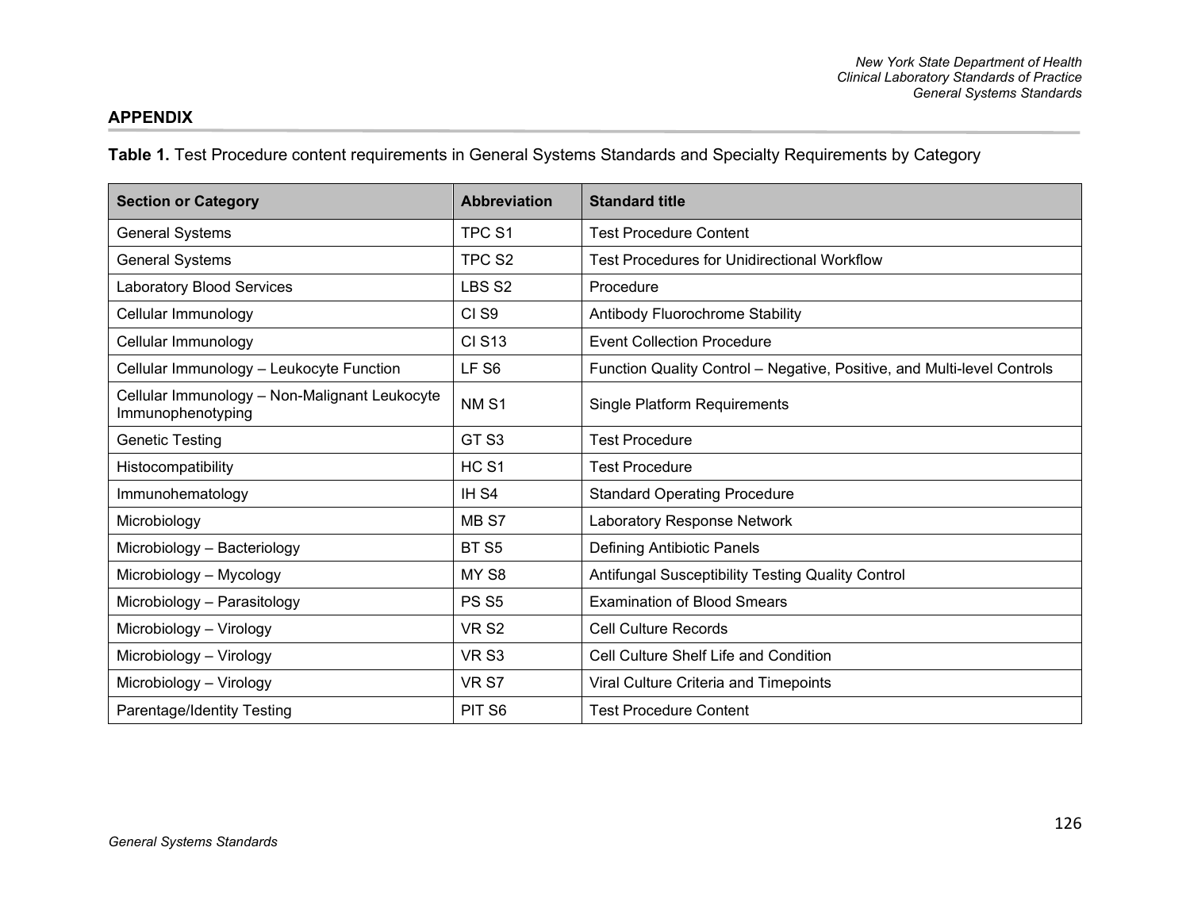## APPENDIX

**Table 1.** Test Procedure content requirements in General Systems Standards and Specialty Requirements by Category

| Section or Category | Abbreviation | Standard title |
|---|---|---|
| General Systems | TPC S1 | Test Procedure Content |
| General Systems | TPC S2 | Test Procedures for Unidirectional Workflow |
| Laboratory Blood Services | LBS S2 | Procedure |
| Cellular Immunology | CI S9 | Antibody Fluorochrome Stability |
| Cellular Immunology | CI S13 | Event Collection Procedure |
| Cellular Immunology – Leukocyte Function | LF S6 | Function Quality Control – Negative, Positive, and Multi-level Controls |
| Cellular Immunology – Non-Malignant Leukocyte Immunophenotyping | NM S1 | Single Platform Requirements |
| Genetic Testing | GT S3 | Test Procedure |
| Histocompatibility | HC S1 | Test Procedure |
| Immunohematology | IH S4 | Standard Operating Procedure |
| Microbiology | MB S7 | Laboratory Response Network |
| Microbiology – Bacteriology | BT S5 | Defining Antibiotic Panels |
| Microbiology – Mycology | MY S8 | Antifungal Susceptibility Testing Quality Control |
| Microbiology – Parasitology | PS S5 | Examination of Blood Smears |
| Microbiology – Virology | VR S2 | Cell Culture Records |
| Microbiology – Virology | VR S3 | Cell Culture Shelf Life and Condition |
| Microbiology – Virology | VR S7 | Viral Culture Criteria and Timepoints |
| Parentage/Identity Testing | PIT S6 | Test Procedure Content |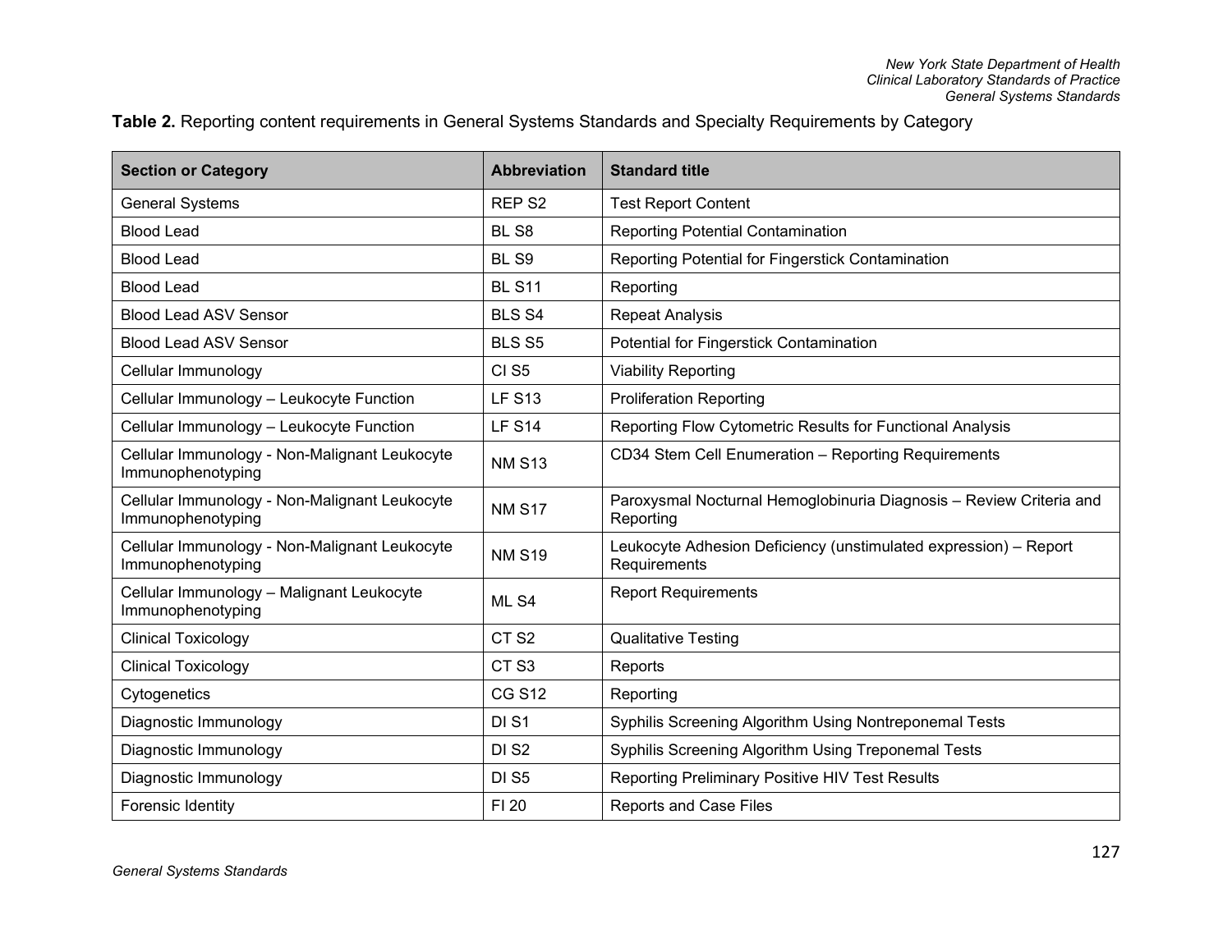**Table 2.** Reporting content requirements in General Systems Standards and Specialty Requirements by Category

| Section or Category | Abbreviation | Standard title |
| --- | --- | --- |
| General Systems | REP S2 | Test Report Content |
| Blood Lead | BL S8 | Reporting Potential Contamination |
| Blood Lead | BL S9 | Reporting Potential for Fingerstick Contamination |
| Blood Lead | BL S11 | Reporting |
| Blood Lead ASV Sensor | BLS S4 | Repeat Analysis |
| Blood Lead ASV Sensor | BLS S5 | Potential for Fingerstick Contamination |
| Cellular Immunology | CI S5 | Viability Reporting |
| Cellular Immunology – Leukocyte Function | LF S13 | Proliferation Reporting |
| Cellular Immunology – Leukocyte Function | LF S14 | Reporting Flow Cytometric Results for Functional Analysis |
| Cellular Immunology - Non-Malignant Leukocyte Immunophenotyping | NM S13 | CD34 Stem Cell Enumeration – Reporting Requirements |
| Cellular Immunology - Non-Malignant Leukocyte Immunophenotyping | NM S17 | Paroxysmal Nocturnal Hemoglobinuria Diagnosis – Review Criteria and Reporting |
| Cellular Immunology - Non-Malignant Leukocyte Immunophenotyping | NM S19 | Leukocyte Adhesion Deficiency (unstimulated expression) – Report Requirements |
| Cellular Immunology – Malignant Leukocyte Immunophenotyping | ML S4 | Report Requirements |
| Clinical Toxicology | CT S2 | Qualitative Testing |
| Clinical Toxicology | CT S3 | Reports |
| Cytogenetics | CG S12 | Reporting |
| Diagnostic Immunology | DI S1 | Syphilis Screening Algorithm Using Nontreponemal Tests |
| Diagnostic Immunology | DI S2 | Syphilis Screening Algorithm Using Treponemal Tests |
| Diagnostic Immunology | DI S5 | Reporting Preliminary Positive HIV Test Results |
| Forensic Identity | FI 20 | Reports and Case Files |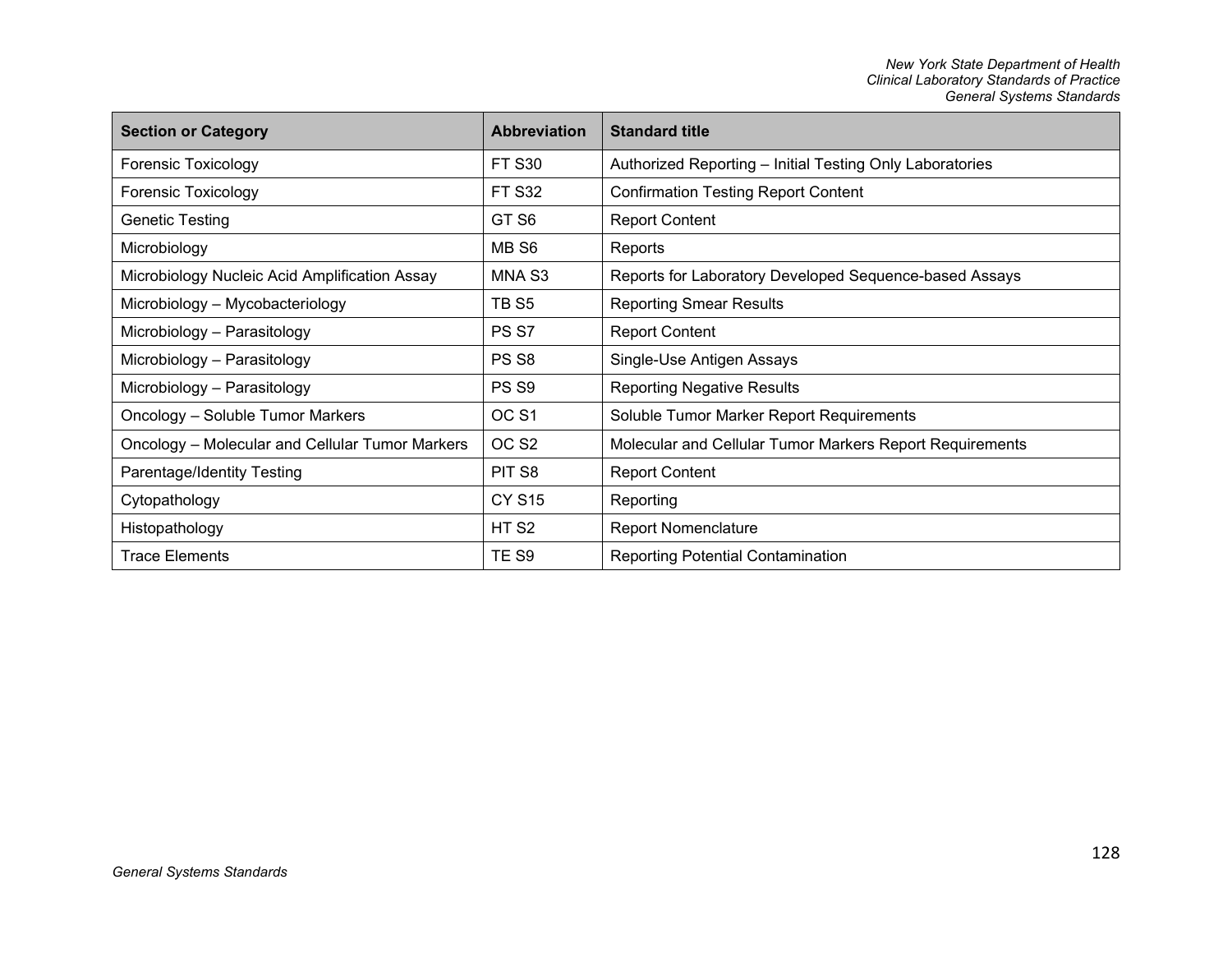| Section or Category | Abbreviation | Standard title |
|---|---|---|
| Forensic Toxicology | FT S30 | Authorized Reporting – Initial Testing Only Laboratories |
| Forensic Toxicology | FT S32 | Confirmation Testing Report Content |
| Genetic Testing | GT S6 | Report Content |
| Microbiology | MB S6 | Reports |
| Microbiology Nucleic Acid Amplification Assay | MNA S3 | Reports for Laboratory Developed Sequence-based Assays |
| Microbiology – Mycobacteriology | TB S5 | Reporting Smear Results |
| Microbiology – Parasitology | PS S7 | Report Content |
| Microbiology – Parasitology | PS S8 | Single-Use Antigen Assays |
| Microbiology – Parasitology | PS S9 | Reporting Negative Results |
| Oncology – Soluble Tumor Markers | OC S1 | Soluble Tumor Marker Report Requirements |
| Oncology – Molecular and Cellular Tumor Markers | OC S2 | Molecular and Cellular Tumor Markers Report Requirements |
| Parentage/Identity Testing | PIT S8 | Report Content |
| Cytopathology | CY S15 | Reporting |
| Histopathology | HT S2 | Report Nomenclature |
| Trace Elements | TE S9 | Reporting Potential Contamination |